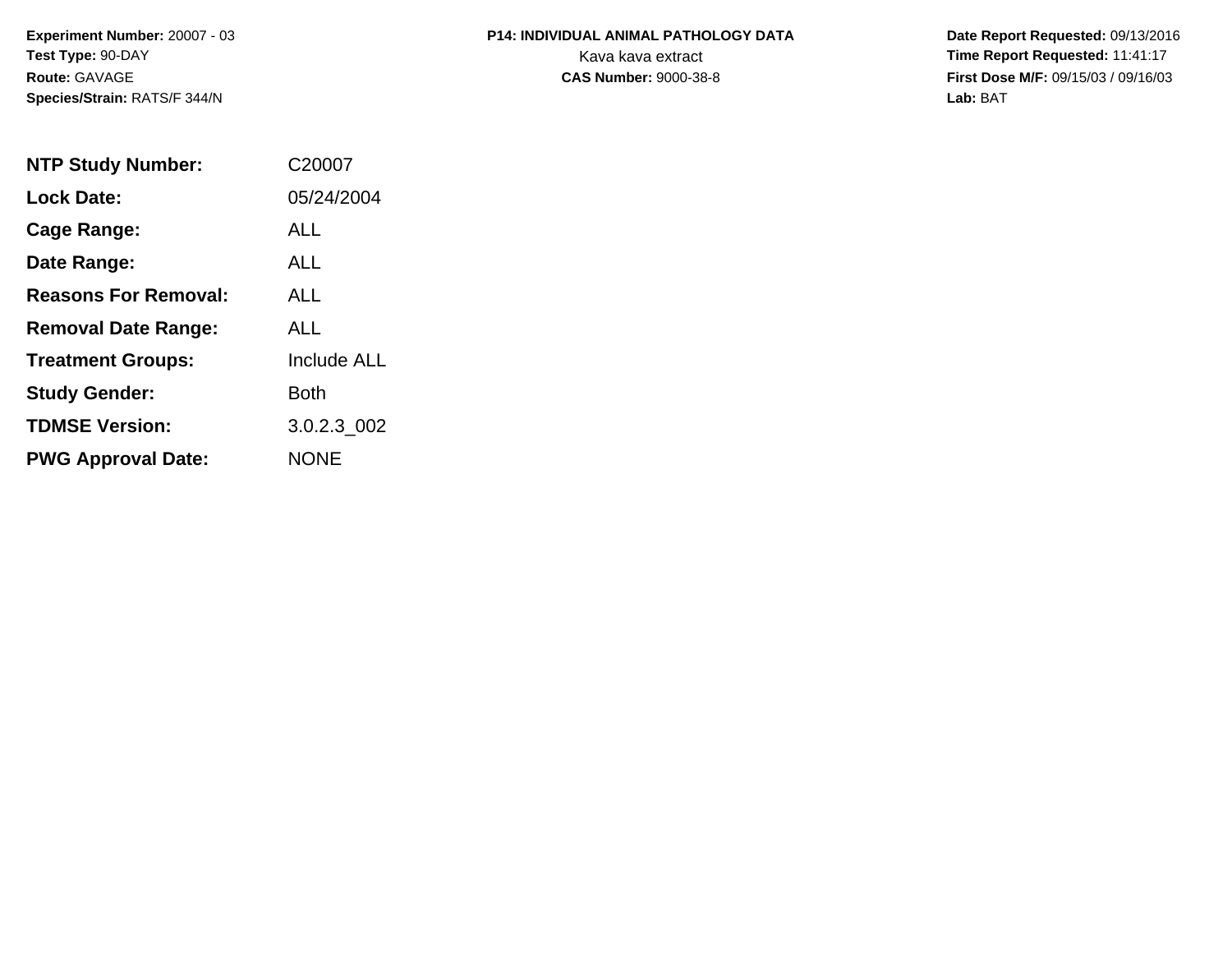**Experiment Number:** 20007 - 03
**Test Type:** 90-DAY
**Route:** GAVAGE
**Species/Strain:** RATS/F 344/N

**P14: INDIVIDUAL ANIMAL PATHOLOGY DATA**
Kava kava extract
**CAS Number:** 9000-38-8

**Date Report Requested:** 09/13/2016
**Time Report Requested:** 11:41:17
**First Dose M/F:** 09/15/03 / 09/16/03
**Lab:** BAT

| | |
|---|---|
| **NTP Study Number:** | C20007 |
| **Lock Date:** | 05/24/2004 |
| **Cage Range:** | ALL |
| **Date Range:** | ALL |
| **Reasons For Removal:** | ALL |
| **Removal Date Range:** | ALL |
| **Treatment Groups:** | Include ALL |
| **Study Gender:** | Both |
| **TDMSE Version:** | 3.0.2.3_002 |
| **PWG Approval Date:** | NONE |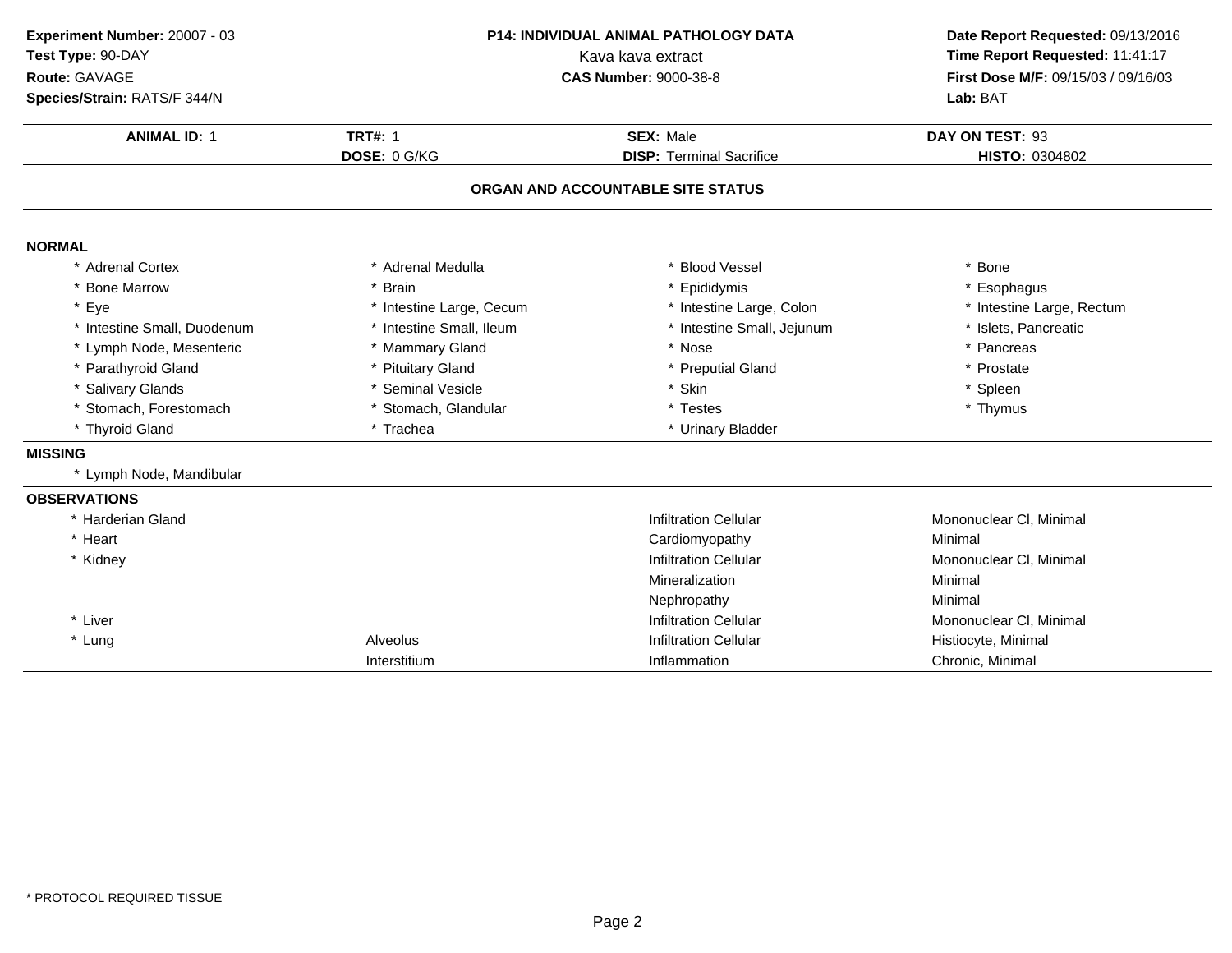**Experiment Number:** 20007 - 03
**Test Type:** 90-DAY
**Route:** GAVAGE
**Species/Strain:** RATS/F 344/N

**P14: INDIVIDUAL ANIMAL PATHOLOGY DATA**
Kava kava extract
**CAS Number:** 9000-38-8

**Date Report Requested:** 09/13/2016
**Time Report Requested:** 11:41:17
**First Dose M/F:** 09/15/03 / 09/16/03
**Lab:** BAT

| **ANIMAL ID:** 1 | **TRT#:** 1 | **SEX:** Male | **DAY ON TEST:** 93 |
|---|---|---|---|
| | **DOSE:** 0 G/KG | **DISP:** Terminal Sacrifice | **HISTO:** 0304802 |

## ORGAN AND ACCOUNTABLE SITE STATUS

### NORMAL

| | | | |
|---|---|---|---|
| * Adrenal Cortex | * Adrenal Medulla | * Blood Vessel | * Bone |
| * Bone Marrow | * Brain | * Epididymis | * Esophagus |
| * Eye | * Intestine Large, Cecum | * Intestine Large, Colon | * Intestine Large, Rectum |
| * Intestine Small, Duodenum | * Intestine Small, Ileum | * Intestine Small, Jejunum | * Islets, Pancreatic |
| * Lymph Node, Mesenteric | * Mammary Gland | * Nose | * Pancreas |
| * Parathyroid Gland | * Pituitary Gland | * Preputial Gland | * Prostate |
| * Salivary Glands | * Seminal Vesicle | * Skin | * Spleen |
| * Stomach, Forestomach | * Stomach, Glandular | * Testes | * Thymus |
| * Thyroid Gland | * Trachea | * Urinary Bladder | |

### MISSING

* Lymph Node, Mandibular

### OBSERVATIONS

| | | | |
|---|---|---|---|
| * Harderian Gland | | Infiltration Cellular | Mononuclear Cl, Minimal |
| * Heart | | Cardiomyopathy | Minimal |
| * Kidney | | Infiltration Cellular | Mononuclear Cl, Minimal |
| | | Mineralization | Minimal |
| | | Nephropathy | Minimal |
| * Liver | | Infiltration Cellular | Mononuclear Cl, Minimal |
| * Lung | Alveolus | Infiltration Cellular | Histiocyte, Minimal |
| | Interstitium | Inflammation | Chronic, Minimal |

\* PROTOCOL REQUIRED TISSUE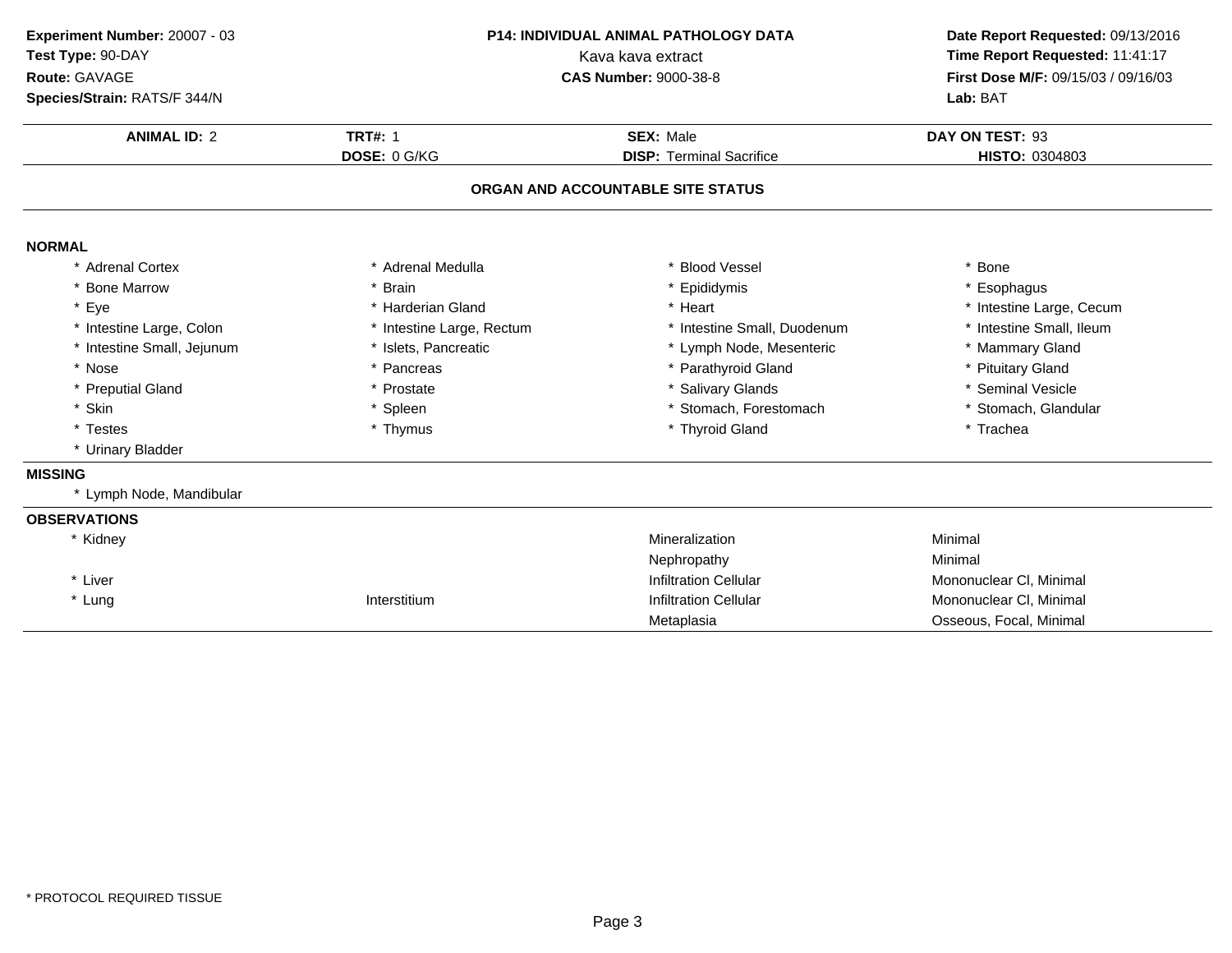**Experiment Number:** 20007 - 03
**Test Type:** 90-DAY
**Route:** GAVAGE
**Species/Strain:** RATS/F 344/N

**P14: INDIVIDUAL ANIMAL PATHOLOGY DATA**
Kava kava extract
**CAS Number:** 9000-38-8

**Date Report Requested:** 09/13/2016
**Time Report Requested:** 11:41:17
**First Dose M/F:** 09/15/03 / 09/16/03
**Lab:** BAT

| **ANIMAL ID:** 2 | **TRT#:** 1 | **SEX:** Male | **DAY ON TEST:** 93 |
|---|---|---|---|
| | **DOSE:** 0 G/KG | **DISP:** Terminal Sacrifice | **HISTO:** 0304803 |

## ORGAN AND ACCOUNTABLE SITE STATUS

### NORMAL

| | | | |
|---|---|---|---|
| * Adrenal Cortex | * Adrenal Medulla | * Blood Vessel | * Bone |
| * Bone Marrow | * Brain | * Epididymis | * Esophagus |
| * Eye | * Harderian Gland | * Heart | * Intestine Large, Cecum |
| * Intestine Large, Colon | * Intestine Large, Rectum | * Intestine Small, Duodenum | * Intestine Small, Ileum |
| * Intestine Small, Jejunum | * Islets, Pancreatic | * Lymph Node, Mesenteric | * Mammary Gland |
| * Nose | * Pancreas | * Parathyroid Gland | * Pituitary Gland |
| * Preputial Gland | * Prostate | * Salivary Glands | * Seminal Vesicle |
| * Skin | * Spleen | * Stomach, Forestomach | * Stomach, Glandular |
| * Testes | * Thymus | * Thyroid Gland | * Trachea |
| * Urinary Bladder | | | |

### MISSING

* Lymph Node, Mandibular

### OBSERVATIONS

| | | | |
|---|---|---|---|
| * Kidney | | Mineralization | Minimal |
| | | Nephropathy | Minimal |
| * Liver | | Infiltration Cellular | Mononuclear Cl, Minimal |
| * Lung | Interstitium | Infiltration Cellular | Mononuclear Cl, Minimal |
| | | Metaplasia | Osseous, Focal, Minimal |

* PROTOCOL REQUIRED TISSUE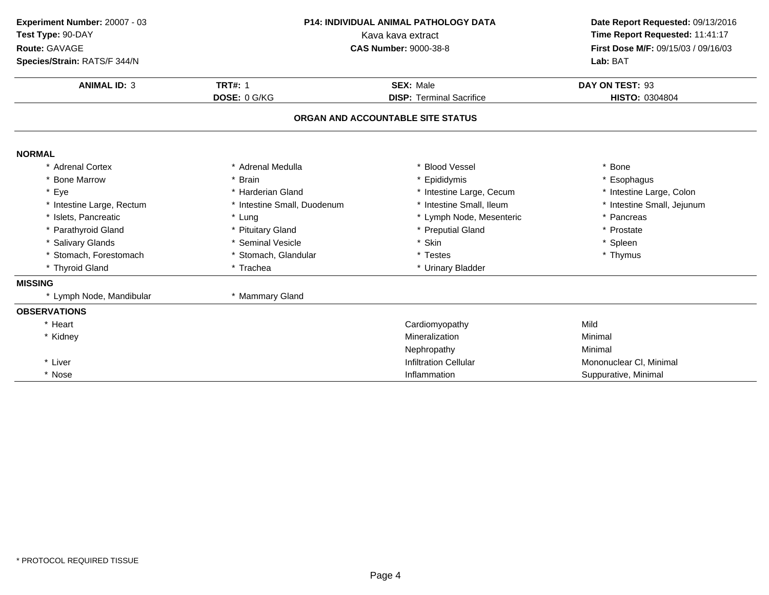**Experiment Number:** 20007 - 03
**Test Type:** 90-DAY
**Route:** GAVAGE
**Species/Strain:** RATS/F 344/N

**P14: INDIVIDUAL ANIMAL PATHOLOGY DATA**
Kava kava extract
**CAS Number:** 9000-38-8

**Date Report Requested:** 09/13/2016
**Time Report Requested:** 11:41:17
**First Dose M/F:** 09/15/03 / 09/16/03
**Lab:** BAT

| **ANIMAL ID:** 3 | **TRT#:** 1 | **SEX:** Male | **DAY ON TEST:** 93 |
|---|---|---|---|
| | **DOSE:** 0 G/KG | **DISP:** Terminal Sacrifice | **HISTO:** 0304804 |

## ORGAN AND ACCOUNTABLE SITE STATUS

**NORMAL**

| | | | |
|---|---|---|---|
| * Adrenal Cortex | * Adrenal Medulla | * Blood Vessel | * Bone |
| * Bone Marrow | * Brain | * Epididymis | * Esophagus |
| * Eye | * Harderian Gland | * Intestine Large, Cecum | * Intestine Large, Colon |
| * Intestine Large, Rectum | * Intestine Small, Duodenum | * Intestine Small, Ileum | * Intestine Small, Jejunum |
| * Islets, Pancreatic | * Lung | * Lymph Node, Mesenteric | * Pancreas |
| * Parathyroid Gland | * Pituitary Gland | * Preputial Gland | * Prostate |
| * Salivary Glands | * Seminal Vesicle | * Skin | * Spleen |
| * Stomach, Forestomach | * Stomach, Glandular | * Testes | * Thymus |
| * Thyroid Gland | * Trachea | * Urinary Bladder | |

**MISSING**

| | |
|---|---|
| * Lymph Node, Mandibular | * Mammary Gland |

**OBSERVATIONS**

| | | |
|---|---|---|
| * Heart | Cardiomyopathy | Mild |
| * Kidney | Mineralization | Minimal |
| | Nephropathy | Minimal |
| * Liver | Infiltration Cellular | Mononuclear Cl, Minimal |
| * Nose | Inflammation | Suppurative, Minimal |

\* PROTOCOL REQUIRED TISSUE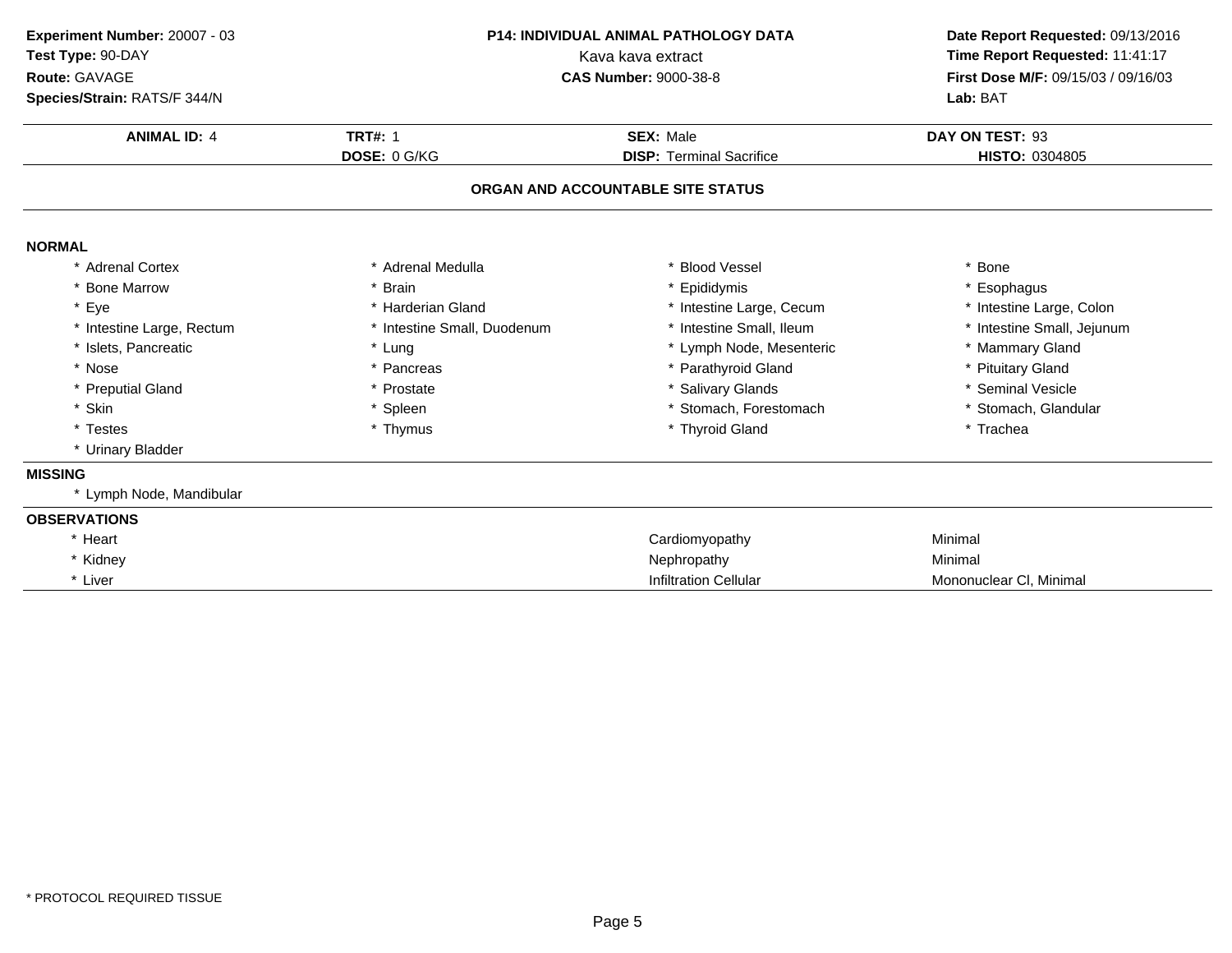**Experiment Number:** 20007 - 03
**Test Type:** 90-DAY
**Route:** GAVAGE
**Species/Strain:** RATS/F 344/N

**P14: INDIVIDUAL ANIMAL PATHOLOGY DATA**
Kava kava extract
**CAS Number:** 9000-38-8

**Date Report Requested:** 09/13/2016
**Time Report Requested:** 11:41:17
**First Dose M/F:** 09/15/03 / 09/16/03
**Lab:** BAT

| **ANIMAL ID:** 4 | **TRT#:** 1 | **SEX:** Male | **DAY ON TEST:** 93 |
|---|---|---|---|
| | **DOSE:** 0 G/KG | **DISP:** Terminal Sacrifice | **HISTO:** 0304805 |

## ORGAN AND ACCOUNTABLE SITE STATUS

**NORMAL**

| | | | |
|---|---|---|---|
| * Adrenal Cortex | * Adrenal Medulla | * Blood Vessel | * Bone |
| * Bone Marrow | * Brain | * Epididymis | * Esophagus |
| * Eye | * Harderian Gland | * Intestine Large, Cecum | * Intestine Large, Colon |
| * Intestine Large, Rectum | * Intestine Small, Duodenum | * Intestine Small, Ileum | * Intestine Small, Jejunum |
| * Islets, Pancreatic | * Lung | * Lymph Node, Mesenteric | * Mammary Gland |
| * Nose | * Pancreas | * Parathyroid Gland | * Pituitary Gland |
| * Preputial Gland | * Prostate | * Salivary Glands | * Seminal Vesicle |
| * Skin | * Spleen | * Stomach, Forestomach | * Stomach, Glandular |
| * Testes | * Thymus | * Thyroid Gland | * Trachea |
| * Urinary Bladder | | | |

**MISSING**

* Lymph Node, Mandibular

**OBSERVATIONS**

| | | |
|---|---|---|
| * Heart | Cardiomyopathy | Minimal |
| * Kidney | Nephropathy | Minimal |
| * Liver | Infiltration Cellular | Mononuclear Cl, Minimal |

* PROTOCOL REQUIRED TISSUE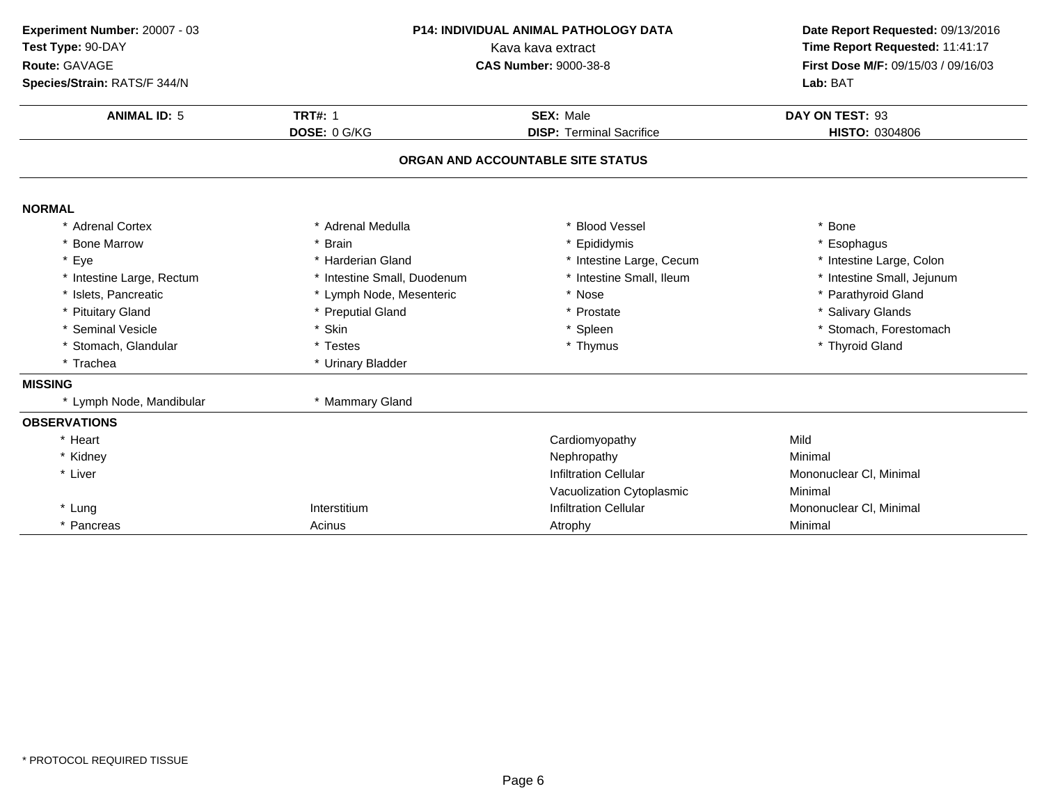**Experiment Number:** 20007 - 03
**Test Type:** 90-DAY
**Route:** GAVAGE
**Species/Strain:** RATS/F 344/N

**P14: INDIVIDUAL ANIMAL PATHOLOGY DATA**
Kava kava extract
**CAS Number:** 9000-38-8

**Date Report Requested:** 09/13/2016
**Time Report Requested:** 11:41:17
**First Dose M/F:** 09/15/03 / 09/16/03
**Lab:** BAT

| **ANIMAL ID:** 5 | **TRT#:** 1 | **SEX:** Male | **DAY ON TEST:** 93 |
|---|---|---|---|
| | **DOSE:** 0 G/KG | **DISP:** Terminal Sacrifice | **HISTO:** 0304806 |

## ORGAN AND ACCOUNTABLE SITE STATUS

### NORMAL

| | | | |
|---|---|---|---|
| * Adrenal Cortex | * Adrenal Medulla | * Blood Vessel | * Bone |
| * Bone Marrow | * Brain | * Epididymis | * Esophagus |
| * Eye | * Harderian Gland | * Intestine Large, Cecum | * Intestine Large, Colon |
| * Intestine Large, Rectum | * Intestine Small, Duodenum | * Intestine Small, Ileum | * Intestine Small, Jejunum |
| * Islets, Pancreatic | * Lymph Node, Mesenteric | * Nose | * Parathyroid Gland |
| * Pituitary Gland | * Preputial Gland | * Prostate | * Salivary Glands |
| * Seminal Vesicle | * Skin | * Spleen | * Stomach, Forestomach |
| * Stomach, Glandular | * Testes | * Thymus | * Thyroid Gland |
| * Trachea | * Urinary Bladder | | |

### MISSING

| | |
|---|---|
| * Lymph Node, Mandibular | * Mammary Gland |

### OBSERVATIONS

| | | | |
|---|---|---|---|
| * Heart | | Cardiomyopathy | Mild |
| * Kidney | | Nephropathy | Minimal |
| * Liver | | Infiltration Cellular | Mononuclear Cl, Minimal |
| | | Vacuolization Cytoplasmic | Minimal |
| * Lung | Interstitium | Infiltration Cellular | Mononuclear Cl, Minimal |
| * Pancreas | Acinus | Atrophy | Minimal |

\* PROTOCOL REQUIRED TISSUE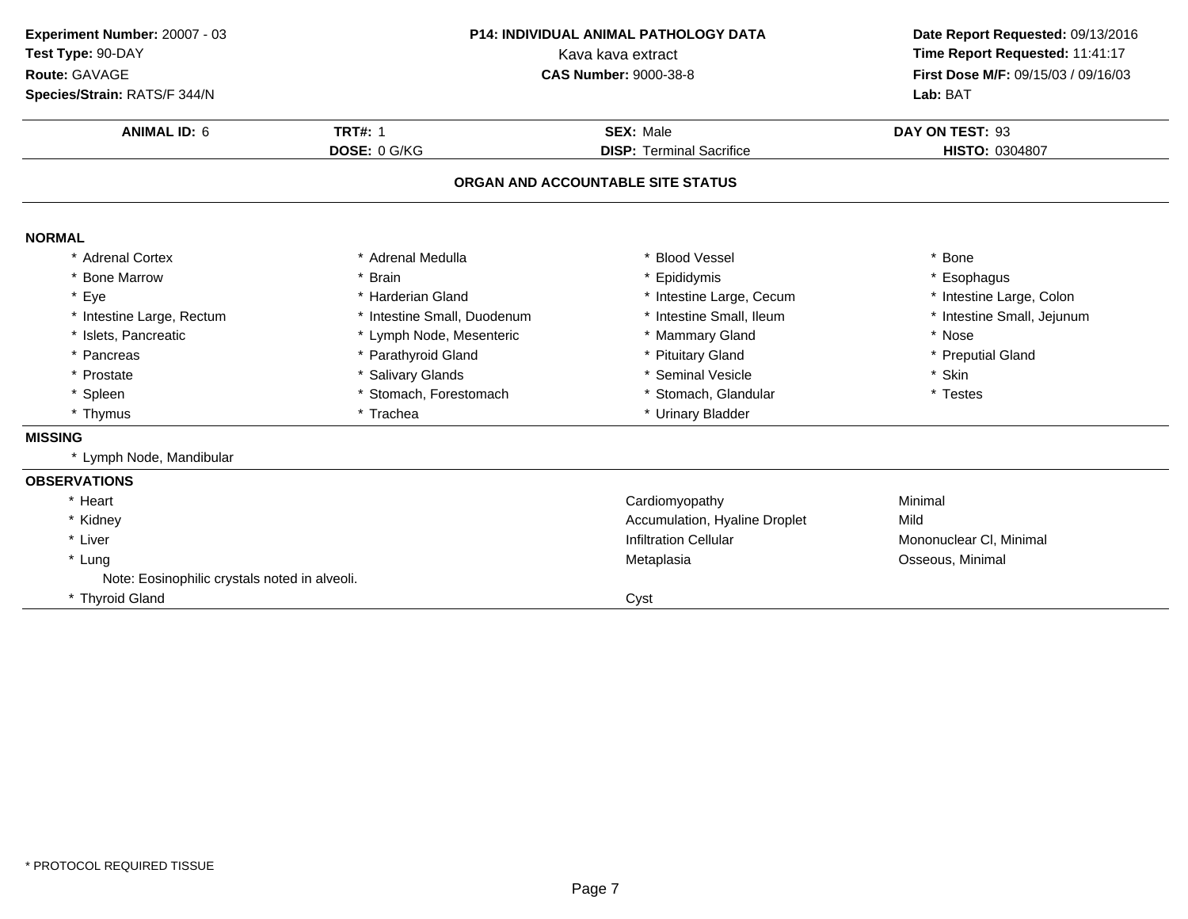**Experiment Number:** 20007 - 03
**Test Type:** 90-DAY
**Route:** GAVAGE
**Species/Strain:** RATS/F 344/N

**P14: INDIVIDUAL ANIMAL PATHOLOGY DATA**
Kava kava extract
**CAS Number:** 9000-38-8

**Date Report Requested:** 09/13/2016
**Time Report Requested:** 11:41:17
**First Dose M/F:** 09/15/03 / 09/16/03
**Lab:** BAT

| **ANIMAL ID:** 6 | **TRT#:** 1 | **SEX:** Male | **DAY ON TEST:** 93 |
|---|---|---|---|
| | **DOSE:** 0 G/KG | **DISP:** Terminal Sacrifice | **HISTO:** 0304807 |

## ORGAN AND ACCOUNTABLE SITE STATUS

### NORMAL

| | | | |
|---|---|---|---|
| * Adrenal Cortex | * Adrenal Medulla | * Blood Vessel | * Bone |
| * Bone Marrow | * Brain | * Epididymis | * Esophagus |
| * Eye | * Harderian Gland | * Intestine Large, Cecum | * Intestine Large, Colon |
| * Intestine Large, Rectum | * Intestine Small, Duodenum | * Intestine Small, Ileum | * Intestine Small, Jejunum |
| * Islets, Pancreatic | * Lymph Node, Mesenteric | * Mammary Gland | * Nose |
| * Pancreas | * Parathyroid Gland | * Pituitary Gland | * Preputial Gland |
| * Prostate | * Salivary Glands | * Seminal Vesicle | * Skin |
| * Spleen | * Stomach, Forestomach | * Stomach, Glandular | * Testes |
| * Thymus | * Trachea | * Urinary Bladder | |

### MISSING

* Lymph Node, Mandibular

### OBSERVATIONS

| | | |
|---|---|---|
| * Heart | Cardiomyopathy | Minimal |
| * Kidney | Accumulation, Hyaline Droplet | Mild |
| * Liver | Infiltration Cellular | Mononuclear Cl, Minimal |
| * Lung | Metaplasia | Osseous, Minimal |
| Note: Eosinophilic crystals noted in alveoli. | | |
| * Thyroid Gland | Cyst | |

* PROTOCOL REQUIRED TISSUE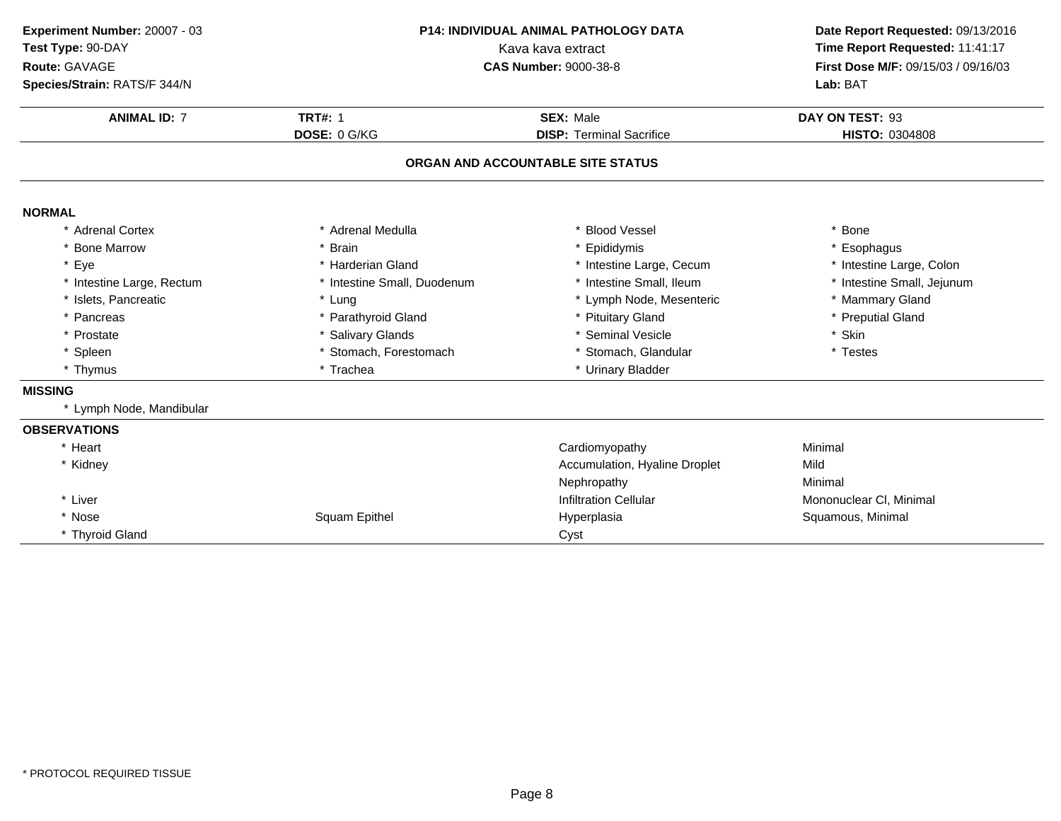**Experiment Number:** 20007 - 03
**Test Type:** 90-DAY
**Route:** GAVAGE
**Species/Strain:** RATS/F 344/N

**P14: INDIVIDUAL ANIMAL PATHOLOGY DATA**
Kava kava extract
**CAS Number:** 9000-38-8

**Date Report Requested:** 09/13/2016
**Time Report Requested:** 11:41:17
**First Dose M/F:** 09/15/03 / 09/16/03
**Lab:** BAT

| **ANIMAL ID:** 7 | **TRT#:** 1 | **SEX:** Male | **DAY ON TEST:** 93 |
|---|---|---|---|
| | **DOSE:** 0 G/KG | **DISP:** Terminal Sacrifice | **HISTO:** 0304808 |

## ORGAN AND ACCOUNTABLE SITE STATUS

### NORMAL

| | | | |
|---|---|---|---|
| * Adrenal Cortex | * Adrenal Medulla | * Blood Vessel | * Bone |
| * Bone Marrow | * Brain | * Epididymis | * Esophagus |
| * Eye | * Harderian Gland | * Intestine Large, Cecum | * Intestine Large, Colon |
| * Intestine Large, Rectum | * Intestine Small, Duodenum | * Intestine Small, Ileum | * Intestine Small, Jejunum |
| * Islets, Pancreatic | * Lung | * Lymph Node, Mesenteric | * Mammary Gland |
| * Pancreas | * Parathyroid Gland | * Pituitary Gland | * Preputial Gland |
| * Prostate | * Salivary Glands | * Seminal Vesicle | * Skin |
| * Spleen | * Stomach, Forestomach | * Stomach, Glandular | * Testes |
| * Thymus | * Trachea | * Urinary Bladder | |

### MISSING

* Lymph Node, Mandibular

### OBSERVATIONS

| | | | |
|---|---|---|---|
| * Heart | | Cardiomyopathy | Minimal |
| * Kidney | | Accumulation, Hyaline Droplet | Mild |
| | | Nephropathy | Minimal |
| * Liver | | Infiltration Cellular | Mononuclear Cl, Minimal |
| * Nose | Squam Epithel | Hyperplasia | Squamous, Minimal |
| * Thyroid Gland | | Cyst | |

* PROTOCOL REQUIRED TISSUE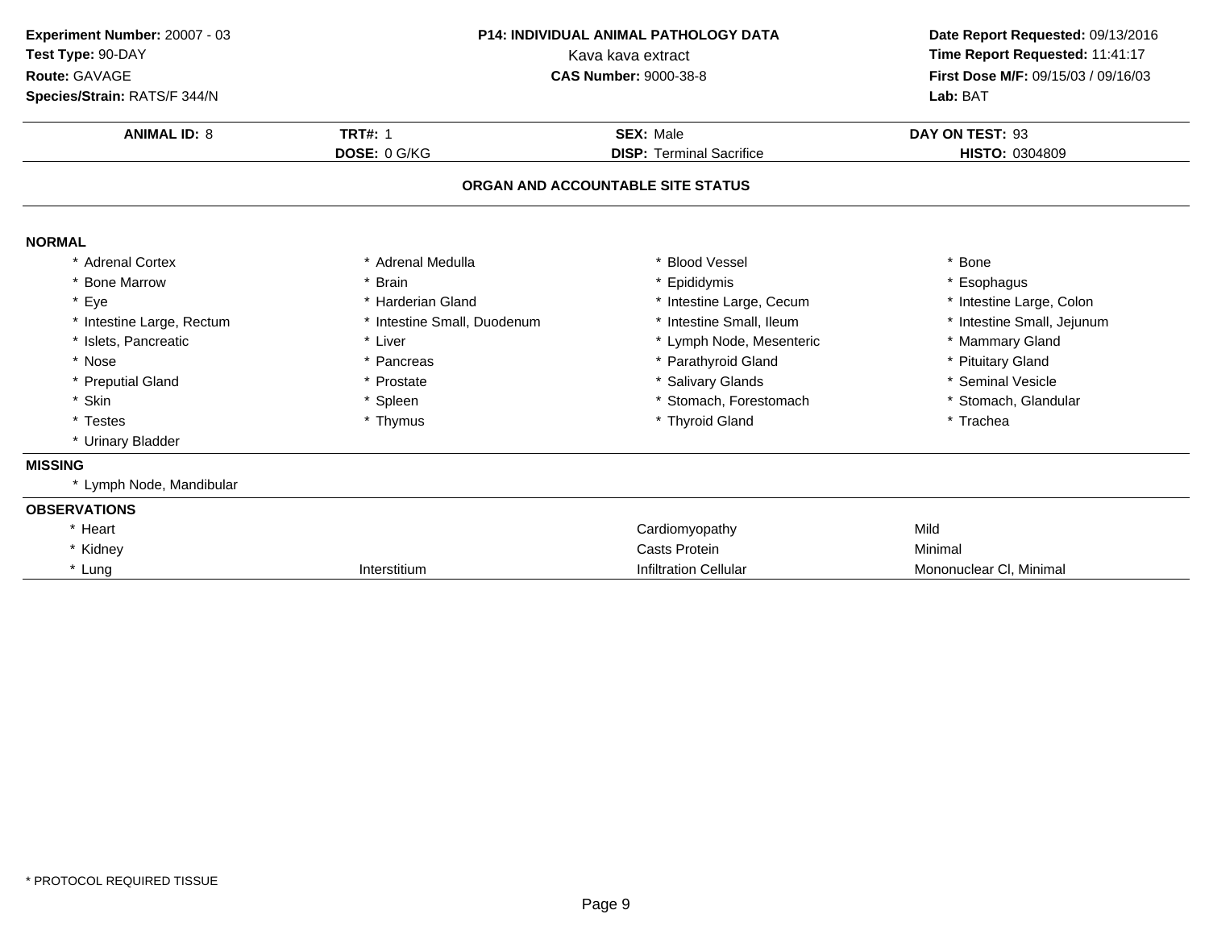**Experiment Number:** 20007 - 03
**Test Type:** 90-DAY
**Route:** GAVAGE
**Species/Strain:** RATS/F 344/N

**P14: INDIVIDUAL ANIMAL PATHOLOGY DATA**
Kava kava extract
**CAS Number:** 9000-38-8

**Date Report Requested:** 09/13/2016
**Time Report Requested:** 11:41:17
**First Dose M/F:** 09/15/03 / 09/16/03
**Lab:** BAT

| **ANIMAL ID:** 8 | **TRT#:** 1 | **SEX:** Male | **DAY ON TEST:** 93 |
|---|---|---|---|
| | **DOSE:** 0 G/KG | **DISP:** Terminal Sacrifice | **HISTO:** 0304809 |

## ORGAN AND ACCOUNTABLE SITE STATUS

**NORMAL**

| | | | |
|---|---|---|---|
| * Adrenal Cortex | * Adrenal Medulla | * Blood Vessel | * Bone |
| * Bone Marrow | * Brain | * Epididymis | * Esophagus |
| * Eye | * Harderian Gland | * Intestine Large, Cecum | * Intestine Large, Colon |
| * Intestine Large, Rectum | * Intestine Small, Duodenum | * Intestine Small, Ileum | * Intestine Small, Jejunum |
| * Islets, Pancreatic | * Liver | * Lymph Node, Mesenteric | * Mammary Gland |
| * Nose | * Pancreas | * Parathyroid Gland | * Pituitary Gland |
| * Preputial Gland | * Prostate | * Salivary Glands | * Seminal Vesicle |
| * Skin | * Spleen | * Stomach, Forestomach | * Stomach, Glandular |
| * Testes | * Thymus | * Thyroid Gland | * Trachea |
| * Urinary Bladder | | | |

**MISSING**

* Lymph Node, Mandibular

**OBSERVATIONS**

| | | | |
|---|---|---|---|
| * Heart | | Cardiomyopathy | Mild |
| * Kidney | | Casts Protein | Minimal |
| * Lung | Interstitium | Infiltration Cellular | Mononuclear Cl, Minimal |

* PROTOCOL REQUIRED TISSUE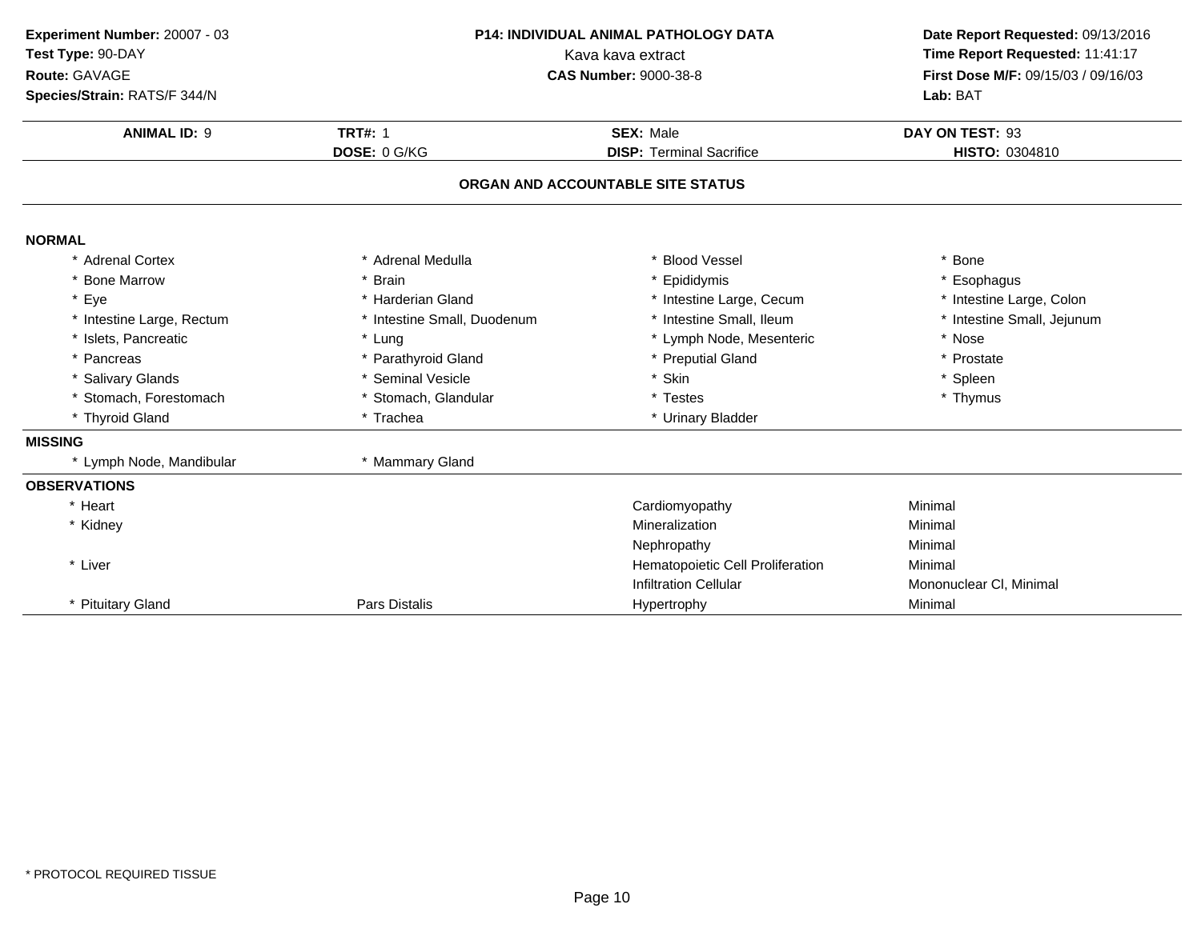**Experiment Number:** 20007 - 03
**Test Type:** 90-DAY
**Route:** GAVAGE
**Species/Strain:** RATS/F 344/N

**P14: INDIVIDUAL ANIMAL PATHOLOGY DATA**
Kava kava extract
**CAS Number:** 9000-38-8

**Date Report Requested:** 09/13/2016
**Time Report Requested:** 11:41:17
**First Dose M/F:** 09/15/03 / 09/16/03
**Lab:** BAT

| **ANIMAL ID:** 9 | **TRT#:** 1 | **SEX:** Male | **DAY ON TEST:** 93 |
|---|---|---|---|
| | **DOSE:** 0 G/KG | **DISP:** Terminal Sacrifice | **HISTO:** 0304810 |

## ORGAN AND ACCOUNTABLE SITE STATUS

### NORMAL

| | | | |
|---|---|---|---|
| * Adrenal Cortex | * Adrenal Medulla | * Blood Vessel | * Bone |
| * Bone Marrow | * Brain | * Epididymis | * Esophagus |
| * Eye | * Harderian Gland | * Intestine Large, Cecum | * Intestine Large, Colon |
| * Intestine Large, Rectum | * Intestine Small, Duodenum | * Intestine Small, Ileum | * Intestine Small, Jejunum |
| * Islets, Pancreatic | * Lung | * Lymph Node, Mesenteric | * Nose |
| * Pancreas | * Parathyroid Gland | * Preputial Gland | * Prostate |
| * Salivary Glands | * Seminal Vesicle | * Skin | * Spleen |
| * Stomach, Forestomach | * Stomach, Glandular | * Testes | * Thymus |
| * Thyroid Gland | * Trachea | * Urinary Bladder | |

### MISSING

| | |
|---|---|
| * Lymph Node, Mandibular | * Mammary Gland |

### OBSERVATIONS

| | | | |
|---|---|---|---|
| * Heart | | Cardiomyopathy | Minimal |
| * Kidney | | Mineralization | Minimal |
| | | Nephropathy | Minimal |
| * Liver | | Hematopoietic Cell Proliferation | Minimal |
| | | Infiltration Cellular | Mononuclear Cl, Minimal |
| * Pituitary Gland | Pars Distalis | Hypertrophy | Minimal |

* PROTOCOL REQUIRED TISSUE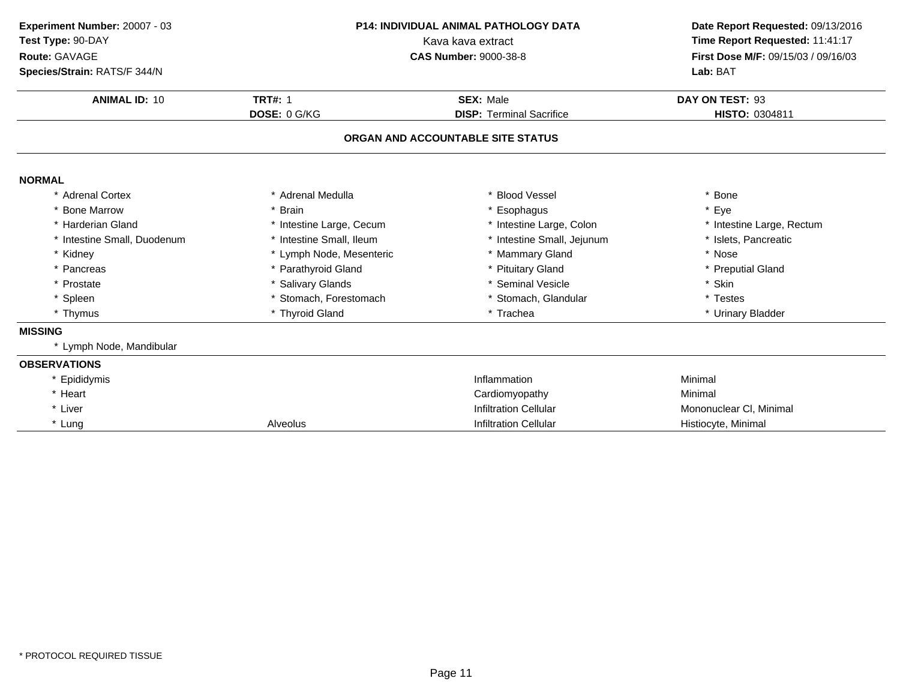**Experiment Number:** 20007 - 03
**Test Type:** 90-DAY
**Route:** GAVAGE
**Species/Strain:** RATS/F 344/N

**P14: INDIVIDUAL ANIMAL PATHOLOGY DATA**
Kava kava extract
**CAS Number:** 9000-38-8

**Date Report Requested:** 09/13/2016
**Time Report Requested:** 11:41:17
**First Dose M/F:** 09/15/03 / 09/16/03
**Lab:** BAT

| **ANIMAL ID:** 10 | **TRT#:** 1 | **SEX:** Male | **DAY ON TEST:** 93 |
|---|---|---|---|
| | **DOSE:** 0 G/KG | **DISP:** Terminal Sacrifice | **HISTO:** 0304811 |

## ORGAN AND ACCOUNTABLE SITE STATUS

### NORMAL

| | | | |
|---|---|---|---|
| * Adrenal Cortex | * Adrenal Medulla | * Blood Vessel | * Bone |
| * Bone Marrow | * Brain | * Esophagus | * Eye |
| * Harderian Gland | * Intestine Large, Cecum | * Intestine Large, Colon | * Intestine Large, Rectum |
| * Intestine Small, Duodenum | * Intestine Small, Ileum | * Intestine Small, Jejunum | * Islets, Pancreatic |
| * Kidney | * Lymph Node, Mesenteric | * Mammary Gland | * Nose |
| * Pancreas | * Parathyroid Gland | * Pituitary Gland | * Preputial Gland |
| * Prostate | * Salivary Glands | * Seminal Vesicle | * Skin |
| * Spleen | * Stomach, Forestomach | * Stomach, Glandular | * Testes |
| * Thymus | * Thyroid Gland | * Trachea | * Urinary Bladder |

### MISSING

* Lymph Node, Mandibular

### OBSERVATIONS

| | | | |
|---|---|---|---|
| * Epididymis | | Inflammation | Minimal |
| * Heart | | Cardiomyopathy | Minimal |
| * Liver | | Infiltration Cellular | Mononuclear Cl, Minimal |
| * Lung | Alveolus | Infiltration Cellular | Histiocyte, Minimal |

\* PROTOCOL REQUIRED TISSUE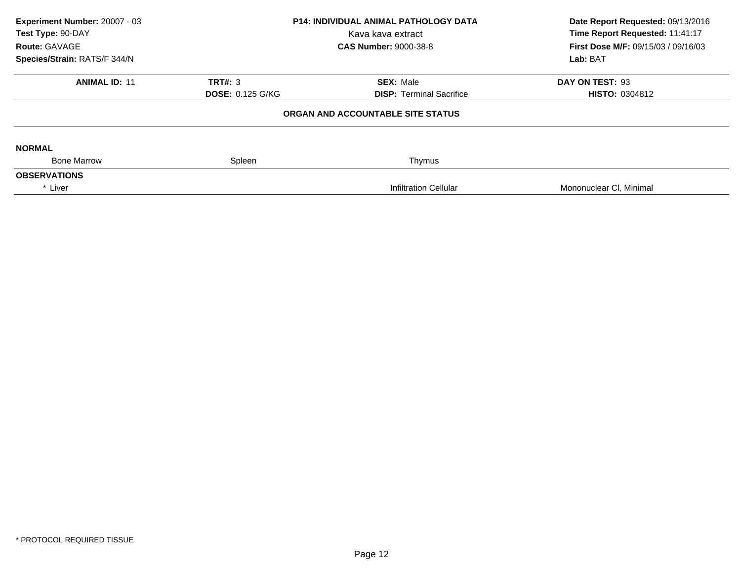**Experiment Number:** 20007 - 03
**Test Type:** 90-DAY
**Route:** GAVAGE
**Species/Strain:** RATS/F 344/N

**P14: INDIVIDUAL ANIMAL PATHOLOGY DATA**
Kava kava extract
**CAS Number:** 9000-38-8

**Date Report Requested:** 09/13/2016
**Time Report Requested:** 11:41:17
**First Dose M/F:** 09/15/03 / 09/16/03
**Lab:** BAT

| **ANIMAL ID:** 11 | **TRT#:** 3 | **SEX:** Male | **DAY ON TEST:** 93 |
|---|---|---|---|
| | **DOSE:** 0.125 G/KG | **DISP:** Terminal Sacrifice | **HISTO:** 0304812 |

**ORGAN AND ACCOUNTABLE SITE STATUS**

| | | | |
|---|---|---|---|
| **NORMAL** | | | |
| Bone Marrow | Spleen | Thymus | |
| **OBSERVATIONS** | | | |
| * Liver | | Infiltration Cellular | Mononuclear Cl, Minimal |

* PROTOCOL REQUIRED TISSUE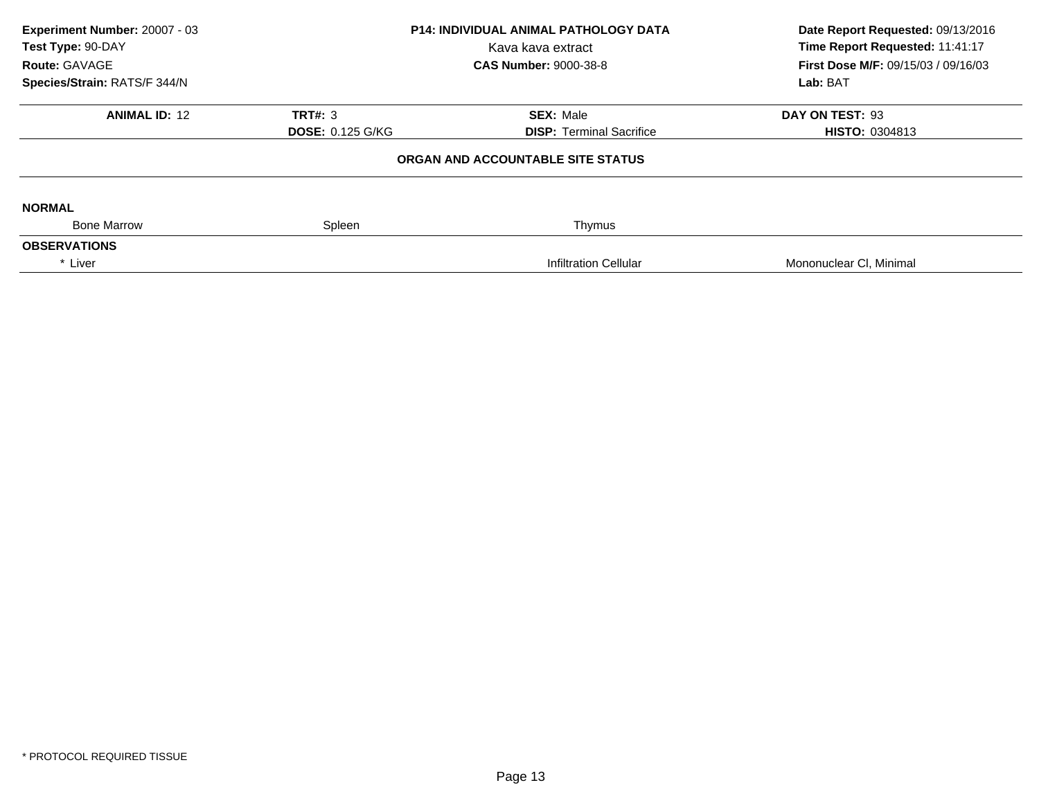**Experiment Number:** 20007 - 03
**Test Type:** 90-DAY
**Route:** GAVAGE
**Species/Strain:** RATS/F 344/N

**P14: INDIVIDUAL ANIMAL PATHOLOGY DATA**
Kava kava extract
**CAS Number:** 9000-38-8

**Date Report Requested:** 09/13/2016
**Time Report Requested:** 11:41:17
**First Dose M/F:** 09/15/03 / 09/16/03
**Lab:** BAT

| **ANIMAL ID:** 12 | **TRT#:** 3 | **SEX:** Male | **DAY ON TEST:** 93 |
|---|---|---|---|
| | **DOSE:** 0.125 G/KG | **DISP:** Terminal Sacrifice | **HISTO:** 0304813 |

### ORGAN AND ACCOUNTABLE SITE STATUS

**NORMAL**

| Bone Marrow | Spleen | Thymus | |
|---|---|---|---|

**OBSERVATIONS**

| * Liver | | Infiltration Cellular | Mononuclear Cl, Minimal |
|---|---|---|---|

* PROTOCOL REQUIRED TISSUE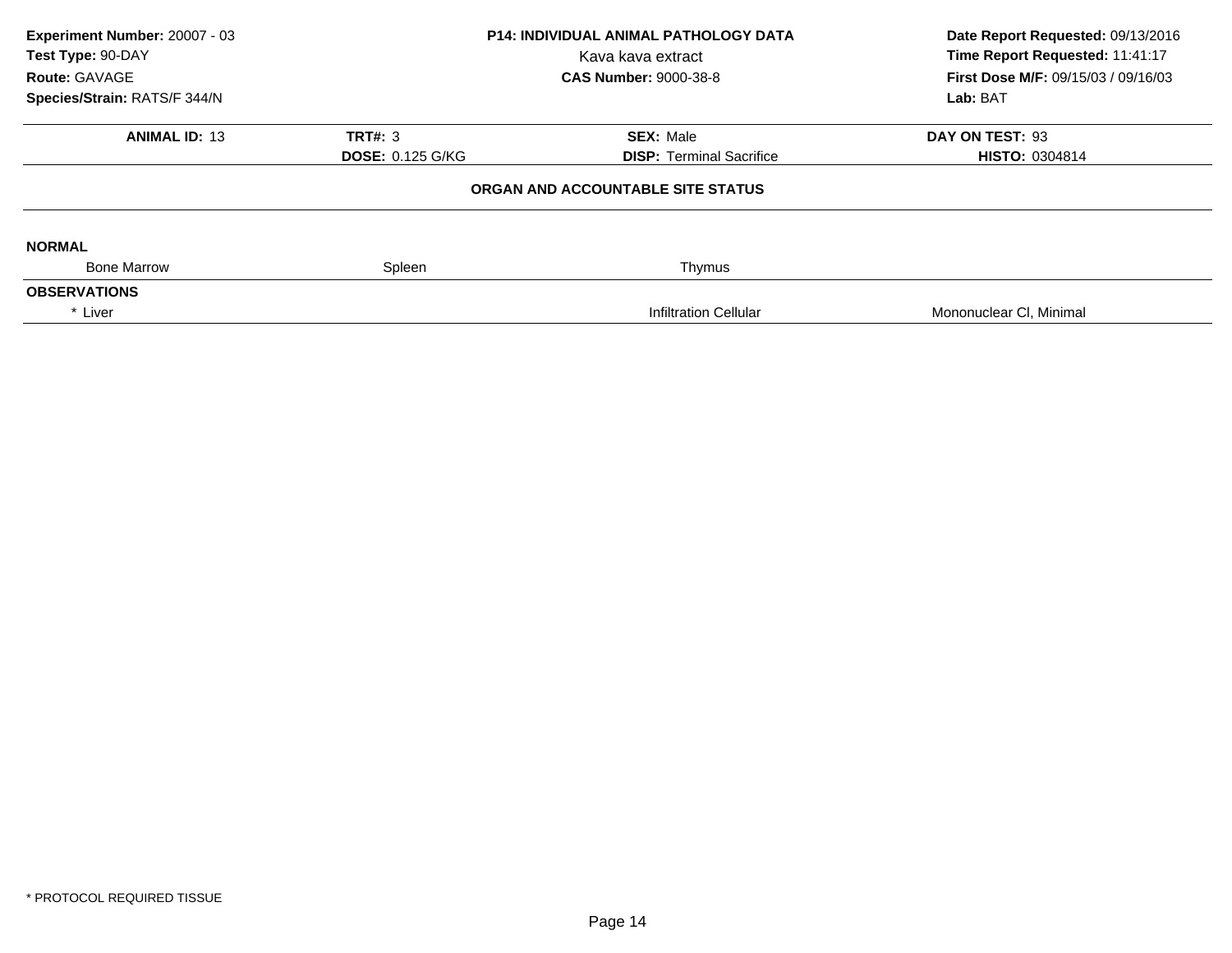**Experiment Number:** 20007 - 03
**Test Type:** 90-DAY
**Route:** GAVAGE
**Species/Strain:** RATS/F 344/N

**P14: INDIVIDUAL ANIMAL PATHOLOGY DATA**
Kava kava extract
**CAS Number:** 9000-38-8

**Date Report Requested:** 09/13/2016
**Time Report Requested:** 11:41:17
**First Dose M/F:** 09/15/03 / 09/16/03
**Lab:** BAT

| **ANIMAL ID:** 13 | **TRT#:** 3 | **SEX:** Male | **DAY ON TEST:** 93 |
|---|---|---|---|
| | **DOSE:** 0.125 G/KG | **DISP:** Terminal Sacrifice | **HISTO:** 0304814 |

**ORGAN AND ACCOUNTABLE SITE STATUS**

**NORMAL**

| Bone Marrow | Spleen | Thymus | |
|---|---|---|---|

**OBSERVATIONS**

| * Liver | Infiltration Cellular | Mononuclear Cl, Minimal |
|---|---|---|

* PROTOCOL REQUIRED TISSUE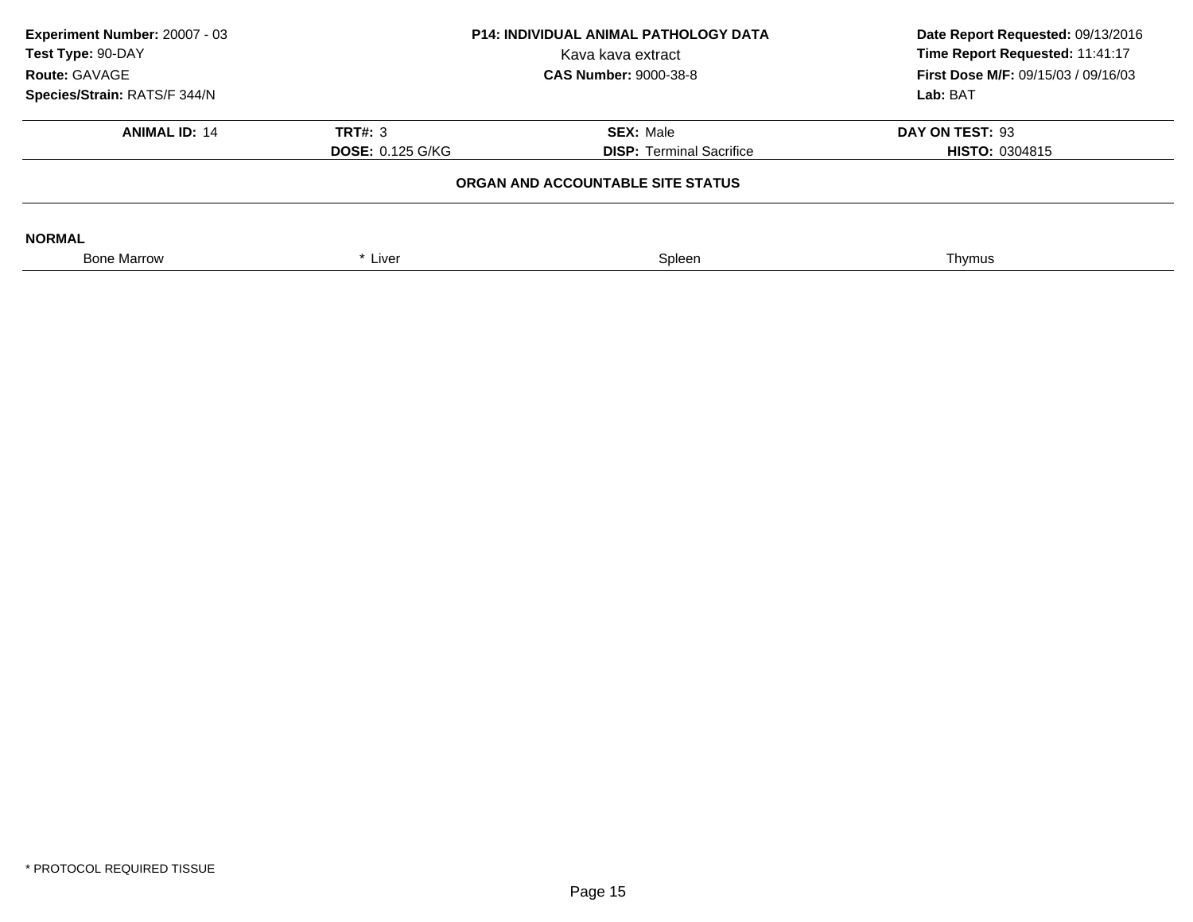**Experiment Number:** 20007 - 03
**Test Type:** 90-DAY
**Route:** GAVAGE
**Species/Strain:** RATS/F 344/N

**P14: INDIVIDUAL ANIMAL PATHOLOGY DATA**
Kava kava extract
**CAS Number:** 9000-38-8

**Date Report Requested:** 09/13/2016
**Time Report Requested:** 11:41:17
**First Dose M/F:** 09/15/03 / 09/16/03
**Lab:** BAT

| **ANIMAL ID:** 14 | **TRT#:** 3 | **SEX:** Male | **DAY ON TEST:** 93 |
|---|---|---|---|
| | **DOSE:** 0.125 G/KG | **DISP:** Terminal Sacrifice | **HISTO:** 0304815 |

**ORGAN AND ACCOUNTABLE SITE STATUS**

**NORMAL**

| Bone Marrow | * Liver | Spleen | Thymus |
|---|---|---|---|

\* PROTOCOL REQUIRED TISSUE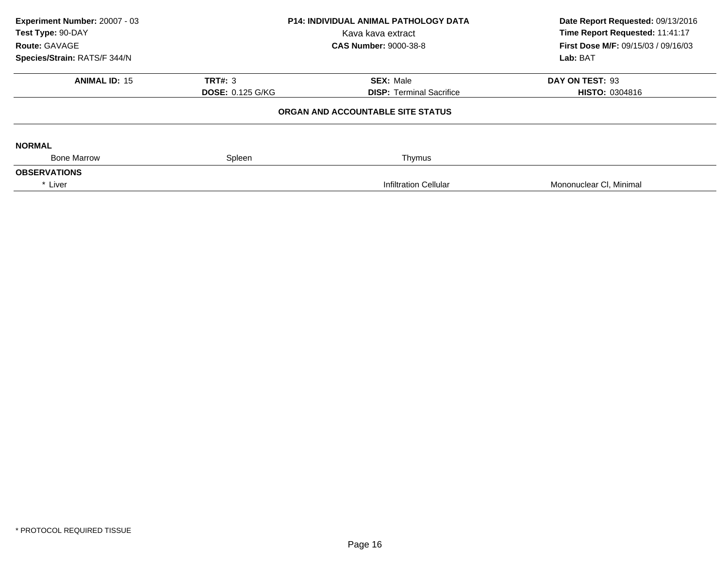**Experiment Number:** 20007 - 03
**Test Type:** 90-DAY
**Route:** GAVAGE
**Species/Strain:** RATS/F 344/N

**P14: INDIVIDUAL ANIMAL PATHOLOGY DATA**
Kava kava extract
**CAS Number:** 9000-38-8

**Date Report Requested:** 09/13/2016
**Time Report Requested:** 11:41:17
**First Dose M/F:** 09/15/03 / 09/16/03
**Lab:** BAT

| **ANIMAL ID:** 15 | **TRT#:** 3 | **SEX:** Male | **DAY ON TEST:** 93 |
|---|---|---|---|
| | **DOSE:** 0.125 G/KG | **DISP:** Terminal Sacrifice | **HISTO:** 0304816 |

**ORGAN AND ACCOUNTABLE SITE STATUS**

**NORMAL**

| Bone Marrow | Spleen | Thymus | |
|---|---|---|---|

**OBSERVATIONS**

| * Liver | | Infiltration Cellular | Mononuclear Cl, Minimal |
|---|---|---|---|

* PROTOCOL REQUIRED TISSUE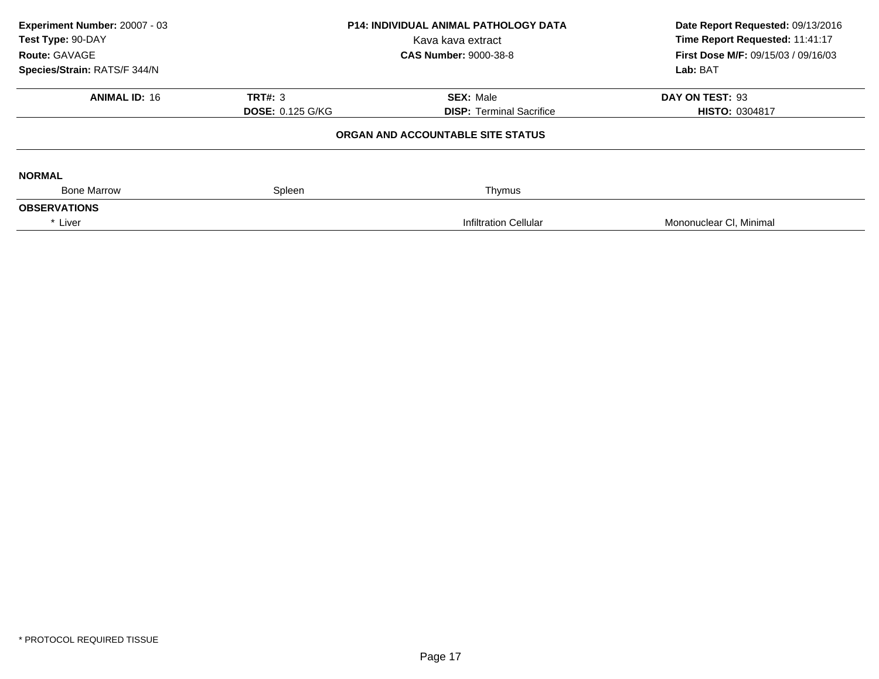**Experiment Number:** 20007 - 03
**Test Type:** 90-DAY
**Route:** GAVAGE
**Species/Strain:** RATS/F 344/N

**P14: INDIVIDUAL ANIMAL PATHOLOGY DATA**
Kava kava extract
**CAS Number:** 9000-38-8

**Date Report Requested:** 09/13/2016
**Time Report Requested:** 11:41:17
**First Dose M/F:** 09/15/03 / 09/16/03
**Lab:** BAT

| **ANIMAL ID:** 16 | **TRT#:** 3 | **SEX:** Male | **DAY ON TEST:** 93 |
|---|---|---|---|
| | **DOSE:** 0.125 G/KG | **DISP:** Terminal Sacrifice | **HISTO:** 0304817 |

**ORGAN AND ACCOUNTABLE SITE STATUS**

**NORMAL**

| Bone Marrow | Spleen | Thymus | |
|---|---|---|---|

**OBSERVATIONS**

| * Liver | | Infiltration Cellular | Mononuclear Cl, Minimal |
|---|---|---|---|

* PROTOCOL REQUIRED TISSUE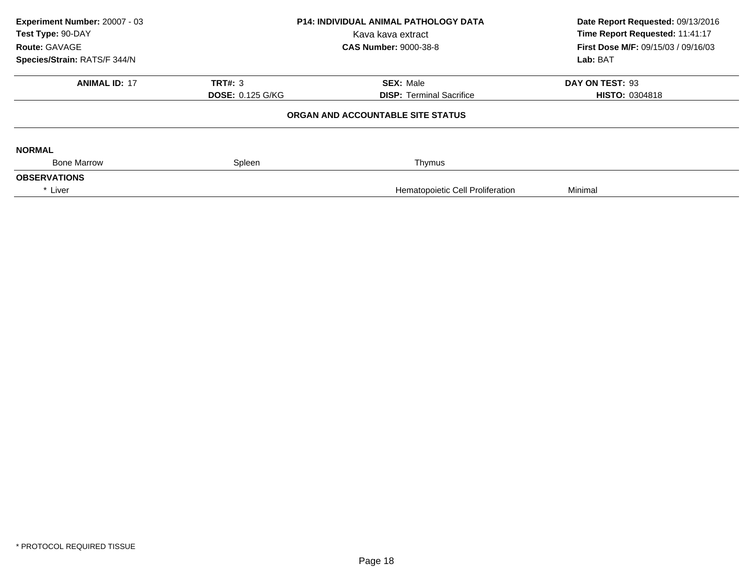**Experiment Number:** 20007 - 03
**Test Type:** 90-DAY
**Route:** GAVAGE
**Species/Strain:** RATS/F 344/N

**P14: INDIVIDUAL ANIMAL PATHOLOGY DATA**
Kava kava extract
**CAS Number:** 9000-38-8

**Date Report Requested:** 09/13/2016
**Time Report Requested:** 11:41:17
**First Dose M/F:** 09/15/03 / 09/16/03
**Lab:** BAT

| **ANIMAL ID:** 17 | **TRT#:** 3 | **SEX:** Male | **DAY ON TEST:** 93 |
|---|---|---|---|
| | **DOSE:** 0.125 G/KG | **DISP:** Terminal Sacrifice | **HISTO:** 0304818 |

**ORGAN AND ACCOUNTABLE SITE STATUS**

**NORMAL**

| Bone Marrow | Spleen | Thymus | |
|---|---|---|---|

**OBSERVATIONS**

| * Liver | | Hematopoietic Cell Proliferation | Minimal |
|---|---|---|---|

* PROTOCOL REQUIRED TISSUE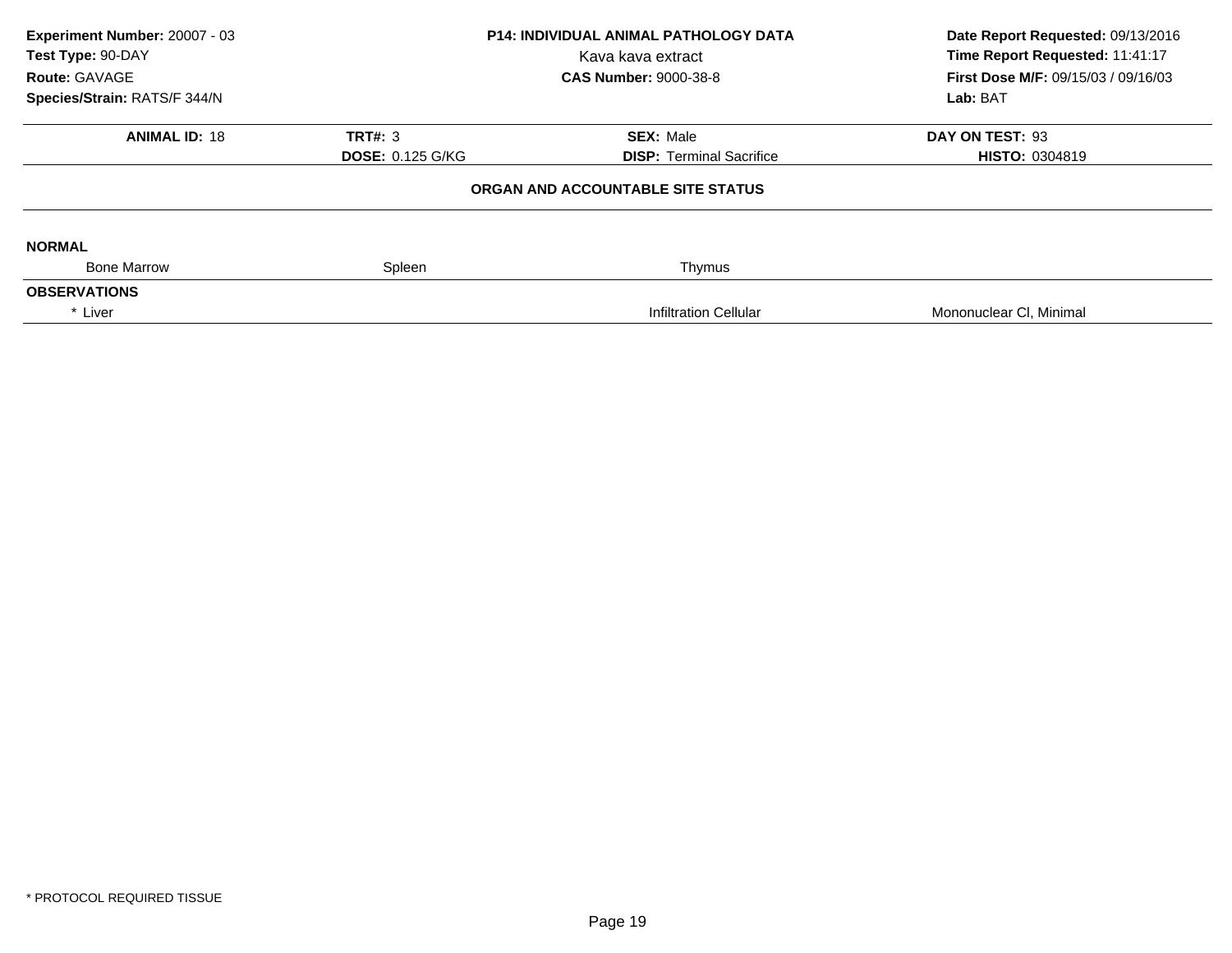**Experiment Number:** 20007 - 03
**Test Type:** 90-DAY
**Route:** GAVAGE
**Species/Strain:** RATS/F 344/N

**P14: INDIVIDUAL ANIMAL PATHOLOGY DATA**
Kava kava extract
**CAS Number:** 9000-38-8

**Date Report Requested:** 09/13/2016
**Time Report Requested:** 11:41:17
**First Dose M/F:** 09/15/03 / 09/16/03
**Lab:** BAT

| **ANIMAL ID:** 18 | **TRT#:** 3 | **SEX:** Male | **DAY ON TEST:** 93 |
|---|---|---|---|
| | **DOSE:** 0.125 G/KG | **DISP:** Terminal Sacrifice | **HISTO:** 0304819 |

**ORGAN AND ACCOUNTABLE SITE STATUS**

**NORMAL**

| Bone Marrow | Spleen | Thymus | |
|---|---|---|---|

**OBSERVATIONS**

| * Liver | | Infiltration Cellular | Mononuclear Cl, Minimal |
|---|---|---|---|

* PROTOCOL REQUIRED TISSUE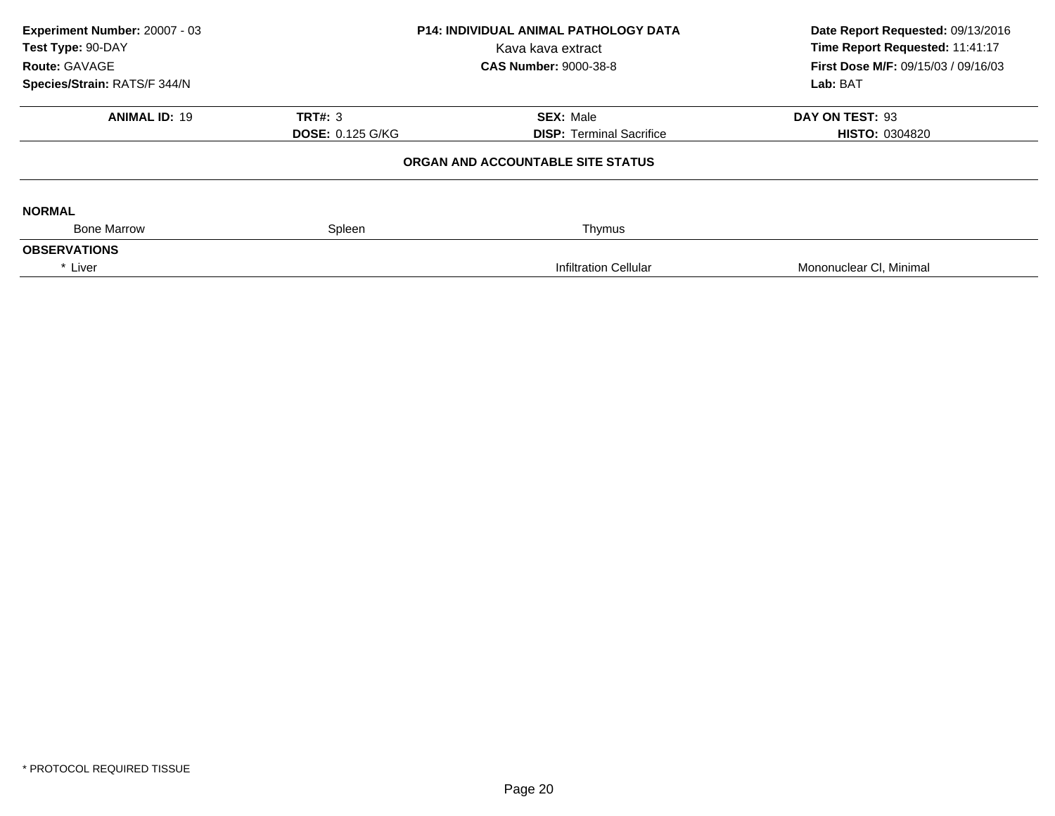**Experiment Number:** 20007 - 03
**Test Type:** 90-DAY
**Route:** GAVAGE
**Species/Strain:** RATS/F 344/N

**P14: INDIVIDUAL ANIMAL PATHOLOGY DATA**
Kava kava extract
**CAS Number:** 9000-38-8

**Date Report Requested:** 09/13/2016
**Time Report Requested:** 11:41:17
**First Dose M/F:** 09/15/03 / 09/16/03
**Lab:** BAT

| **ANIMAL ID:** 19 | **TRT#:** 3 | **SEX:** Male | **DAY ON TEST:** 93 |
|---|---|---|---|
| | **DOSE:** 0.125 G/KG | **DISP:** Terminal Sacrifice | **HISTO:** 0304820 |

**ORGAN AND ACCOUNTABLE SITE STATUS**

**NORMAL**

| Bone Marrow | Spleen | Thymus | |
|---|---|---|---|

**OBSERVATIONS**

| * Liver | | Infiltration Cellular | Mononuclear Cl, Minimal |
|---|---|---|---|

* PROTOCOL REQUIRED TISSUE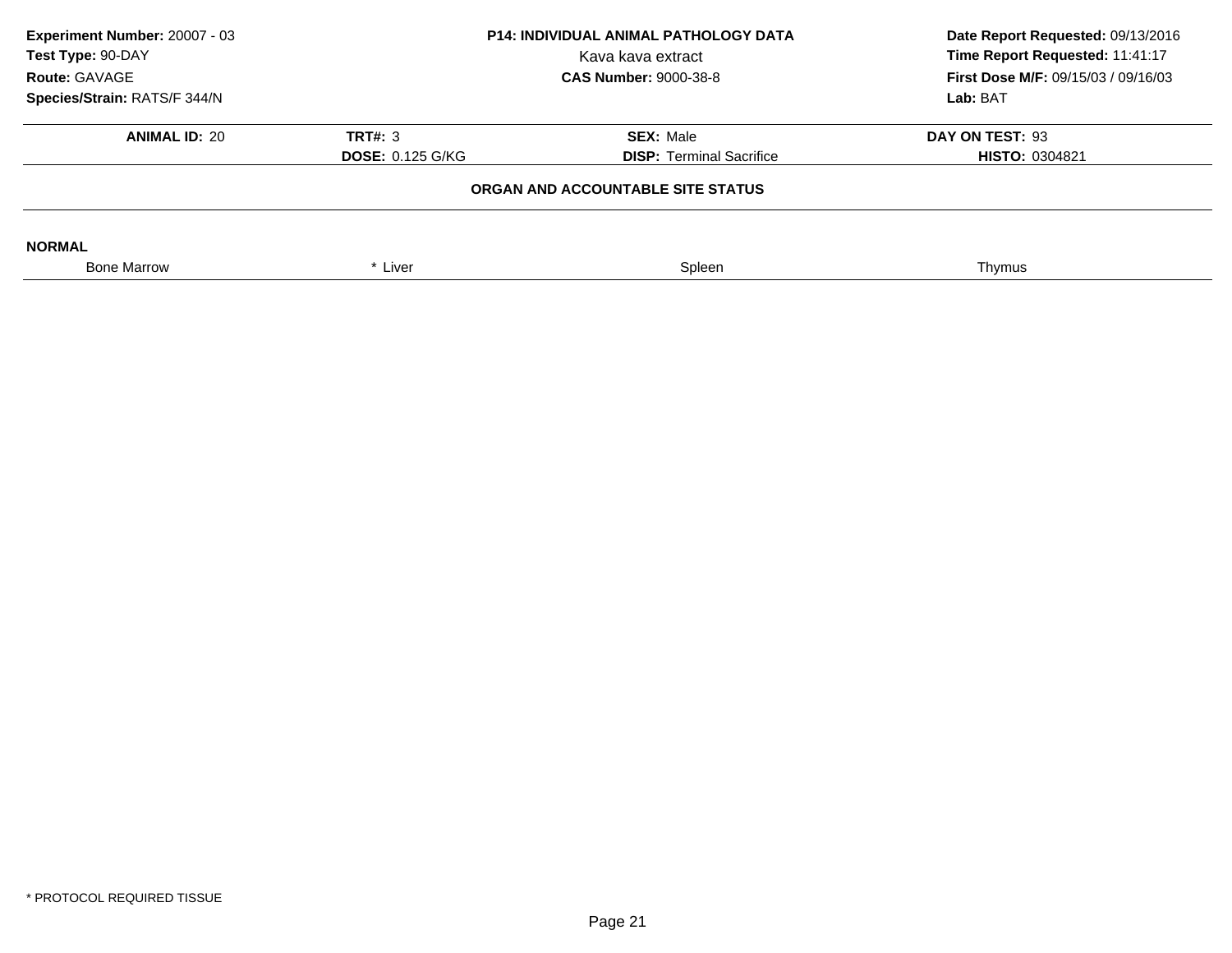**Experiment Number:** 20007 - 03
**Test Type:** 90-DAY
**Route:** GAVAGE
**Species/Strain:** RATS/F 344/N

**P14: INDIVIDUAL ANIMAL PATHOLOGY DATA**
Kava kava extract
**CAS Number:** 9000-38-8

**Date Report Requested:** 09/13/2016
**Time Report Requested:** 11:41:17
**First Dose M/F:** 09/15/03 / 09/16/03
**Lab:** BAT

| **ANIMAL ID:** 20 | **TRT#:** 3 | **SEX:** Male | **DAY ON TEST:** 93 |
|---|---|---|---|
| | **DOSE:** 0.125 G/KG | **DISP:** Terminal Sacrifice | **HISTO:** 0304821 |

## ORGAN AND ACCOUNTABLE SITE STATUS

**NORMAL**

| Bone Marrow | * Liver | Spleen | Thymus |
|---|---|---|---|

* PROTOCOL REQUIRED TISSUE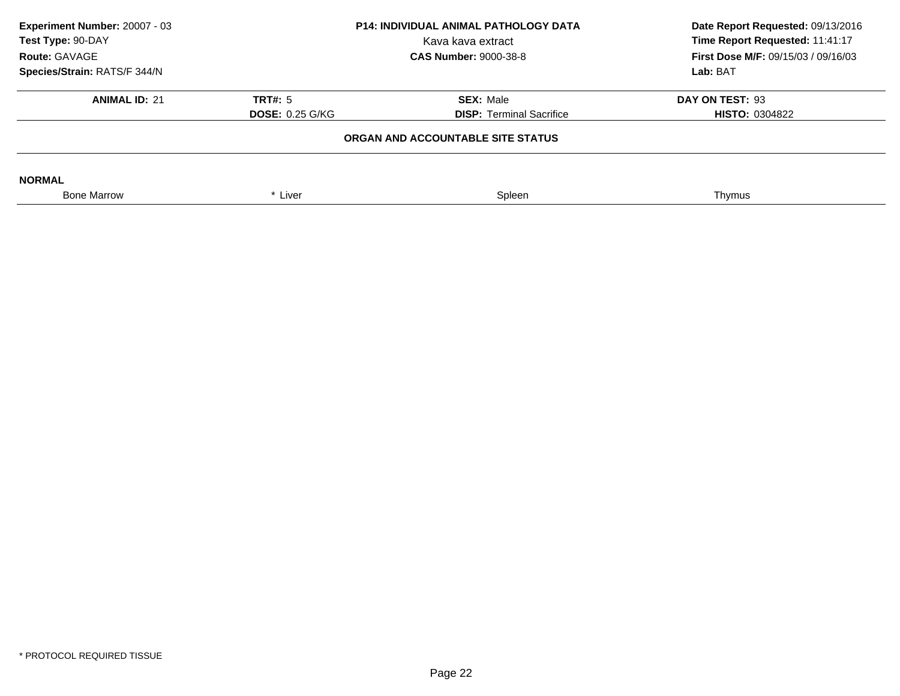**Experiment Number:** 20007 - 03
**Test Type:** 90-DAY
**Route:** GAVAGE
**Species/Strain:** RATS/F 344/N

**P14: INDIVIDUAL ANIMAL PATHOLOGY DATA**
Kava kava extract
**CAS Number:** 9000-38-8

**Date Report Requested:** 09/13/2016
**Time Report Requested:** 11:41:17
**First Dose M/F:** 09/15/03 / 09/16/03
**Lab:** BAT

| **ANIMAL ID:** 21 | **TRT#:** 5 | **SEX:** Male | **DAY ON TEST:** 93 |
|---|---|---|---|
| | **DOSE:** 0.25 G/KG | **DISP:** Terminal Sacrifice | **HISTO:** 0304822 |

**ORGAN AND ACCOUNTABLE SITE STATUS**

**NORMAL**

| Bone Marrow | * Liver | Spleen | Thymus |
|---|---|---|---|

* PROTOCOL REQUIRED TISSUE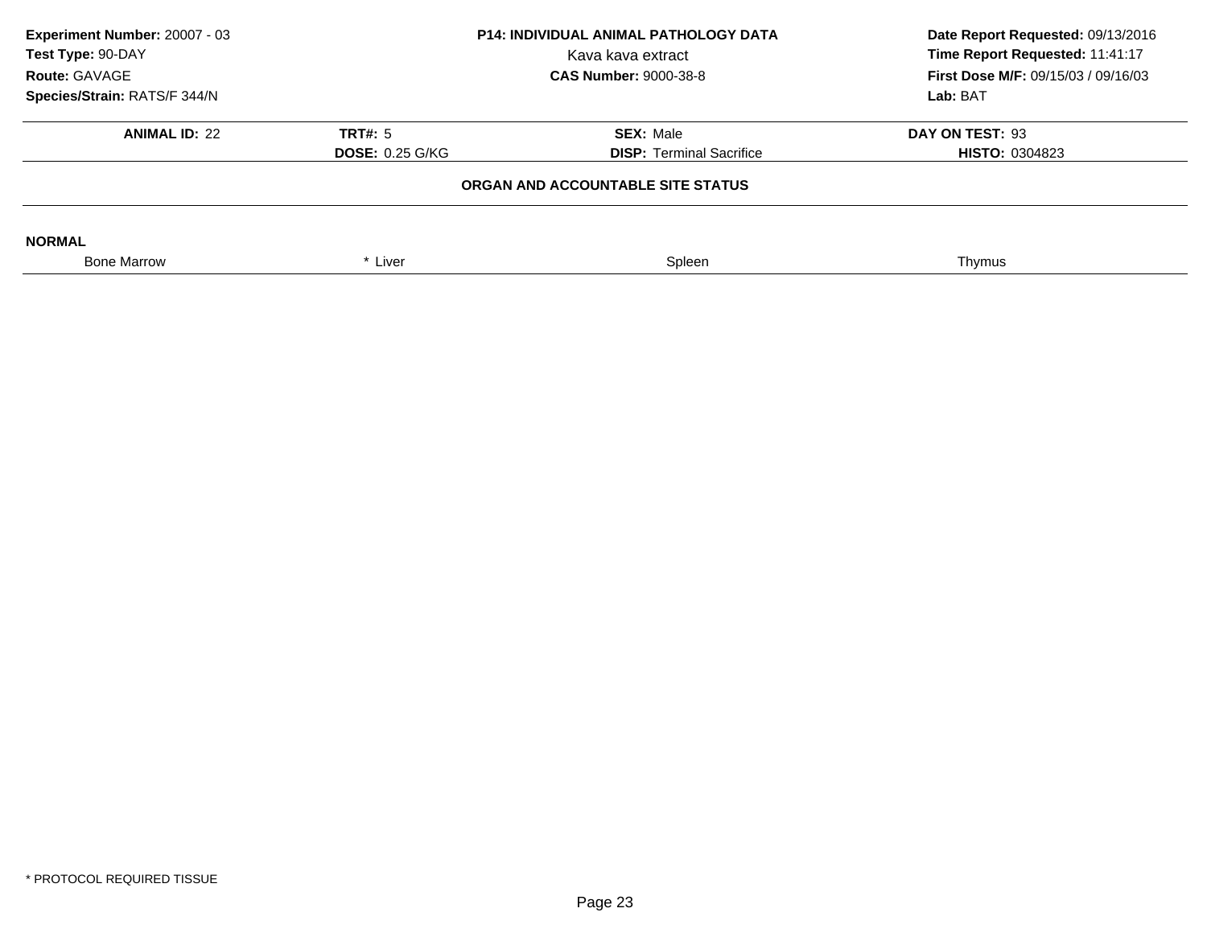**Experiment Number:** 20007 - 03
**Test Type:** 90-DAY
**Route:** GAVAGE
**Species/Strain:** RATS/F 344/N

**P14: INDIVIDUAL ANIMAL PATHOLOGY DATA**
Kava kava extract
**CAS Number:** 9000-38-8

**Date Report Requested:** 09/13/2016
**Time Report Requested:** 11:41:17
**First Dose M/F:** 09/15/03 / 09/16/03
**Lab:** BAT

| **ANIMAL ID:** 22 | **TRT#:** 5 | **SEX:** Male | **DAY ON TEST:** 93 |
|---|---|---|---|
| | **DOSE:** 0.25 G/KG | **DISP:** Terminal Sacrifice | **HISTO:** 0304823 |

## ORGAN AND ACCOUNTABLE SITE STATUS

**NORMAL**

| Bone Marrow | * Liver | Spleen | Thymus |
|---|---|---|---|

\* PROTOCOL REQUIRED TISSUE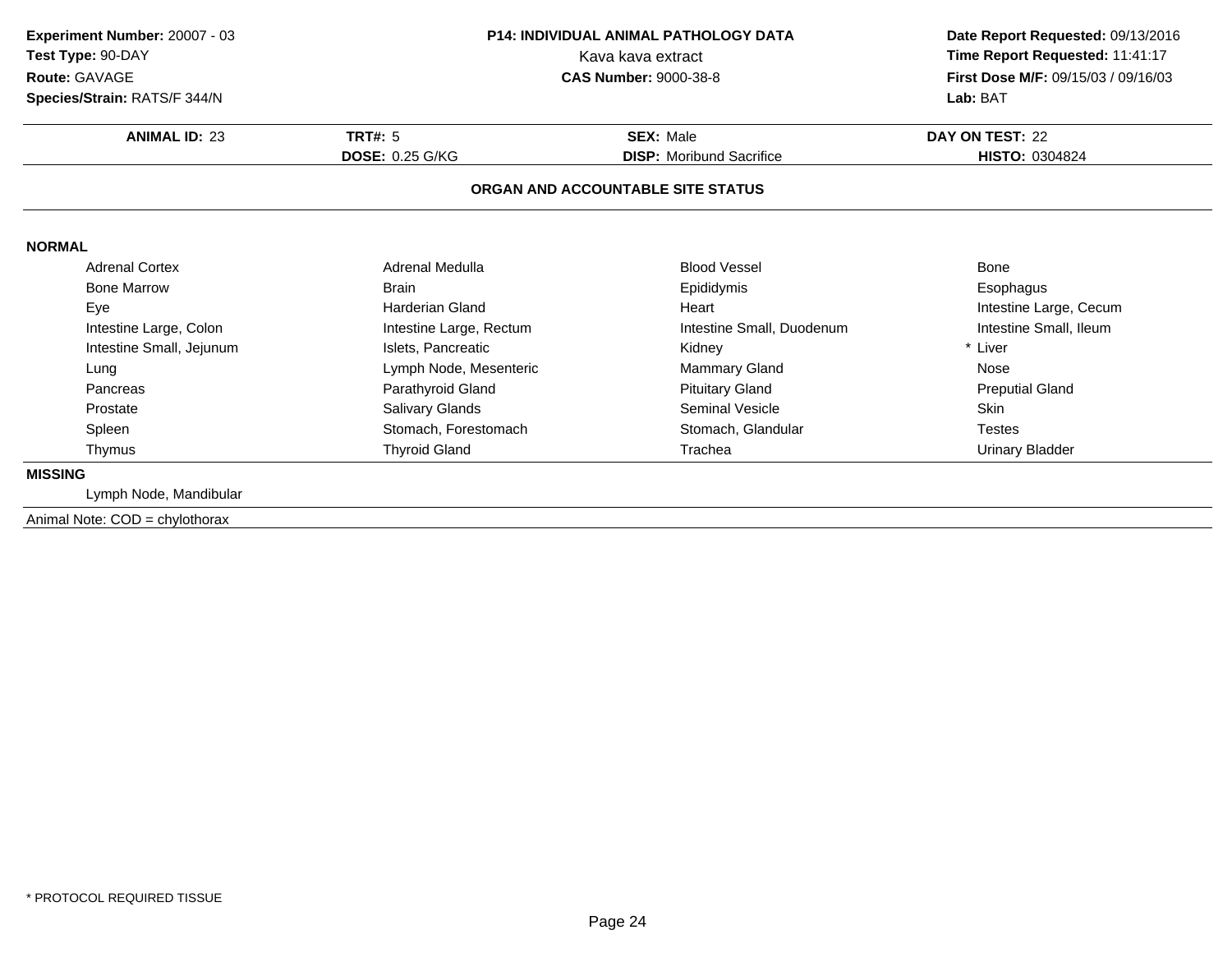**Experiment Number:** 20007 - 03
**Test Type:** 90-DAY
**Route:** GAVAGE
**Species/Strain:** RATS/F 344/N

**P14: INDIVIDUAL ANIMAL PATHOLOGY DATA**
Kava kava extract
**CAS Number:** 9000-38-8

**Date Report Requested:** 09/13/2016
**Time Report Requested:** 11:41:17
**First Dose M/F:** 09/15/03 / 09/16/03
**Lab:** BAT

| **ANIMAL ID:** 23 | **TRT#:** 5 | **SEX:** Male | **DAY ON TEST:** 22 |
|---|---|---|---|
| | **DOSE:** 0.25 G/KG | **DISP:** Moribund Sacrifice | **HISTO:** 0304824 |

**ORGAN AND ACCOUNTABLE SITE STATUS**

**NORMAL**

| | | | |
|---|---|---|---|
| Adrenal Cortex | Adrenal Medulla | Blood Vessel | Bone |
| Bone Marrow | Brain | Epididymis | Esophagus |
| Eye | Harderian Gland | Heart | Intestine Large, Cecum |
| Intestine Large, Colon | Intestine Large, Rectum | Intestine Small, Duodenum | Intestine Small, Ileum |
| Intestine Small, Jejunum | Islets, Pancreatic | Kidney | * Liver |
| Lung | Lymph Node, Mesenteric | Mammary Gland | Nose |
| Pancreas | Parathyroid Gland | Pituitary Gland | Preputial Gland |
| Prostate | Salivary Glands | Seminal Vesicle | Skin |
| Spleen | Stomach, Forestomach | Stomach, Glandular | Testes |
| Thymus | Thyroid Gland | Trachea | Urinary Bladder |

**MISSING**

Lymph Node, Mandibular

Animal Note: COD = chylothorax

* PROTOCOL REQUIRED TISSUE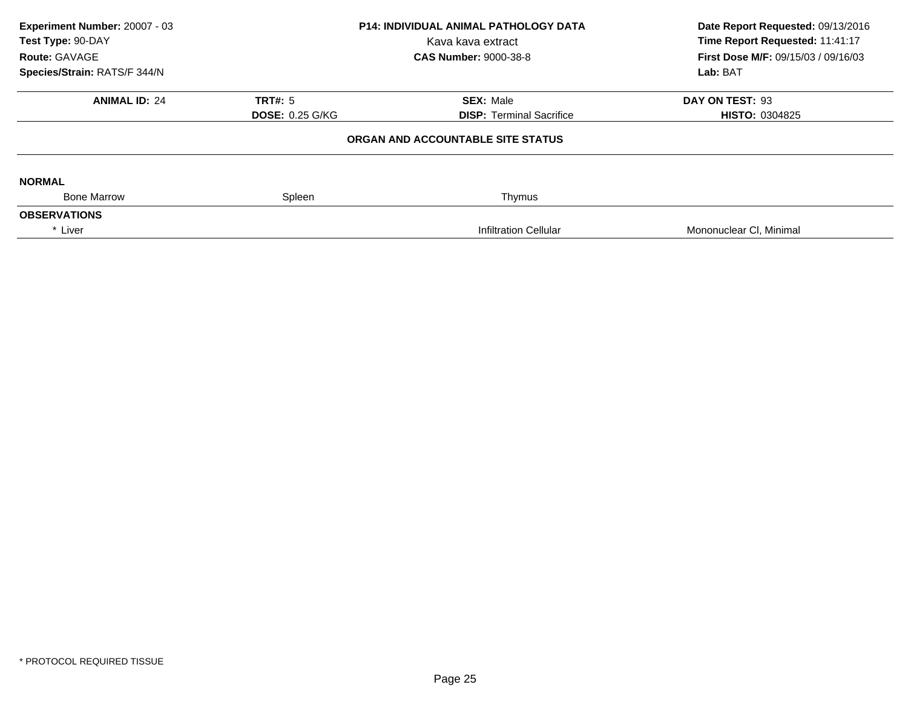**Experiment Number:** 20007 - 03
**Test Type:** 90-DAY
**Route:** GAVAGE
**Species/Strain:** RATS/F 344/N

**P14: INDIVIDUAL ANIMAL PATHOLOGY DATA**
Kava kava extract
**CAS Number:** 9000-38-8

**Date Report Requested:** 09/13/2016
**Time Report Requested:** 11:41:17
**First Dose M/F:** 09/15/03 / 09/16/03
**Lab:** BAT

| **ANIMAL ID:** 24 | **TRT#:** 5 | **SEX:** Male | **DAY ON TEST:** 93 |
|---|---|---|---|
| | **DOSE:** 0.25 G/KG | **DISP:** Terminal Sacrifice | **HISTO:** 0304825 |

**ORGAN AND ACCOUNTABLE SITE STATUS**

**NORMAL**

| Bone Marrow | Spleen | Thymus | |
|---|---|---|---|

**OBSERVATIONS**

| * Liver | | Infiltration Cellular | Mononuclear Cl, Minimal |
|---|---|---|---|

\* PROTOCOL REQUIRED TISSUE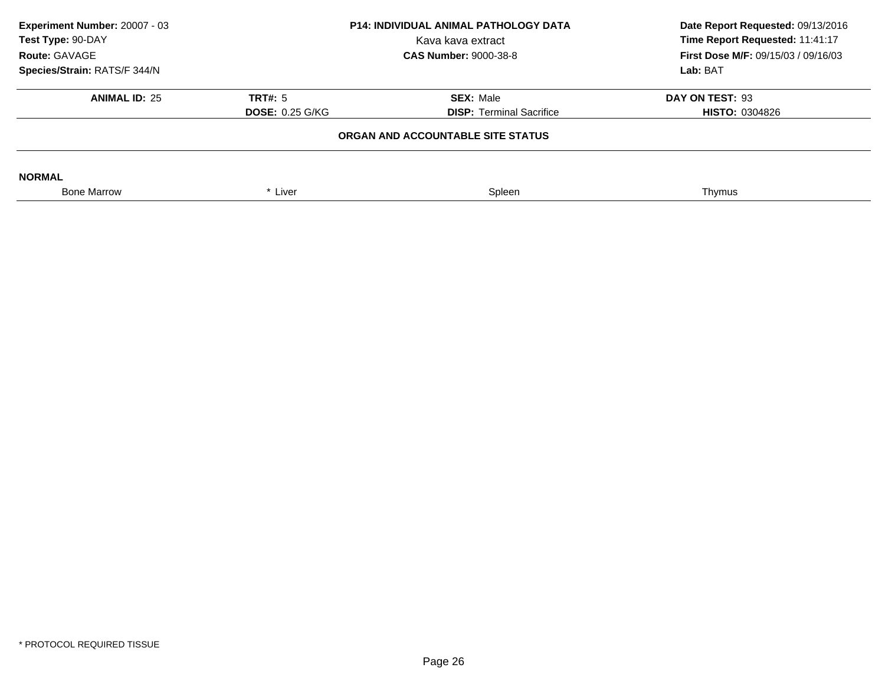**Experiment Number:** 20007 - 03
**Test Type:** 90-DAY
**Route:** GAVAGE
**Species/Strain:** RATS/F 344/N

**P14: INDIVIDUAL ANIMAL PATHOLOGY DATA**
Kava kava extract
**CAS Number:** 9000-38-8

**Date Report Requested:** 09/13/2016
**Time Report Requested:** 11:41:17
**First Dose M/F:** 09/15/03 / 09/16/03
**Lab:** BAT

| **ANIMAL ID:** 25 | **TRT#:** 5 | **SEX:** Male | **DAY ON TEST:** 93 |
|---|---|---|---|
| | **DOSE:** 0.25 G/KG | **DISP:** Terminal Sacrifice | **HISTO:** 0304826 |

**ORGAN AND ACCOUNTABLE SITE STATUS**

**NORMAL**

| Bone Marrow | * Liver | Spleen | Thymus |
|---|---|---|---|

\* PROTOCOL REQUIRED TISSUE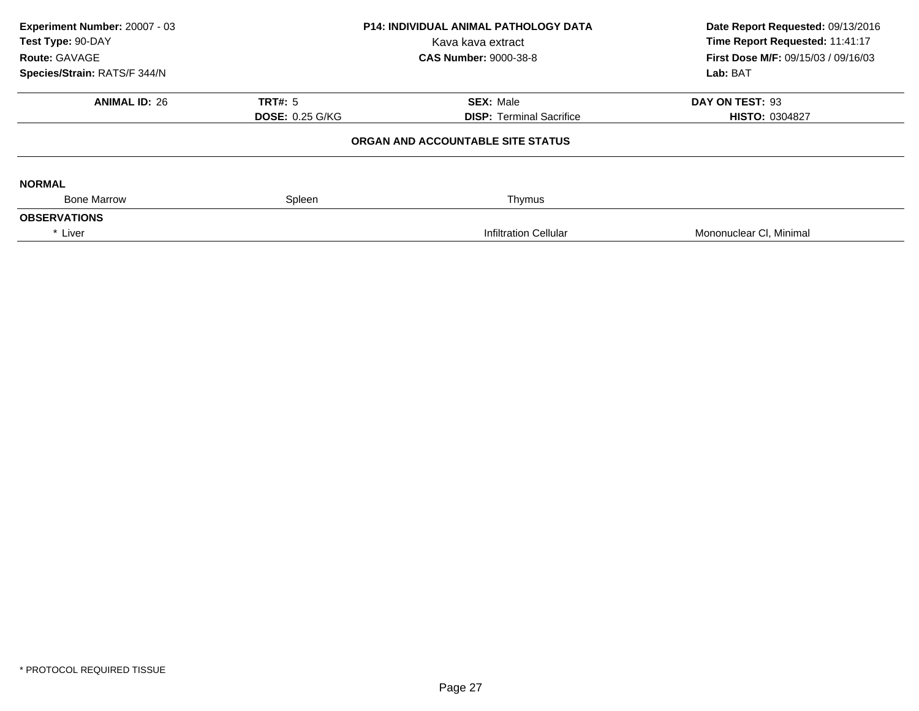**Experiment Number:** 20007 - 03
**Test Type:** 90-DAY
**Route:** GAVAGE
**Species/Strain:** RATS/F 344/N

**P14: INDIVIDUAL ANIMAL PATHOLOGY DATA**
Kava kava extract
**CAS Number:** 9000-38-8

**Date Report Requested:** 09/13/2016
**Time Report Requested:** 11:41:17
**First Dose M/F:** 09/15/03 / 09/16/03
**Lab:** BAT

| **ANIMAL ID:** 26 | **TRT#:** 5 | **SEX:** Male | **DAY ON TEST:** 93 |
|---|---|---|---|
| | **DOSE:** 0.25 G/KG | **DISP:** Terminal Sacrifice | **HISTO:** 0304827 |

**ORGAN AND ACCOUNTABLE SITE STATUS**

**NORMAL**

| Bone Marrow | Spleen | Thymus | |
|---|---|---|---|

**OBSERVATIONS**

| * Liver | | Infiltration Cellular | Mononuclear Cl, Minimal |
|---|---|---|---|

* PROTOCOL REQUIRED TISSUE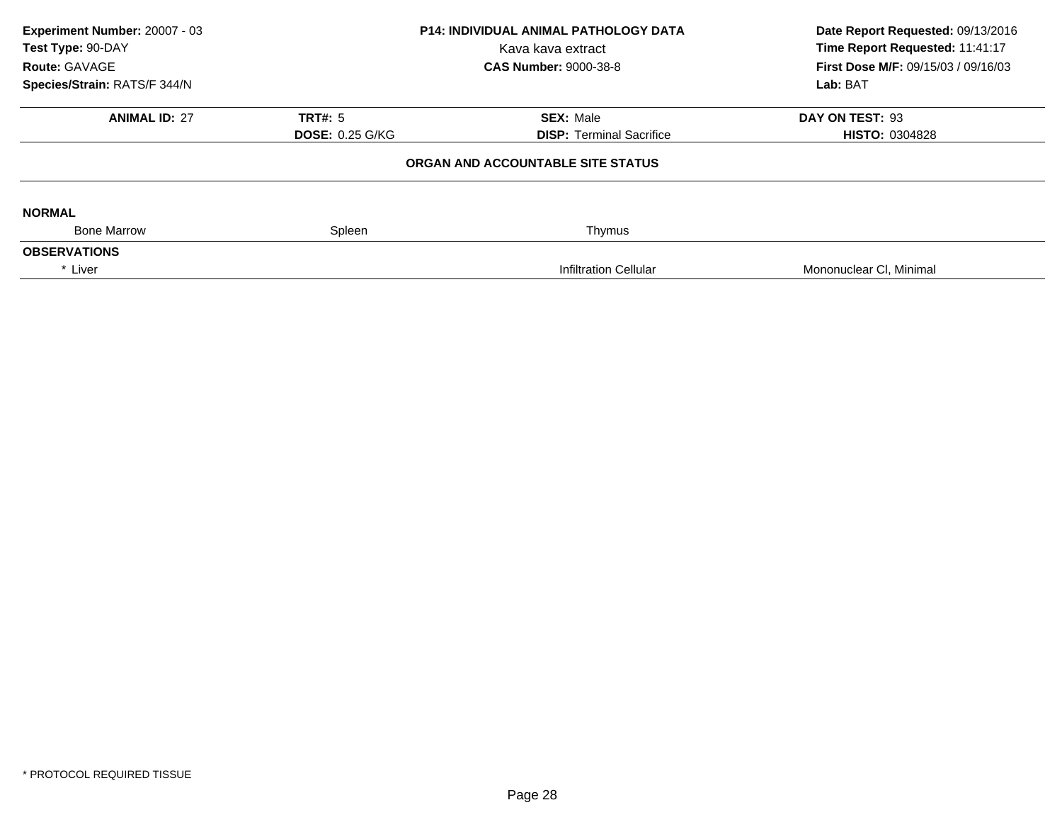**Experiment Number:** 20007 - 03
**Test Type:** 90-DAY
**Route:** GAVAGE
**Species/Strain:** RATS/F 344/N

**P14: INDIVIDUAL ANIMAL PATHOLOGY DATA**
Kava kava extract
**CAS Number:** 9000-38-8

**Date Report Requested:** 09/13/2016
**Time Report Requested:** 11:41:17
**First Dose M/F:** 09/15/03 / 09/16/03
**Lab:** BAT

| **ANIMAL ID:** 27 | **TRT#:** 5 | **SEX:** Male | **DAY ON TEST:** 93 |
|---|---|---|---|
| | **DOSE:** 0.25 G/KG | **DISP:** Terminal Sacrifice | **HISTO:** 0304828 |

**ORGAN AND ACCOUNTABLE SITE STATUS**

| | | | |
|---|---|---|---|
| **NORMAL** | | | |
| Bone Marrow | Spleen | Thymus | |
| **OBSERVATIONS** | | | |
| * Liver | | Infiltration Cellular | Mononuclear Cl, Minimal |

* PROTOCOL REQUIRED TISSUE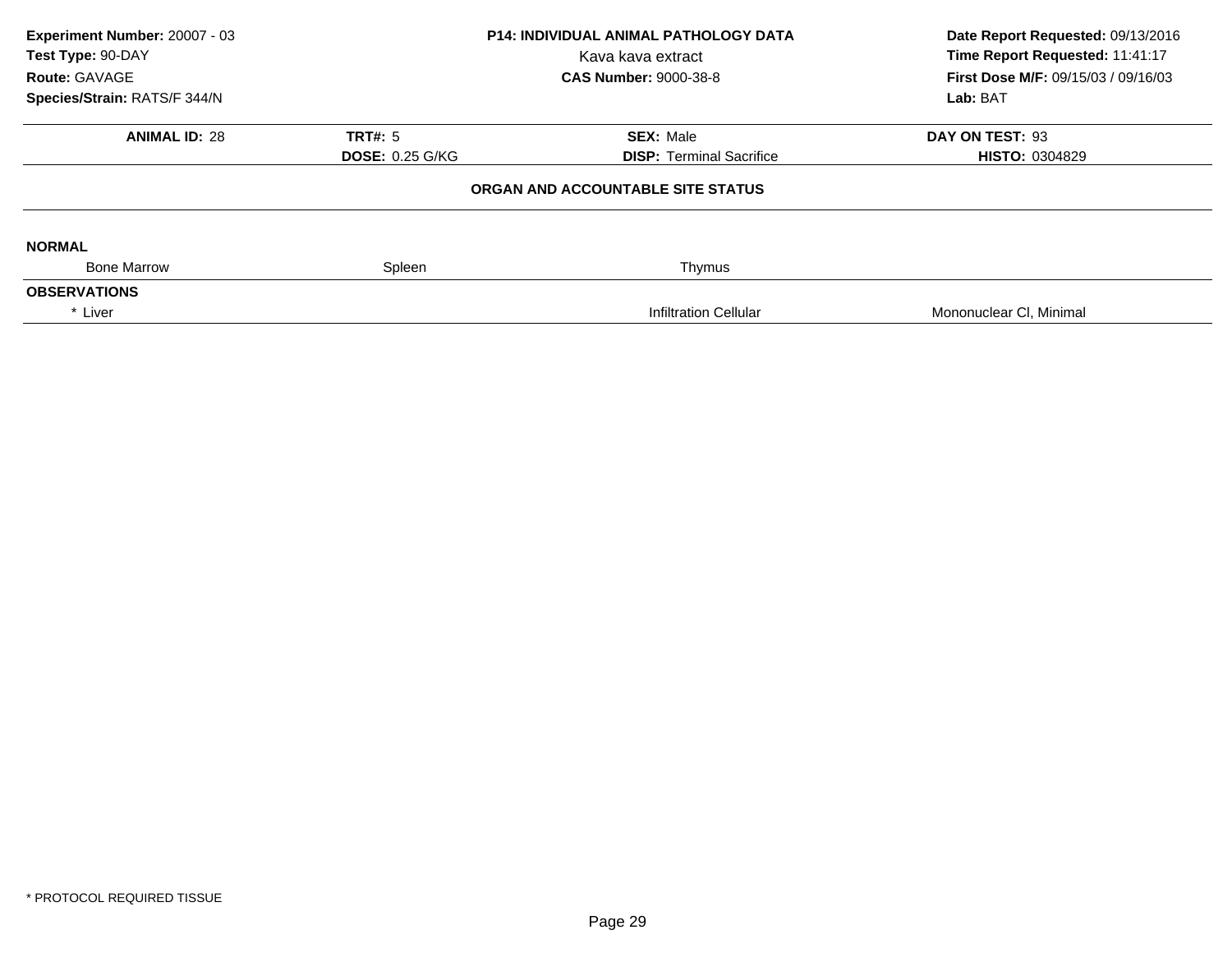**Experiment Number:** 20007 - 03
**Test Type:** 90-DAY
**Route:** GAVAGE
**Species/Strain:** RATS/F 344/N

**P14: INDIVIDUAL ANIMAL PATHOLOGY DATA**
Kava kava extract
**CAS Number:** 9000-38-8

**Date Report Requested:** 09/13/2016
**Time Report Requested:** 11:41:17
**First Dose M/F:** 09/15/03 / 09/16/03
**Lab:** BAT

| **ANIMAL ID:** 28 | **TRT#:** 5 | **SEX:** Male | **DAY ON TEST:** 93 |
|---|---|---|---|
| | **DOSE:** 0.25 G/KG | **DISP:** Terminal Sacrifice | **HISTO:** 0304829 |

### ORGAN AND ACCOUNTABLE SITE STATUS

| | | | |
|---|---|---|---|
| **NORMAL** | | | |
| Bone Marrow | Spleen | Thymus | |
| **OBSERVATIONS** | | | |
| * Liver | | Infiltration Cellular | Mononuclear Cl, Minimal |

* PROTOCOL REQUIRED TISSUE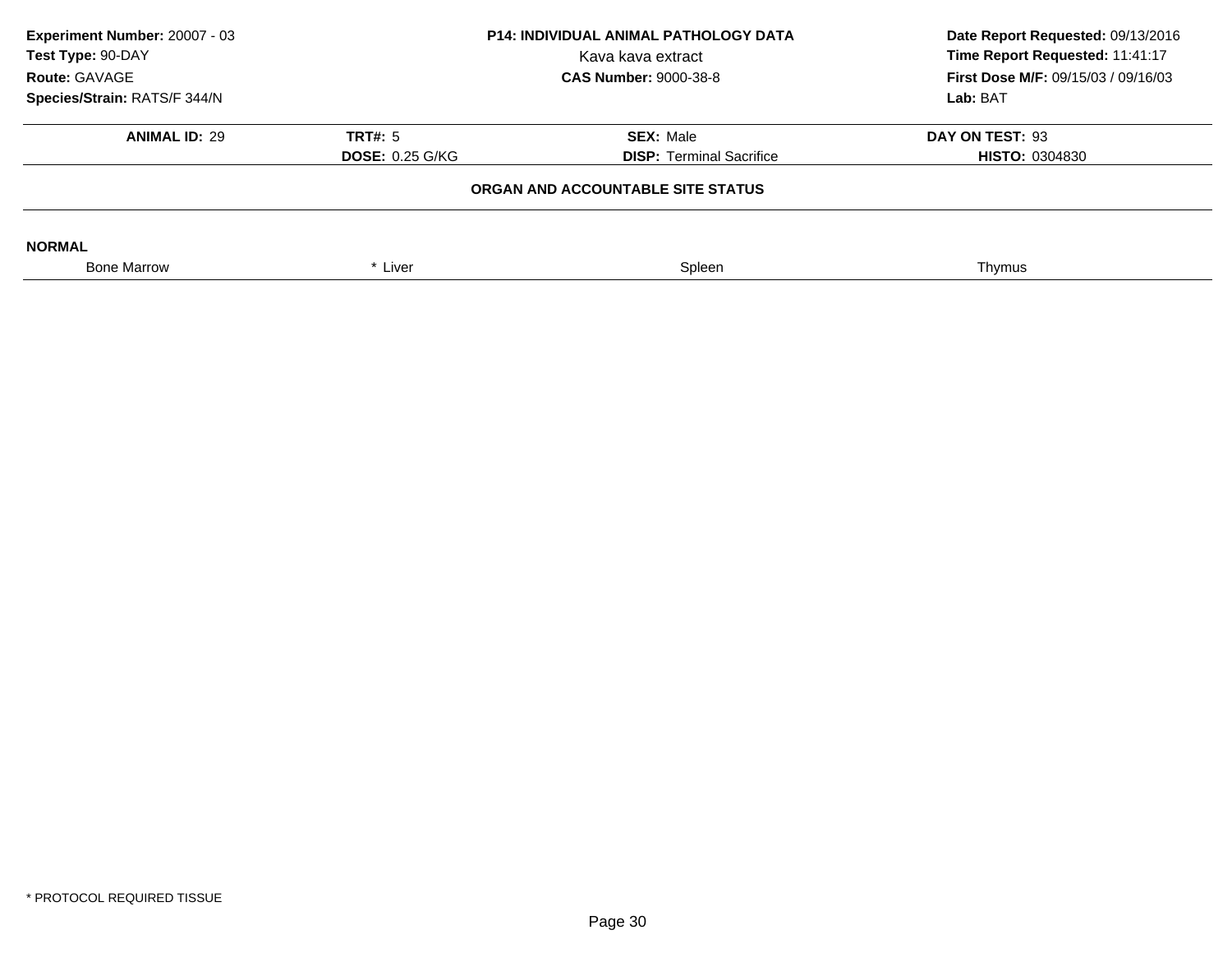| Experiment Number: 20007 - 03 | P14: INDIVIDUAL ANIMAL PATHOLOGY DATA | Date Report Requested: 09/13/2016 |
|---|---|---|
| Test Type: 90-DAY | Kava kava extract | Time Report Requested: 11:41:17 |
| Route: GAVAGE | CAS Number: 9000-38-8 | First Dose M/F: 09/15/03 / 09/16/03 |
| Species/Strain: RATS/F 344/N | | Lab: BAT |

| ANIMAL ID: 29 | TRT#: 5 | SEX: Male | DAY ON TEST: 93 |
|---|---|---|---|
| | DOSE: 0.25 G/KG | DISP: Terminal Sacrifice | HISTO: 0304830 |

**ORGAN AND ACCOUNTABLE SITE STATUS**

**NORMAL**

| Bone Marrow | * Liver | Spleen | Thymus |
|---|---|---|---|

* PROTOCOL REQUIRED TISSUE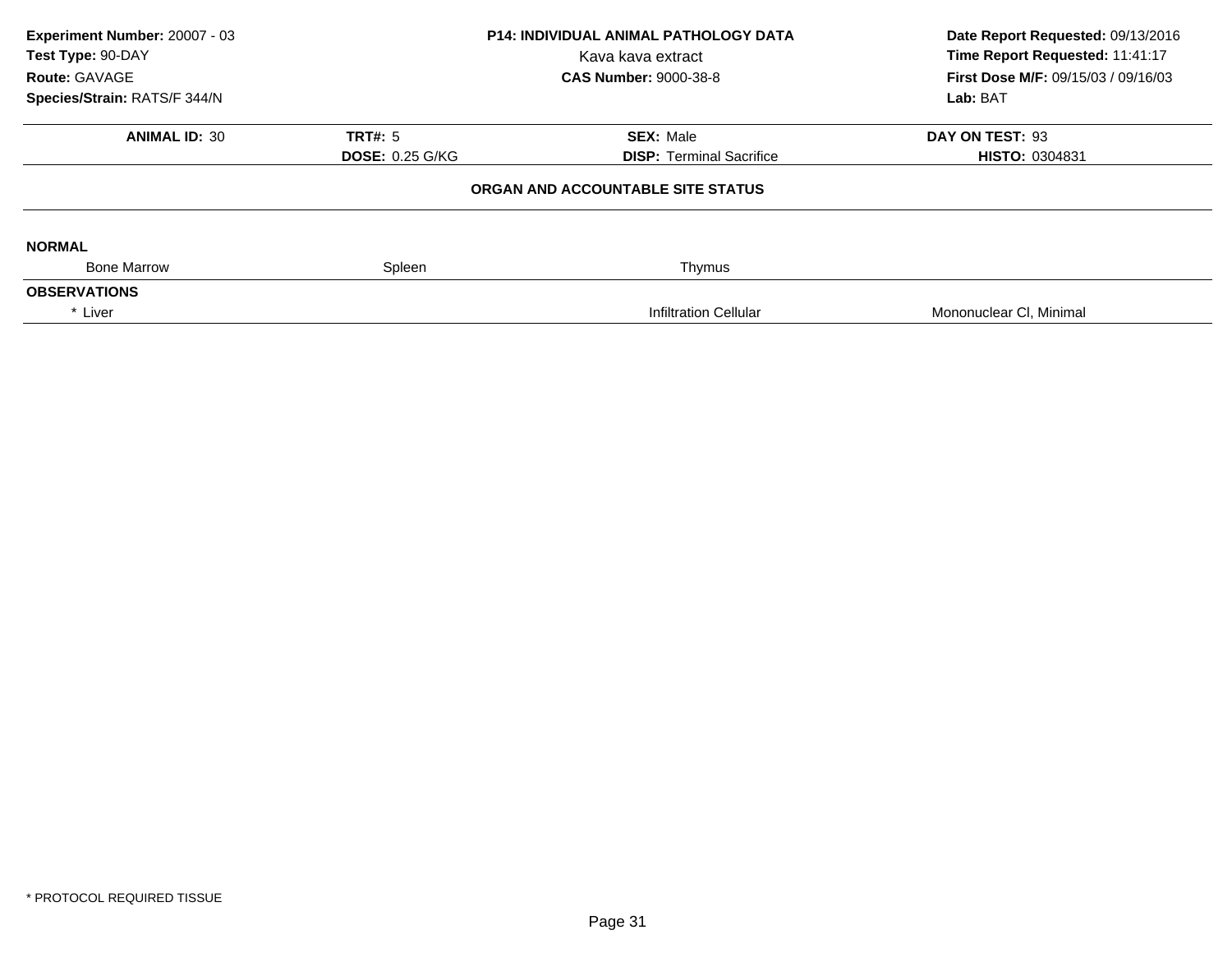**Experiment Number:** 20007 - 03
**Test Type:** 90-DAY
**Route:** GAVAGE
**Species/Strain:** RATS/F 344/N

**P14: INDIVIDUAL ANIMAL PATHOLOGY DATA**
Kava kava extract
**CAS Number:** 9000-38-8

**Date Report Requested:** 09/13/2016
**Time Report Requested:** 11:41:17
**First Dose M/F:** 09/15/03 / 09/16/03
**Lab:** BAT

| **ANIMAL ID:** 30 | **TRT#:** 5 | **SEX:** Male | **DAY ON TEST:** 93 |
|---|---|---|---|
| | **DOSE:** 0.25 G/KG | **DISP:** Terminal Sacrifice | **HISTO:** 0304831 |

**ORGAN AND ACCOUNTABLE SITE STATUS**

**NORMAL**

| Bone Marrow | Spleen | Thymus | |
|---|---|---|---|

**OBSERVATIONS**

| * Liver | | Infiltration Cellular | Mononuclear Cl, Minimal |
|---|---|---|---|

* PROTOCOL REQUIRED TISSUE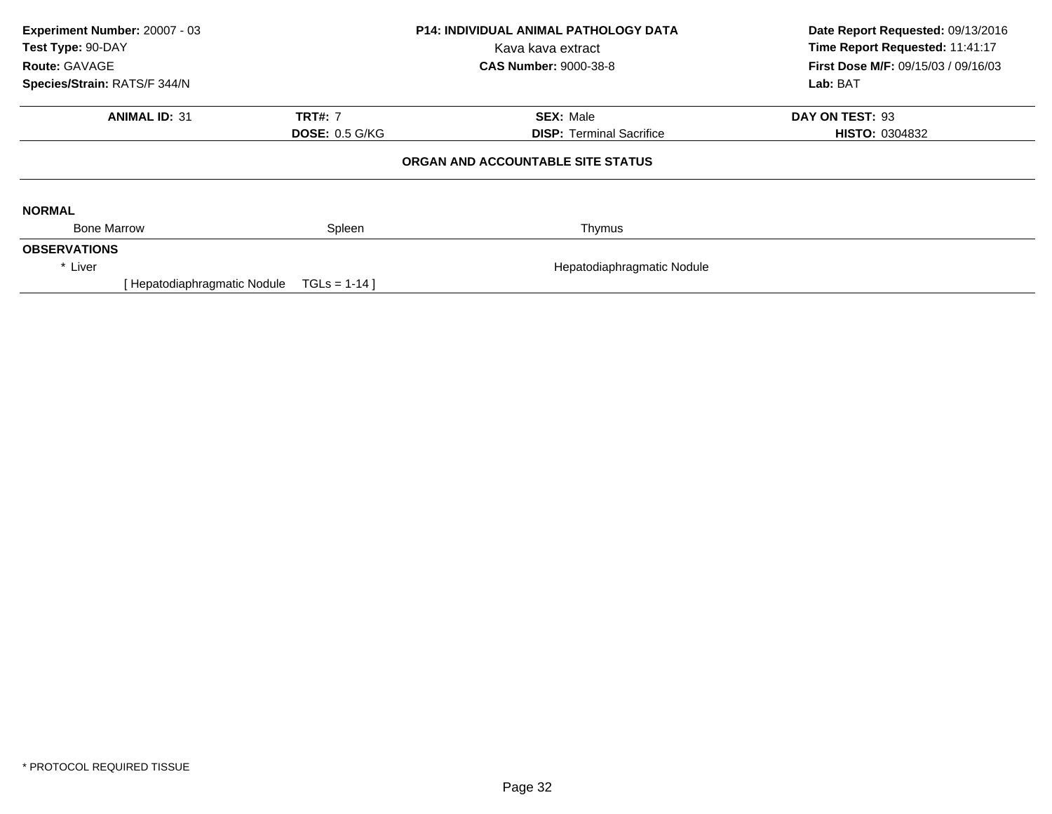**Experiment Number:** 20007 - 03
**Test Type:** 90-DAY
**Route:** GAVAGE
**Species/Strain:** RATS/F 344/N

**P14: INDIVIDUAL ANIMAL PATHOLOGY DATA**
Kava kava extract
**CAS Number:** 9000-38-8

**Date Report Requested:** 09/13/2016
**Time Report Requested:** 11:41:17
**First Dose M/F:** 09/15/03 / 09/16/03
**Lab:** BAT

| **ANIMAL ID:** 31 | **TRT#:** 7 | **SEX:** Male | **DAY ON TEST:** 93 |
|---|---|---|---|
| | **DOSE:** 0.5 G/KG | **DISP:** Terminal Sacrifice | **HISTO:** 0304832 |

## ORGAN AND ACCOUNTABLE SITE STATUS

**NORMAL**

| Bone Marrow | Spleen | Thymus |
|---|---|---|

**OBSERVATIONS**

* Liver — Hepatodiaphragmatic Nodule

[ Hepatodiaphragmatic Nodule TGLs = 1-14 ]

* PROTOCOL REQUIRED TISSUE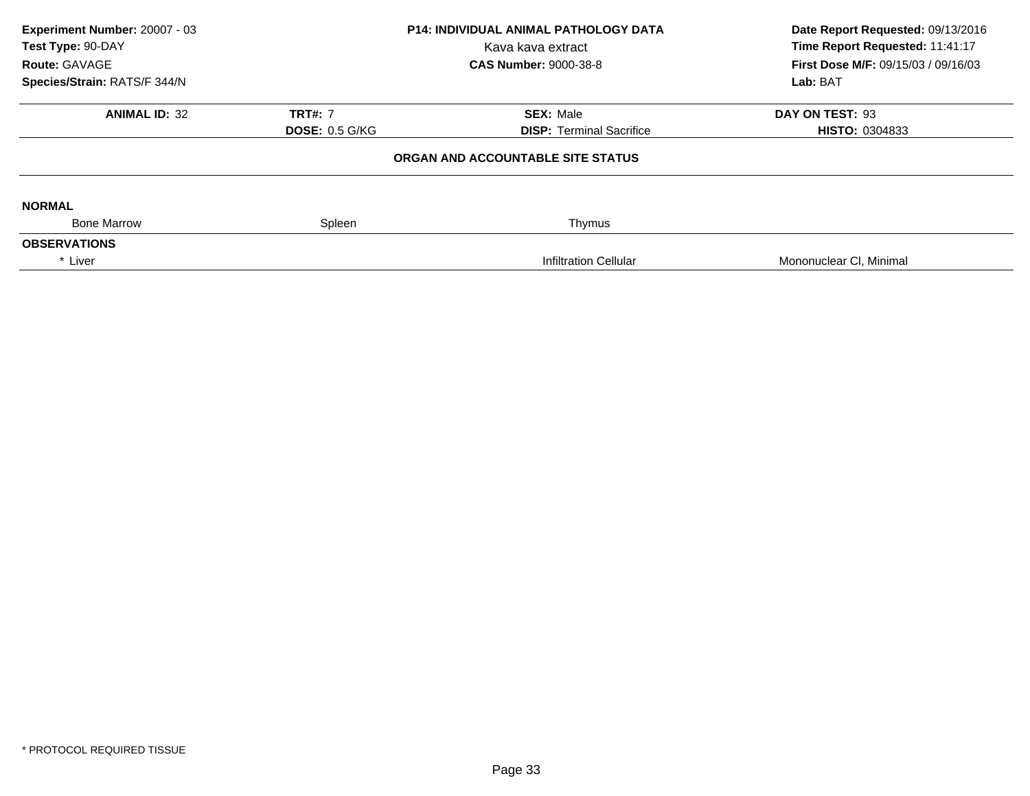**Experiment Number:** 20007 - 03
**Test Type:** 90-DAY
**Route:** GAVAGE
**Species/Strain:** RATS/F 344/N

**P14: INDIVIDUAL ANIMAL PATHOLOGY DATA**
Kava kava extract
**CAS Number:** 9000-38-8

**Date Report Requested:** 09/13/2016
**Time Report Requested:** 11:41:17
**First Dose M/F:** 09/15/03 / 09/16/03
**Lab:** BAT

| **ANIMAL ID:** 32 | **TRT#:** 7 | **SEX:** Male | **DAY ON TEST:** 93 |
|---|---|---|---|
| | **DOSE:** 0.5 G/KG | **DISP:** Terminal Sacrifice | **HISTO:** 0304833 |

**ORGAN AND ACCOUNTABLE SITE STATUS**

**NORMAL**

| Bone Marrow | Spleen | Thymus | |
|---|---|---|---|

**OBSERVATIONS**

| * Liver | | Infiltration Cellular | Mononuclear Cl, Minimal |
|---|---|---|---|

* PROTOCOL REQUIRED TISSUE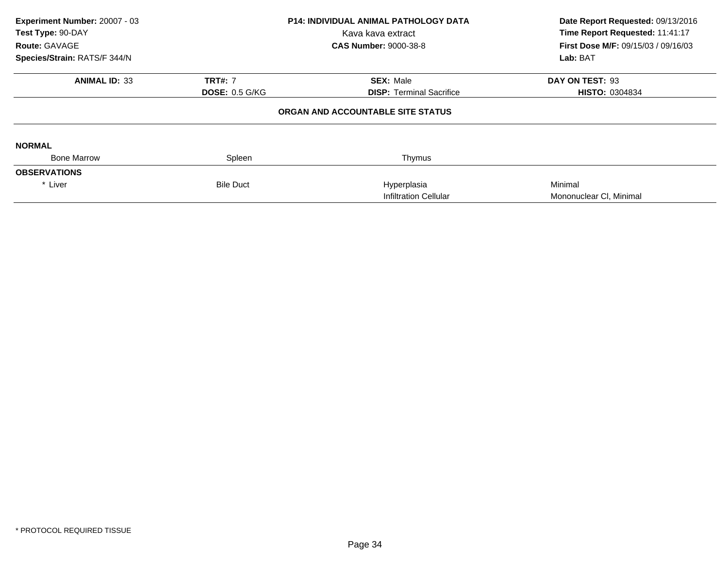**Experiment Number:** 20007 - 03
**Test Type:** 90-DAY
**Route:** GAVAGE
**Species/Strain:** RATS/F 344/N

**P14: INDIVIDUAL ANIMAL PATHOLOGY DATA**
Kava kava extract
**CAS Number:** 9000-38-8

**Date Report Requested:** 09/13/2016
**Time Report Requested:** 11:41:17
**First Dose M/F:** 09/15/03 / 09/16/03
**Lab:** BAT

| **ANIMAL ID:** 33 | **TRT#:** 7 | **SEX:** Male | **DAY ON TEST:** 93 |
|---|---|---|---|
| | **DOSE:** 0.5 G/KG | **DISP:** Terminal Sacrifice | **HISTO:** 0304834 |

**ORGAN AND ACCOUNTABLE SITE STATUS**

| | | | |
|---|---|---|---|
| **NORMAL** | | | |
| Bone Marrow | Spleen | Thymus | |
| **OBSERVATIONS** | | | |
| * Liver | Bile Duct | Hyperplasia | Minimal |
| | | Infiltration Cellular | Mononuclear Cl, Minimal |

* PROTOCOL REQUIRED TISSUE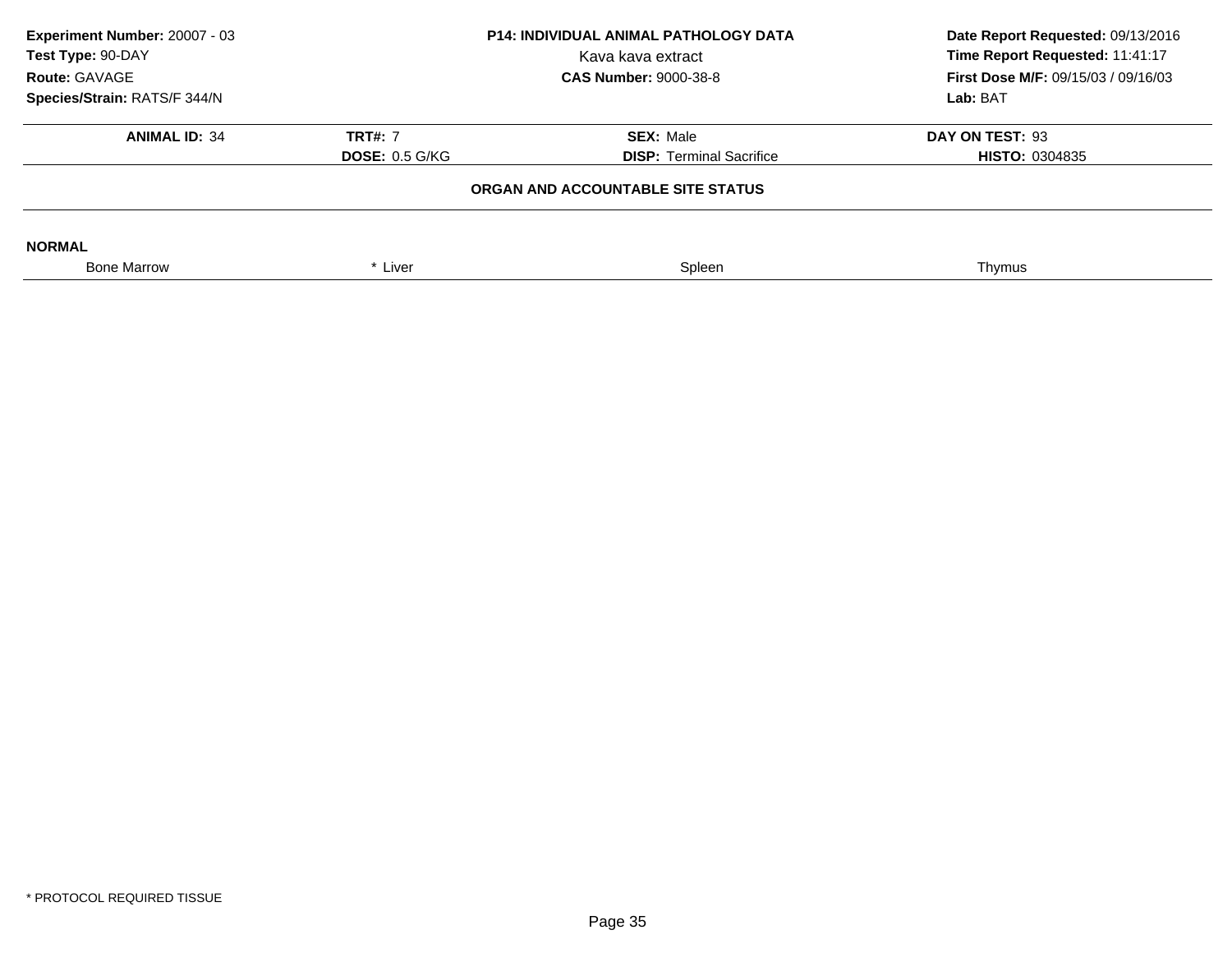**Experiment Number:** 20007 - 03
**Test Type:** 90-DAY
**Route:** GAVAGE
**Species/Strain:** RATS/F 344/N

**P14: INDIVIDUAL ANIMAL PATHOLOGY DATA**
Kava kava extract
**CAS Number:** 9000-38-8

**Date Report Requested:** 09/13/2016
**Time Report Requested:** 11:41:17
**First Dose M/F:** 09/15/03 / 09/16/03
**Lab:** BAT

| **ANIMAL ID:** 34 | **TRT#:** 7 | **SEX:** Male | **DAY ON TEST:** 93 |
|---|---|---|---|
| | **DOSE:** 0.5 G/KG | **DISP:** Terminal Sacrifice | **HISTO:** 0304835 |

**ORGAN AND ACCOUNTABLE SITE STATUS**

**NORMAL**

| Bone Marrow | * Liver | Spleen | Thymus |
|---|---|---|---|

* PROTOCOL REQUIRED TISSUE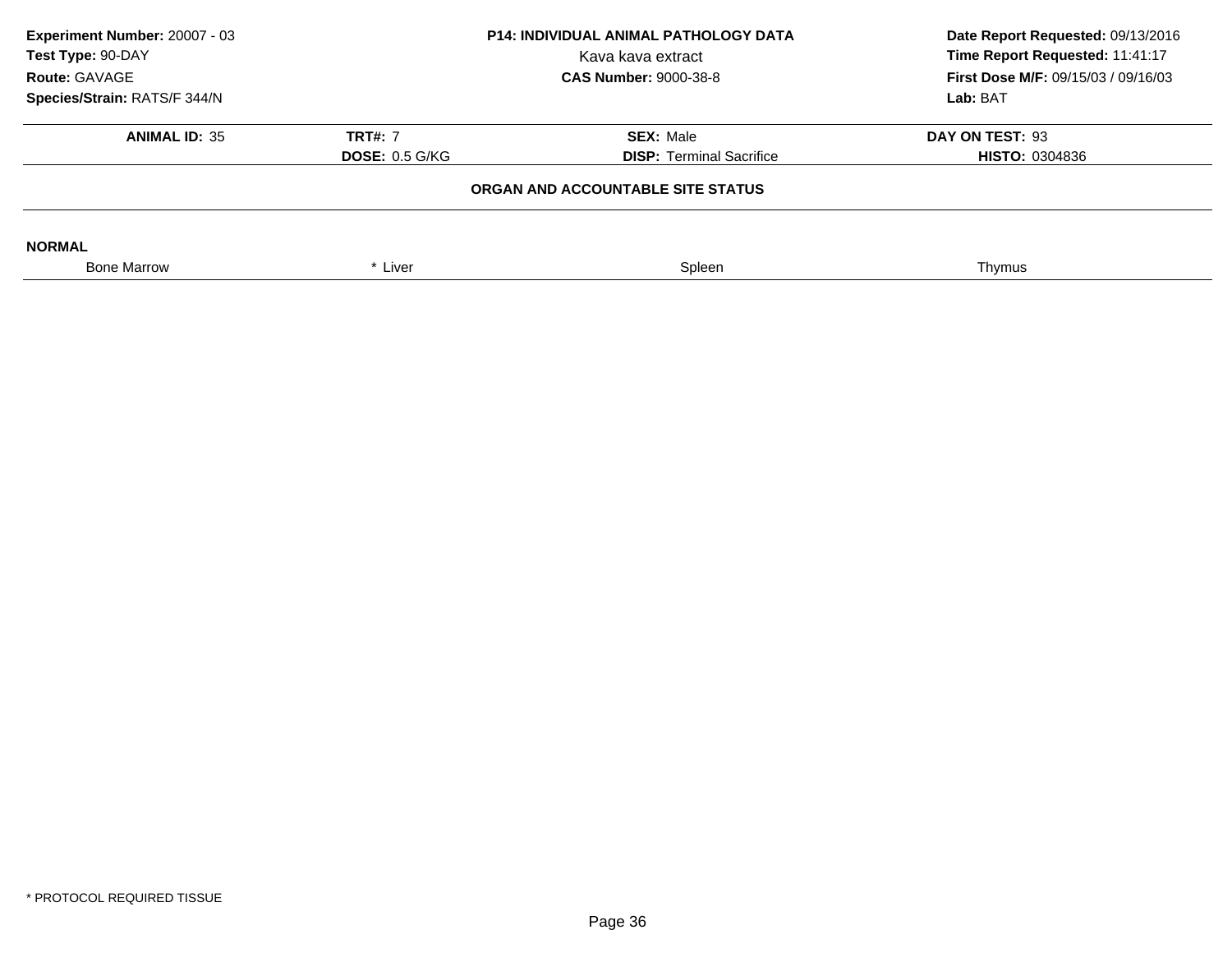**Experiment Number:** 20007 - 03
**Test Type:** 90-DAY
**Route:** GAVAGE
**Species/Strain:** RATS/F 344/N

**P14: INDIVIDUAL ANIMAL PATHOLOGY DATA**
Kava kava extract
**CAS Number:** 9000-38-8

**Date Report Requested:** 09/13/2016
**Time Report Requested:** 11:41:17
**First Dose M/F:** 09/15/03 / 09/16/03
**Lab:** BAT

| **ANIMAL ID:** 35 | **TRT#:** 7 | **SEX:** Male | **DAY ON TEST:** 93 |
|---|---|---|---|
| | **DOSE:** 0.5 G/KG | **DISP:** Terminal Sacrifice | **HISTO:** 0304836 |

**ORGAN AND ACCOUNTABLE SITE STATUS**

**NORMAL**

| Bone Marrow | * Liver | Spleen | Thymus |
|---|---|---|---|

* PROTOCOL REQUIRED TISSUE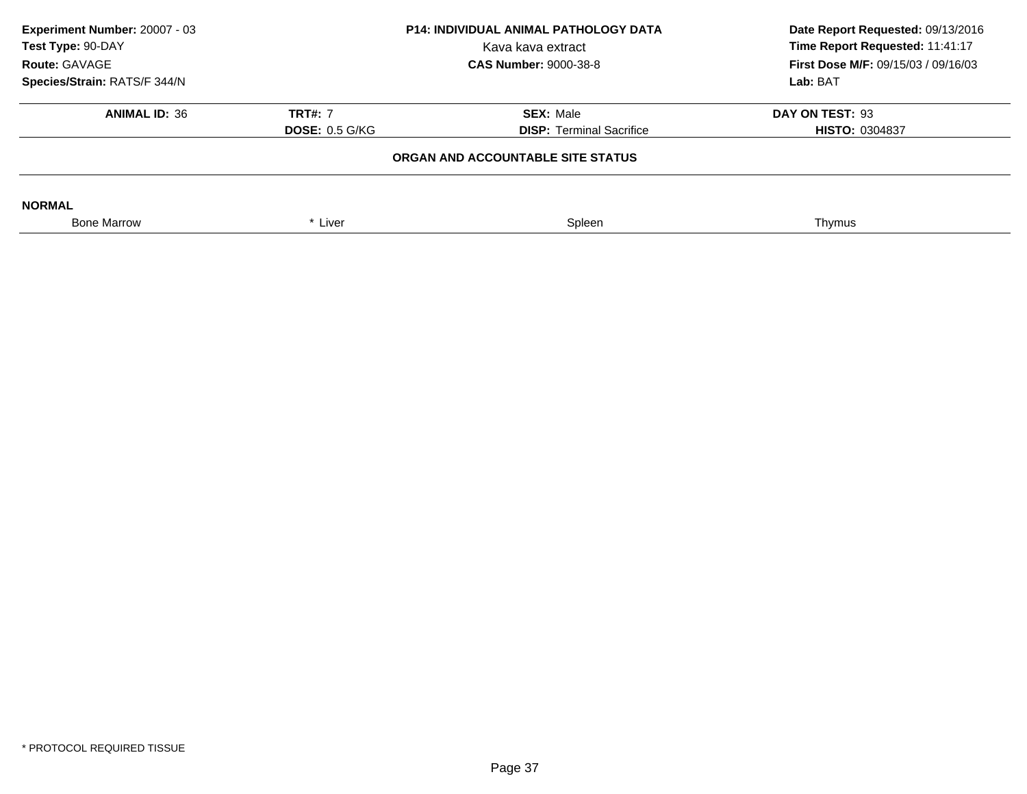**Experiment Number:** 20007 - 03
**Test Type:** 90-DAY
**Route:** GAVAGE
**Species/Strain:** RATS/F 344/N

**P14: INDIVIDUAL ANIMAL PATHOLOGY DATA**
Kava kava extract
**CAS Number:** 9000-38-8

**Date Report Requested:** 09/13/2016
**Time Report Requested:** 11:41:17
**First Dose M/F:** 09/15/03 / 09/16/03
**Lab:** BAT

| **ANIMAL ID:** 36 | **TRT#:** 7 | **SEX:** Male | **DAY ON TEST:** 93 |
|---|---|---|---|
| | **DOSE:** 0.5 G/KG | **DISP:** Terminal Sacrifice | **HISTO:** 0304837 |

**ORGAN AND ACCOUNTABLE SITE STATUS**

**NORMAL**

| Bone Marrow | * Liver | Spleen | Thymus |
|---|---|---|---|

* PROTOCOL REQUIRED TISSUE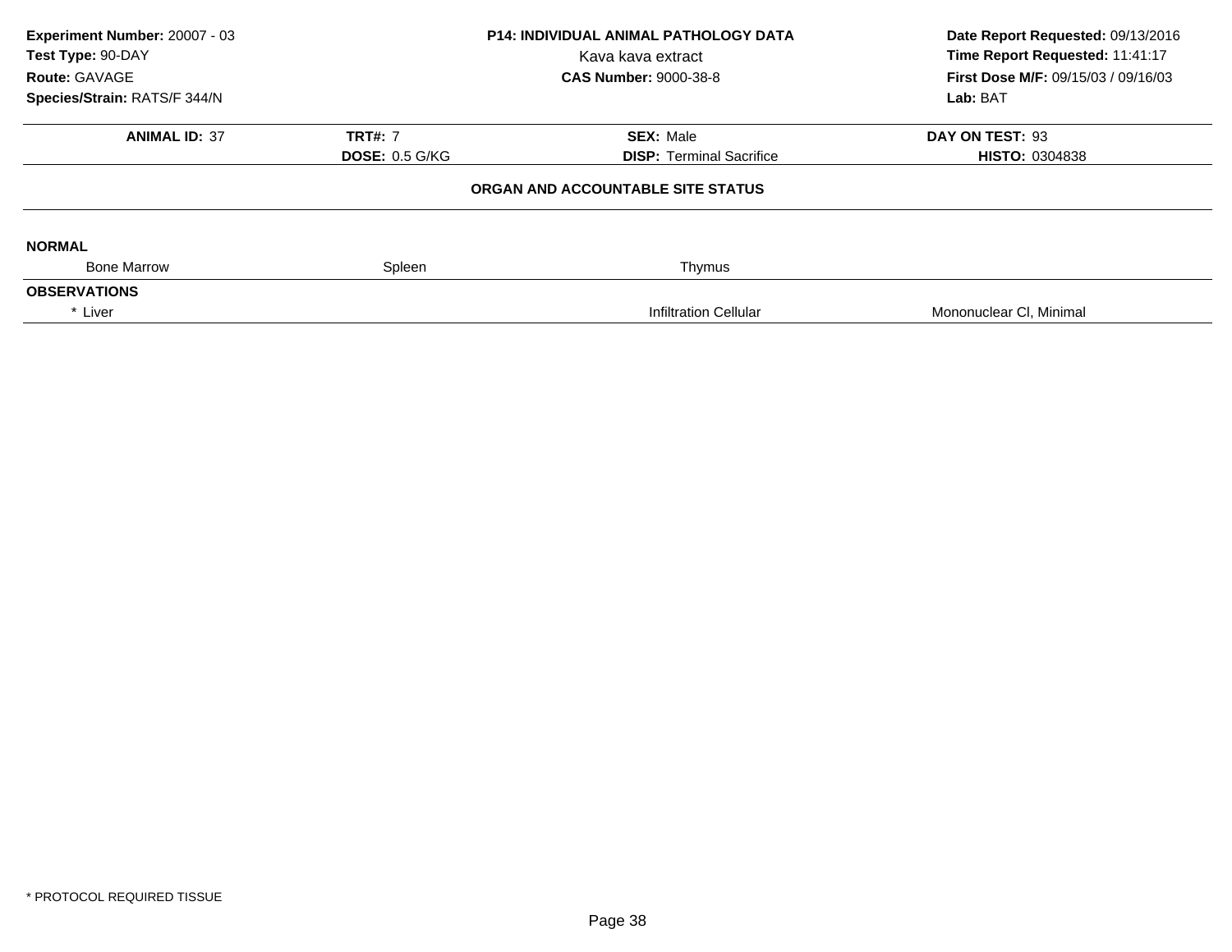**Experiment Number:** 20007 - 03
**Test Type:** 90-DAY
**Route:** GAVAGE
**Species/Strain:** RATS/F 344/N

**P14: INDIVIDUAL ANIMAL PATHOLOGY DATA**
Kava kava extract
**CAS Number:** 9000-38-8

**Date Report Requested:** 09/13/2016
**Time Report Requested:** 11:41:17
**First Dose M/F:** 09/15/03 / 09/16/03
**Lab:** BAT

| **ANIMAL ID:** 37 | **TRT#:** 7 | **SEX:** Male | **DAY ON TEST:** 93 |
|---|---|---|---|
| | **DOSE:** 0.5 G/KG | **DISP:** Terminal Sacrifice | **HISTO:** 0304838 |

**ORGAN AND ACCOUNTABLE SITE STATUS**

**NORMAL**

| Bone Marrow | Spleen | Thymus | |
|---|---|---|---|

**OBSERVATIONS**

| * Liver | | Infiltration Cellular | Mononuclear Cl, Minimal |
|---|---|---|---|

* PROTOCOL REQUIRED TISSUE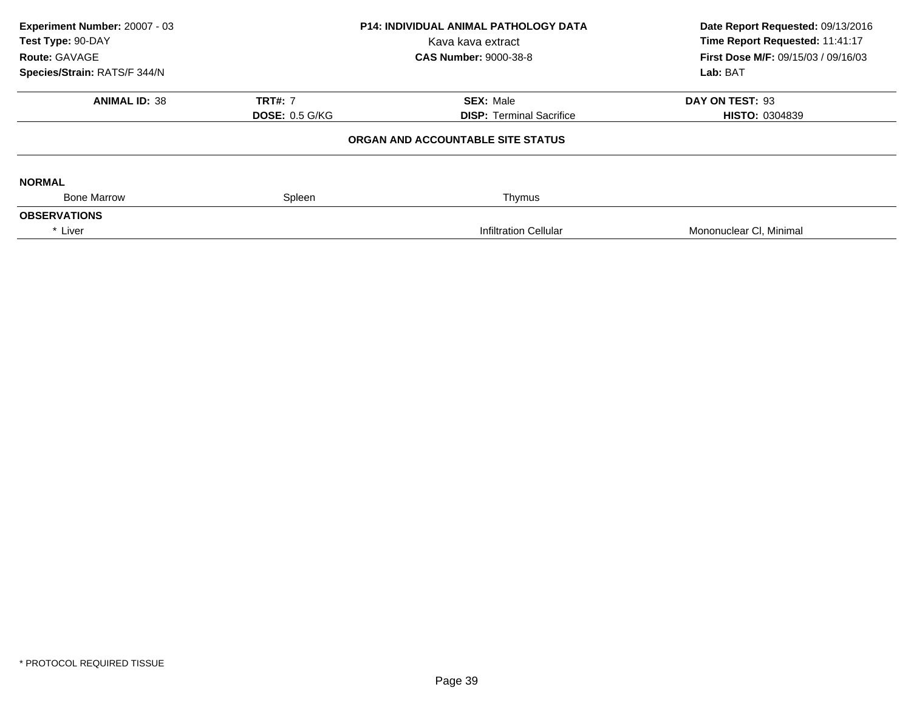**Experiment Number:** 20007 - 03
**Test Type:** 90-DAY
**Route:** GAVAGE
**Species/Strain:** RATS/F 344/N

**P14: INDIVIDUAL ANIMAL PATHOLOGY DATA**
Kava kava extract
**CAS Number:** 9000-38-8

**Date Report Requested:** 09/13/2016
**Time Report Requested:** 11:41:17
**First Dose M/F:** 09/15/03 / 09/16/03
**Lab:** BAT

| **ANIMAL ID:** 38 | **TRT#:** 7 | **SEX:** Male | **DAY ON TEST:** 93 |
|---|---|---|---|
| | **DOSE:** 0.5 G/KG | **DISP:** Terminal Sacrifice | **HISTO:** 0304839 |

**ORGAN AND ACCOUNTABLE SITE STATUS**

**NORMAL**

| Bone Marrow | Spleen | Thymus | |
|---|---|---|---|

**OBSERVATIONS**

| * Liver | | Infiltration Cellular | Mononuclear Cl, Minimal |
|---|---|---|---|

* PROTOCOL REQUIRED TISSUE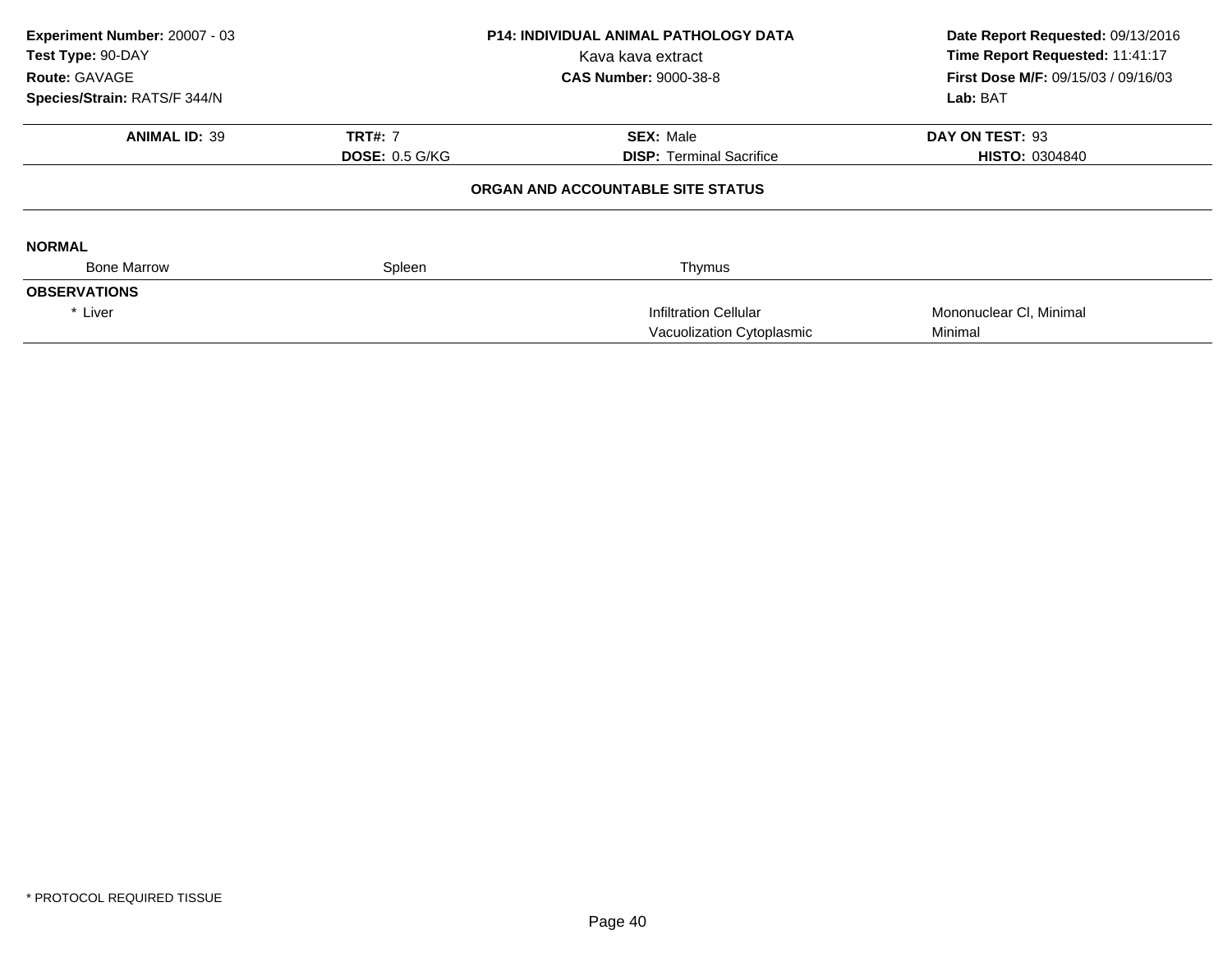**Experiment Number:** 20007 - 03
**Test Type:** 90-DAY
**Route:** GAVAGE
**Species/Strain:** RATS/F 344/N

**P14: INDIVIDUAL ANIMAL PATHOLOGY DATA**
Kava kava extract
**CAS Number:** 9000-38-8

**Date Report Requested:** 09/13/2016
**Time Report Requested:** 11:41:17
**First Dose M/F:** 09/15/03 / 09/16/03
**Lab:** BAT

| **ANIMAL ID:** 39 | **TRT#:** 7 | **SEX:** Male | **DAY ON TEST:** 93 |
|---|---|---|---|
| | **DOSE:** 0.5 G/KG | **DISP:** Terminal Sacrifice | **HISTO:** 0304840 |

**ORGAN AND ACCOUNTABLE SITE STATUS**

**NORMAL**

| Bone Marrow | Spleen | Thymus | |
|---|---|---|---|

**OBSERVATIONS**

| | | | |
|---|---|---|---|
| * Liver | | Infiltration Cellular | Mononuclear Cl, Minimal |
| | | Vacuolization Cytoplasmic | Minimal |

* PROTOCOL REQUIRED TISSUE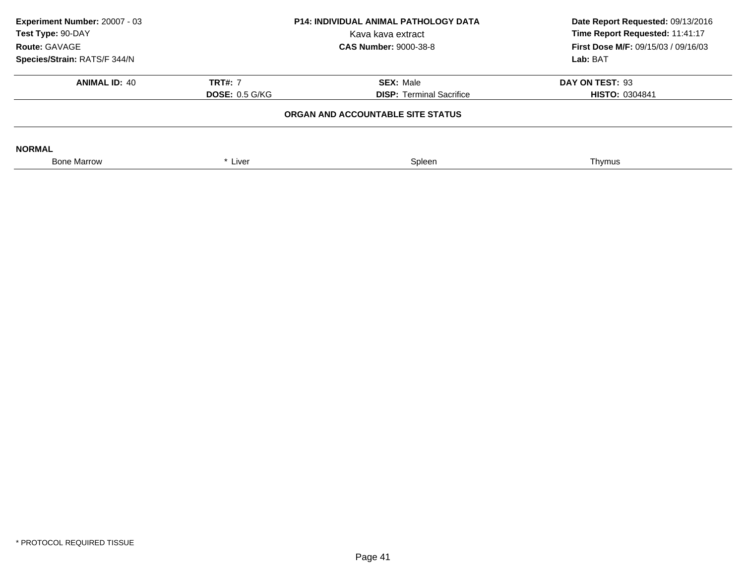**Experiment Number:** 20007 - 03
**Test Type:** 90-DAY
**Route:** GAVAGE
**Species/Strain:** RATS/F 344/N

**P14: INDIVIDUAL ANIMAL PATHOLOGY DATA**
Kava kava extract
**CAS Number:** 9000-38-8

**Date Report Requested:** 09/13/2016
**Time Report Requested:** 11:41:17
**First Dose M/F:** 09/15/03 / 09/16/03
**Lab:** BAT

| **ANIMAL ID:** 40 | **TRT#:** 7 | **SEX:** Male | **DAY ON TEST:** 93 |
|---|---|---|---|
| | **DOSE:** 0.5 G/KG | **DISP:** Terminal Sacrifice | **HISTO:** 0304841 |

**ORGAN AND ACCOUNTABLE SITE STATUS**

**NORMAL**

| Bone Marrow | * Liver | Spleen | Thymus |
|---|---|---|---|

* PROTOCOL REQUIRED TISSUE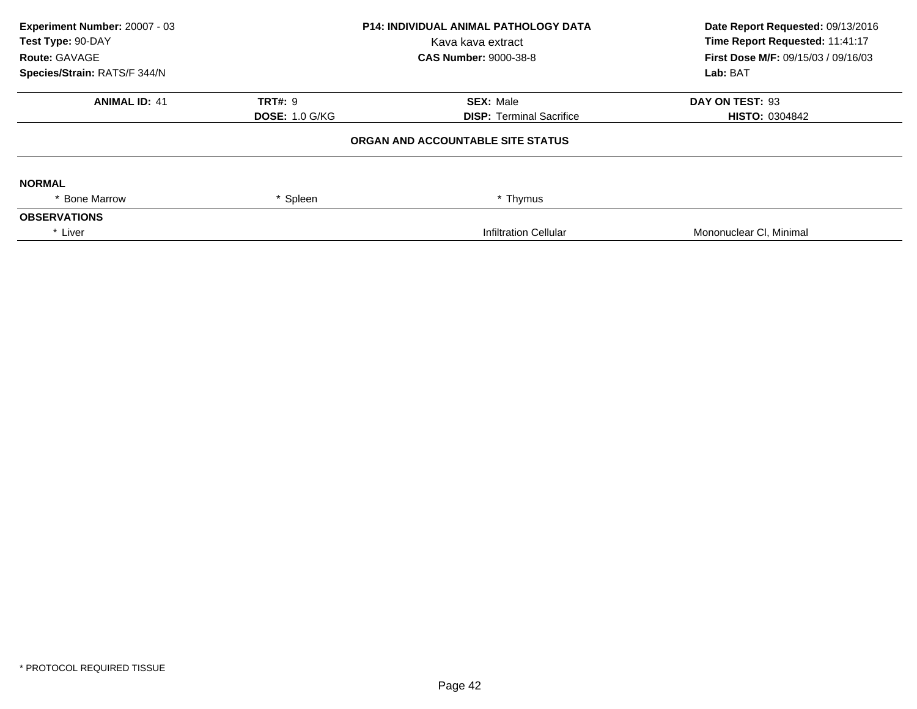**Experiment Number:** 20007 - 03
**Test Type:** 90-DAY
**Route:** GAVAGE
**Species/Strain:** RATS/F 344/N

**P14: INDIVIDUAL ANIMAL PATHOLOGY DATA**
Kava kava extract
**CAS Number:** 9000-38-8

**Date Report Requested:** 09/13/2016
**Time Report Requested:** 11:41:17
**First Dose M/F:** 09/15/03 / 09/16/03
**Lab:** BAT

| **ANIMAL ID:** 41 | **TRT#:** 9 | **SEX:** Male | **DAY ON TEST:** 93 |
|---|---|---|---|
| | **DOSE:** 1.0 G/KG | **DISP:** Terminal Sacrifice | **HISTO:** 0304842 |

**ORGAN AND ACCOUNTABLE SITE STATUS**

**NORMAL**

| * Bone Marrow | * Spleen | * Thymus | |
|---|---|---|---|

**OBSERVATIONS**

| * Liver | | Infiltration Cellular | Mononuclear Cl, Minimal |
|---|---|---|---|

* PROTOCOL REQUIRED TISSUE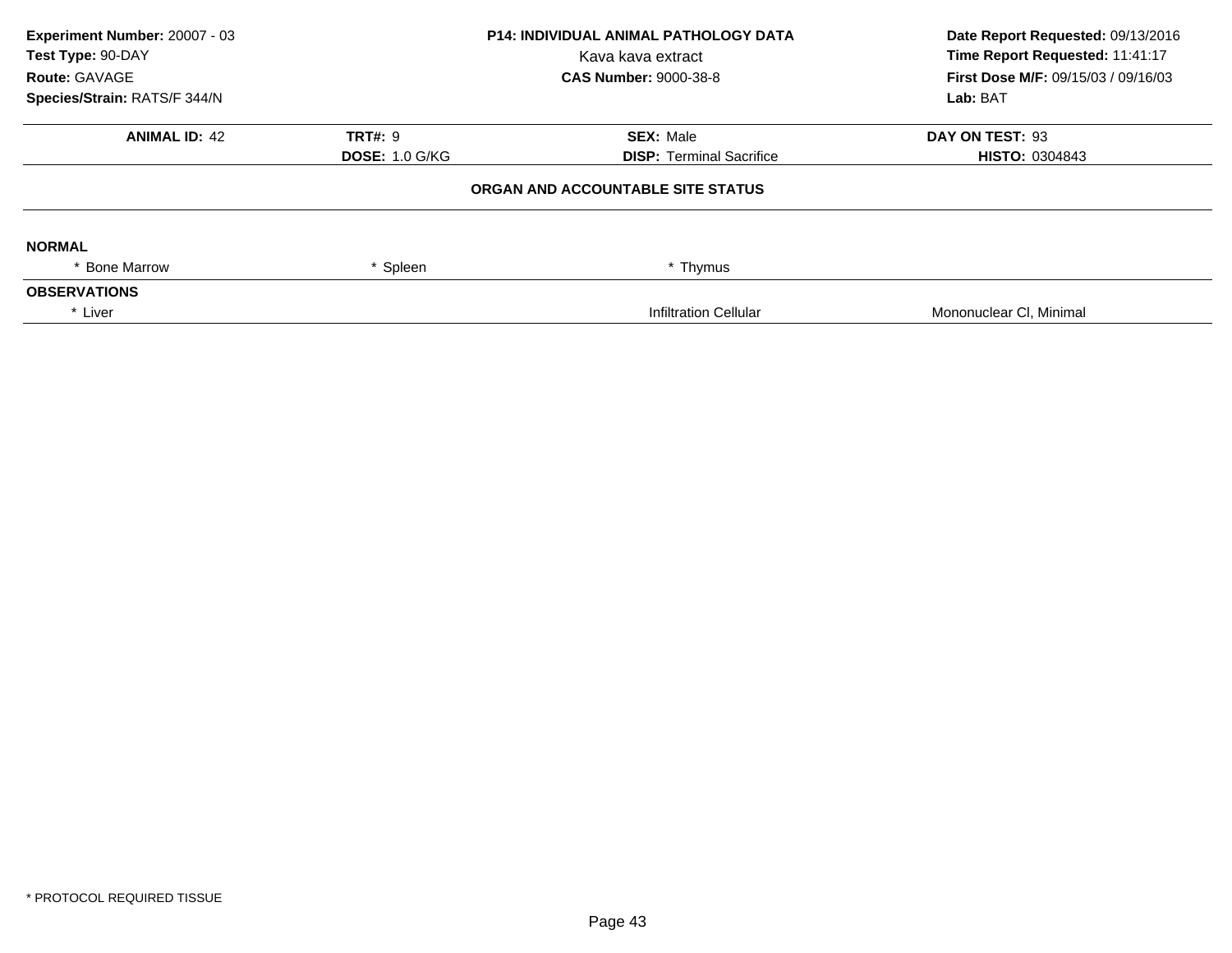**Experiment Number:** 20007 - 03
**Test Type:** 90-DAY
**Route:** GAVAGE
**Species/Strain:** RATS/F 344/N

**P14: INDIVIDUAL ANIMAL PATHOLOGY DATA**
Kava kava extract
**CAS Number:** 9000-38-8

**Date Report Requested:** 09/13/2016
**Time Report Requested:** 11:41:17
**First Dose M/F:** 09/15/03 / 09/16/03
**Lab:** BAT

| **ANIMAL ID:** 42 | **TRT#:** 9 | **SEX:** Male | **DAY ON TEST:** 93 |
|---|---|---|---|
| | **DOSE:** 1.0 G/KG | **DISP:** Terminal Sacrifice | **HISTO:** 0304843 |

**ORGAN AND ACCOUNTABLE SITE STATUS**

**NORMAL**

| * Bone Marrow | * Spleen | * Thymus | |
|---|---|---|---|

**OBSERVATIONS**

| * Liver | | Infiltration Cellular | Mononuclear Cl, Minimal |
|---|---|---|---|

* PROTOCOL REQUIRED TISSUE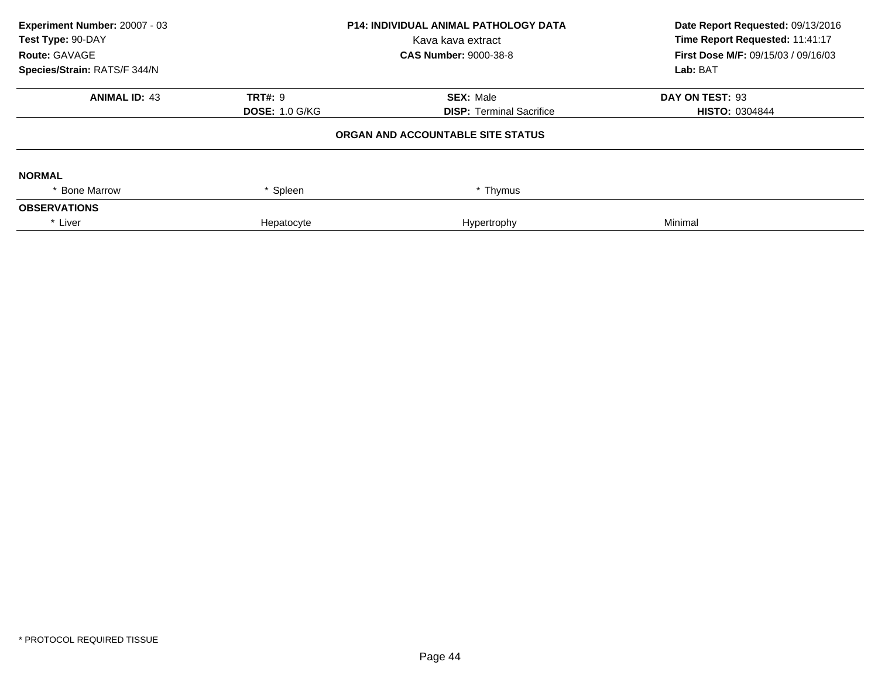**Experiment Number:** 20007 - 03
**Test Type:** 90-DAY
**Route:** GAVAGE
**Species/Strain:** RATS/F 344/N

**P14: INDIVIDUAL ANIMAL PATHOLOGY DATA**
Kava kava extract
**CAS Number:** 9000-38-8

**Date Report Requested:** 09/13/2016
**Time Report Requested:** 11:41:17
**First Dose M/F:** 09/15/03 / 09/16/03
**Lab:** BAT

| **ANIMAL ID:** 43 | **TRT#:** 9 | **SEX:** Male | **DAY ON TEST:** 93 |
|---|---|---|---|
| | **DOSE:** 1.0 G/KG | **DISP:** Terminal Sacrifice | **HISTO:** 0304844 |

**ORGAN AND ACCOUNTABLE SITE STATUS**

**NORMAL**

| | | | |
|---|---|---|---|
| * Bone Marrow | * Spleen | * Thymus | |

**OBSERVATIONS**

| | | | |
|---|---|---|---|
| * Liver | Hepatocyte | Hypertrophy | Minimal |

* PROTOCOL REQUIRED TISSUE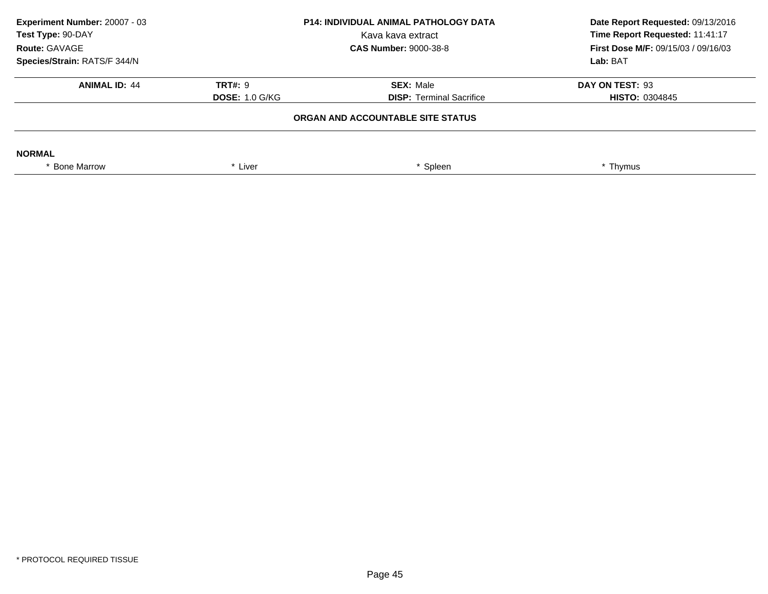**Experiment Number:** 20007 - 03
**Test Type:** 90-DAY
**Route:** GAVAGE
**Species/Strain:** RATS/F 344/N

**P14: INDIVIDUAL ANIMAL PATHOLOGY DATA**
Kava kava extract
**CAS Number:** 9000-38-8

**Date Report Requested:** 09/13/2016
**Time Report Requested:** 11:41:17
**First Dose M/F:** 09/15/03 / 09/16/03
**Lab:** BAT

| **ANIMAL ID:** 44 | **TRT#:** 9 | **SEX:** Male | **DAY ON TEST:** 93 |
|---|---|---|---|
| | **DOSE:** 1.0 G/KG | **DISP:** Terminal Sacrifice | **HISTO:** 0304845 |

## ORGAN AND ACCOUNTABLE SITE STATUS

**NORMAL**

| * Bone Marrow | * Liver | * Spleen | * Thymus |
|---|---|---|---|

* PROTOCOL REQUIRED TISSUE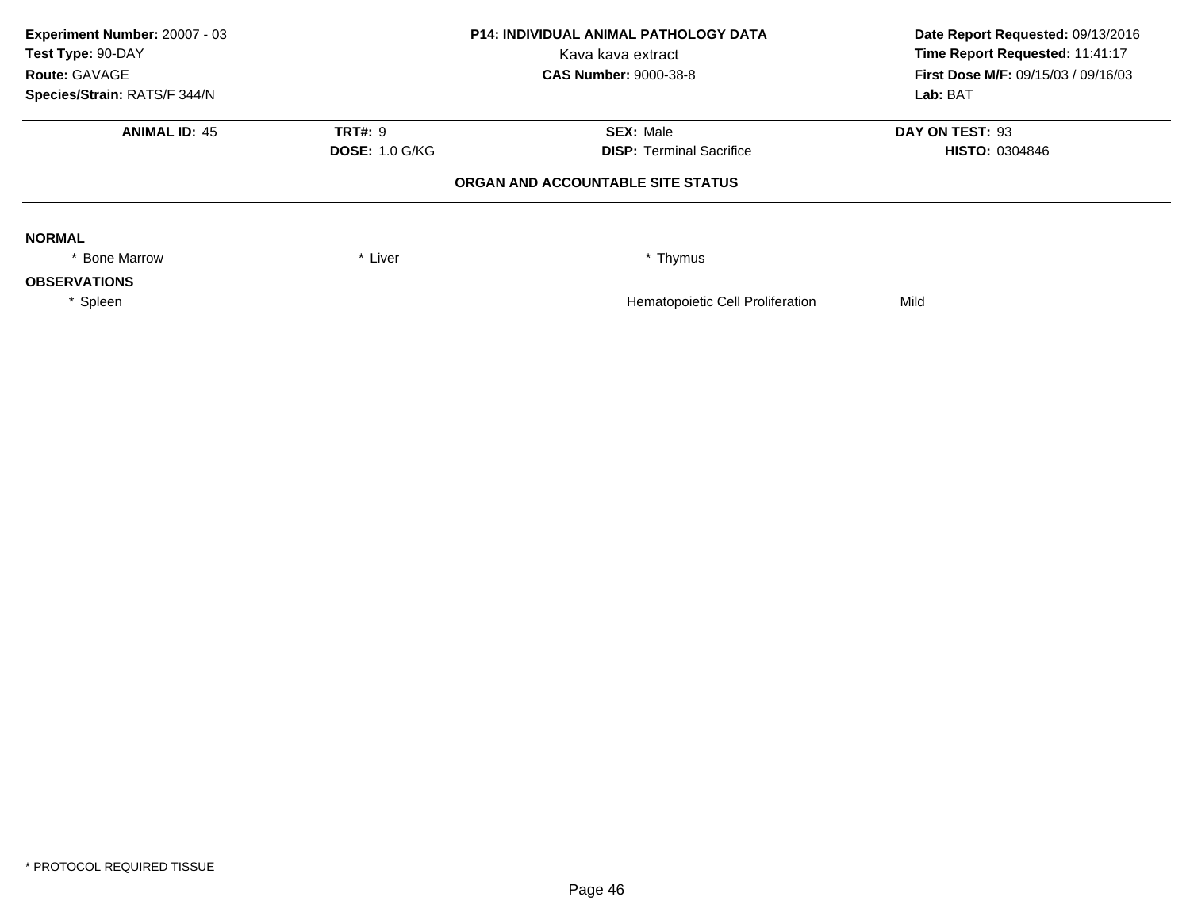**Experiment Number:** 20007 - 03
**Test Type:** 90-DAY
**Route:** GAVAGE
**Species/Strain:** RATS/F 344/N

**P14: INDIVIDUAL ANIMAL PATHOLOGY DATA**
Kava kava extract
**CAS Number:** 9000-38-8

**Date Report Requested:** 09/13/2016
**Time Report Requested:** 11:41:17
**First Dose M/F:** 09/15/03 / 09/16/03
**Lab:** BAT

| **ANIMAL ID:** 45 | **TRT#:** 9 | **SEX:** Male | **DAY ON TEST:** 93 |
|---|---|---|---|
| | **DOSE:** 1.0 G/KG | **DISP:** Terminal Sacrifice | **HISTO:** 0304846 |

**ORGAN AND ACCOUNTABLE SITE STATUS**

**NORMAL**

| * Bone Marrow | * Liver | * Thymus | |
|---|---|---|---|

**OBSERVATIONS**

| * Spleen | | Hematopoietic Cell Proliferation | Mild |
|---|---|---|---|

\* PROTOCOL REQUIRED TISSUE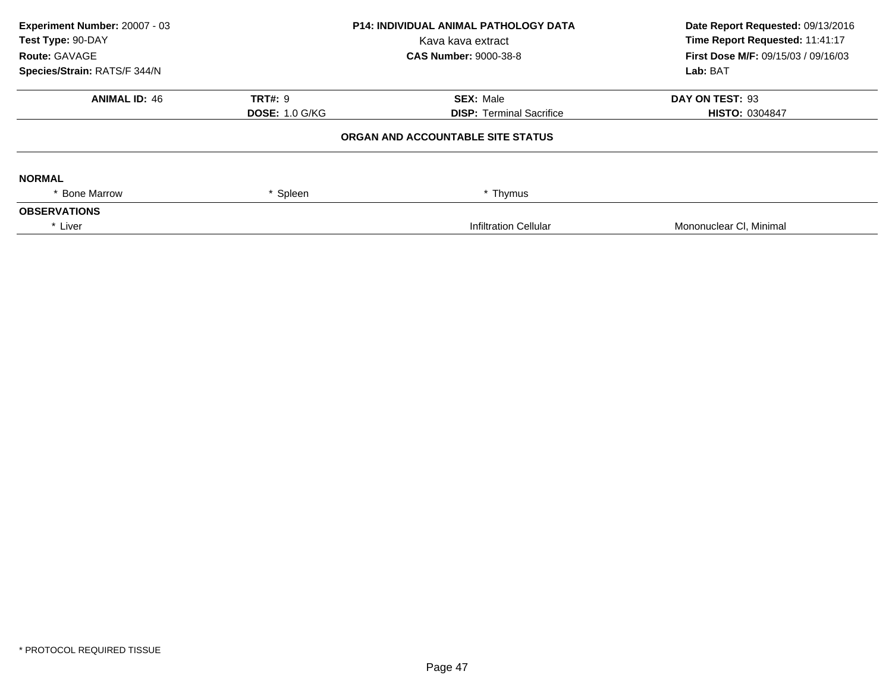**Experiment Number:** 20007 - 03
**Test Type:** 90-DAY
**Route:** GAVAGE
**Species/Strain:** RATS/F 344/N

**P14: INDIVIDUAL ANIMAL PATHOLOGY DATA**
Kava kava extract
**CAS Number:** 9000-38-8

**Date Report Requested:** 09/13/2016
**Time Report Requested:** 11:41:17
**First Dose M/F:** 09/15/03 / 09/16/03
**Lab:** BAT

| **ANIMAL ID:** 46 | **TRT#:** 9 | **SEX:** Male | **DAY ON TEST:** 93 |
|---|---|---|---|
| | **DOSE:** 1.0 G/KG | **DISP:** Terminal Sacrifice | **HISTO:** 0304847 |

**ORGAN AND ACCOUNTABLE SITE STATUS**

**NORMAL**

| * Bone Marrow | * Spleen | * Thymus | |
|---|---|---|---|

**OBSERVATIONS**

| * Liver | | Infiltration Cellular | Mononuclear Cl, Minimal |
|---|---|---|---|

* PROTOCOL REQUIRED TISSUE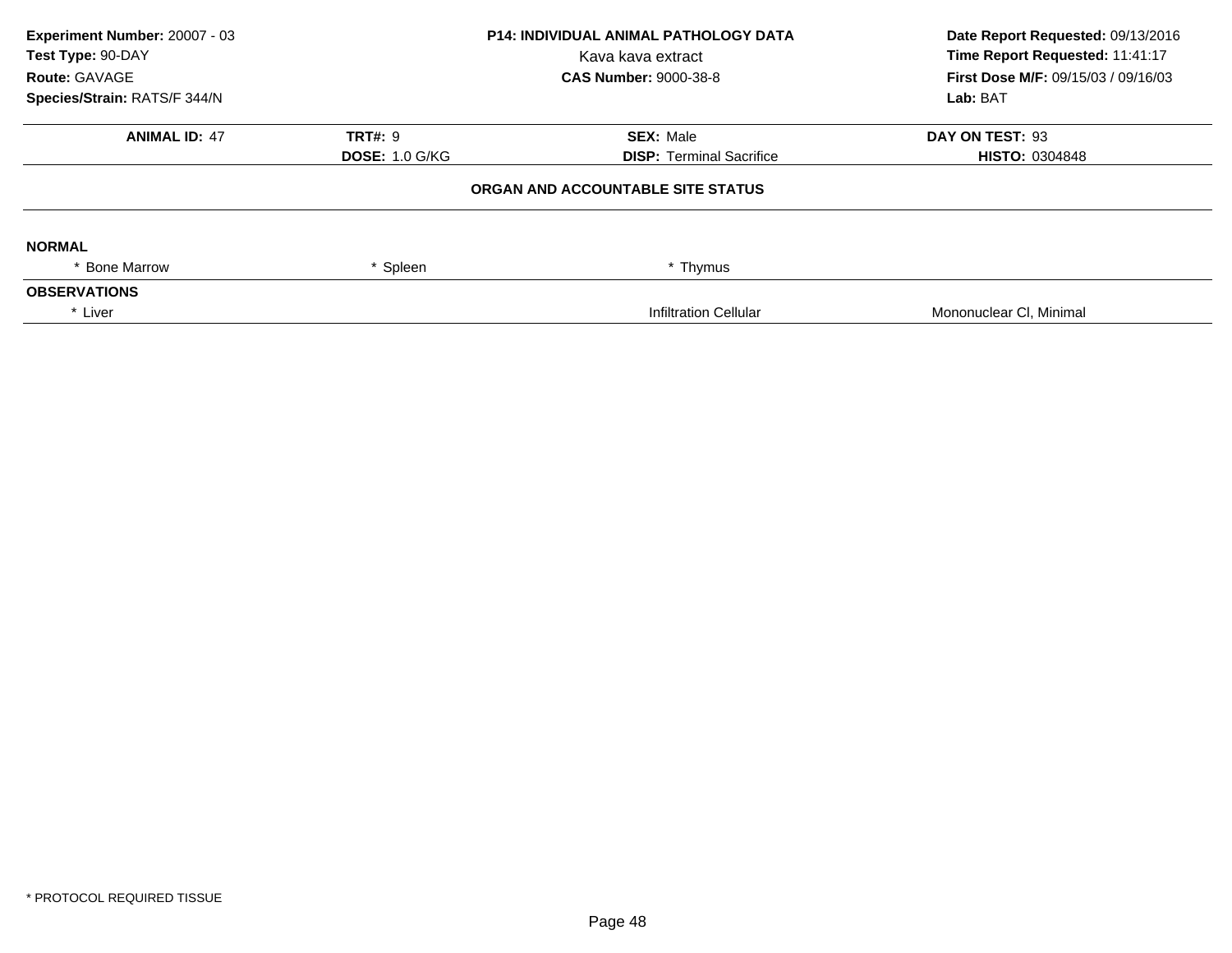**Experiment Number:** 20007 - 03
**Test Type:** 90-DAY
**Route:** GAVAGE
**Species/Strain:** RATS/F 344/N

**P14: INDIVIDUAL ANIMAL PATHOLOGY DATA**
Kava kava extract
**CAS Number:** 9000-38-8

**Date Report Requested:** 09/13/2016
**Time Report Requested:** 11:41:17
**First Dose M/F:** 09/15/03 / 09/16/03
**Lab:** BAT

| **ANIMAL ID:** 47 | **TRT#:** 9 | **SEX:** Male | **DAY ON TEST:** 93 |
|---|---|---|---|
| | **DOSE:** 1.0 G/KG | **DISP:** Terminal Sacrifice | **HISTO:** 0304848 |

**ORGAN AND ACCOUNTABLE SITE STATUS**

**NORMAL**

| * Bone Marrow | * Spleen | * Thymus | |
|---|---|---|---|

**OBSERVATIONS**

| * Liver | | Infiltration Cellular | Mononuclear Cl, Minimal |
|---|---|---|---|

* PROTOCOL REQUIRED TISSUE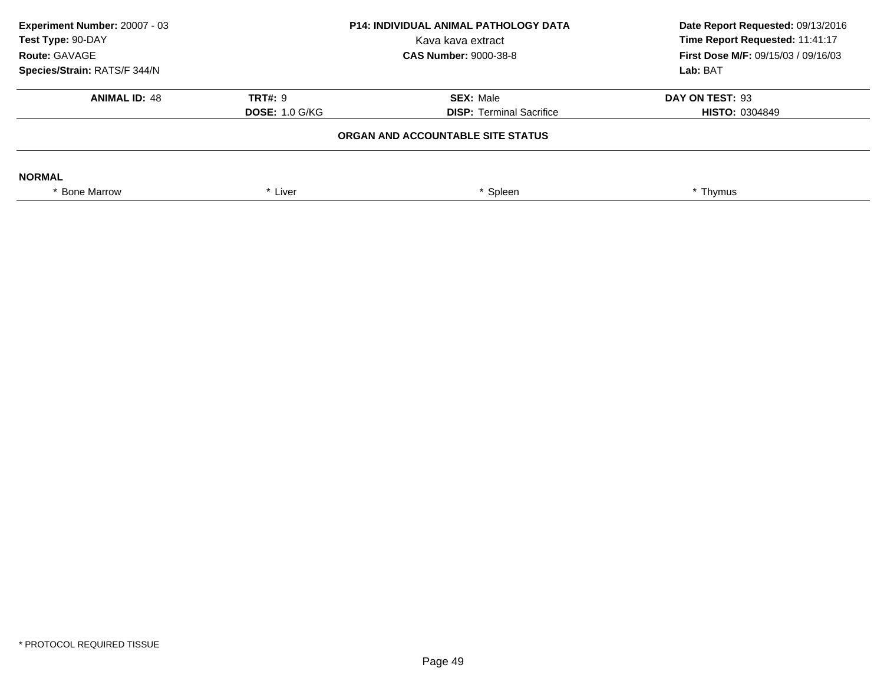**Experiment Number:** 20007 - 03
**Test Type:** 90-DAY
**Route:** GAVAGE
**Species/Strain:** RATS/F 344/N

**P14: INDIVIDUAL ANIMAL PATHOLOGY DATA**
Kava kava extract
**CAS Number:** 9000-38-8

**Date Report Requested:** 09/13/2016
**Time Report Requested:** 11:41:17
**First Dose M/F:** 09/15/03 / 09/16/03
**Lab:** BAT

| **ANIMAL ID:** 48 | **TRT#:** 9 | **SEX:** Male | **DAY ON TEST:** 93 |
|---|---|---|---|
| | **DOSE:** 1.0 G/KG | **DISP:** Terminal Sacrifice | **HISTO:** 0304849 |

### ORGAN AND ACCOUNTABLE SITE STATUS

**NORMAL**

| * Bone Marrow | * Liver | * Spleen | * Thymus |
|---|---|---|---|

* PROTOCOL REQUIRED TISSUE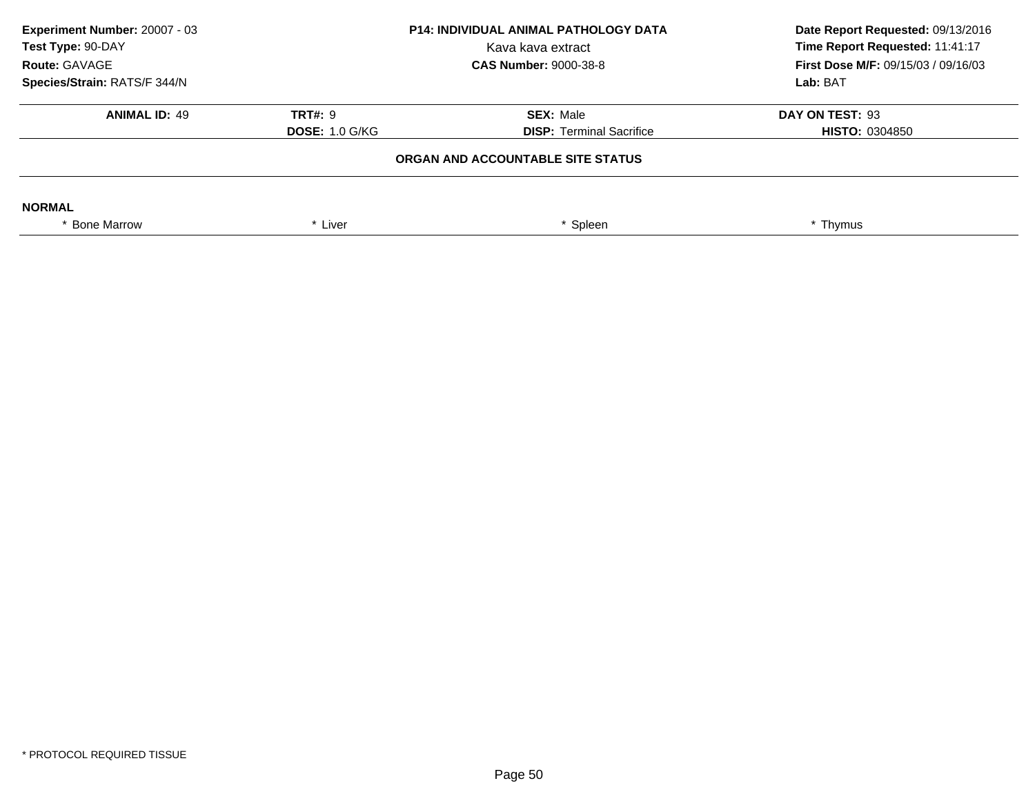**Experiment Number:** 20007 - 03
**Test Type:** 90-DAY
**Route:** GAVAGE
**Species/Strain:** RATS/F 344/N

**P14: INDIVIDUAL ANIMAL PATHOLOGY DATA**
Kava kava extract
**CAS Number:** 9000-38-8

**Date Report Requested:** 09/13/2016
**Time Report Requested:** 11:41:17
**First Dose M/F:** 09/15/03 / 09/16/03
**Lab:** BAT

| **ANIMAL ID:** 49 | **TRT#:** 9 | **SEX:** Male | **DAY ON TEST:** 93 |
|---|---|---|---|
| | **DOSE:** 1.0 G/KG | **DISP:** Terminal Sacrifice | **HISTO:** 0304850 |

**ORGAN AND ACCOUNTABLE SITE STATUS**

**NORMAL**

| * Bone Marrow | * Liver | * Spleen | * Thymus |
|---|---|---|---|

* PROTOCOL REQUIRED TISSUE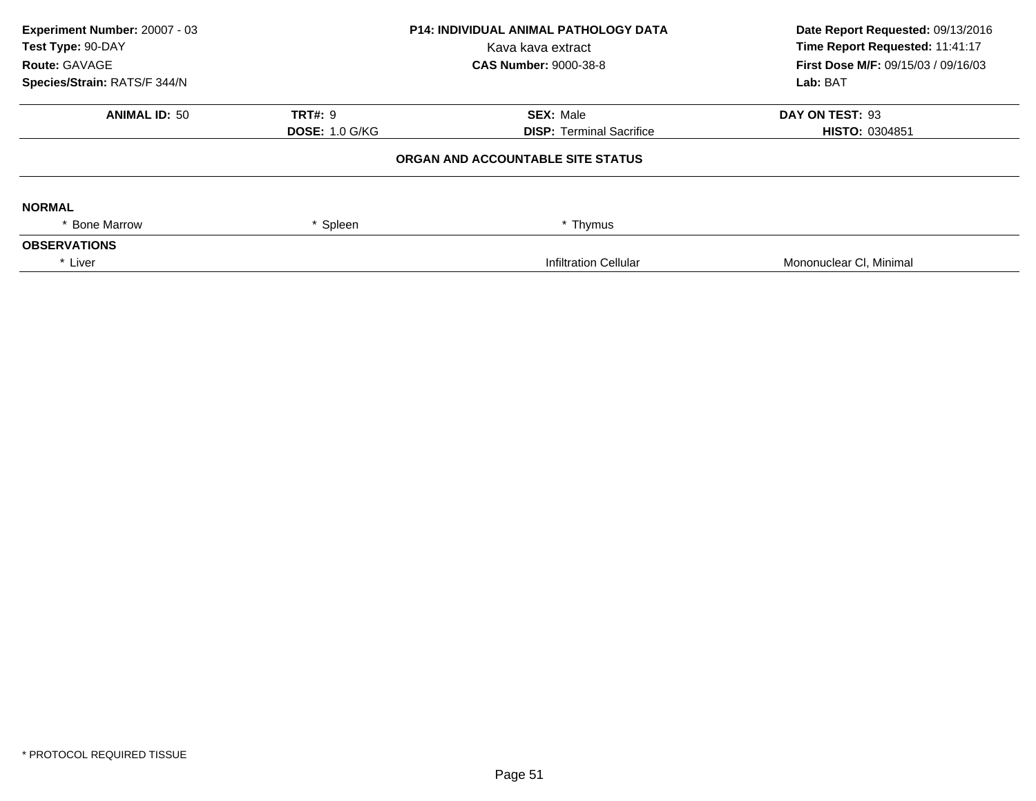**Experiment Number:** 20007 - 03
**Test Type:** 90-DAY
**Route:** GAVAGE
**Species/Strain:** RATS/F 344/N

**P14: INDIVIDUAL ANIMAL PATHOLOGY DATA**
Kava kava extract
**CAS Number:** 9000-38-8

**Date Report Requested:** 09/13/2016
**Time Report Requested:** 11:41:17
**First Dose M/F:** 09/15/03 / 09/16/03
**Lab:** BAT

| **ANIMAL ID:** 50 | **TRT#:** 9 | **SEX:** Male | **DAY ON TEST:** 93 |
|---|---|---|---|
| | **DOSE:** 1.0 G/KG | **DISP:** Terminal Sacrifice | **HISTO:** 0304851 |

**ORGAN AND ACCOUNTABLE SITE STATUS**

**NORMAL**

| * Bone Marrow | * Spleen | * Thymus | |
|---|---|---|---|

**OBSERVATIONS**

| * Liver | | Infiltration Cellular | Mononuclear Cl, Minimal |
|---|---|---|---|

* PROTOCOL REQUIRED TISSUE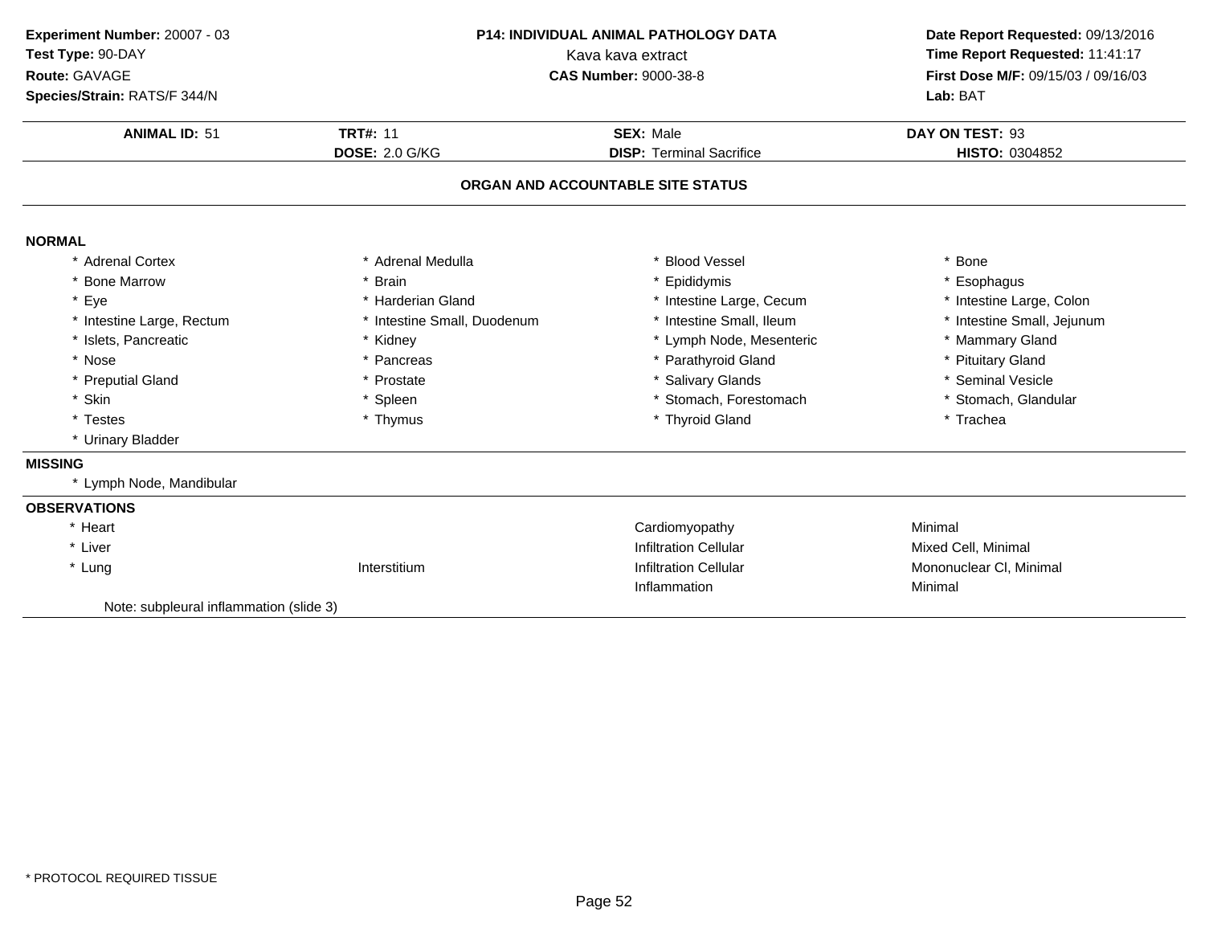**Experiment Number:** 20007 - 03
**Test Type:** 90-DAY
**Route:** GAVAGE
**Species/Strain:** RATS/F 344/N

**P14: INDIVIDUAL ANIMAL PATHOLOGY DATA**
Kava kava extract
**CAS Number:** 9000-38-8

**Date Report Requested:** 09/13/2016
**Time Report Requested:** 11:41:17
**First Dose M/F:** 09/15/03 / 09/16/03
**Lab:** BAT

| **ANIMAL ID:** 51 | **TRT#:** 11 | **SEX:** Male | **DAY ON TEST:** 93 |
|---|---|---|---|
| | **DOSE:** 2.0 G/KG | **DISP:** Terminal Sacrifice | **HISTO:** 0304852 |

**ORGAN AND ACCOUNTABLE SITE STATUS**

**NORMAL**

| | | | |
|---|---|---|---|
| * Adrenal Cortex | * Adrenal Medulla | * Blood Vessel | * Bone |
| * Bone Marrow | * Brain | * Epididymis | * Esophagus |
| * Eye | * Harderian Gland | * Intestine Large, Cecum | * Intestine Large, Colon |
| * Intestine Large, Rectum | * Intestine Small, Duodenum | * Intestine Small, Ileum | * Intestine Small, Jejunum |
| * Islets, Pancreatic | * Kidney | * Lymph Node, Mesenteric | * Mammary Gland |
| * Nose | * Pancreas | * Parathyroid Gland | * Pituitary Gland |
| * Preputial Gland | * Prostate | * Salivary Glands | * Seminal Vesicle |
| * Skin | * Spleen | * Stomach, Forestomach | * Stomach, Glandular |
| * Testes | * Thymus | * Thyroid Gland | * Trachea |
| * Urinary Bladder | | | |

**MISSING**

* Lymph Node, Mandibular

**OBSERVATIONS**

| | | | |
|---|---|---|---|
| * Heart | | Cardiomyopathy | Minimal |
| * Liver | | Infiltration Cellular | Mixed Cell, Minimal |
| * Lung | Interstitium | Infiltration Cellular | Mononuclear Cl, Minimal |
| | | Inflammation | Minimal |

Note: subpleural inflammation (slide 3)

* PROTOCOL REQUIRED TISSUE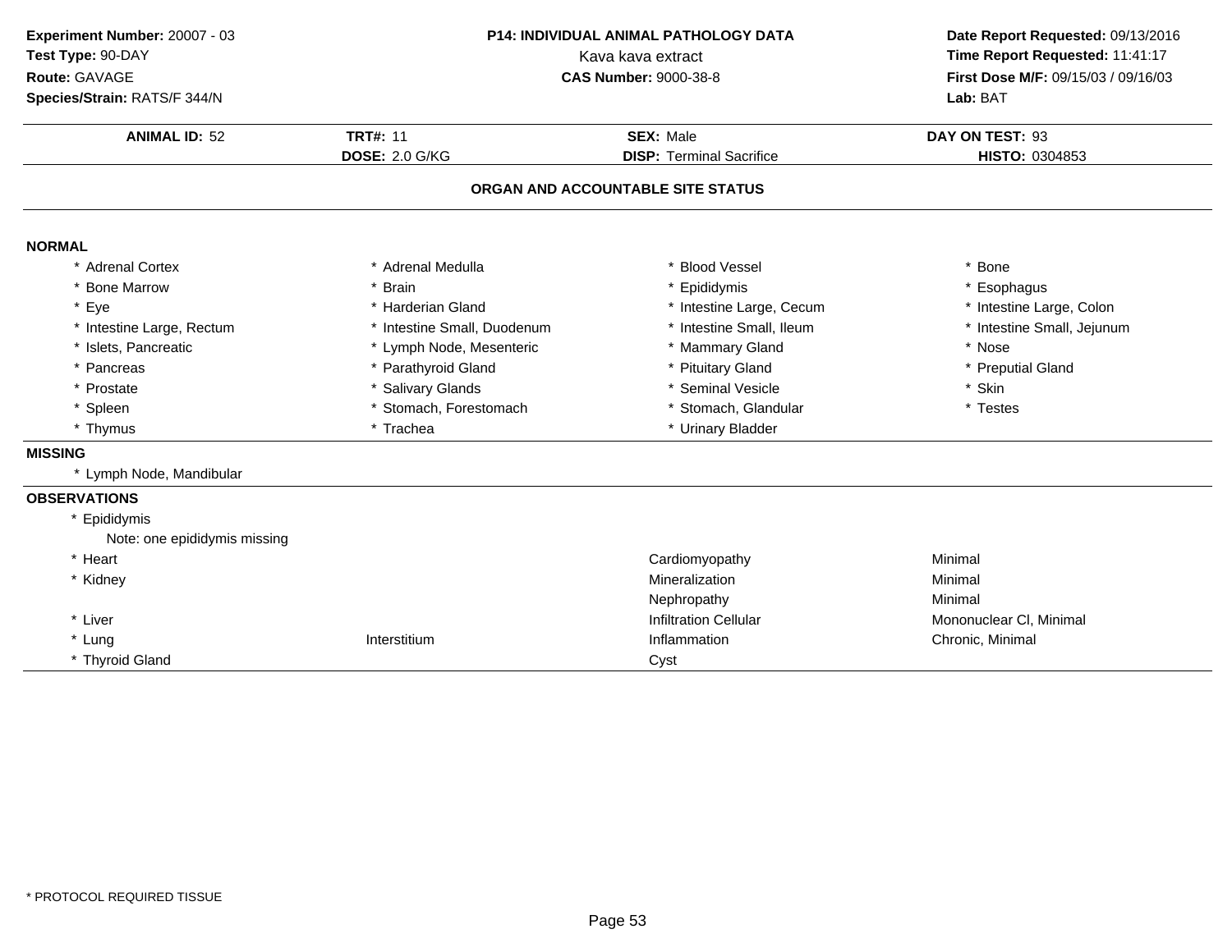**Experiment Number:** 20007 - 03
**Test Type:** 90-DAY
**Route:** GAVAGE
**Species/Strain:** RATS/F 344/N

**P14: INDIVIDUAL ANIMAL PATHOLOGY DATA**
Kava kava extract
**CAS Number:** 9000-38-8

**Date Report Requested:** 09/13/2016
**Time Report Requested:** 11:41:17
**First Dose M/F:** 09/15/03 / 09/16/03
**Lab:** BAT

| **ANIMAL ID:** 52 | **TRT#:** 11 | **SEX:** Male | **DAY ON TEST:** 93 |
|---|---|---|---|
| | **DOSE:** 2.0 G/KG | **DISP:** Terminal Sacrifice | **HISTO:** 0304853 |

## ORGAN AND ACCOUNTABLE SITE STATUS

### NORMAL

| | | | |
|---|---|---|---|
| * Adrenal Cortex | * Adrenal Medulla | * Blood Vessel | * Bone |
| * Bone Marrow | * Brain | * Epididymis | * Esophagus |
| * Eye | * Harderian Gland | * Intestine Large, Cecum | * Intestine Large, Colon |
| * Intestine Large, Rectum | * Intestine Small, Duodenum | * Intestine Small, Ileum | * Intestine Small, Jejunum |
| * Islets, Pancreatic | * Lymph Node, Mesenteric | * Mammary Gland | * Nose |
| * Pancreas | * Parathyroid Gland | * Pituitary Gland | * Preputial Gland |
| * Prostate | * Salivary Glands | * Seminal Vesicle | * Skin |
| * Spleen | * Stomach, Forestomach | * Stomach, Glandular | * Testes |
| * Thymus | * Trachea | * Urinary Bladder | |

### MISSING

* Lymph Node, Mandibular

### OBSERVATIONS

| | | | |
|---|---|---|---|
| * Epididymis | | | |
| Note: one epididymis missing | | | |
| * Heart | | Cardiomyopathy | Minimal |
| * Kidney | | Mineralization | Minimal |
| | | Nephropathy | Minimal |
| * Liver | | Infiltration Cellular | Mononuclear Cl, Minimal |
| * Lung | Interstitium | Inflammation | Chronic, Minimal |
| * Thyroid Gland | | Cyst | |

\* PROTOCOL REQUIRED TISSUE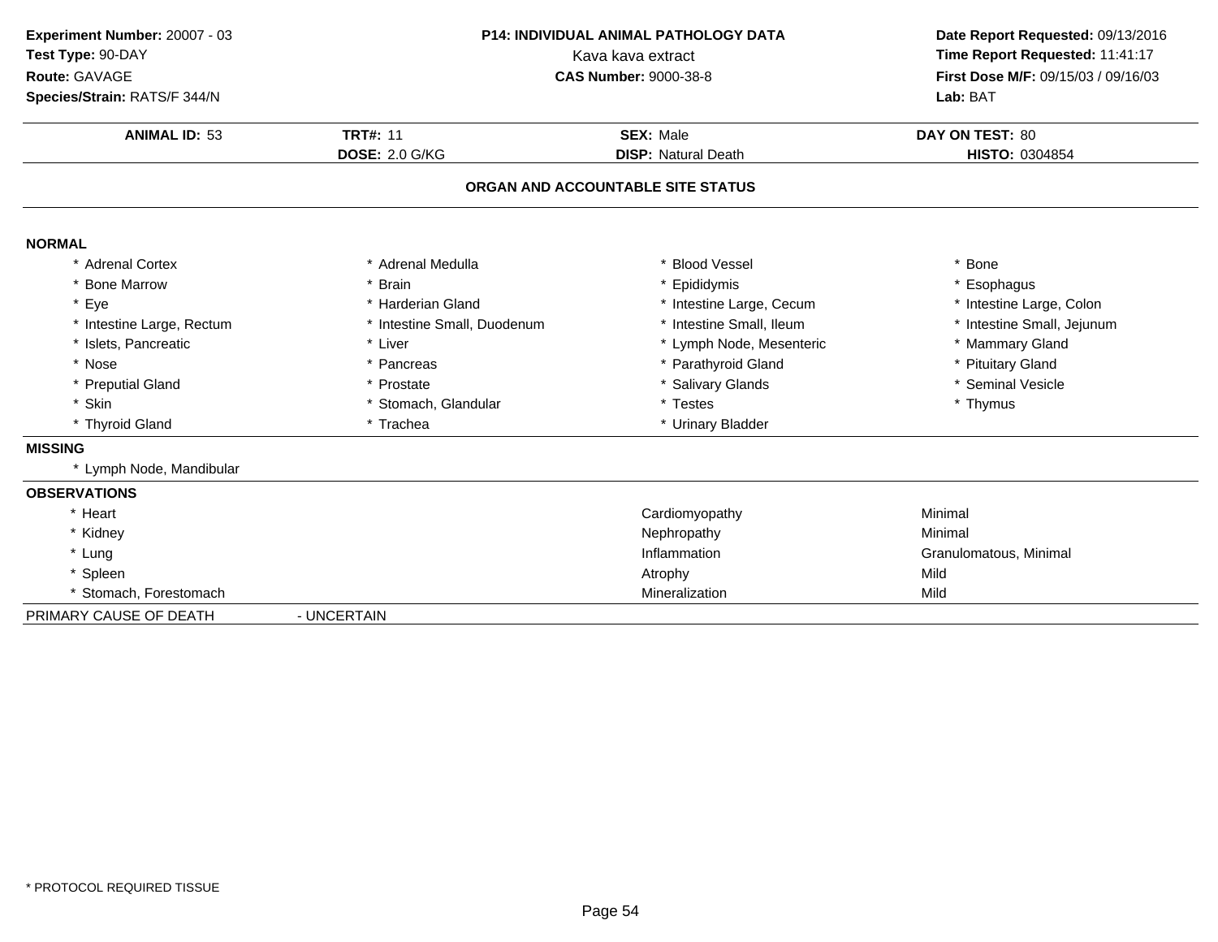**Experiment Number:** 20007 - 03
**Test Type:** 90-DAY
**Route:** GAVAGE
**Species/Strain:** RATS/F 344/N

**P14: INDIVIDUAL ANIMAL PATHOLOGY DATA**
Kava kava extract
**CAS Number:** 9000-38-8

**Date Report Requested:** 09/13/2016
**Time Report Requested:** 11:41:17
**First Dose M/F:** 09/15/03 / 09/16/03
**Lab:** BAT

| **ANIMAL ID:** 53 | **TRT#:** 11 | **SEX:** Male | **DAY ON TEST:** 80 |
|---|---|---|---|
| | **DOSE:** 2.0 G/KG | **DISP:** Natural Death | **HISTO:** 0304854 |

## ORGAN AND ACCOUNTABLE SITE STATUS

**NORMAL**

| | | | |
|---|---|---|---|
| * Adrenal Cortex | * Adrenal Medulla | * Blood Vessel | * Bone |
| * Bone Marrow | * Brain | * Epididymis | * Esophagus |
| * Eye | * Harderian Gland | * Intestine Large, Cecum | * Intestine Large, Colon |
| * Intestine Large, Rectum | * Intestine Small, Duodenum | * Intestine Small, Ileum | * Intestine Small, Jejunum |
| * Islets, Pancreatic | * Liver | * Lymph Node, Mesenteric | * Mammary Gland |
| * Nose | * Pancreas | * Parathyroid Gland | * Pituitary Gland |
| * Preputial Gland | * Prostate | * Salivary Glands | * Seminal Vesicle |
| * Skin | * Stomach, Glandular | * Testes | * Thymus |
| * Thyroid Gland | * Trachea | * Urinary Bladder | |

**MISSING**

* Lymph Node, Mandibular

**OBSERVATIONS**

| | | |
|---|---|---|
| * Heart | Cardiomyopathy | Minimal |
| * Kidney | Nephropathy | Minimal |
| * Lung | Inflammation | Granulomatous, Minimal |
| * Spleen | Atrophy | Mild |
| * Stomach, Forestomach | Mineralization | Mild |

PRIMARY CAUSE OF DEATH - UNCERTAIN

* PROTOCOL REQUIRED TISSUE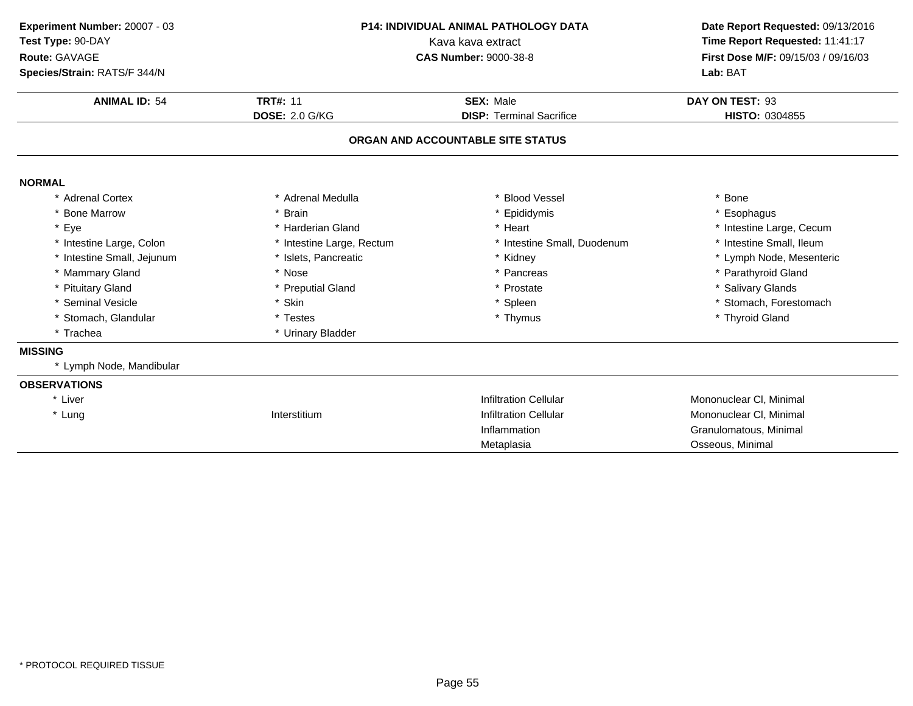**Experiment Number:** 20007 - 03
**Test Type:** 90-DAY
**Route:** GAVAGE
**Species/Strain:** RATS/F 344/N

**P14: INDIVIDUAL ANIMAL PATHOLOGY DATA**
Kava kava extract
**CAS Number:** 9000-38-8

**Date Report Requested:** 09/13/2016
**Time Report Requested:** 11:41:17
**First Dose M/F:** 09/15/03 / 09/16/03
**Lab:** BAT

| **ANIMAL ID:** 54 | **TRT#:** 11 | **SEX:** Male | **DAY ON TEST:** 93 |
|---|---|---|---|
| | **DOSE:** 2.0 G/KG | **DISP:** Terminal Sacrifice | **HISTO:** 0304855 |

## ORGAN AND ACCOUNTABLE SITE STATUS

**NORMAL**

| | | | |
|---|---|---|---|
| * Adrenal Cortex | * Adrenal Medulla | * Blood Vessel | * Bone |
| * Bone Marrow | * Brain | * Epididymis | * Esophagus |
| * Eye | * Harderian Gland | * Heart | * Intestine Large, Cecum |
| * Intestine Large, Colon | * Intestine Large, Rectum | * Intestine Small, Duodenum | * Intestine Small, Ileum |
| * Intestine Small, Jejunum | * Islets, Pancreatic | * Kidney | * Lymph Node, Mesenteric |
| * Mammary Gland | * Nose | * Pancreas | * Parathyroid Gland |
| * Pituitary Gland | * Preputial Gland | * Prostate | * Salivary Glands |
| * Seminal Vesicle | * Skin | * Spleen | * Stomach, Forestomach |
| * Stomach, Glandular | * Testes | * Thymus | * Thyroid Gland |
| * Trachea | * Urinary Bladder | | |

**MISSING**

* Lymph Node, Mandibular

**OBSERVATIONS**

| | | | |
|---|---|---|---|
| * Liver | | Infiltration Cellular | Mononuclear Cl, Minimal |
| * Lung | Interstitium | Infiltration Cellular | Mononuclear Cl, Minimal |
| | | Inflammation | Granulomatous, Minimal |
| | | Metaplasia | Osseous, Minimal |

* PROTOCOL REQUIRED TISSUE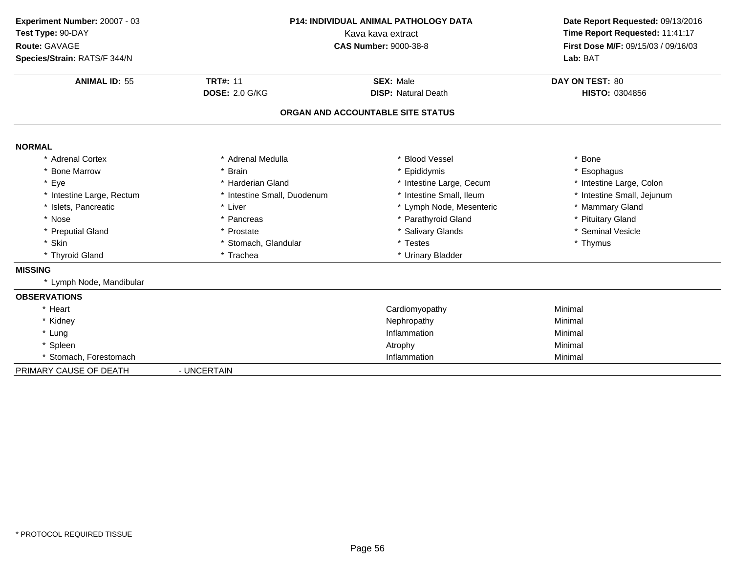**Experiment Number:** 20007 - 03
**Test Type:** 90-DAY
**Route:** GAVAGE
**Species/Strain:** RATS/F 344/N

**P14: INDIVIDUAL ANIMAL PATHOLOGY DATA**
Kava kava extract
**CAS Number:** 9000-38-8

**Date Report Requested:** 09/13/2016
**Time Report Requested:** 11:41:17
**First Dose M/F:** 09/15/03 / 09/16/03
**Lab:** BAT

| **ANIMAL ID:** 55 | **TRT#:** 11 | **SEX:** Male | **DAY ON TEST:** 80 |
|---|---|---|---|
| | **DOSE:** 2.0 G/KG | **DISP:** Natural Death | **HISTO:** 0304856 |

## ORGAN AND ACCOUNTABLE SITE STATUS

**NORMAL**

| | | | |
|---|---|---|---|
| * Adrenal Cortex | * Adrenal Medulla | * Blood Vessel | * Bone |
| * Bone Marrow | * Brain | * Epididymis | * Esophagus |
| * Eye | * Harderian Gland | * Intestine Large, Cecum | * Intestine Large, Colon |
| * Intestine Large, Rectum | * Intestine Small, Duodenum | * Intestine Small, Ileum | * Intestine Small, Jejunum |
| * Islets, Pancreatic | * Liver | * Lymph Node, Mesenteric | * Mammary Gland |
| * Nose | * Pancreas | * Parathyroid Gland | * Pituitary Gland |
| * Preputial Gland | * Prostate | * Salivary Glands | * Seminal Vesicle |
| * Skin | * Stomach, Glandular | * Testes | * Thymus |
| * Thyroid Gland | * Trachea | * Urinary Bladder | |

**MISSING**

* Lymph Node, Mandibular

**OBSERVATIONS**

| | | |
|---|---|---|
| * Heart | Cardiomyopathy | Minimal |
| * Kidney | Nephropathy | Minimal |
| * Lung | Inflammation | Minimal |
| * Spleen | Atrophy | Minimal |
| * Stomach, Forestomach | Inflammation | Minimal |

PRIMARY CAUSE OF DEATH - UNCERTAIN

\* PROTOCOL REQUIRED TISSUE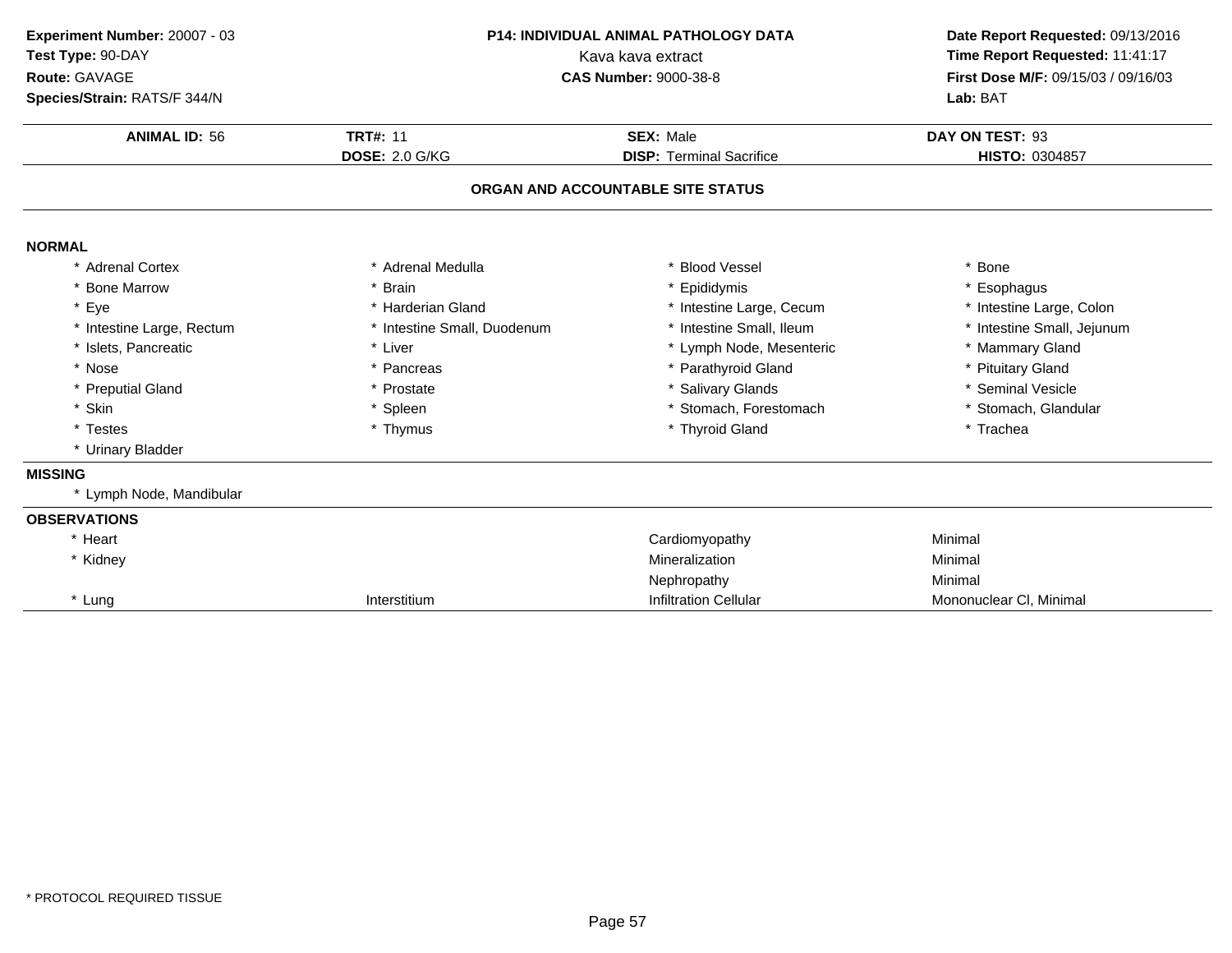**Experiment Number:** 20007 - 03
**Test Type:** 90-DAY
**Route:** GAVAGE
**Species/Strain:** RATS/F 344/N

**P14: INDIVIDUAL ANIMAL PATHOLOGY DATA**
Kava kava extract
**CAS Number:** 9000-38-8

**Date Report Requested:** 09/13/2016
**Time Report Requested:** 11:41:17
**First Dose M/F:** 09/15/03 / 09/16/03
**Lab:** BAT

| **ANIMAL ID:** 56 | **TRT#:** 11 | **SEX:** Male | **DAY ON TEST:** 93 |
|---|---|---|---|
| | **DOSE:** 2.0 G/KG | **DISP:** Terminal Sacrifice | **HISTO:** 0304857 |

## ORGAN AND ACCOUNTABLE SITE STATUS

**NORMAL**

| | | | |
|---|---|---|---|
| * Adrenal Cortex | * Adrenal Medulla | * Blood Vessel | * Bone |
| * Bone Marrow | * Brain | * Epididymis | * Esophagus |
| * Eye | * Harderian Gland | * Intestine Large, Cecum | * Intestine Large, Colon |
| * Intestine Large, Rectum | * Intestine Small, Duodenum | * Intestine Small, Ileum | * Intestine Small, Jejunum |
| * Islets, Pancreatic | * Liver | * Lymph Node, Mesenteric | * Mammary Gland |
| * Nose | * Pancreas | * Parathyroid Gland | * Pituitary Gland |
| * Preputial Gland | * Prostate | * Salivary Glands | * Seminal Vesicle |
| * Skin | * Spleen | * Stomach, Forestomach | * Stomach, Glandular |
| * Testes | * Thymus | * Thyroid Gland | * Trachea |
| * Urinary Bladder | | | |

**MISSING**

* Lymph Node, Mandibular

**OBSERVATIONS**

| | | | |
|---|---|---|---|
| * Heart | | Cardiomyopathy | Minimal |
| * Kidney | | Mineralization | Minimal |
| | | Nephropathy | Minimal |
| * Lung | Interstitium | Infiltration Cellular | Mononuclear Cl, Minimal |

* PROTOCOL REQUIRED TISSUE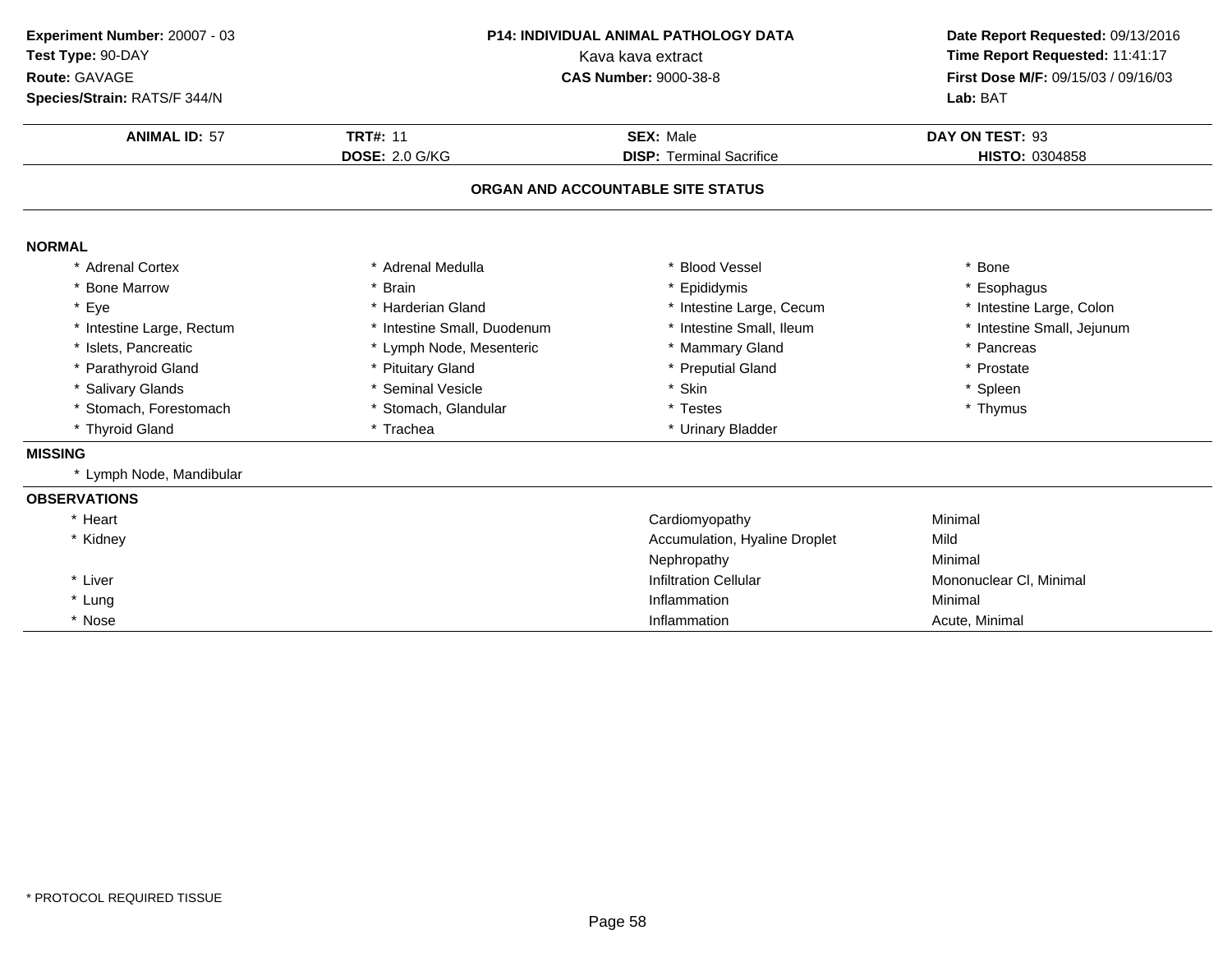**Experiment Number:** 20007 - 03
**Test Type:** 90-DAY
**Route:** GAVAGE
**Species/Strain:** RATS/F 344/N

**P14: INDIVIDUAL ANIMAL PATHOLOGY DATA**
Kava kava extract
**CAS Number:** 9000-38-8

**Date Report Requested:** 09/13/2016
**Time Report Requested:** 11:41:17
**First Dose M/F:** 09/15/03 / 09/16/03
**Lab:** BAT

| **ANIMAL ID:** 57 | **TRT#:** 11 | **SEX:** Male | **DAY ON TEST:** 93 |
|---|---|---|---|
| | **DOSE:** 2.0 G/KG | **DISP:** Terminal Sacrifice | **HISTO:** 0304858 |

## ORGAN AND ACCOUNTABLE SITE STATUS

**NORMAL**

| | | | |
|---|---|---|---|
| * Adrenal Cortex | * Adrenal Medulla | * Blood Vessel | * Bone |
| * Bone Marrow | * Brain | * Epididymis | * Esophagus |
| * Eye | * Harderian Gland | * Intestine Large, Cecum | * Intestine Large, Colon |
| * Intestine Large, Rectum | * Intestine Small, Duodenum | * Intestine Small, Ileum | * Intestine Small, Jejunum |
| * Islets, Pancreatic | * Lymph Node, Mesenteric | * Mammary Gland | * Pancreas |
| * Parathyroid Gland | * Pituitary Gland | * Preputial Gland | * Prostate |
| * Salivary Glands | * Seminal Vesicle | * Skin | * Spleen |
| * Stomach, Forestomach | * Stomach, Glandular | * Testes | * Thymus |
| * Thyroid Gland | * Trachea | * Urinary Bladder | |

**MISSING**

* Lymph Node, Mandibular

**OBSERVATIONS**

| | | |
|---|---|---|
| * Heart | Cardiomyopathy | Minimal |
| * Kidney | Accumulation, Hyaline Droplet | Mild |
| | Nephropathy | Minimal |
| * Liver | Infiltration Cellular | Mononuclear Cl, Minimal |
| * Lung | Inflammation | Minimal |
| * Nose | Inflammation | Acute, Minimal |

* PROTOCOL REQUIRED TISSUE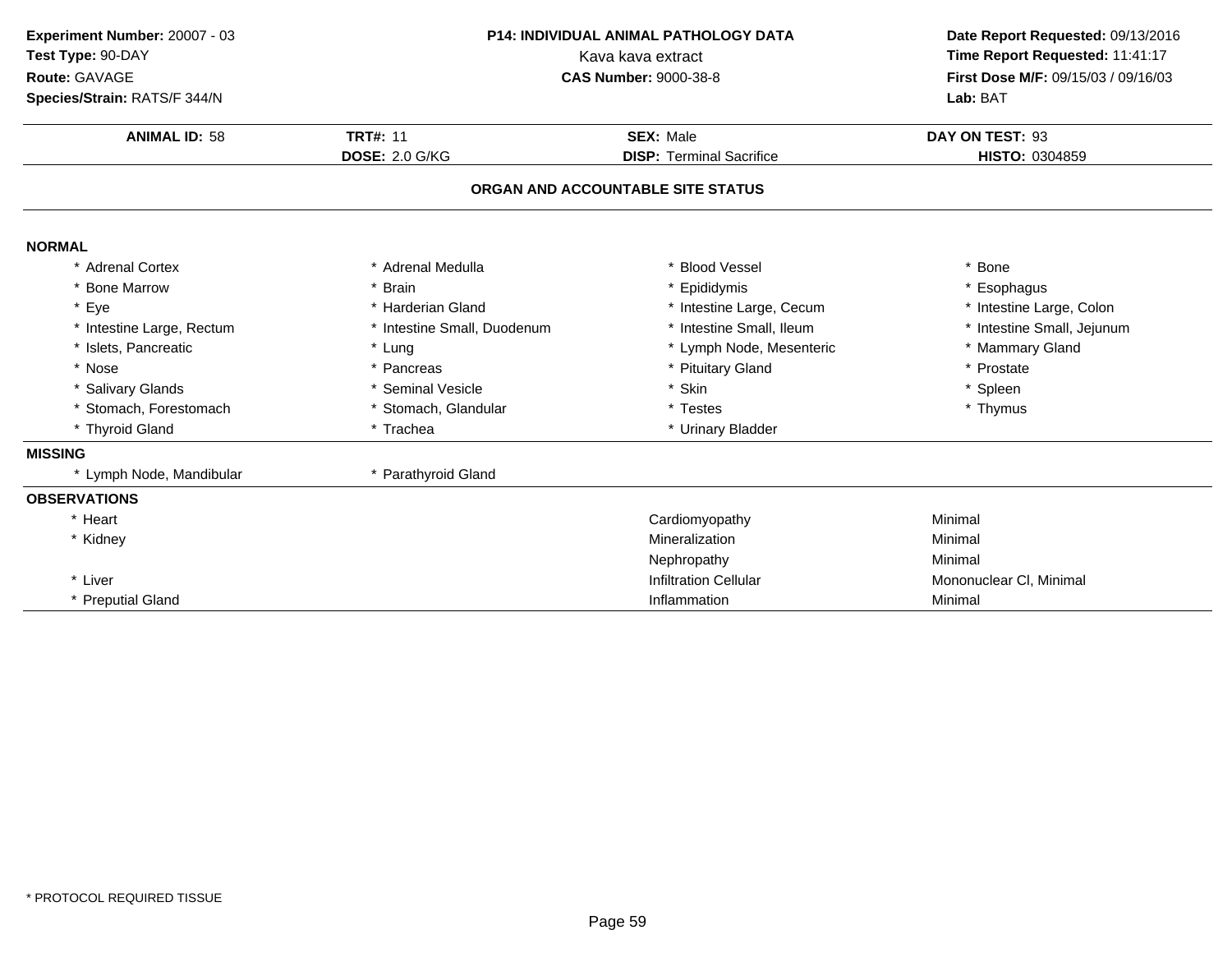**Experiment Number:** 20007 - 03
**Test Type:** 90-DAY
**Route:** GAVAGE
**Species/Strain:** RATS/F 344/N

## P14: INDIVIDUAL ANIMAL PATHOLOGY DATA

Kava kava extract
**CAS Number:** 9000-38-8

**Date Report Requested:** 09/13/2016
**Time Report Requested:** 11:41:17
**First Dose M/F:** 09/15/03 / 09/16/03
**Lab:** BAT

| **ANIMAL ID:** 58 | **TRT#:** 11 | **SEX:** Male | **DAY ON TEST:** 93 |
|---|---|---|---|
| | **DOSE:** 2.0 G/KG | **DISP:** Terminal Sacrifice | **HISTO:** 0304859 |

### ORGAN AND ACCOUNTABLE SITE STATUS

**NORMAL**

| | | | |
|---|---|---|---|
| * Adrenal Cortex | * Adrenal Medulla | * Blood Vessel | * Bone |
| * Bone Marrow | * Brain | * Epididymis | * Esophagus |
| * Eye | * Harderian Gland | * Intestine Large, Cecum | * Intestine Large, Colon |
| * Intestine Large, Rectum | * Intestine Small, Duodenum | * Intestine Small, Ileum | * Intestine Small, Jejunum |
| * Islets, Pancreatic | * Lung | * Lymph Node, Mesenteric | * Mammary Gland |
| * Nose | * Pancreas | * Pituitary Gland | * Prostate |
| * Salivary Glands | * Seminal Vesicle | * Skin | * Spleen |
| * Stomach, Forestomach | * Stomach, Glandular | * Testes | * Thymus |
| * Thyroid Gland | * Trachea | * Urinary Bladder | |

**MISSING**

| | |
|---|---|
| * Lymph Node, Mandibular | * Parathyroid Gland |

**OBSERVATIONS**

| Organ | Observation | Severity |
|---|---|---|
| * Heart | Cardiomyopathy | Minimal |
| * Kidney | Mineralization | Minimal |
| | Nephropathy | Minimal |
| * Liver | Infiltration Cellular | Mononuclear Cl, Minimal |
| * Preputial Gland | Inflammation | Minimal |

* PROTOCOL REQUIRED TISSUE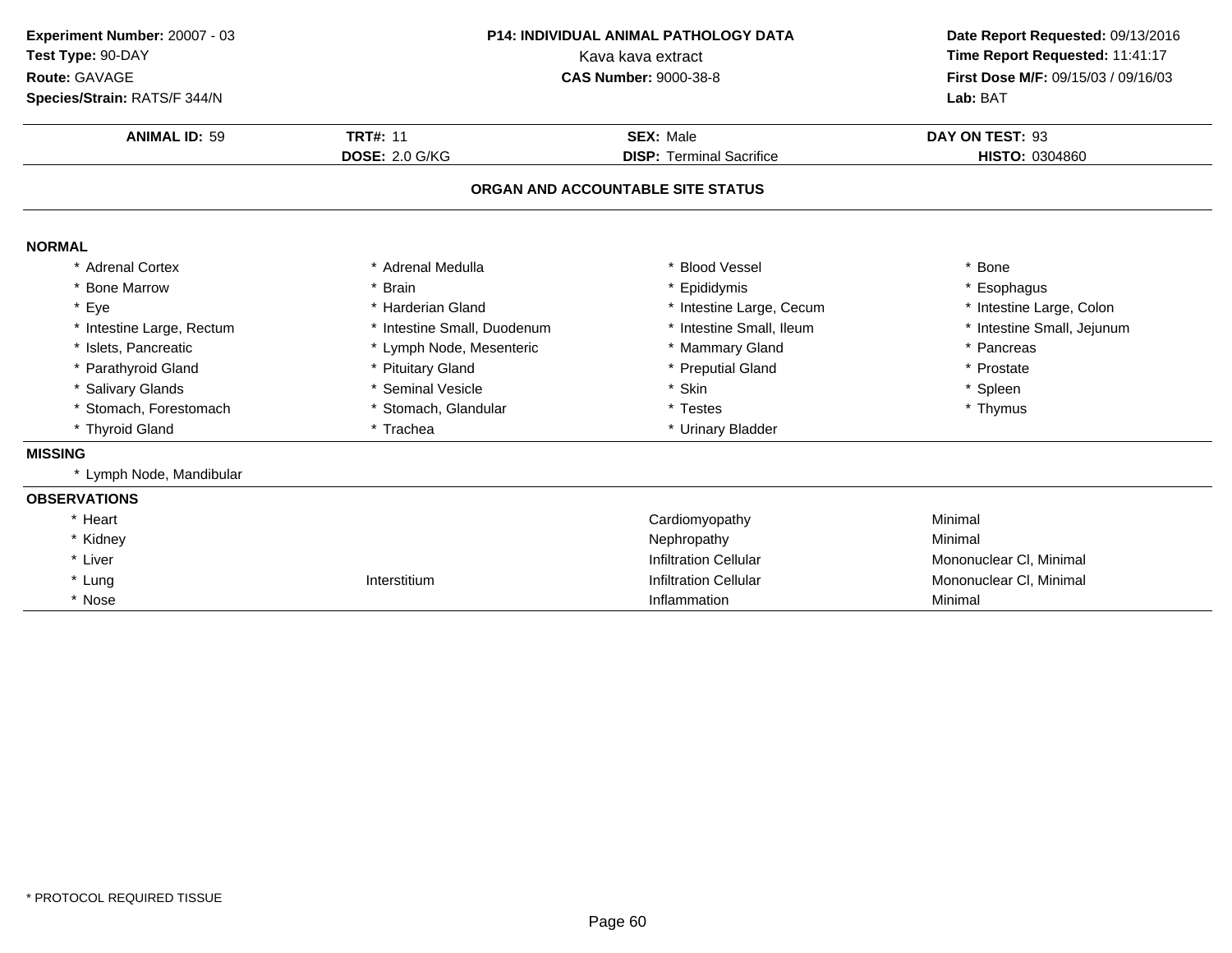**Experiment Number:** 20007 - 03
**Test Type:** 90-DAY
**Route:** GAVAGE
**Species/Strain:** RATS/F 344/N

**P14: INDIVIDUAL ANIMAL PATHOLOGY DATA**
Kava kava extract
**CAS Number:** 9000-38-8

**Date Report Requested:** 09/13/2016
**Time Report Requested:** 11:41:17
**First Dose M/F:** 09/15/03 / 09/16/03
**Lab:** BAT

| **ANIMAL ID:** 59 | **TRT#:** 11 | **SEX:** Male | **DAY ON TEST:** 93 |
|---|---|---|---|
| | **DOSE:** 2.0 G/KG | **DISP:** Terminal Sacrifice | **HISTO:** 0304860 |

## ORGAN AND ACCOUNTABLE SITE STATUS

### NORMAL

| | | | |
|---|---|---|---|
| * Adrenal Cortex | * Adrenal Medulla | * Blood Vessel | * Bone |
| * Bone Marrow | * Brain | * Epididymis | * Esophagus |
| * Eye | * Harderian Gland | * Intestine Large, Cecum | * Intestine Large, Colon |
| * Intestine Large, Rectum | * Intestine Small, Duodenum | * Intestine Small, Ileum | * Intestine Small, Jejunum |
| * Islets, Pancreatic | * Lymph Node, Mesenteric | * Mammary Gland | * Pancreas |
| * Parathyroid Gland | * Pituitary Gland | * Preputial Gland | * Prostate |
| * Salivary Glands | * Seminal Vesicle | * Skin | * Spleen |
| * Stomach, Forestomach | * Stomach, Glandular | * Testes | * Thymus |
| * Thyroid Gland | * Trachea | * Urinary Bladder | |

### MISSING

* Lymph Node, Mandibular

### OBSERVATIONS

| | | | |
|---|---|---|---|
| * Heart | | Cardiomyopathy | Minimal |
| * Kidney | | Nephropathy | Minimal |
| * Liver | | Infiltration Cellular | Mononuclear Cl, Minimal |
| * Lung | Interstitium | Infiltration Cellular | Mononuclear Cl, Minimal |
| * Nose | | Inflammation | Minimal |

* PROTOCOL REQUIRED TISSUE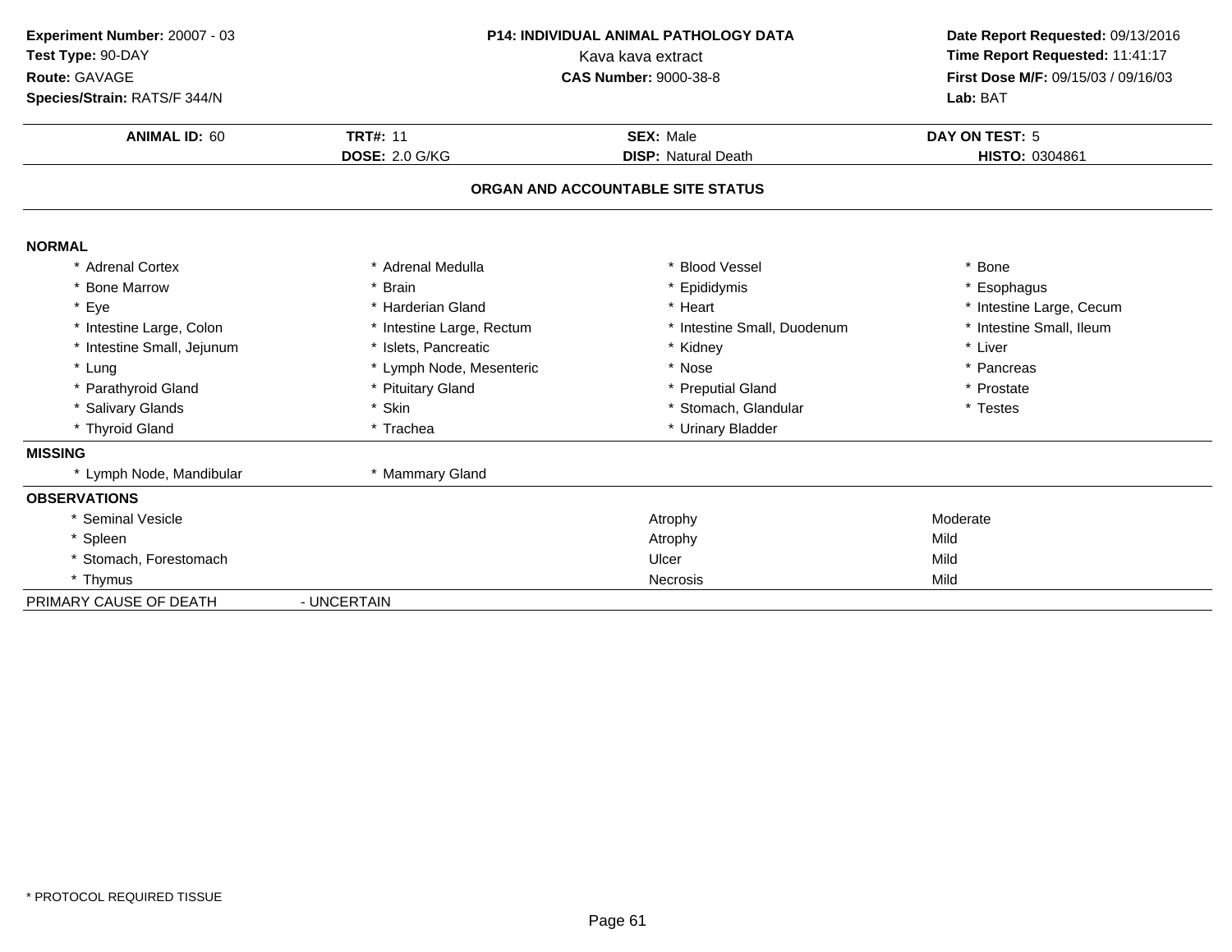**Experiment Number:** 20007 - 03
**Test Type:** 90-DAY
**Route:** GAVAGE
**Species/Strain:** RATS/F 344/N

**P14: INDIVIDUAL ANIMAL PATHOLOGY DATA**
Kava kava extract
**CAS Number:** 9000-38-8

**Date Report Requested:** 09/13/2016
**Time Report Requested:** 11:41:17
**First Dose M/F:** 09/15/03 / 09/16/03
**Lab:** BAT

| **ANIMAL ID:** 60 | **TRT#:** 11 | **SEX:** Male | **DAY ON TEST:** 5 |
|---|---|---|---|
| | **DOSE:** 2.0 G/KG | **DISP:** Natural Death | **HISTO:** 0304861 |

## ORGAN AND ACCOUNTABLE SITE STATUS

**NORMAL**

| | | | |
|---|---|---|---|
| * Adrenal Cortex | * Adrenal Medulla | * Blood Vessel | * Bone |
| * Bone Marrow | * Brain | * Epididymis | * Esophagus |
| * Eye | * Harderian Gland | * Heart | * Intestine Large, Cecum |
| * Intestine Large, Colon | * Intestine Large, Rectum | * Intestine Small, Duodenum | * Intestine Small, Ileum |
| * Intestine Small, Jejunum | * Islets, Pancreatic | * Kidney | * Liver |
| * Lung | * Lymph Node, Mesenteric | * Nose | * Pancreas |
| * Parathyroid Gland | * Pituitary Gland | * Preputial Gland | * Prostate |
| * Salivary Glands | * Skin | * Stomach, Glandular | * Testes |
| * Thyroid Gland | * Trachea | * Urinary Bladder | |

**MISSING**

| | |
|---|---|
| * Lymph Node, Mandibular | * Mammary Gland |

**OBSERVATIONS**

| | | |
|---|---|---|
| * Seminal Vesicle | Atrophy | Moderate |
| * Spleen | Atrophy | Mild |
| * Stomach, Forestomach | Ulcer | Mild |
| * Thymus | Necrosis | Mild |

PRIMARY CAUSE OF DEATH - UNCERTAIN

\* PROTOCOL REQUIRED TISSUE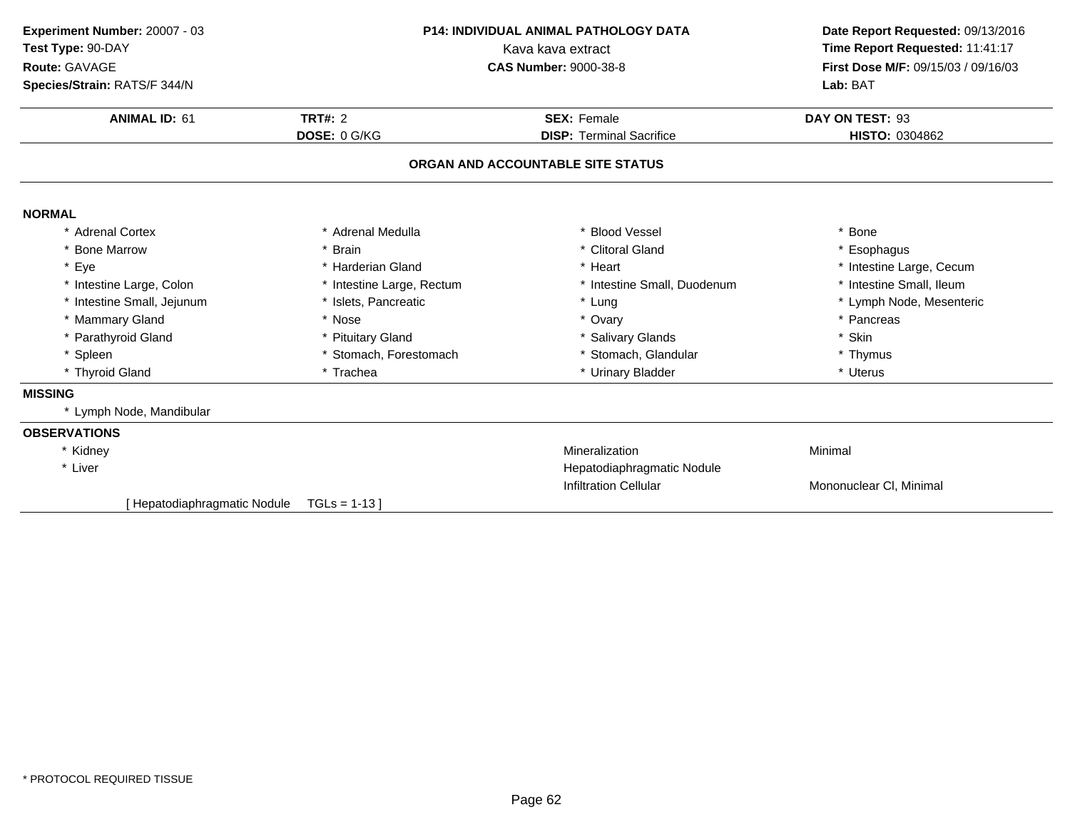**Experiment Number:** 20007 - 03
**Test Type:** 90-DAY
**Route:** GAVAGE
**Species/Strain:** RATS/F 344/N

**P14: INDIVIDUAL ANIMAL PATHOLOGY DATA**
Kava kava extract
**CAS Number:** 9000-38-8

**Date Report Requested:** 09/13/2016
**Time Report Requested:** 11:41:17
**First Dose M/F:** 09/15/03 / 09/16/03
**Lab:** BAT

| **ANIMAL ID:** 61 | **TRT#:** 2 | **SEX:** Female | **DAY ON TEST:** 93 |
|---|---|---|---|
| | **DOSE:** 0 G/KG | **DISP:** Terminal Sacrifice | **HISTO:** 0304862 |

## ORGAN AND ACCOUNTABLE SITE STATUS

### NORMAL

| | | | |
|---|---|---|---|
| * Adrenal Cortex | * Adrenal Medulla | * Blood Vessel | * Bone |
| * Bone Marrow | * Brain | * Clitoral Gland | * Esophagus |
| * Eye | * Harderian Gland | * Heart | * Intestine Large, Cecum |
| * Intestine Large, Colon | * Intestine Large, Rectum | * Intestine Small, Duodenum | * Intestine Small, Ileum |
| * Intestine Small, Jejunum | * Islets, Pancreatic | * Lung | * Lymph Node, Mesenteric |
| * Mammary Gland | * Nose | * Ovary | * Pancreas |
| * Parathyroid Gland | * Pituitary Gland | * Salivary Glands | * Skin |
| * Spleen | * Stomach, Forestomach | * Stomach, Glandular | * Thymus |
| * Thyroid Gland | * Trachea | * Urinary Bladder | * Uterus |

### MISSING

* Lymph Node, Mandibular

### OBSERVATIONS

| | | |
|---|---|---|
| * Kidney | Mineralization | Minimal |
| * Liver | Hepatodiaphragmatic Nodule | |
| | Infiltration Cellular | Mononuclear Cl, Minimal |

[ Hepatodiaphragmatic Nodule TGLs = 1-13 ]

* PROTOCOL REQUIRED TISSUE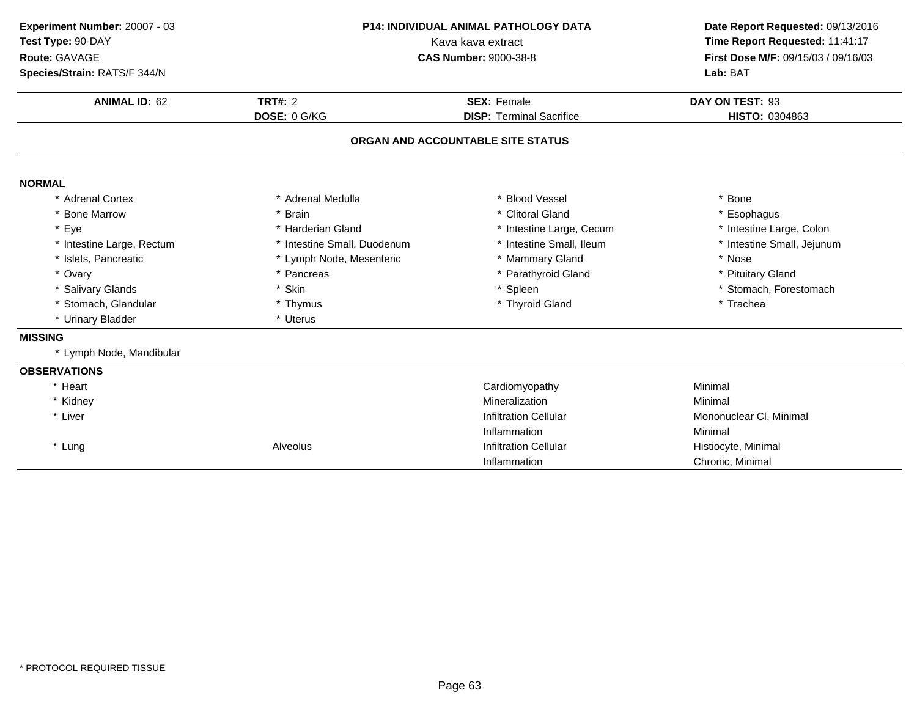**Experiment Number:** 20007 - 03
**Test Type:** 90-DAY
**Route:** GAVAGE
**Species/Strain:** RATS/F 344/N

**P14: INDIVIDUAL ANIMAL PATHOLOGY DATA**
Kava kava extract
**CAS Number:** 9000-38-8

**Date Report Requested:** 09/13/2016
**Time Report Requested:** 11:41:17
**First Dose M/F:** 09/15/03 / 09/16/03
**Lab:** BAT

| **ANIMAL ID:** 62 | **TRT#:** 2 | **SEX:** Female | **DAY ON TEST:** 93 |
|---|---|---|---|
| | **DOSE:** 0 G/KG | **DISP:** Terminal Sacrifice | **HISTO:** 0304863 |

## ORGAN AND ACCOUNTABLE SITE STATUS

### NORMAL

| | | | |
|---|---|---|---|
| * Adrenal Cortex | * Adrenal Medulla | * Blood Vessel | * Bone |
| * Bone Marrow | * Brain | * Clitoral Gland | * Esophagus |
| * Eye | * Harderian Gland | * Intestine Large, Cecum | * Intestine Large, Colon |
| * Intestine Large, Rectum | * Intestine Small, Duodenum | * Intestine Small, Ileum | * Intestine Small, Jejunum |
| * Islets, Pancreatic | * Lymph Node, Mesenteric | * Mammary Gland | * Nose |
| * Ovary | * Pancreas | * Parathyroid Gland | * Pituitary Gland |
| * Salivary Glands | * Skin | * Spleen | * Stomach, Forestomach |
| * Stomach, Glandular | * Thymus | * Thyroid Gland | * Trachea |
| * Urinary Bladder | * Uterus | | |

### MISSING

* Lymph Node, Mandibular

### OBSERVATIONS

| | | | |
|---|---|---|---|
| * Heart | | Cardiomyopathy | Minimal |
| * Kidney | | Mineralization | Minimal |
| * Liver | | Infiltration Cellular | Mononuclear Cl, Minimal |
| | | Inflammation | Minimal |
| * Lung | Alveolus | Infiltration Cellular | Histiocyte, Minimal |
| | | Inflammation | Chronic, Minimal |

* PROTOCOL REQUIRED TISSUE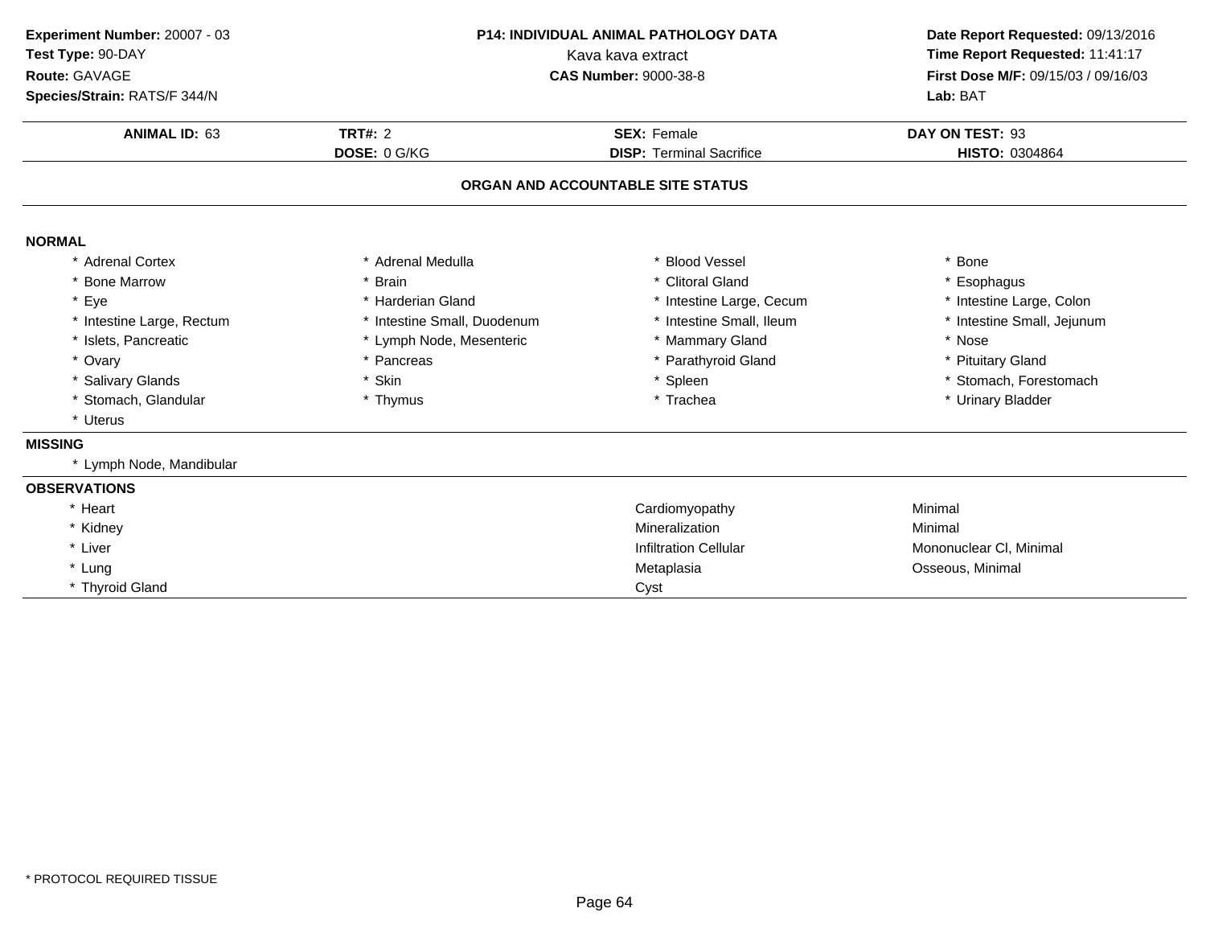**Experiment Number:** 20007 - 03
**Test Type:** 90-DAY
**Route:** GAVAGE
**Species/Strain:** RATS/F 344/N

**P14: INDIVIDUAL ANIMAL PATHOLOGY DATA**
Kava kava extract
**CAS Number:** 9000-38-8

**Date Report Requested:** 09/13/2016
**Time Report Requested:** 11:41:17
**First Dose M/F:** 09/15/03 / 09/16/03
**Lab:** BAT

| **ANIMAL ID:** 63 | **TRT#:** 2 | **SEX:** Female | **DAY ON TEST:** 93 |
|---|---|---|---|
| | **DOSE:** 0 G/KG | **DISP:** Terminal Sacrifice | **HISTO:** 0304864 |

## ORGAN AND ACCOUNTABLE SITE STATUS

### NORMAL

| | | | |
|---|---|---|---|
| * Adrenal Cortex | * Adrenal Medulla | * Blood Vessel | * Bone |
| * Bone Marrow | * Brain | * Clitoral Gland | * Esophagus |
| * Eye | * Harderian Gland | * Intestine Large, Cecum | * Intestine Large, Colon |
| * Intestine Large, Rectum | * Intestine Small, Duodenum | * Intestine Small, Ileum | * Intestine Small, Jejunum |
| * Islets, Pancreatic | * Lymph Node, Mesenteric | * Mammary Gland | * Nose |
| * Ovary | * Pancreas | * Parathyroid Gland | * Pituitary Gland |
| * Salivary Glands | * Skin | * Spleen | * Stomach, Forestomach |
| * Stomach, Glandular | * Thymus | * Trachea | * Urinary Bladder |
| * Uterus | | | |

### MISSING

* Lymph Node, Mandibular

### OBSERVATIONS

| | | |
|---|---|---|
| * Heart | Cardiomyopathy | Minimal |
| * Kidney | Mineralization | Minimal |
| * Liver | Infiltration Cellular | Mononuclear Cl, Minimal |
| * Lung | Metaplasia | Osseous, Minimal |
| * Thyroid Gland | Cyst | |

* PROTOCOL REQUIRED TISSUE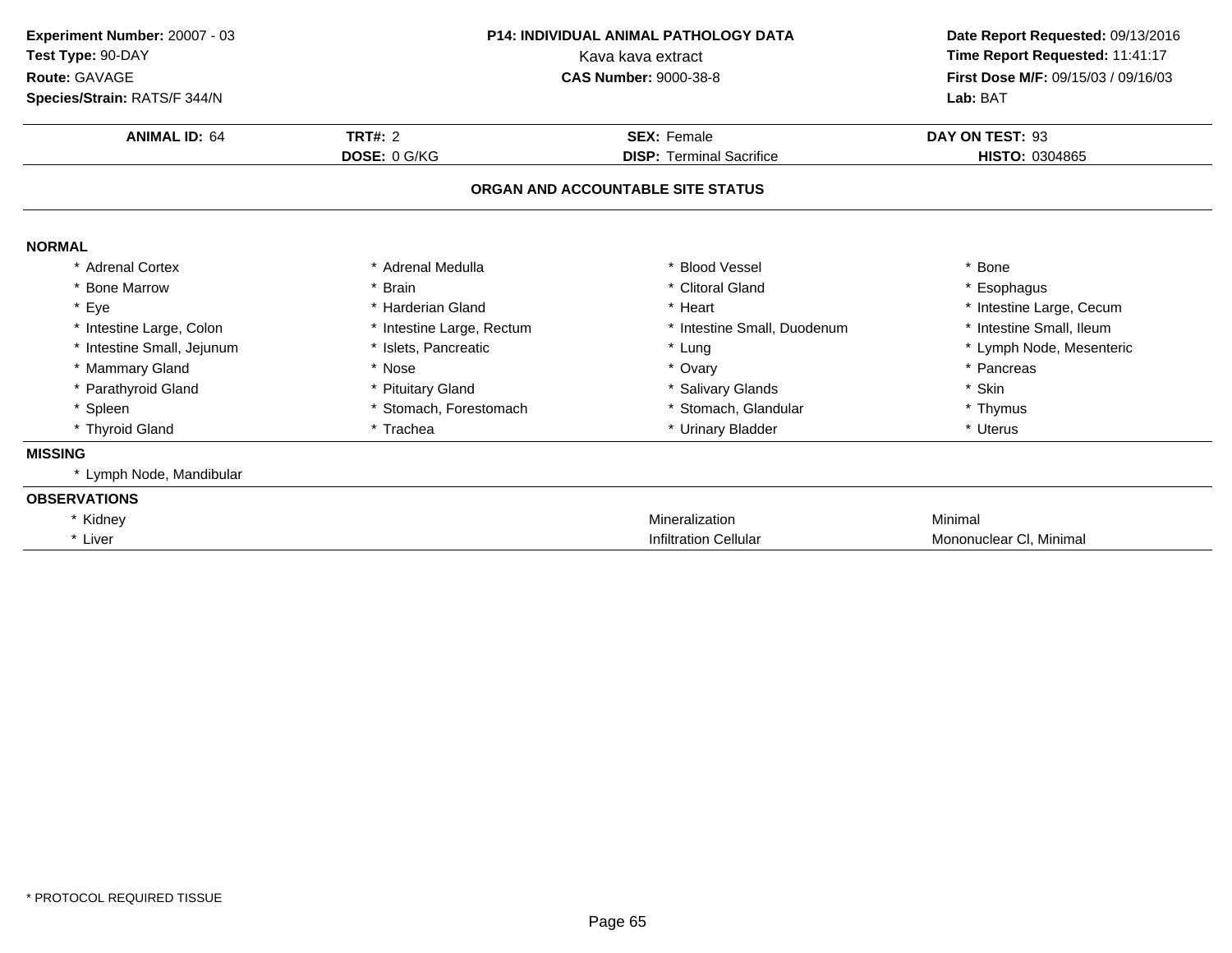**Experiment Number:** 20007 - 03
**Test Type:** 90-DAY
**Route:** GAVAGE
**Species/Strain:** RATS/F 344/N

**P14: INDIVIDUAL ANIMAL PATHOLOGY DATA**
Kava kava extract
**CAS Number:** 9000-38-8

**Date Report Requested:** 09/13/2016
**Time Report Requested:** 11:41:17
**First Dose M/F:** 09/15/03 / 09/16/03
**Lab:** BAT

| **ANIMAL ID:** 64 | **TRT#:** 2 | **SEX:** Female | **DAY ON TEST:** 93 |
|---|---|---|---|
| | **DOSE:** 0 G/KG | **DISP:** Terminal Sacrifice | **HISTO:** 0304865 |

**ORGAN AND ACCOUNTABLE SITE STATUS**

**NORMAL**

| | | | |
|---|---|---|---|
| * Adrenal Cortex | * Adrenal Medulla | * Blood Vessel | * Bone |
| * Bone Marrow | * Brain | * Clitoral Gland | * Esophagus |
| * Eye | * Harderian Gland | * Heart | * Intestine Large, Cecum |
| * Intestine Large, Colon | * Intestine Large, Rectum | * Intestine Small, Duodenum | * Intestine Small, Ileum |
| * Intestine Small, Jejunum | * Islets, Pancreatic | * Lung | * Lymph Node, Mesenteric |
| * Mammary Gland | * Nose | * Ovary | * Pancreas |
| * Parathyroid Gland | * Pituitary Gland | * Salivary Glands | * Skin |
| * Spleen | * Stomach, Forestomach | * Stomach, Glandular | * Thymus |
| * Thyroid Gland | * Trachea | * Urinary Bladder | * Uterus |

**MISSING**

* Lymph Node, Mandibular

**OBSERVATIONS**

| | | |
|---|---|---|
| * Kidney | Mineralization | Minimal |
| * Liver | Infiltration Cellular | Mononuclear Cl, Minimal |

* PROTOCOL REQUIRED TISSUE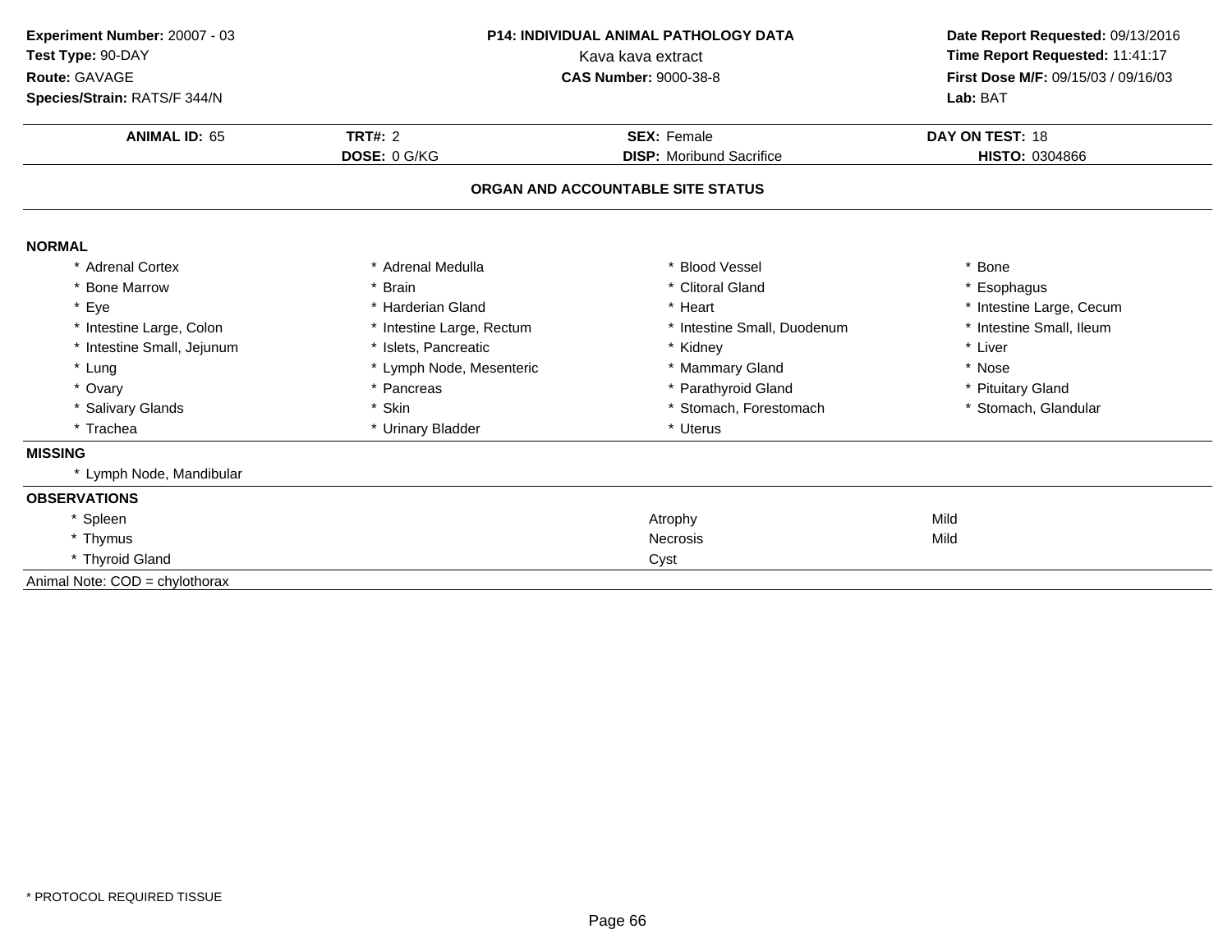**Experiment Number:** 20007 - 03
**Test Type:** 90-DAY
**Route:** GAVAGE
**Species/Strain:** RATS/F 344/N

**P14: INDIVIDUAL ANIMAL PATHOLOGY DATA**
Kava kava extract
**CAS Number:** 9000-38-8

**Date Report Requested:** 09/13/2016
**Time Report Requested:** 11:41:17
**First Dose M/F:** 09/15/03 / 09/16/03
**Lab:** BAT

| **ANIMAL ID:** 65 | **TRT#:** 2 | **SEX:** Female | **DAY ON TEST:** 18 |
|---|---|---|---|
| | **DOSE:** 0 G/KG | **DISP:** Moribund Sacrifice | **HISTO:** 0304866 |

## ORGAN AND ACCOUNTABLE SITE STATUS

**NORMAL**

| | | | |
|---|---|---|---|
| * Adrenal Cortex | * Adrenal Medulla | * Blood Vessel | * Bone |
| * Bone Marrow | * Brain | * Clitoral Gland | * Esophagus |
| * Eye | * Harderian Gland | * Heart | * Intestine Large, Cecum |
| * Intestine Large, Colon | * Intestine Large, Rectum | * Intestine Small, Duodenum | * Intestine Small, Ileum |
| * Intestine Small, Jejunum | * Islets, Pancreatic | * Kidney | * Liver |
| * Lung | * Lymph Node, Mesenteric | * Mammary Gland | * Nose |
| * Ovary | * Pancreas | * Parathyroid Gland | * Pituitary Gland |
| * Salivary Glands | * Skin | * Stomach, Forestomach | * Stomach, Glandular |
| * Trachea | * Urinary Bladder | * Uterus | |

**MISSING**

* Lymph Node, Mandibular

**OBSERVATIONS**

| | | |
|---|---|---|
| * Spleen | Atrophy | Mild |
| * Thymus | Necrosis | Mild |
| * Thyroid Gland | Cyst | |

Animal Note: COD = chylothorax

* PROTOCOL REQUIRED TISSUE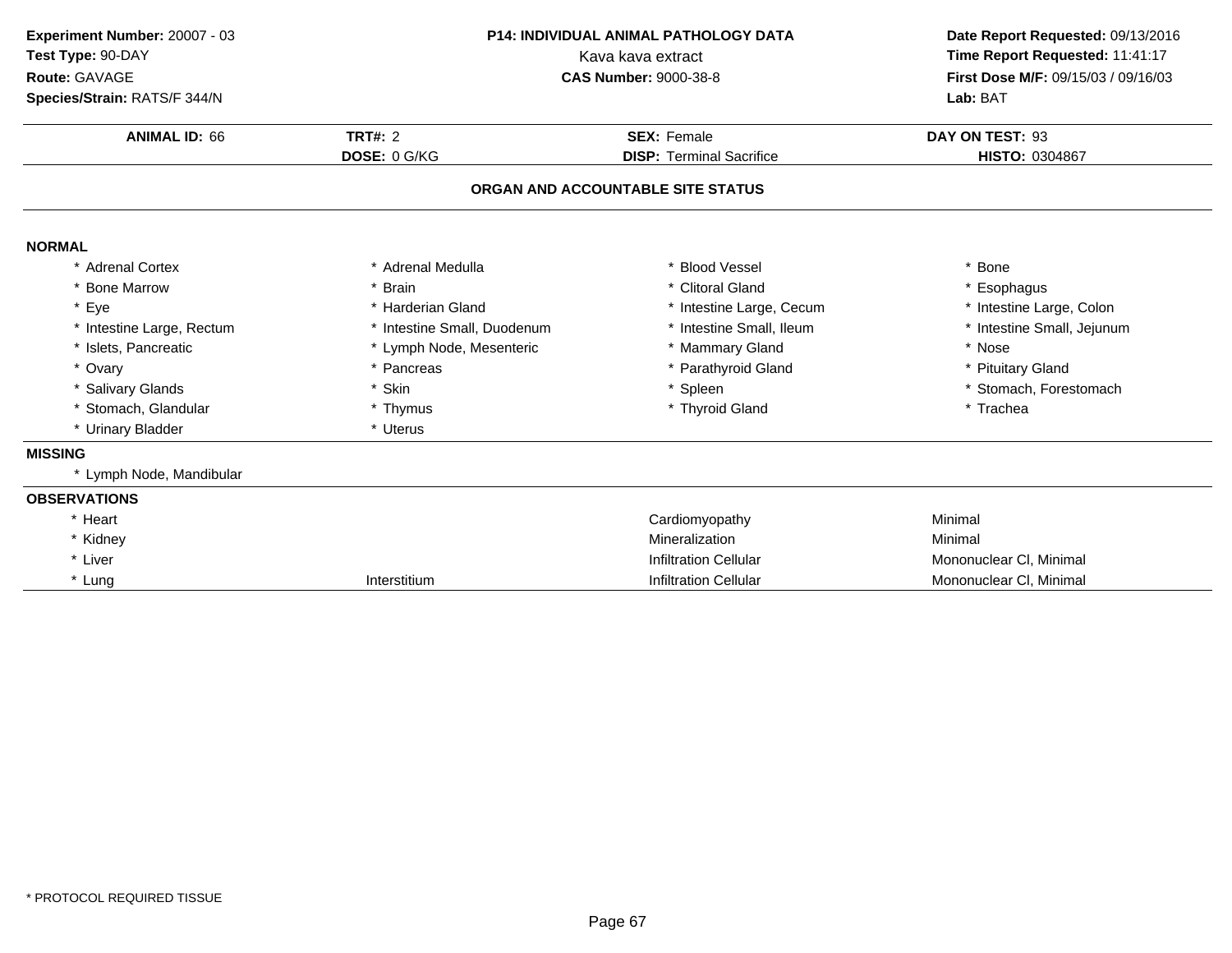**Experiment Number:** 20007 - 03
**Test Type:** 90-DAY
**Route:** GAVAGE
**Species/Strain:** RATS/F 344/N

**P14: INDIVIDUAL ANIMAL PATHOLOGY DATA**
Kava kava extract
**CAS Number:** 9000-38-8

**Date Report Requested:** 09/13/2016
**Time Report Requested:** 11:41:17
**First Dose M/F:** 09/15/03 / 09/16/03
**Lab:** BAT

| **ANIMAL ID:** 66 | **TRT#:** 2 | **SEX:** Female | **DAY ON TEST:** 93 |
|---|---|---|---|
| | **DOSE:** 0 G/KG | **DISP:** Terminal Sacrifice | **HISTO:** 0304867 |

## ORGAN AND ACCOUNTABLE SITE STATUS

### NORMAL

| | | | |
|---|---|---|---|
| * Adrenal Cortex | * Adrenal Medulla | * Blood Vessel | * Bone |
| * Bone Marrow | * Brain | * Clitoral Gland | * Esophagus |
| * Eye | * Harderian Gland | * Intestine Large, Cecum | * Intestine Large, Colon |
| * Intestine Large, Rectum | * Intestine Small, Duodenum | * Intestine Small, Ileum | * Intestine Small, Jejunum |
| * Islets, Pancreatic | * Lymph Node, Mesenteric | * Mammary Gland | * Nose |
| * Ovary | * Pancreas | * Parathyroid Gland | * Pituitary Gland |
| * Salivary Glands | * Skin | * Spleen | * Stomach, Forestomach |
| * Stomach, Glandular | * Thymus | * Thyroid Gland | * Trachea |
| * Urinary Bladder | * Uterus | | |

### MISSING

* Lymph Node, Mandibular

### OBSERVATIONS

| | | | |
|---|---|---|---|
| * Heart | | Cardiomyopathy | Minimal |
| * Kidney | | Mineralization | Minimal |
| * Liver | | Infiltration Cellular | Mononuclear Cl, Minimal |
| * Lung | Interstitium | Infiltration Cellular | Mononuclear Cl, Minimal |

* PROTOCOL REQUIRED TISSUE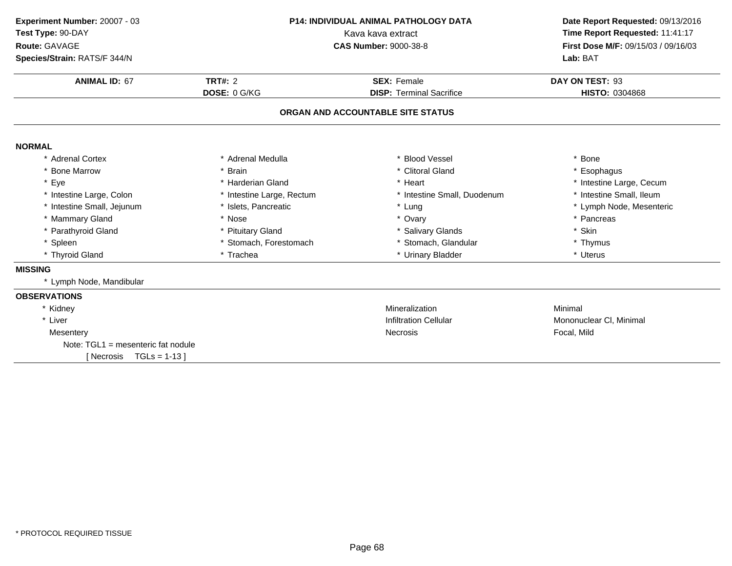**Experiment Number:** 20007 - 03
**Test Type:** 90-DAY
**Route:** GAVAGE
**Species/Strain:** RATS/F 344/N

**P14: INDIVIDUAL ANIMAL PATHOLOGY DATA**
Kava kava extract
**CAS Number:** 9000-38-8

**Date Report Requested:** 09/13/2016
**Time Report Requested:** 11:41:17
**First Dose M/F:** 09/15/03 / 09/16/03
**Lab:** BAT

| **ANIMAL ID:** 67 | **TRT#:** 2 | **SEX:** Female | **DAY ON TEST:** 93 |
|---|---|---|---|
| | **DOSE:** 0 G/KG | **DISP:** Terminal Sacrifice | **HISTO:** 0304868 |

## ORGAN AND ACCOUNTABLE SITE STATUS

**NORMAL**

| | | | |
|---|---|---|---|
| * Adrenal Cortex | * Adrenal Medulla | * Blood Vessel | * Bone |
| * Bone Marrow | * Brain | * Clitoral Gland | * Esophagus |
| * Eye | * Harderian Gland | * Heart | * Intestine Large, Cecum |
| * Intestine Large, Colon | * Intestine Large, Rectum | * Intestine Small, Duodenum | * Intestine Small, Ileum |
| * Intestine Small, Jejunum | * Islets, Pancreatic | * Lung | * Lymph Node, Mesenteric |
| * Mammary Gland | * Nose | * Ovary | * Pancreas |
| * Parathyroid Gland | * Pituitary Gland | * Salivary Glands | * Skin |
| * Spleen | * Stomach, Forestomach | * Stomach, Glandular | * Thymus |
| * Thyroid Gland | * Trachea | * Urinary Bladder | * Uterus |

**MISSING**

* Lymph Node, Mandibular

**OBSERVATIONS**

| | | |
|---|---|---|
| * Kidney | Mineralization | Minimal |
| * Liver | Infiltration Cellular | Mononuclear Cl, Minimal |
| Mesentery | Necrosis | Focal, Mild |

Note: TGL1 = mesenteric fat nodule
[ Necrosis TGLs = 1-13 ]

* PROTOCOL REQUIRED TISSUE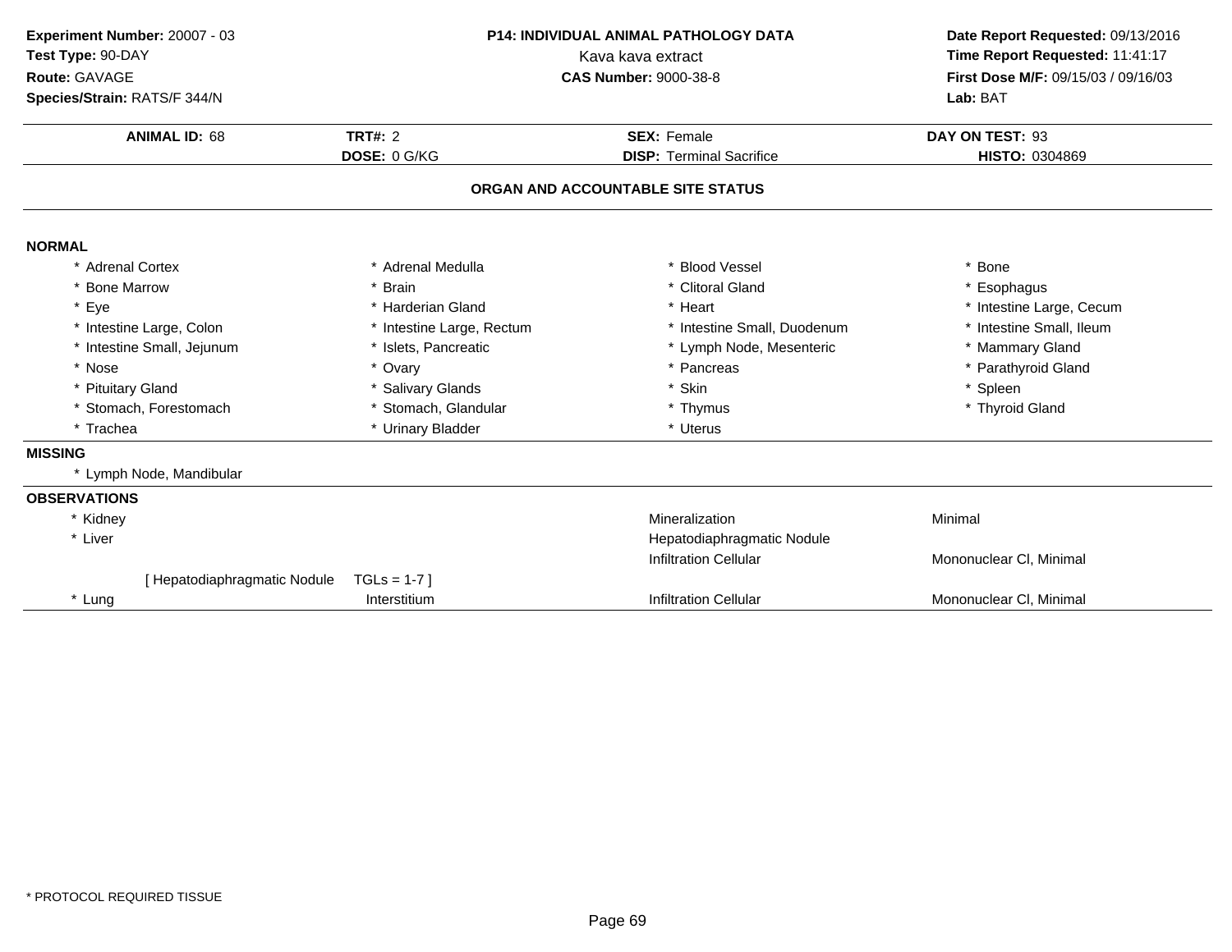**Experiment Number:** 20007 - 03
**Test Type:** 90-DAY
**Route:** GAVAGE
**Species/Strain:** RATS/F 344/N

**P14: INDIVIDUAL ANIMAL PATHOLOGY DATA**
Kava kava extract
**CAS Number:** 9000-38-8

**Date Report Requested:** 09/13/2016
**Time Report Requested:** 11:41:17
**First Dose M/F:** 09/15/03 / 09/16/03
**Lab:** BAT

| **ANIMAL ID:** 68 | **TRT#:** 2 | **SEX:** Female | **DAY ON TEST:** 93 |
|---|---|---|---|
| | **DOSE:** 0 G/KG | **DISP:** Terminal Sacrifice | **HISTO:** 0304869 |

## ORGAN AND ACCOUNTABLE SITE STATUS

**NORMAL**

| | | | |
|---|---|---|---|
| * Adrenal Cortex | * Adrenal Medulla | * Blood Vessel | * Bone |
| * Bone Marrow | * Brain | * Clitoral Gland | * Esophagus |
| * Eye | * Harderian Gland | * Heart | * Intestine Large, Cecum |
| * Intestine Large, Colon | * Intestine Large, Rectum | * Intestine Small, Duodenum | * Intestine Small, Ileum |
| * Intestine Small, Jejunum | * Islets, Pancreatic | * Lymph Node, Mesenteric | * Mammary Gland |
| * Nose | * Ovary | * Pancreas | * Parathyroid Gland |
| * Pituitary Gland | * Salivary Glands | * Skin | * Spleen |
| * Stomach, Forestomach | * Stomach, Glandular | * Thymus | * Thyroid Gland |
| * Trachea | * Urinary Bladder | * Uterus | |

**MISSING**

* Lymph Node, Mandibular

**OBSERVATIONS**

| | | | |
|---|---|---|---|
| * Kidney | | Mineralization | Minimal |
| * Liver | | Hepatodiaphragmatic Nodule | |
| | | Infiltration Cellular | Mononuclear Cl, Minimal |
| [ Hepatodiaphragmatic Nodule | TGLs = 1-7 ] | | |
| * Lung | Interstitium | Infiltration Cellular | Mononuclear Cl, Minimal |

* PROTOCOL REQUIRED TISSUE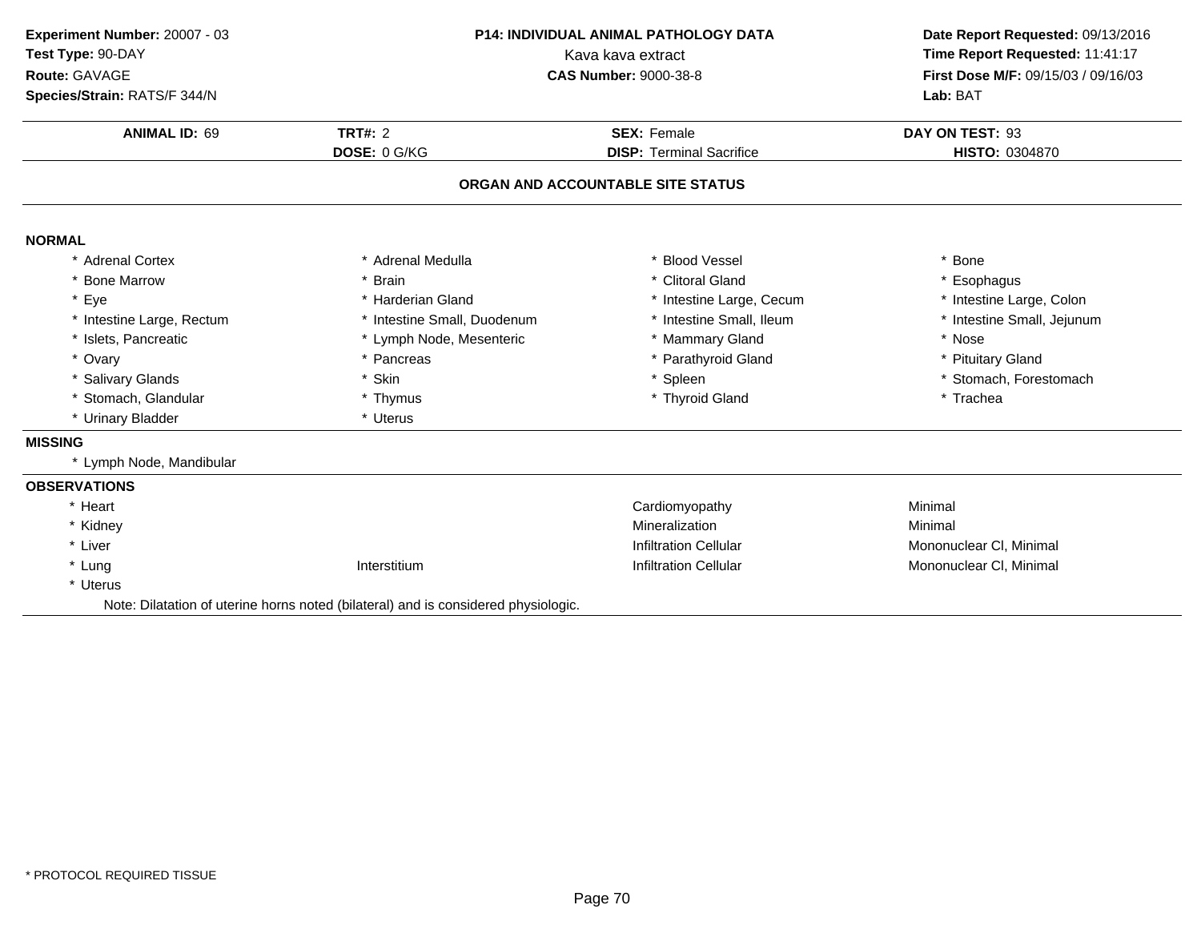**Experiment Number:** 20007 - 03
**Test Type:** 90-DAY
**Route:** GAVAGE
**Species/Strain:** RATS/F 344/N

**P14: INDIVIDUAL ANIMAL PATHOLOGY DATA**
Kava kava extract
**CAS Number:** 9000-38-8

**Date Report Requested:** 09/13/2016
**Time Report Requested:** 11:41:17
**First Dose M/F:** 09/15/03 / 09/16/03
**Lab:** BAT

| **ANIMAL ID:** 69 | **TRT#:** 2 | **SEX:** Female | **DAY ON TEST:** 93 |
|---|---|---|---|
| | **DOSE:** 0 G/KG | **DISP:** Terminal Sacrifice | **HISTO:** 0304870 |

## ORGAN AND ACCOUNTABLE SITE STATUS

**NORMAL**

| | | | |
|---|---|---|---|
| * Adrenal Cortex | * Adrenal Medulla | * Blood Vessel | * Bone |
| * Bone Marrow | * Brain | * Clitoral Gland | * Esophagus |
| * Eye | * Harderian Gland | * Intestine Large, Cecum | * Intestine Large, Colon |
| * Intestine Large, Rectum | * Intestine Small, Duodenum | * Intestine Small, Ileum | * Intestine Small, Jejunum |
| * Islets, Pancreatic | * Lymph Node, Mesenteric | * Mammary Gland | * Nose |
| * Ovary | * Pancreas | * Parathyroid Gland | * Pituitary Gland |
| * Salivary Glands | * Skin | * Spleen | * Stomach, Forestomach |
| * Stomach, Glandular | * Thymus | * Thyroid Gland | * Trachea |
| * Urinary Bladder | * Uterus | | |

**MISSING**

* Lymph Node, Mandibular

**OBSERVATIONS**

| | | | |
|---|---|---|---|
| * Heart | | Cardiomyopathy | Minimal |
| * Kidney | | Mineralization | Minimal |
| * Liver | | Infiltration Cellular | Mononuclear Cl, Minimal |
| * Lung | Interstitium | Infiltration Cellular | Mononuclear Cl, Minimal |
| * Uterus | | | |

Note: Dilatation of uterine horns noted (bilateral) and is considered physiologic.

\* PROTOCOL REQUIRED TISSUE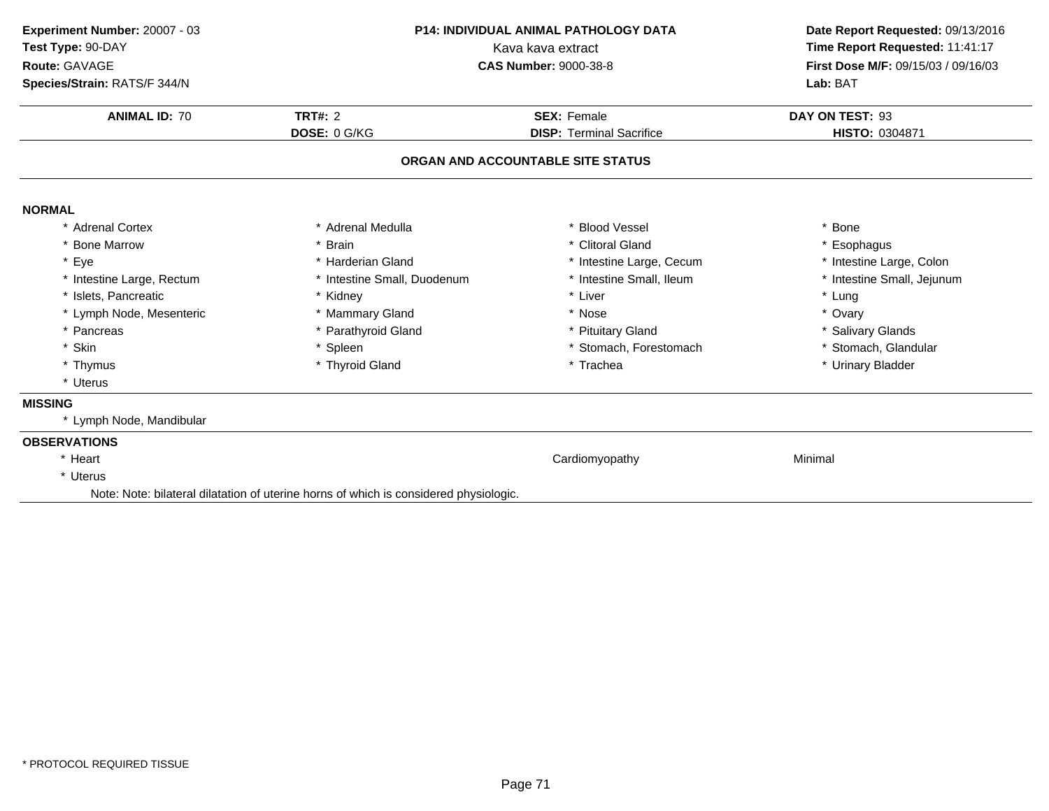**Experiment Number:** 20007 - 03
**Test Type:** 90-DAY
**Route:** GAVAGE
**Species/Strain:** RATS/F 344/N

**P14: INDIVIDUAL ANIMAL PATHOLOGY DATA**
Kava kava extract
**CAS Number:** 9000-38-8

**Date Report Requested:** 09/13/2016
**Time Report Requested:** 11:41:17
**First Dose M/F:** 09/15/03 / 09/16/03
**Lab:** BAT

| **ANIMAL ID:** 70 | **TRT#:** 2 | **SEX:** Female | **DAY ON TEST:** 93 |
|---|---|---|---|
| | **DOSE:** 0 G/KG | **DISP:** Terminal Sacrifice | **HISTO:** 0304871 |

## ORGAN AND ACCOUNTABLE SITE STATUS

**NORMAL**

| | | | |
|---|---|---|---|
| * Adrenal Cortex | * Adrenal Medulla | * Blood Vessel | * Bone |
| * Bone Marrow | * Brain | * Clitoral Gland | * Esophagus |
| * Eye | * Harderian Gland | * Intestine Large, Cecum | * Intestine Large, Colon |
| * Intestine Large, Rectum | * Intestine Small, Duodenum | * Intestine Small, Ileum | * Intestine Small, Jejunum |
| * Islets, Pancreatic | * Kidney | * Liver | * Lung |
| * Lymph Node, Mesenteric | * Mammary Gland | * Nose | * Ovary |
| * Pancreas | * Parathyroid Gland | * Pituitary Gland | * Salivary Glands |
| * Skin | * Spleen | * Stomach, Forestomach | * Stomach, Glandular |
| * Thymus | * Thyroid Gland | * Trachea | * Urinary Bladder |
| * Uterus | | | |

**MISSING**

* Lymph Node, Mandibular

**OBSERVATIONS**

| | | |
|---|---|---|
| * Heart | Cardiomyopathy | Minimal |
| * Uterus | | |

Note: Note: bilateral dilatation of uterine horns of which is considered physiologic.

* PROTOCOL REQUIRED TISSUE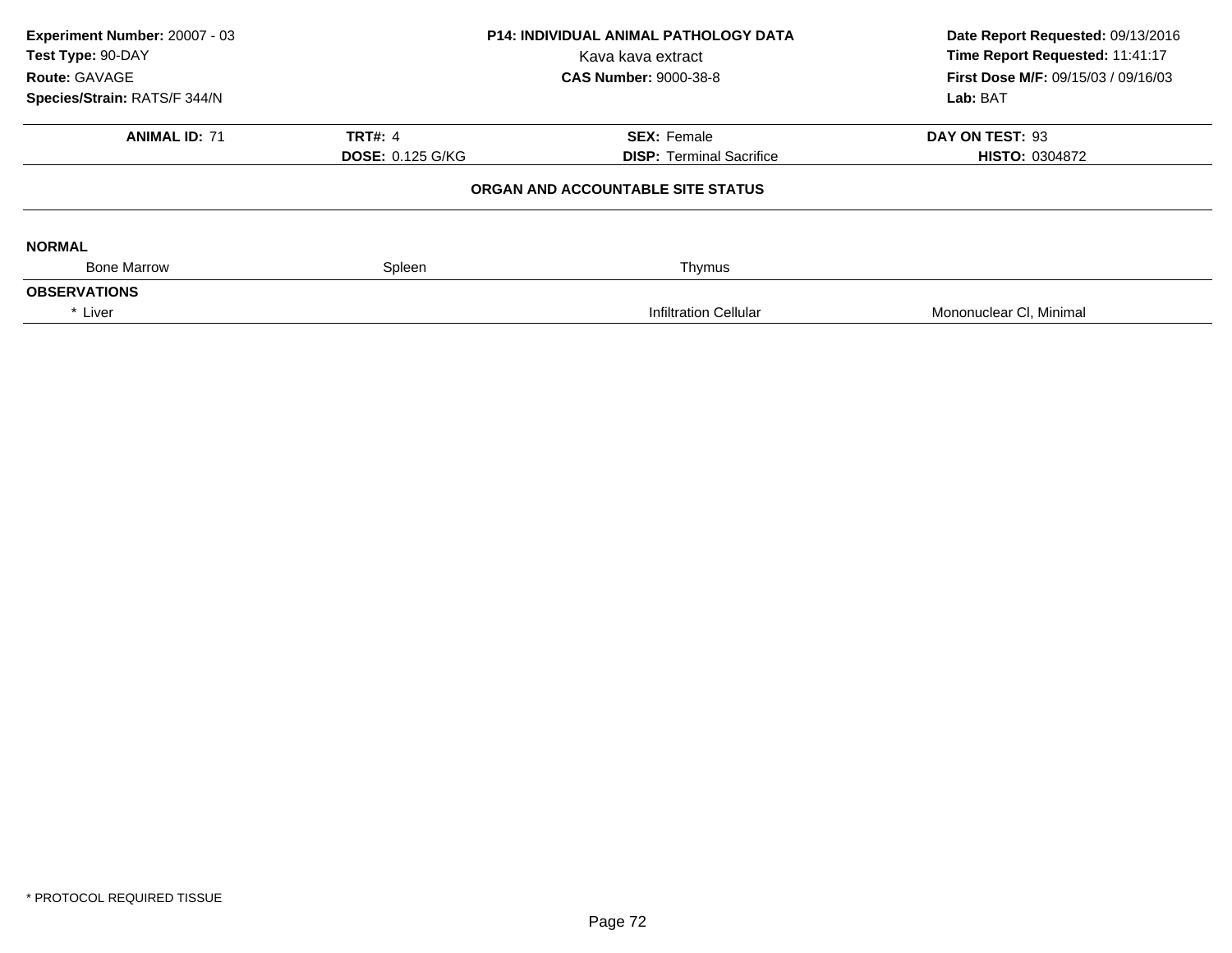| Experiment Number: 20007 - 03 | P14: INDIVIDUAL ANIMAL PATHOLOGY DATA | Date Report Requested: 09/13/2016 |
|---|---|---|
| Test Type: 90-DAY | Kava kava extract | Time Report Requested: 11:41:17 |
| Route: GAVAGE | CAS Number: 9000-38-8 | First Dose M/F: 09/15/03 / 09/16/03 |
| Species/Strain: RATS/F 344/N | | Lab: BAT |

| ANIMAL ID: 71 | TRT#: 4 | SEX: Female | DAY ON TEST: 93 |
|---|---|---|---|
| | DOSE: 0.125 G/KG | DISP: Terminal Sacrifice | HISTO: 0304872 |

**ORGAN AND ACCOUNTABLE SITE STATUS**

| | | | |
|---|---|---|---|
| **NORMAL** | | | |
| Bone Marrow | Spleen | Thymus | |
| **OBSERVATIONS** | | | |
| * Liver | | Infiltration Cellular | Mononuclear Cl, Minimal |

* PROTOCOL REQUIRED TISSUE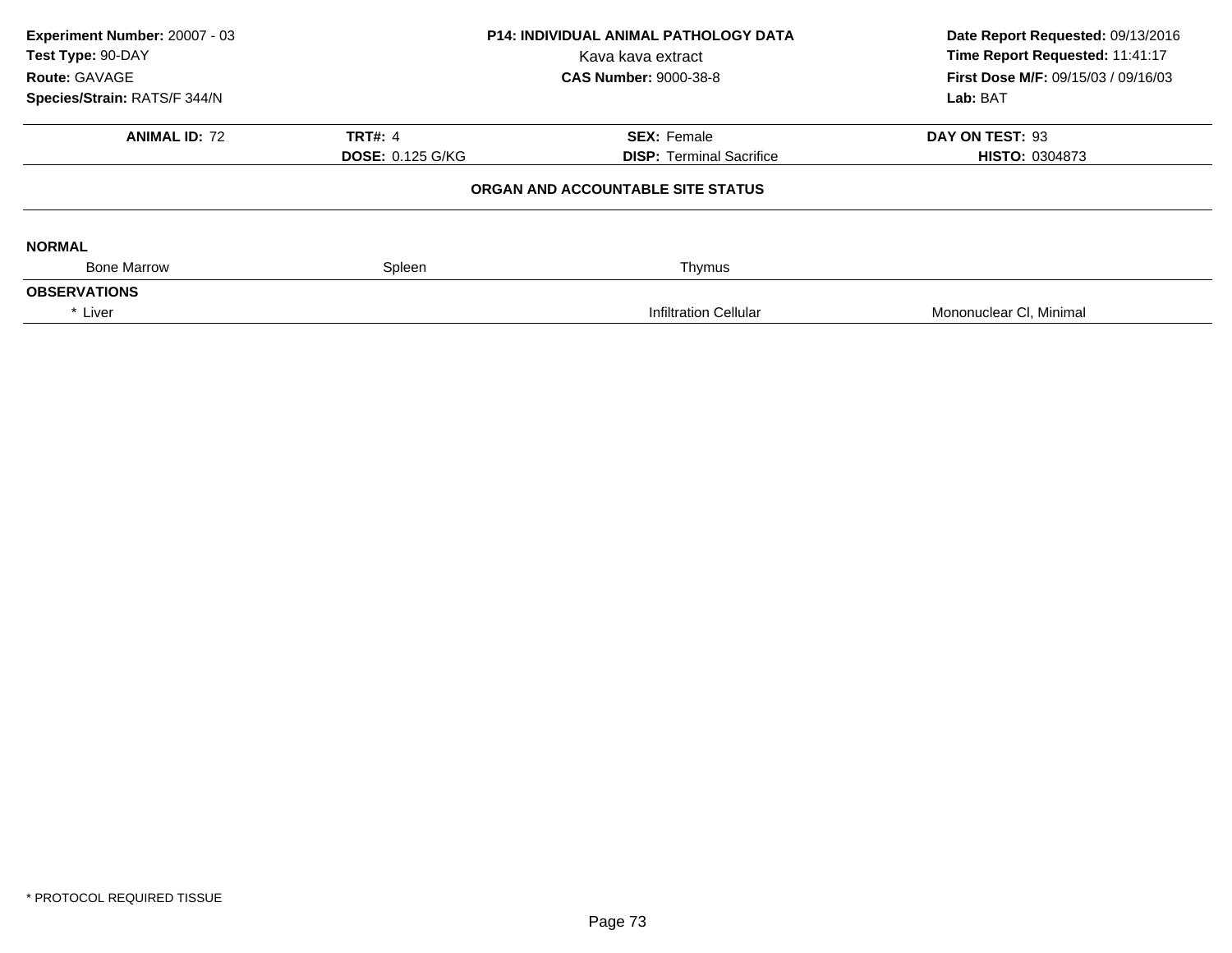**Experiment Number:** 20007 - 03
**Test Type:** 90-DAY
**Route:** GAVAGE
**Species/Strain:** RATS/F 344/N

**P14: INDIVIDUAL ANIMAL PATHOLOGY DATA**
Kava kava extract
**CAS Number:** 9000-38-8

**Date Report Requested:** 09/13/2016
**Time Report Requested:** 11:41:17
**First Dose M/F:** 09/15/03 / 09/16/03
**Lab:** BAT

| **ANIMAL ID:** 72 | **TRT#:** 4 | **SEX:** Female | **DAY ON TEST:** 93 |
|---|---|---|---|
| | **DOSE:** 0.125 G/KG | **DISP:** Terminal Sacrifice | **HISTO:** 0304873 |

**ORGAN AND ACCOUNTABLE SITE STATUS**

**NORMAL**

| Bone Marrow | Spleen | Thymus | |
|---|---|---|---|

**OBSERVATIONS**

| * Liver | | Infiltration Cellular | Mononuclear Cl, Minimal |
|---|---|---|---|

* PROTOCOL REQUIRED TISSUE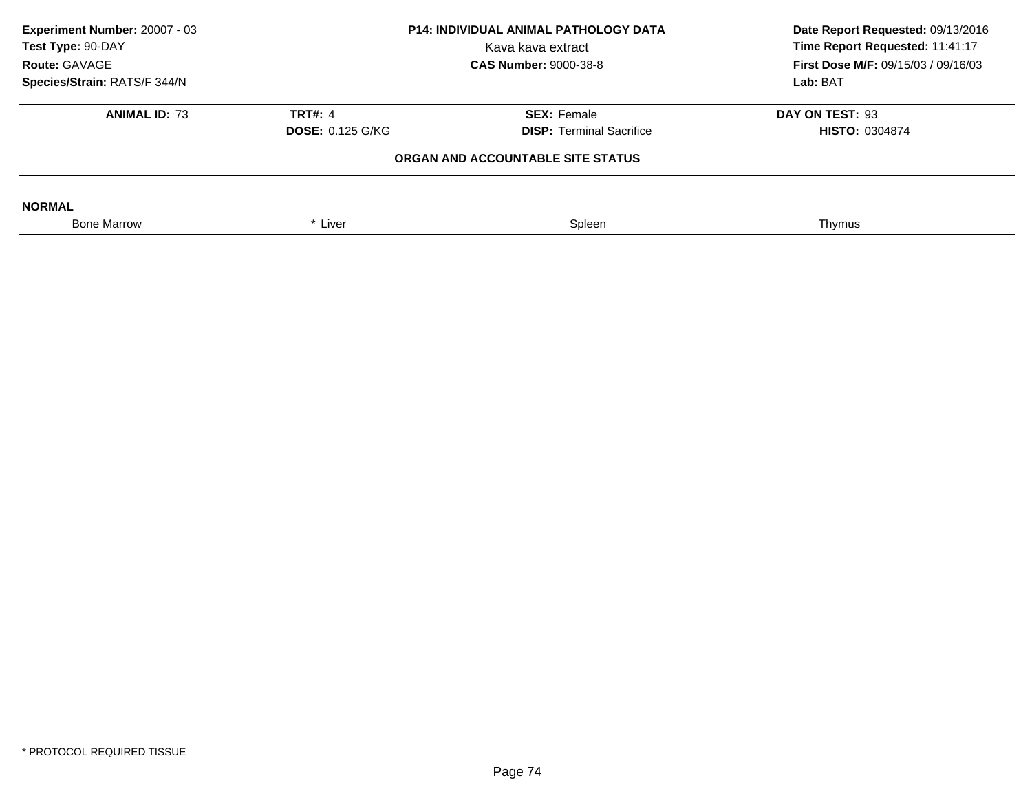**Experiment Number:** 20007 - 03
**Test Type:** 90-DAY
**Route:** GAVAGE
**Species/Strain:** RATS/F 344/N

**P14: INDIVIDUAL ANIMAL PATHOLOGY DATA**
Kava kava extract
**CAS Number:** 9000-38-8

**Date Report Requested:** 09/13/2016
**Time Report Requested:** 11:41:17
**First Dose M/F:** 09/15/03 / 09/16/03
**Lab:** BAT

| **ANIMAL ID:** 73 | **TRT#:** 4 | **SEX:** Female | **DAY ON TEST:** 93 |
|---|---|---|---|
| | **DOSE:** 0.125 G/KG | **DISP:** Terminal Sacrifice | **HISTO:** 0304874 |

**ORGAN AND ACCOUNTABLE SITE STATUS**

**NORMAL**

| Bone Marrow | * Liver | Spleen | Thymus |
|---|---|---|---|

* PROTOCOL REQUIRED TISSUE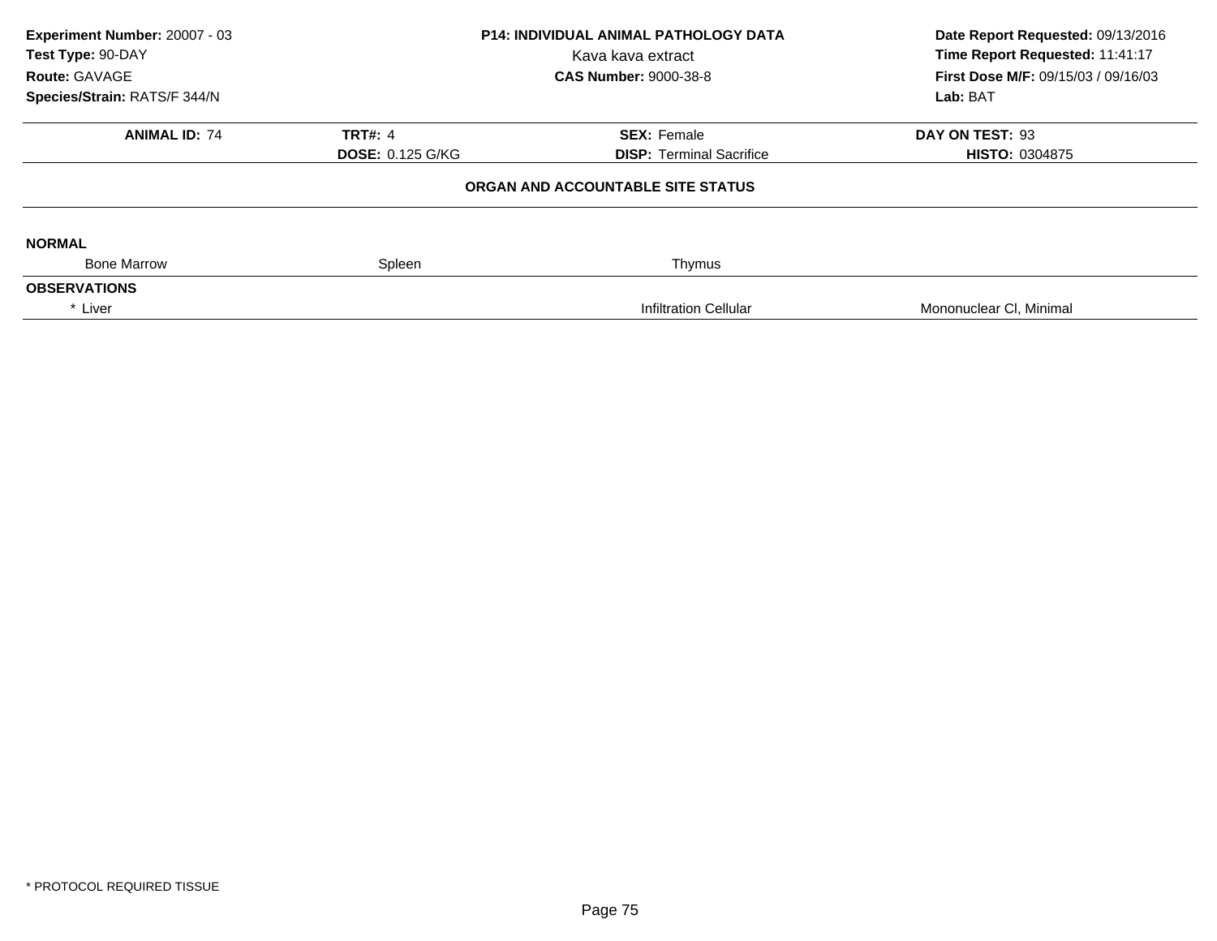**Experiment Number:** 20007 - 03
**Test Type:** 90-DAY
**Route:** GAVAGE
**Species/Strain:** RATS/F 344/N

**P14: INDIVIDUAL ANIMAL PATHOLOGY DATA**
Kava kava extract
**CAS Number:** 9000-38-8

**Date Report Requested:** 09/13/2016
**Time Report Requested:** 11:41:17
**First Dose M/F:** 09/15/03 / 09/16/03
**Lab:** BAT

| **ANIMAL ID:** 74 | **TRT#:** 4 | **SEX:** Female | **DAY ON TEST:** 93 |
|---|---|---|---|
| | **DOSE:** 0.125 G/KG | **DISP:** Terminal Sacrifice | **HISTO:** 0304875 |

**ORGAN AND ACCOUNTABLE SITE STATUS**

**NORMAL**

| Bone Marrow | Spleen | Thymus | |
|---|---|---|---|

**OBSERVATIONS**

| * Liver | | Infiltration Cellular | Mononuclear Cl, Minimal |
|---|---|---|---|

\* PROTOCOL REQUIRED TISSUE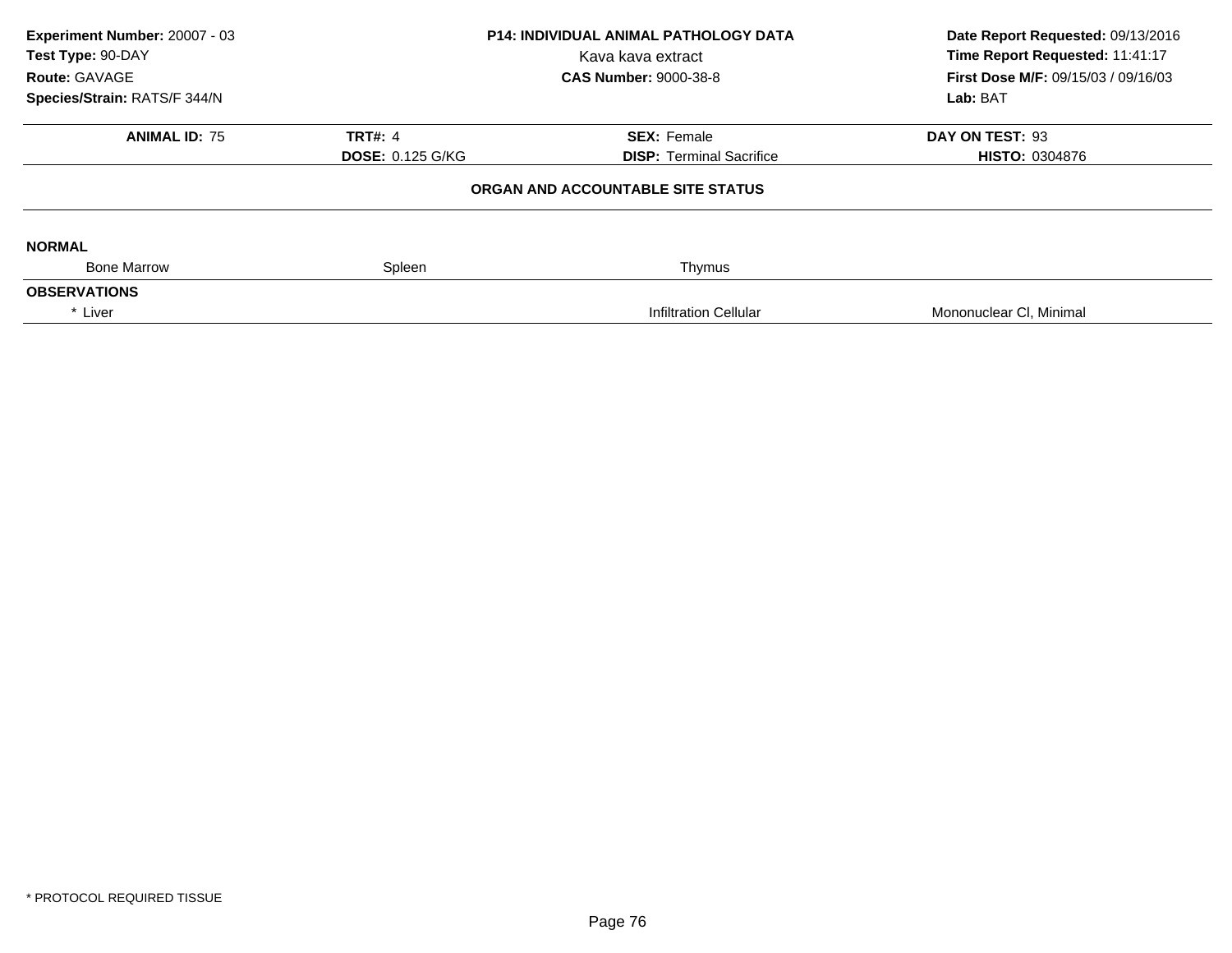**Experiment Number:** 20007 - 03
**Test Type:** 90-DAY
**Route:** GAVAGE
**Species/Strain:** RATS/F 344/N

**P14: INDIVIDUAL ANIMAL PATHOLOGY DATA**
Kava kava extract
**CAS Number:** 9000-38-8

**Date Report Requested:** 09/13/2016
**Time Report Requested:** 11:41:17
**First Dose M/F:** 09/15/03 / 09/16/03
**Lab:** BAT

| **ANIMAL ID:** 75 | **TRT#:** 4 | **SEX:** Female | **DAY ON TEST:** 93 |
|---|---|---|---|
| | **DOSE:** 0.125 G/KG | **DISP:** Terminal Sacrifice | **HISTO:** 0304876 |

**ORGAN AND ACCOUNTABLE SITE STATUS**

**NORMAL**

| Bone Marrow | Spleen | Thymus | |
|---|---|---|---|

**OBSERVATIONS**

| * Liver | | Infiltration Cellular | Mononuclear Cl, Minimal |
|---|---|---|---|

* PROTOCOL REQUIRED TISSUE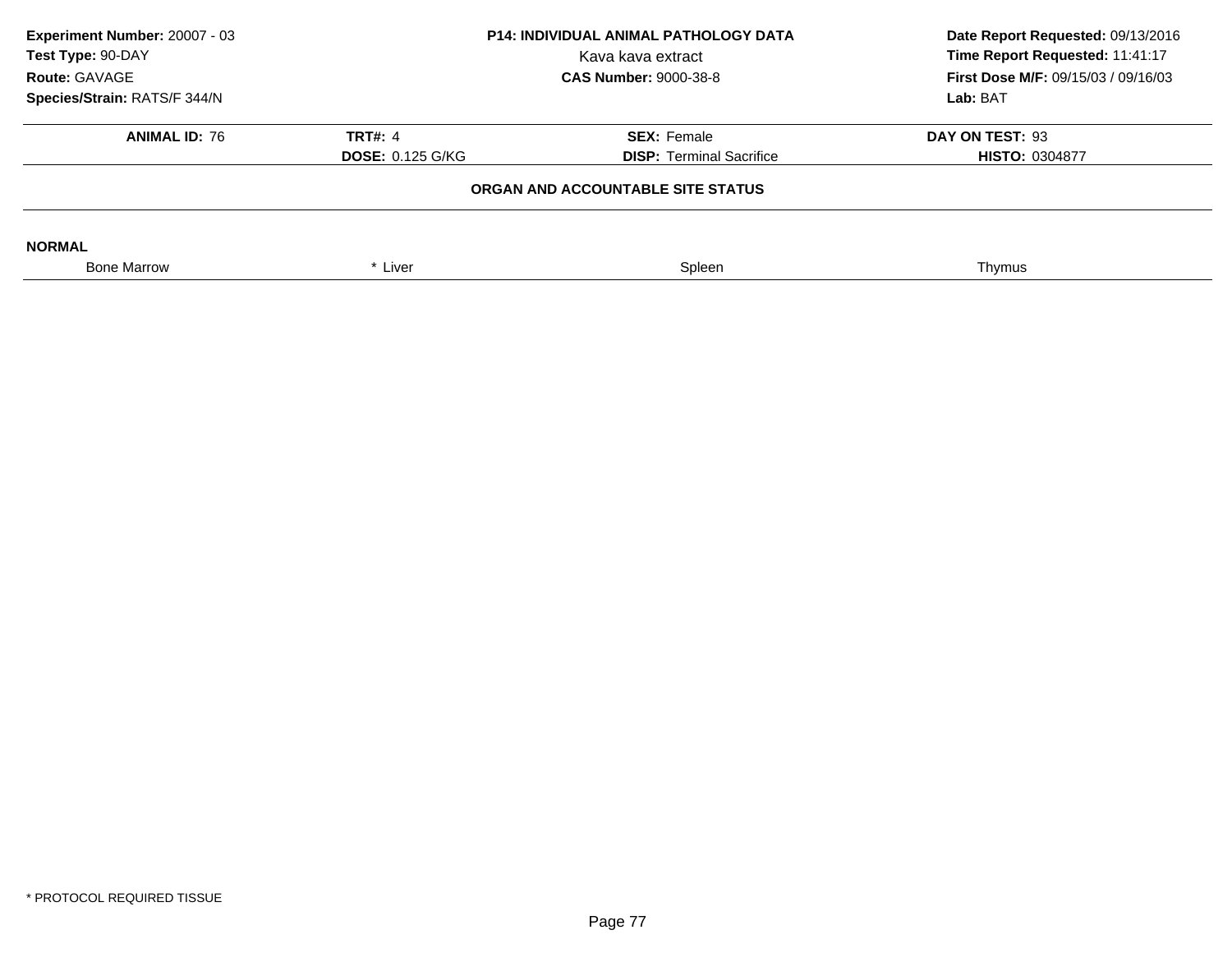**Experiment Number:** 20007 - 03
**Test Type:** 90-DAY
**Route:** GAVAGE
**Species/Strain:** RATS/F 344/N

**P14: INDIVIDUAL ANIMAL PATHOLOGY DATA**
Kava kava extract
**CAS Number:** 9000-38-8

**Date Report Requested:** 09/13/2016
**Time Report Requested:** 11:41:17
**First Dose M/F:** 09/15/03 / 09/16/03
**Lab:** BAT

| **ANIMAL ID:** 76 | **TRT#:** 4 | **SEX:** Female | **DAY ON TEST:** 93 |
|---|---|---|---|
| | **DOSE:** 0.125 G/KG | **DISP:** Terminal Sacrifice | **HISTO:** 0304877 |

**ORGAN AND ACCOUNTABLE SITE STATUS**

**NORMAL**

| Bone Marrow | * Liver | Spleen | Thymus |
|---|---|---|---|

* PROTOCOL REQUIRED TISSUE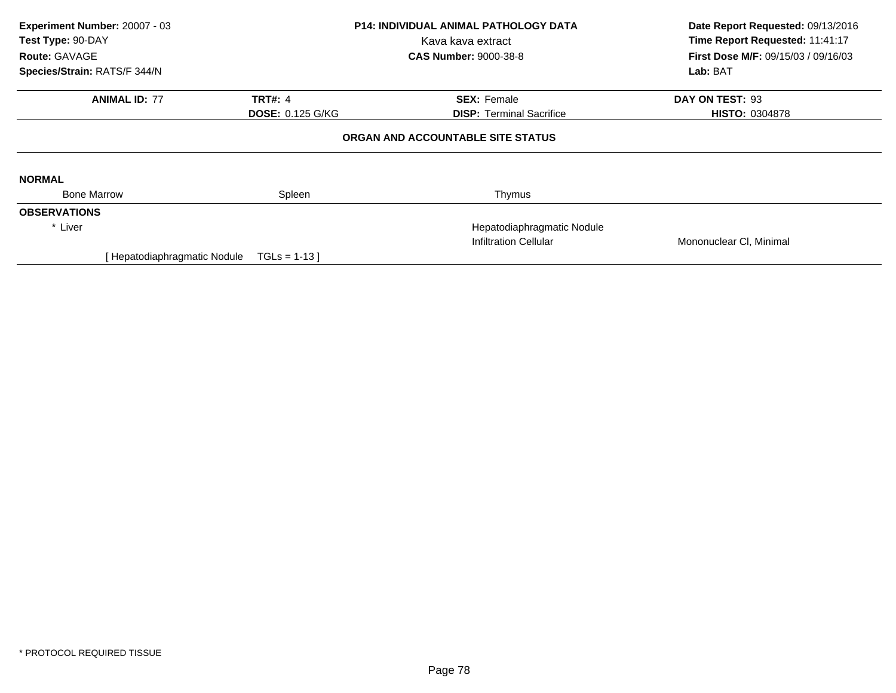**Experiment Number:** 20007 - 03
**Test Type:** 90-DAY
**Route:** GAVAGE
**Species/Strain:** RATS/F 344/N

**P14: INDIVIDUAL ANIMAL PATHOLOGY DATA**
Kava kava extract
**CAS Number:** 9000-38-8

**Date Report Requested:** 09/13/2016
**Time Report Requested:** 11:41:17
**First Dose M/F:** 09/15/03 / 09/16/03
**Lab:** BAT

| **ANIMAL ID:** 77 | **TRT#:** 4 | **SEX:** Female | **DAY ON TEST:** 93 |
|---|---|---|---|
| | **DOSE:** 0.125 G/KG | **DISP:** Terminal Sacrifice | **HISTO:** 0304878 |

## ORGAN AND ACCOUNTABLE SITE STATUS

**NORMAL**

| Bone Marrow | Spleen | Thymus | |
|---|---|---|---|

**OBSERVATIONS**

| | | | |
|---|---|---|---|
| * Liver | | Hepatodiaphragmatic Nodule | |
| | | Infiltration Cellular | Mononuclear Cl, Minimal |
| [ Hepatodiaphragmatic Nodule | TGLs = 1-13 ] | | |

* PROTOCOL REQUIRED TISSUE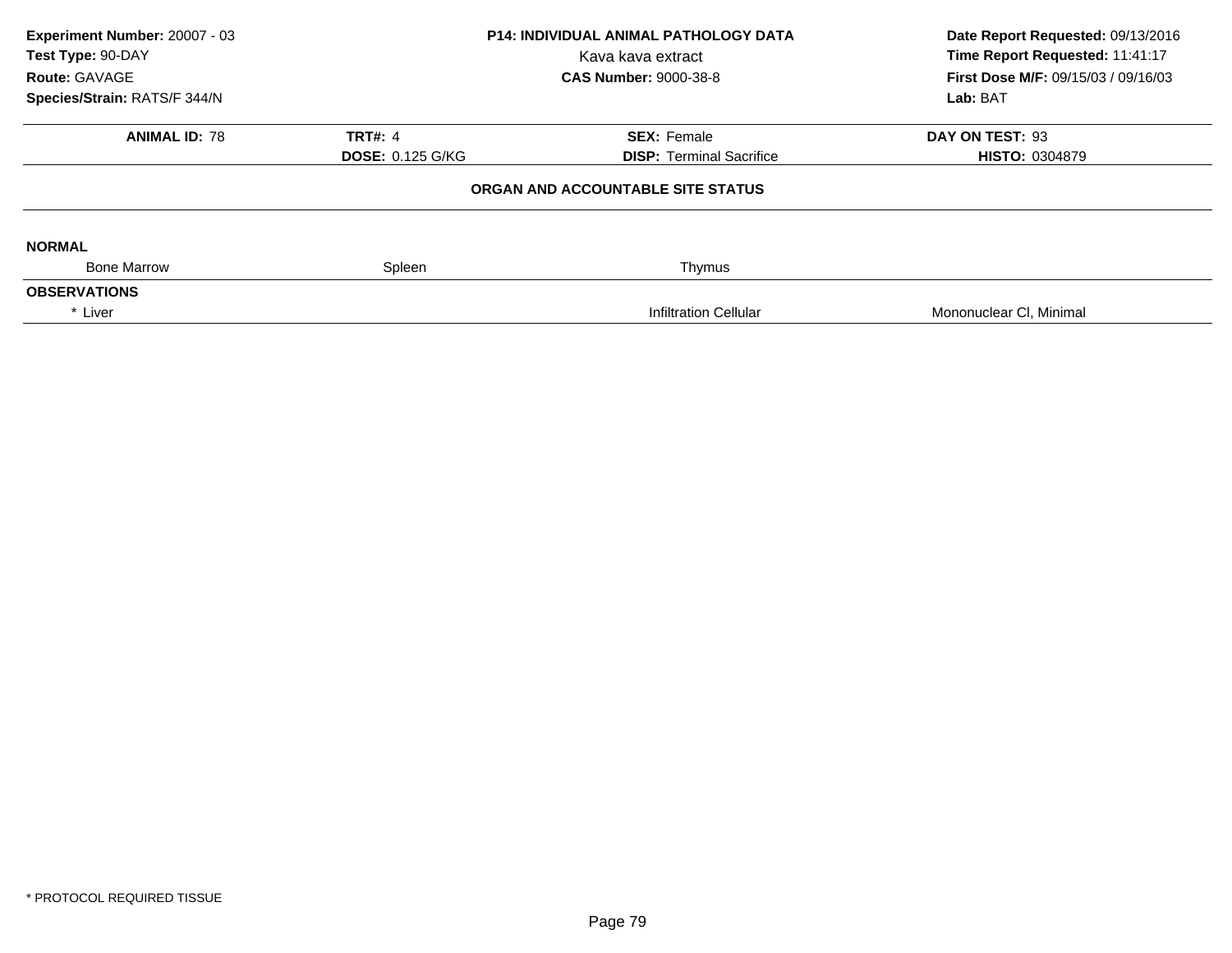**Experiment Number:** 20007 - 03
**Test Type:** 90-DAY
**Route:** GAVAGE
**Species/Strain:** RATS/F 344/N

**P14: INDIVIDUAL ANIMAL PATHOLOGY DATA**
Kava kava extract
**CAS Number:** 9000-38-8

**Date Report Requested:** 09/13/2016
**Time Report Requested:** 11:41:17
**First Dose M/F:** 09/15/03 / 09/16/03
**Lab:** BAT

| **ANIMAL ID:** 78 | **TRT#:** 4 | **SEX:** Female | **DAY ON TEST:** 93 |
|---|---|---|---|
| | **DOSE:** 0.125 G/KG | **DISP:** Terminal Sacrifice | **HISTO:** 0304879 |

**ORGAN AND ACCOUNTABLE SITE STATUS**

**NORMAL**

| Bone Marrow | Spleen | Thymus | |
|---|---|---|---|

**OBSERVATIONS**

| * Liver | | Infiltration Cellular | Mononuclear Cl, Minimal |
|---|---|---|---|

* PROTOCOL REQUIRED TISSUE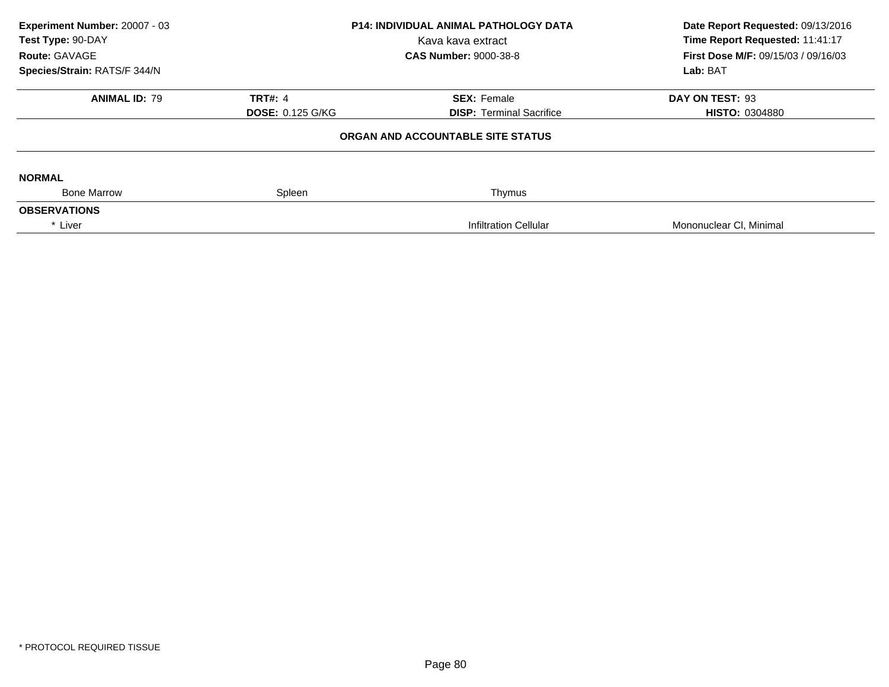**Experiment Number:** 20007 - 03
**Test Type:** 90-DAY
**Route:** GAVAGE
**Species/Strain:** RATS/F 344/N

**P14: INDIVIDUAL ANIMAL PATHOLOGY DATA**
Kava kava extract
**CAS Number:** 9000-38-8

**Date Report Requested:** 09/13/2016
**Time Report Requested:** 11:41:17
**First Dose M/F:** 09/15/03 / 09/16/03
**Lab:** BAT

| **ANIMAL ID:** 79 | **TRT#:** 4 | **SEX:** Female | **DAY ON TEST:** 93 |
|---|---|---|---|
| | **DOSE:** 0.125 G/KG | **DISP:** Terminal Sacrifice | **HISTO:** 0304880 |

**ORGAN AND ACCOUNTABLE SITE STATUS**

**NORMAL**

| Bone Marrow | Spleen | Thymus | |
|---|---|---|---|

**OBSERVATIONS**

| * Liver | | Infiltration Cellular | Mononuclear Cl, Minimal |
|---|---|---|---|

* PROTOCOL REQUIRED TISSUE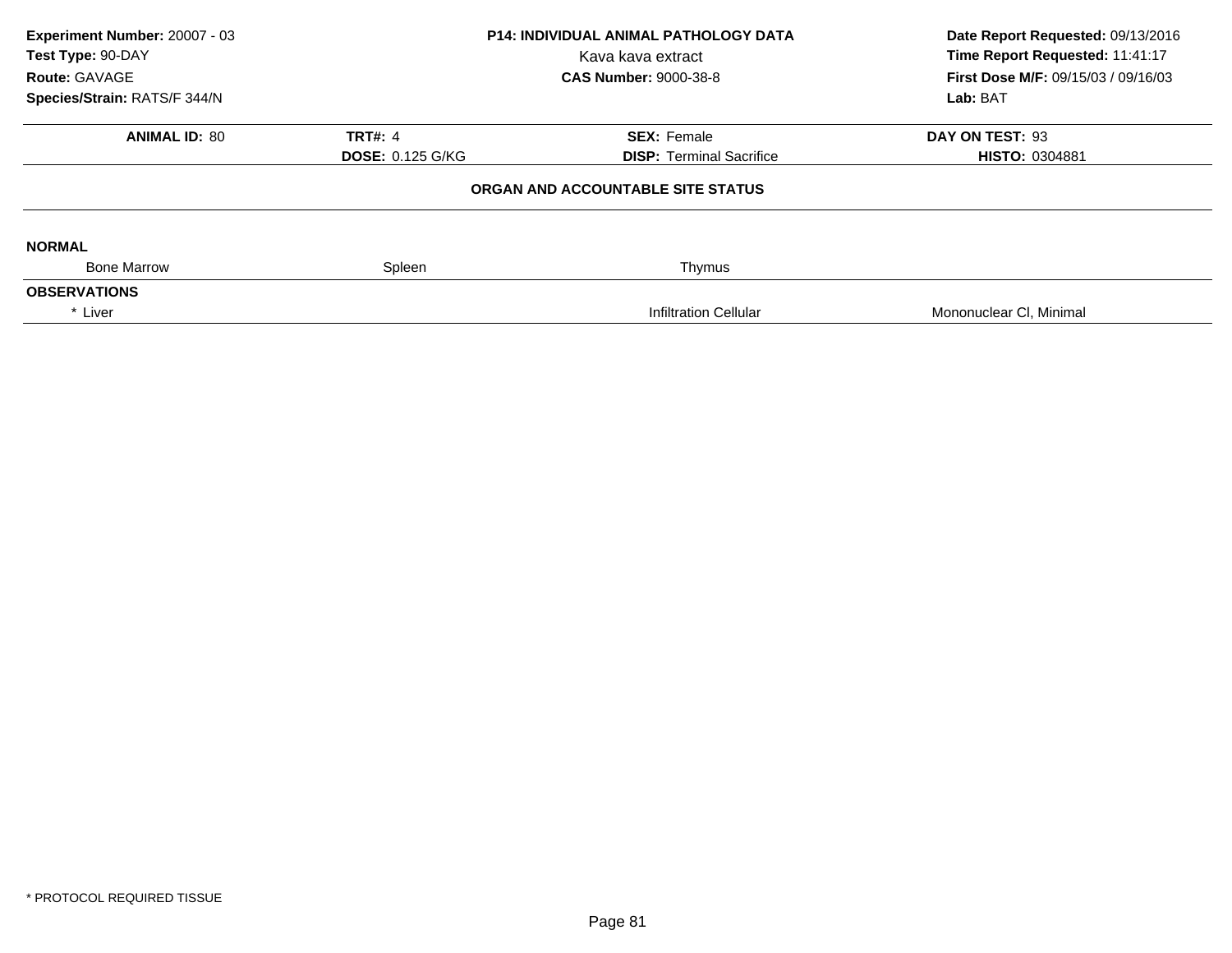**Experiment Number:** 20007 - 03
**Test Type:** 90-DAY
**Route:** GAVAGE
**Species/Strain:** RATS/F 344/N

**P14: INDIVIDUAL ANIMAL PATHOLOGY DATA**
Kava kava extract
**CAS Number:** 9000-38-8

**Date Report Requested:** 09/13/2016
**Time Report Requested:** 11:41:17
**First Dose M/F:** 09/15/03 / 09/16/03
**Lab:** BAT

| **ANIMAL ID:** 80 | **TRT#:** 4 | **SEX:** Female | **DAY ON TEST:** 93 |
|---|---|---|---|
| | **DOSE:** 0.125 G/KG | **DISP:** Terminal Sacrifice | **HISTO:** 0304881 |

**ORGAN AND ACCOUNTABLE SITE STATUS**

**NORMAL**

| Bone Marrow | Spleen | Thymus | |
|---|---|---|---|

**OBSERVATIONS**

| * Liver | | Infiltration Cellular | Mononuclear Cl, Minimal |
|---|---|---|---|

* PROTOCOL REQUIRED TISSUE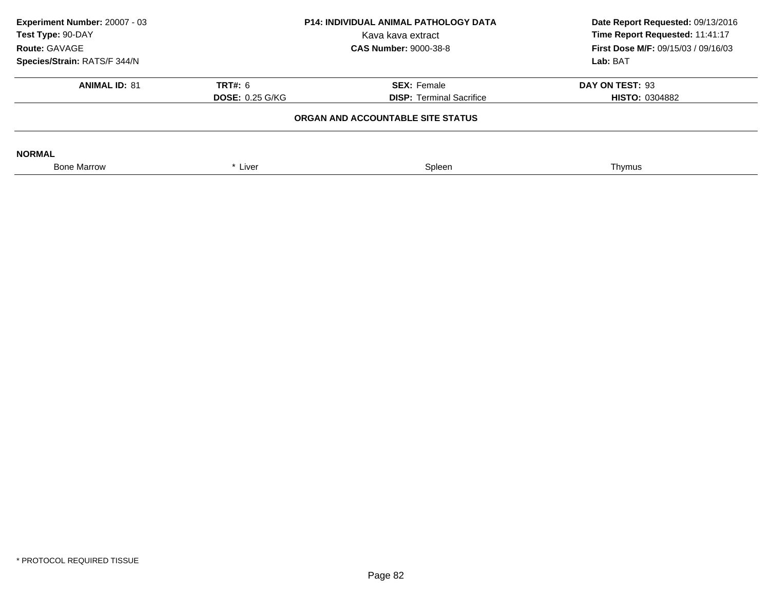**Experiment Number:** 20007 - 03
**Test Type:** 90-DAY
**Route:** GAVAGE
**Species/Strain:** RATS/F 344/N

**P14: INDIVIDUAL ANIMAL PATHOLOGY DATA**
Kava kava extract
**CAS Number:** 9000-38-8

**Date Report Requested:** 09/13/2016
**Time Report Requested:** 11:41:17
**First Dose M/F:** 09/15/03 / 09/16/03
**Lab:** BAT

| **ANIMAL ID:** 81 | **TRT#:** 6 | **SEX:** Female | **DAY ON TEST:** 93 |
|---|---|---|---|
| | **DOSE:** 0.25 G/KG | **DISP:** Terminal Sacrifice | **HISTO:** 0304882 |

**ORGAN AND ACCOUNTABLE SITE STATUS**

**NORMAL**

| Bone Marrow | * Liver | Spleen | Thymus |
|---|---|---|---|

* PROTOCOL REQUIRED TISSUE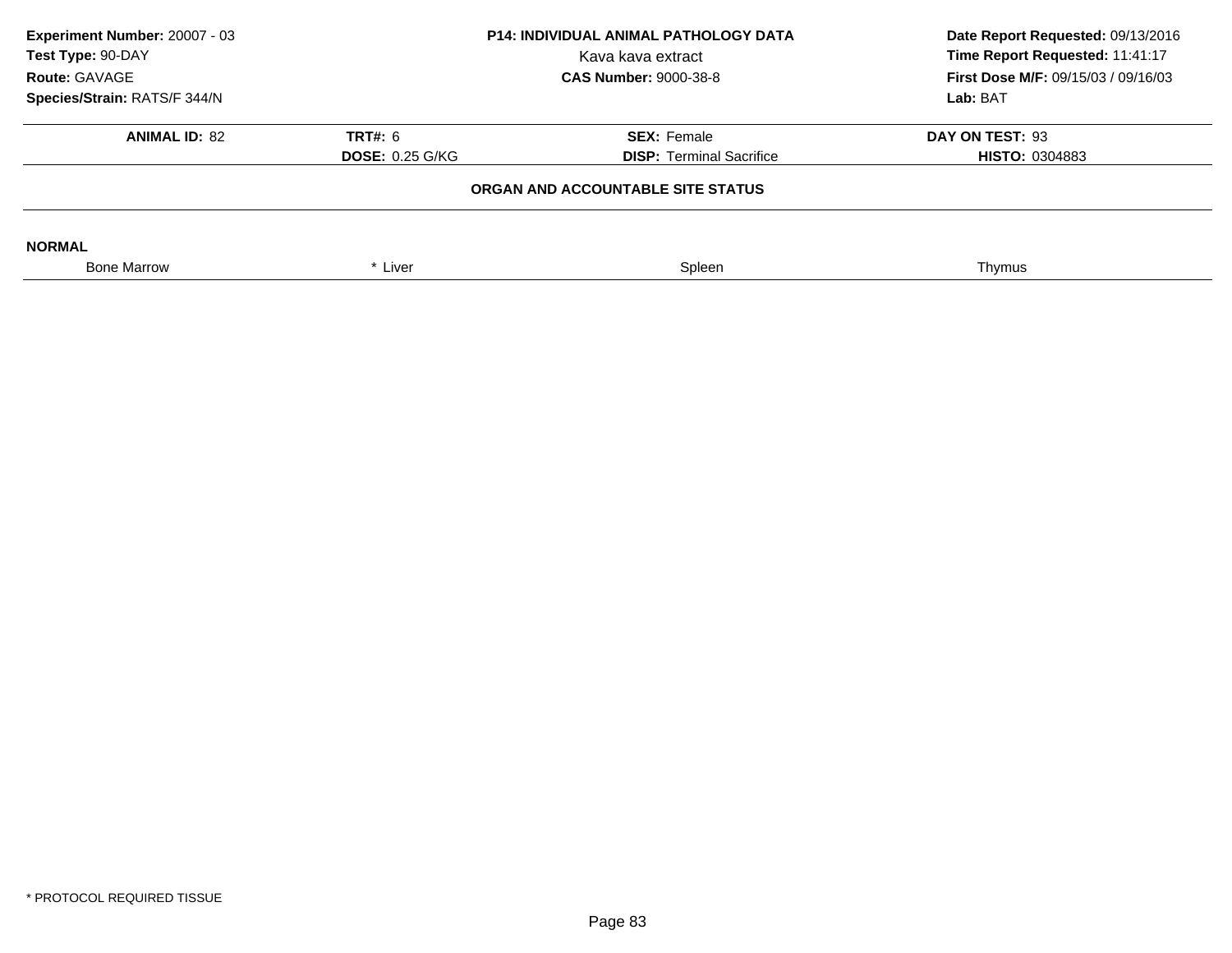Experiment Number: 20007 - 03
Test Type: 90-DAY
Route: GAVAGE
Species/Strain: RATS/F 344/N

**P14: INDIVIDUAL ANIMAL PATHOLOGY DATA**
Kava kava extract
**CAS Number:** 9000-38-8

**Date Report Requested:** 09/13/2016
**Time Report Requested:** 11:41:17
**First Dose M/F:** 09/15/03 / 09/16/03
**Lab:** BAT

| **ANIMAL ID:** 82 | **TRT#:** 6 | **SEX:** Female | **DAY ON TEST:** 93 |
|---|---|---|---|
| | **DOSE:** 0.25 G/KG | **DISP:** Terminal Sacrifice | **HISTO:** 0304883 |

**ORGAN AND ACCOUNTABLE SITE STATUS**

**NORMAL**

| Bone Marrow | * Liver | Spleen | Thymus |
|---|---|---|---|

* PROTOCOL REQUIRED TISSUE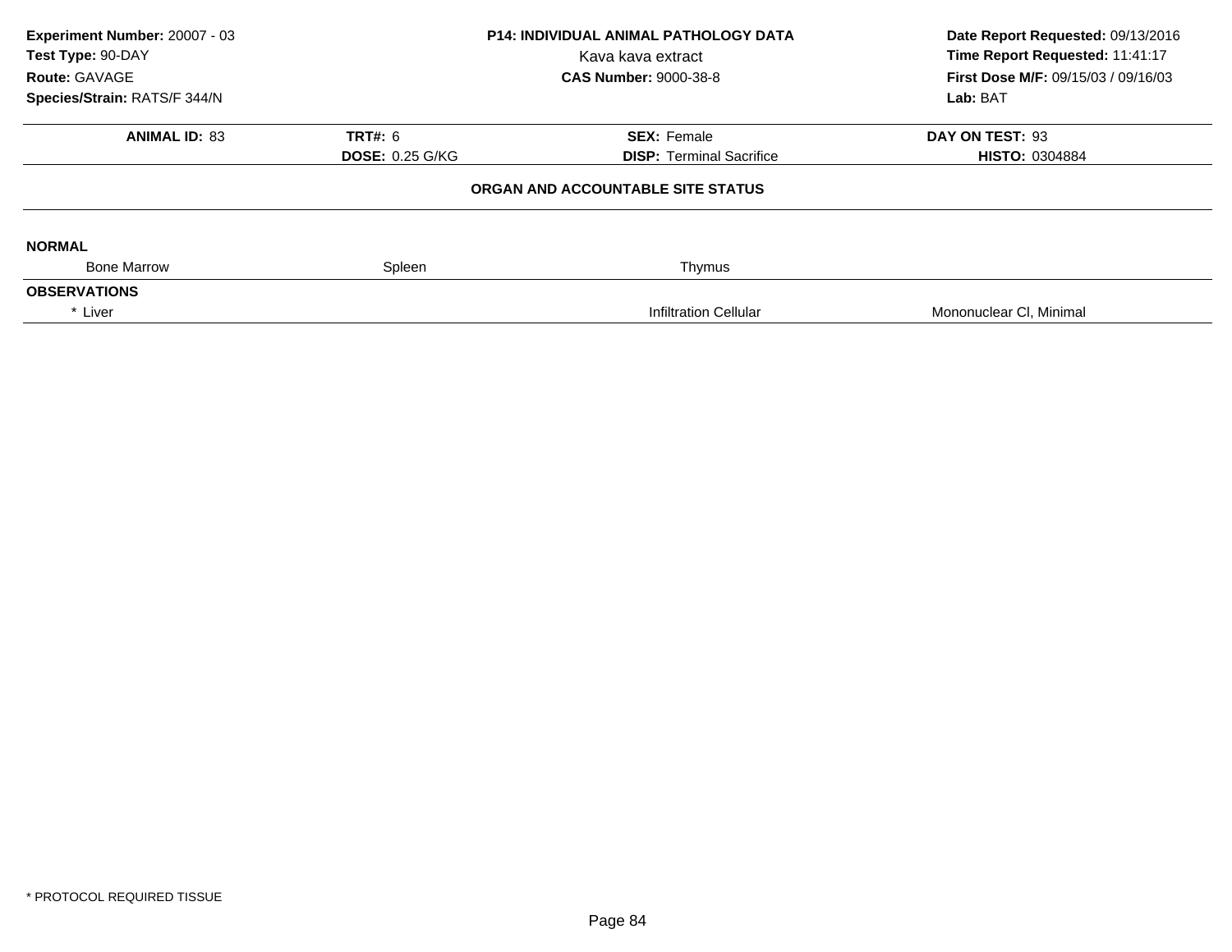**Experiment Number:** 20007 - 03
**Test Type:** 90-DAY
**Route:** GAVAGE
**Species/Strain:** RATS/F 344/N

**P14: INDIVIDUAL ANIMAL PATHOLOGY DATA**
Kava kava extract
**CAS Number:** 9000-38-8

**Date Report Requested:** 09/13/2016
**Time Report Requested:** 11:41:17
**First Dose M/F:** 09/15/03 / 09/16/03
**Lab:** BAT

| **ANIMAL ID:** 83 | **TRT#:** 6 | **SEX:** Female | **DAY ON TEST:** 93 |
|---|---|---|---|
| | **DOSE:** 0.25 G/KG | **DISP:** Terminal Sacrifice | **HISTO:** 0304884 |

**ORGAN AND ACCOUNTABLE SITE STATUS**

| | | | |
|---|---|---|---|
| **NORMAL** | | | |
| Bone Marrow | Spleen | Thymus | |
| **OBSERVATIONS** | | | |
| * Liver | | Infiltration Cellular | Mononuclear Cl, Minimal |

* PROTOCOL REQUIRED TISSUE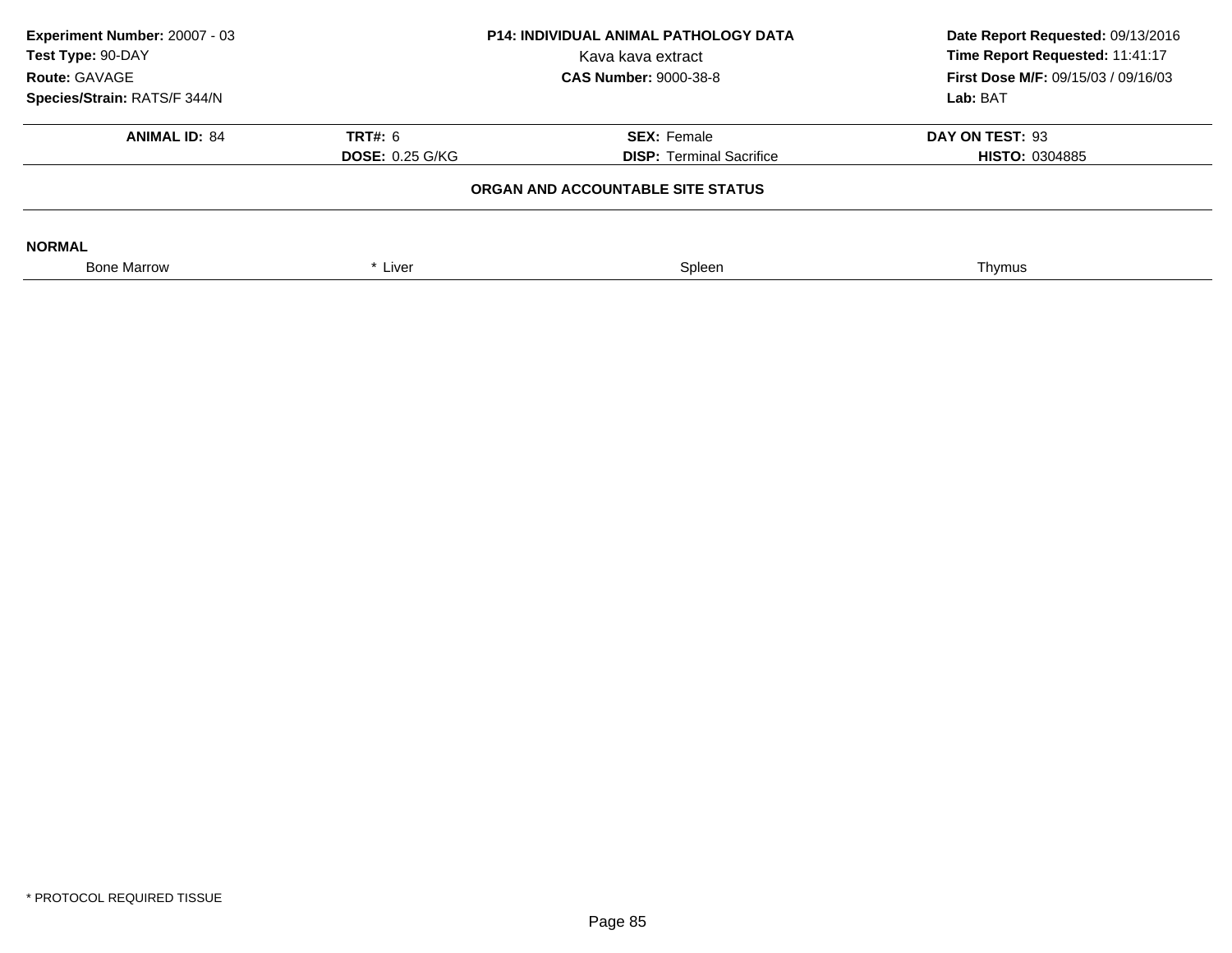**Experiment Number:** 20007 - 03
**Test Type:** 90-DAY
**Route:** GAVAGE
**Species/Strain:** RATS/F 344/N

**P14: INDIVIDUAL ANIMAL PATHOLOGY DATA**
Kava kava extract
**CAS Number:** 9000-38-8

**Date Report Requested:** 09/13/2016
**Time Report Requested:** 11:41:17
**First Dose M/F:** 09/15/03 / 09/16/03
**Lab:** BAT

| **ANIMAL ID:** 84 | **TRT#:** 6 | **SEX:** Female | **DAY ON TEST:** 93 |
|---|---|---|---|
| | **DOSE:** 0.25 G/KG | **DISP:** Terminal Sacrifice | **HISTO:** 0304885 |

**ORGAN AND ACCOUNTABLE SITE STATUS**

**NORMAL**

| Bone Marrow | * Liver | Spleen | Thymus |
|---|---|---|---|

* PROTOCOL REQUIRED TISSUE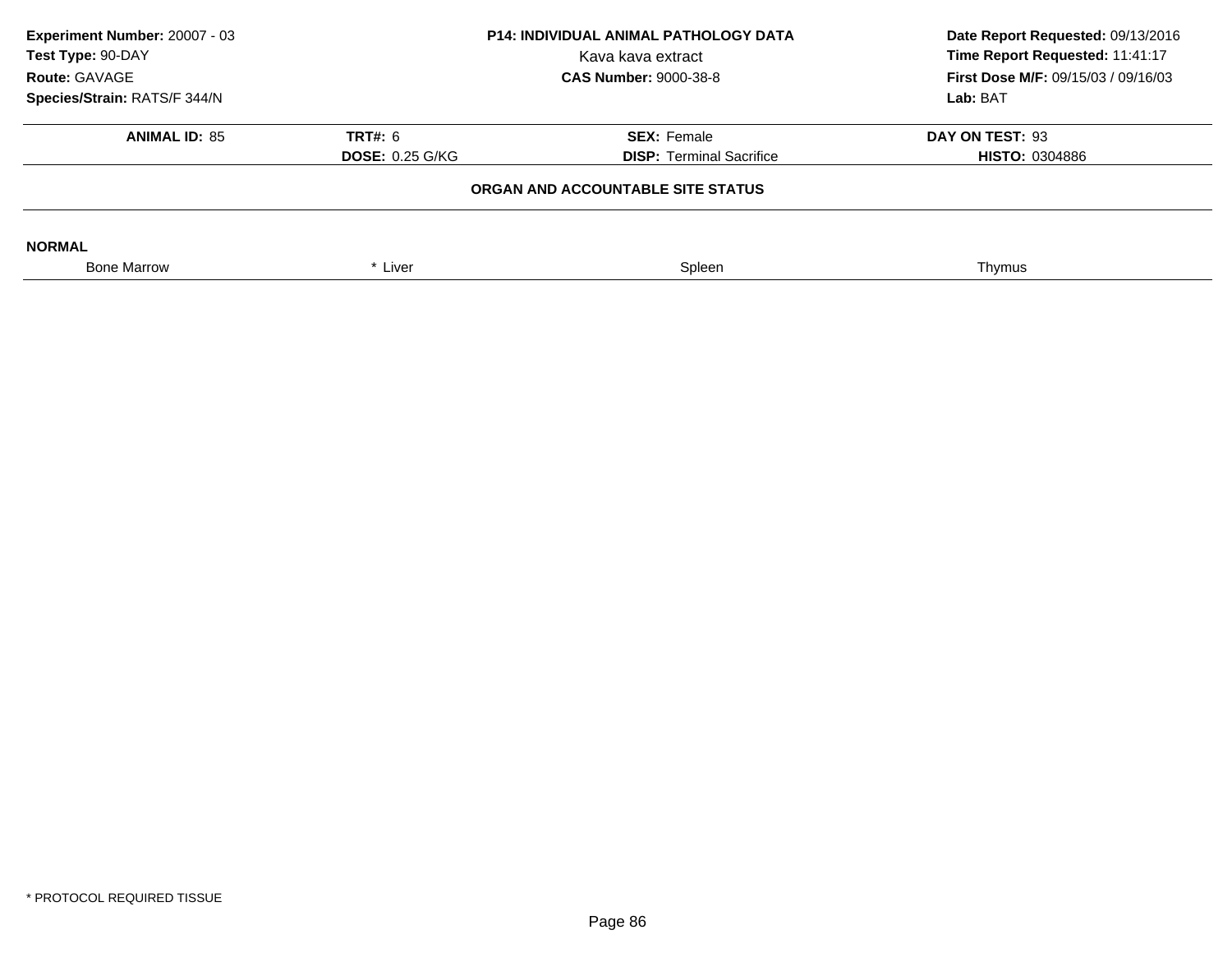**Experiment Number:** 20007 - 03
**Test Type:** 90-DAY
**Route:** GAVAGE
**Species/Strain:** RATS/F 344/N

**P14: INDIVIDUAL ANIMAL PATHOLOGY DATA**
Kava kava extract
**CAS Number:** 9000-38-8

**Date Report Requested:** 09/13/2016
**Time Report Requested:** 11:41:17
**First Dose M/F:** 09/15/03 / 09/16/03
**Lab:** BAT

| **ANIMAL ID:** 85 | **TRT#:** 6 | **SEX:** Female | **DAY ON TEST:** 93 |
|---|---|---|---|
| | **DOSE:** 0.25 G/KG | **DISP:** Terminal Sacrifice | **HISTO:** 0304886 |

**ORGAN AND ACCOUNTABLE SITE STATUS**

**NORMAL**

| Bone Marrow | * Liver | Spleen | Thymus |
|---|---|---|---|

* PROTOCOL REQUIRED TISSUE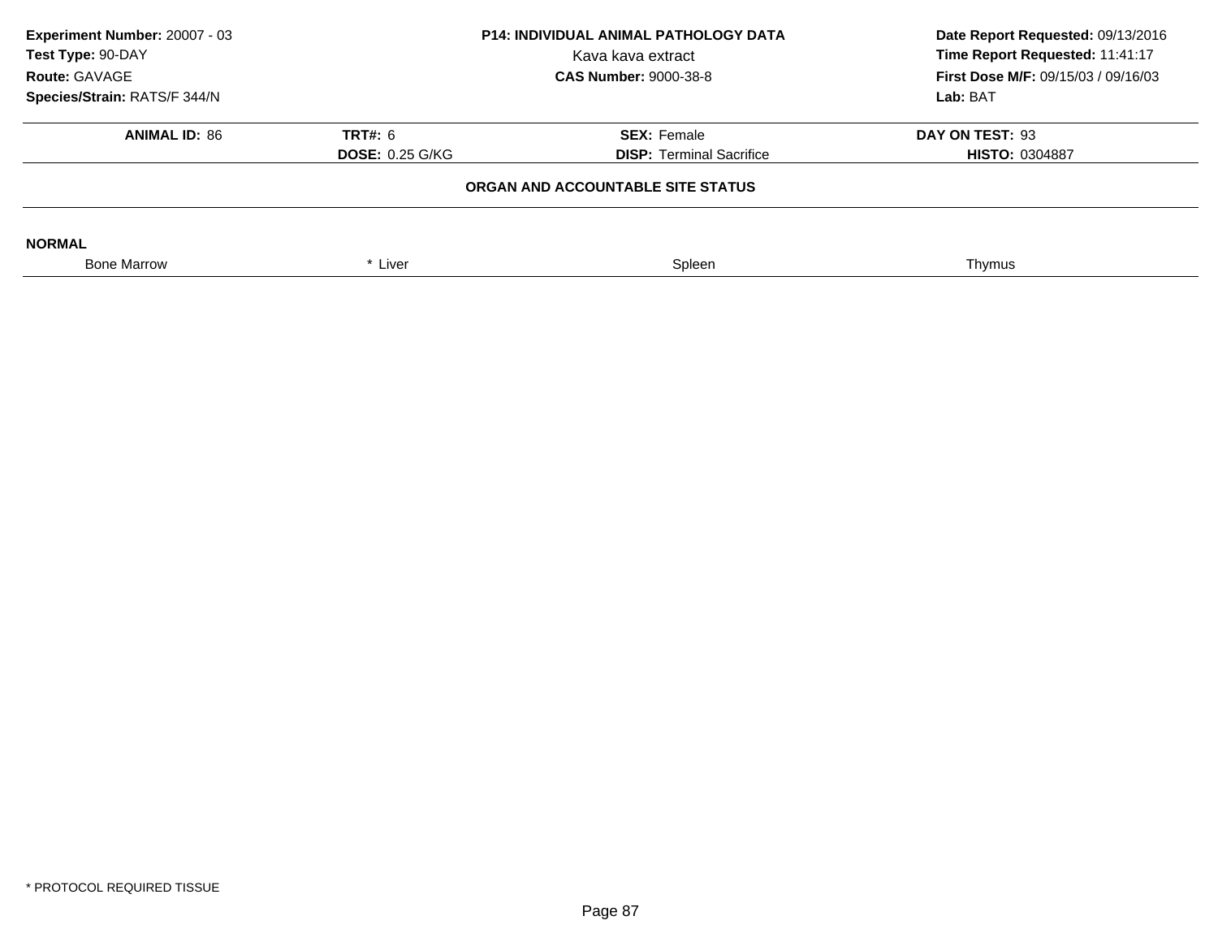**Experiment Number:** 20007 - 03
**Test Type:** 90-DAY
**Route:** GAVAGE
**Species/Strain:** RATS/F 344/N

**P14: INDIVIDUAL ANIMAL PATHOLOGY DATA**
Kava kava extract
**CAS Number:** 9000-38-8

**Date Report Requested:** 09/13/2016
**Time Report Requested:** 11:41:17
**First Dose M/F:** 09/15/03 / 09/16/03
**Lab:** BAT

| **ANIMAL ID:** 86 | **TRT#:** 6 | **SEX:** Female | **DAY ON TEST:** 93 |
|---|---|---|---|
| | **DOSE:** 0.25 G/KG | **DISP:** Terminal Sacrifice | **HISTO:** 0304887 |

**ORGAN AND ACCOUNTABLE SITE STATUS**

**NORMAL**

| Bone Marrow | * Liver | Spleen | Thymus |
|---|---|---|---|

* PROTOCOL REQUIRED TISSUE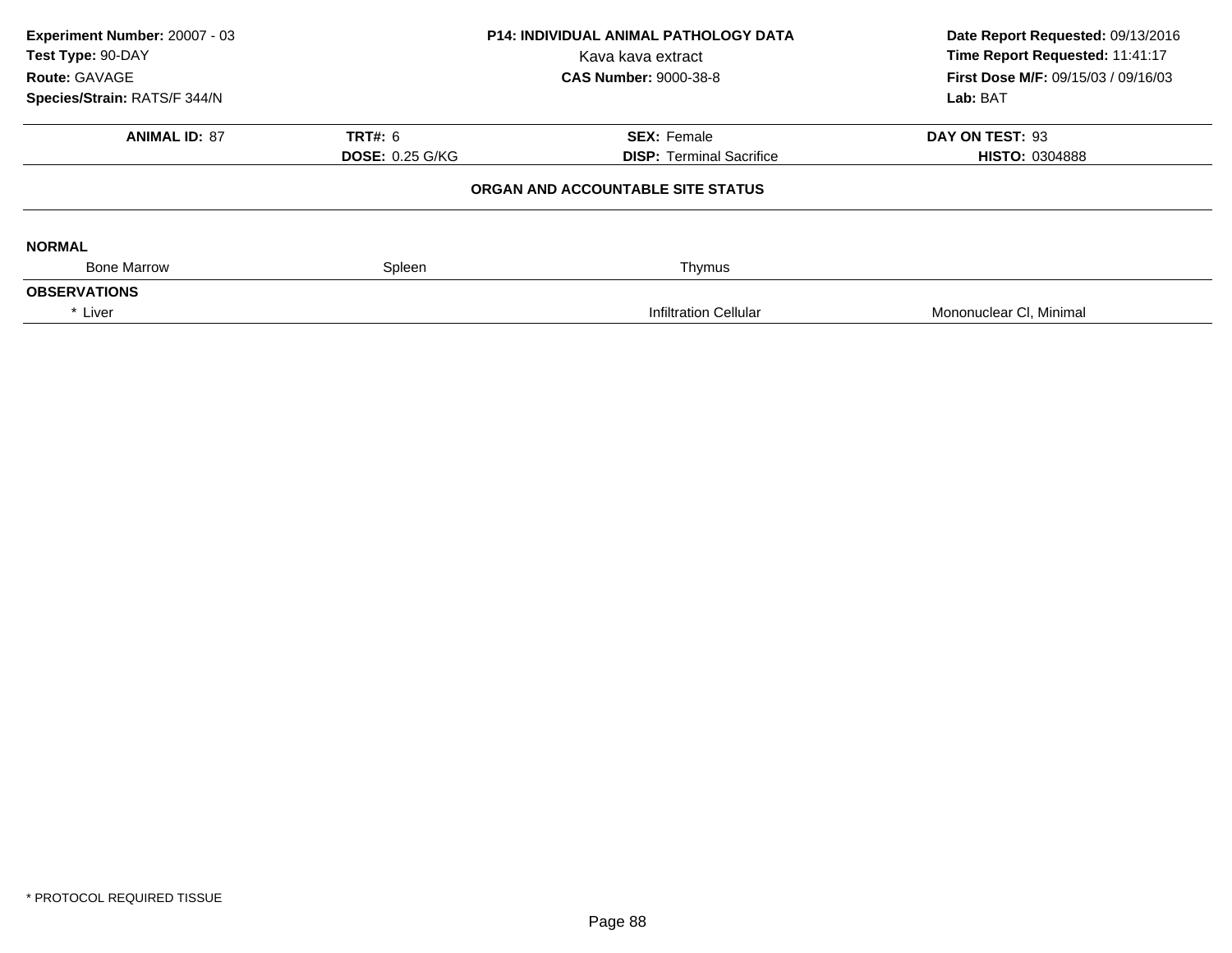**Experiment Number:** 20007 - 03
**Test Type:** 90-DAY
**Route:** GAVAGE
**Species/Strain:** RATS/F 344/N

**P14: INDIVIDUAL ANIMAL PATHOLOGY DATA**
Kava kava extract
**CAS Number:** 9000-38-8

**Date Report Requested:** 09/13/2016
**Time Report Requested:** 11:41:17
**First Dose M/F:** 09/15/03 / 09/16/03
**Lab:** BAT

| **ANIMAL ID:** 87 | **TRT#:** 6 | **SEX:** Female | **DAY ON TEST:** 93 |
|---|---|---|---|
| | **DOSE:** 0.25 G/KG | **DISP:** Terminal Sacrifice | **HISTO:** 0304888 |

## ORGAN AND ACCOUNTABLE SITE STATUS

**NORMAL**

| Bone Marrow | Spleen | Thymus | |
|---|---|---|---|

**OBSERVATIONS**

| * Liver | | Infiltration Cellular | Mononuclear Cl, Minimal |
|---|---|---|---|

* PROTOCOL REQUIRED TISSUE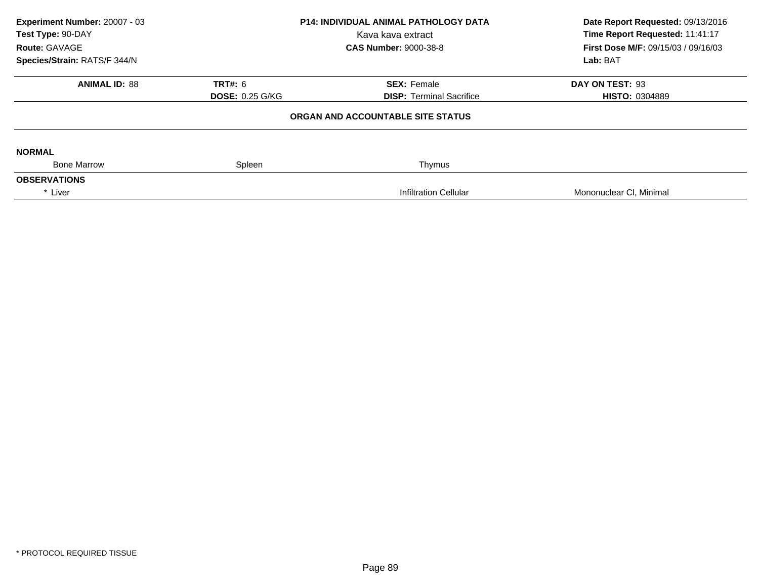**Experiment Number:** 20007 - 03
**Test Type:** 90-DAY
**Route:** GAVAGE
**Species/Strain:** RATS/F 344/N

**P14: INDIVIDUAL ANIMAL PATHOLOGY DATA**
Kava kava extract
**CAS Number:** 9000-38-8

**Date Report Requested:** 09/13/2016
**Time Report Requested:** 11:41:17
**First Dose M/F:** 09/15/03 / 09/16/03
**Lab:** BAT

| **ANIMAL ID:** 88 | **TRT#:** 6 | **SEX:** Female | **DAY ON TEST:** 93 |
|---|---|---|---|
| | **DOSE:** 0.25 G/KG | **DISP:** Terminal Sacrifice | **HISTO:** 0304889 |

**ORGAN AND ACCOUNTABLE SITE STATUS**

**NORMAL**

| Bone Marrow | Spleen | Thymus | |
|---|---|---|---|

**OBSERVATIONS**

| * Liver | | Infiltration Cellular | Mononuclear Cl, Minimal |
|---|---|---|---|

* PROTOCOL REQUIRED TISSUE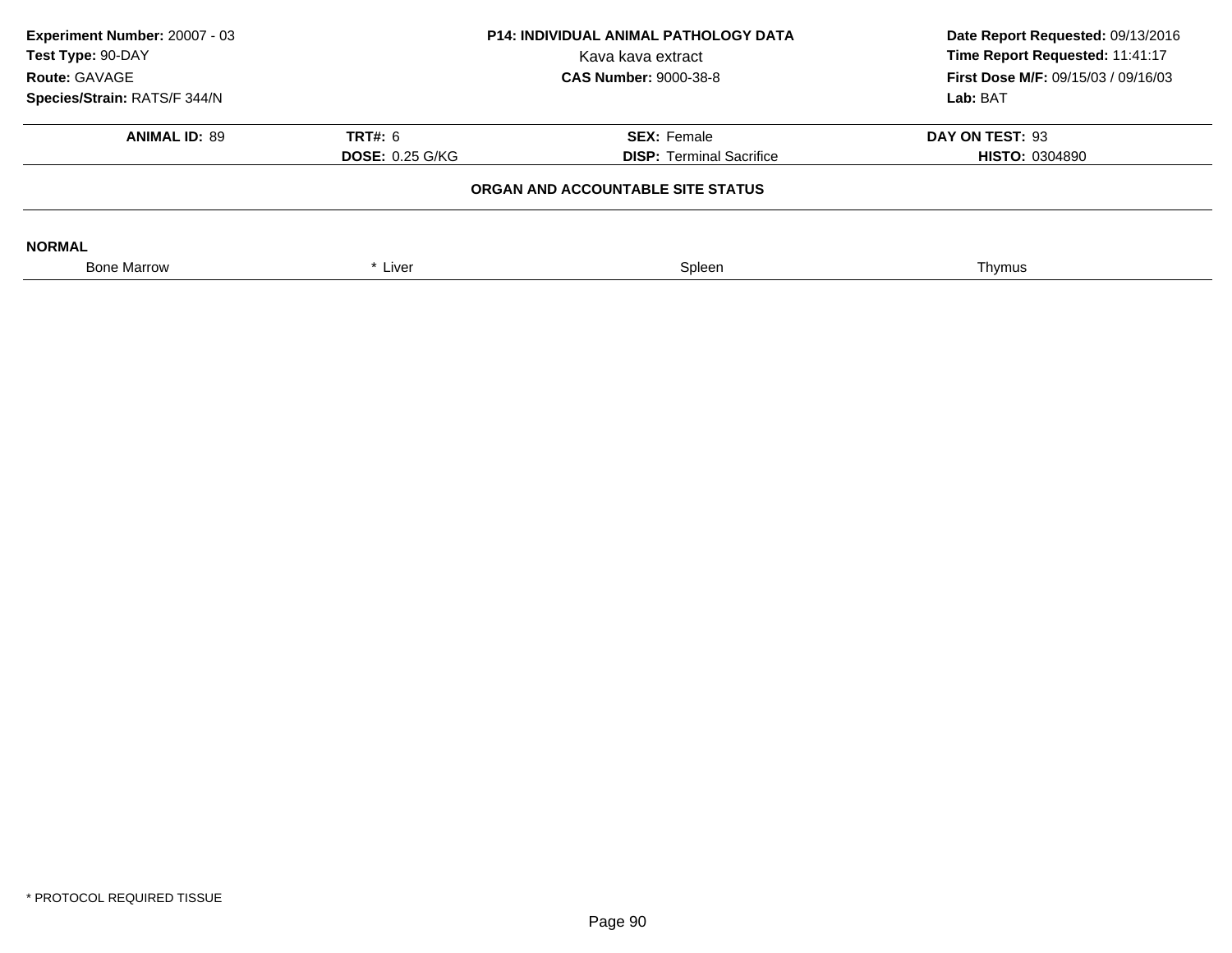**Experiment Number:** 20007 - 03
**Test Type:** 90-DAY
**Route:** GAVAGE
**Species/Strain:** RATS/F 344/N

**P14: INDIVIDUAL ANIMAL PATHOLOGY DATA**
Kava kava extract
**CAS Number:** 9000-38-8

**Date Report Requested:** 09/13/2016
**Time Report Requested:** 11:41:17
**First Dose M/F:** 09/15/03 / 09/16/03
**Lab:** BAT

| **ANIMAL ID:** 89 | **TRT#:** 6 | **SEX:** Female | **DAY ON TEST:** 93 |
|---|---|---|---|
| | **DOSE:** 0.25 G/KG | **DISP:** Terminal Sacrifice | **HISTO:** 0304890 |

**ORGAN AND ACCOUNTABLE SITE STATUS**

**NORMAL**

| Bone Marrow | * Liver | Spleen | Thymus |
|---|---|---|---|

* PROTOCOL REQUIRED TISSUE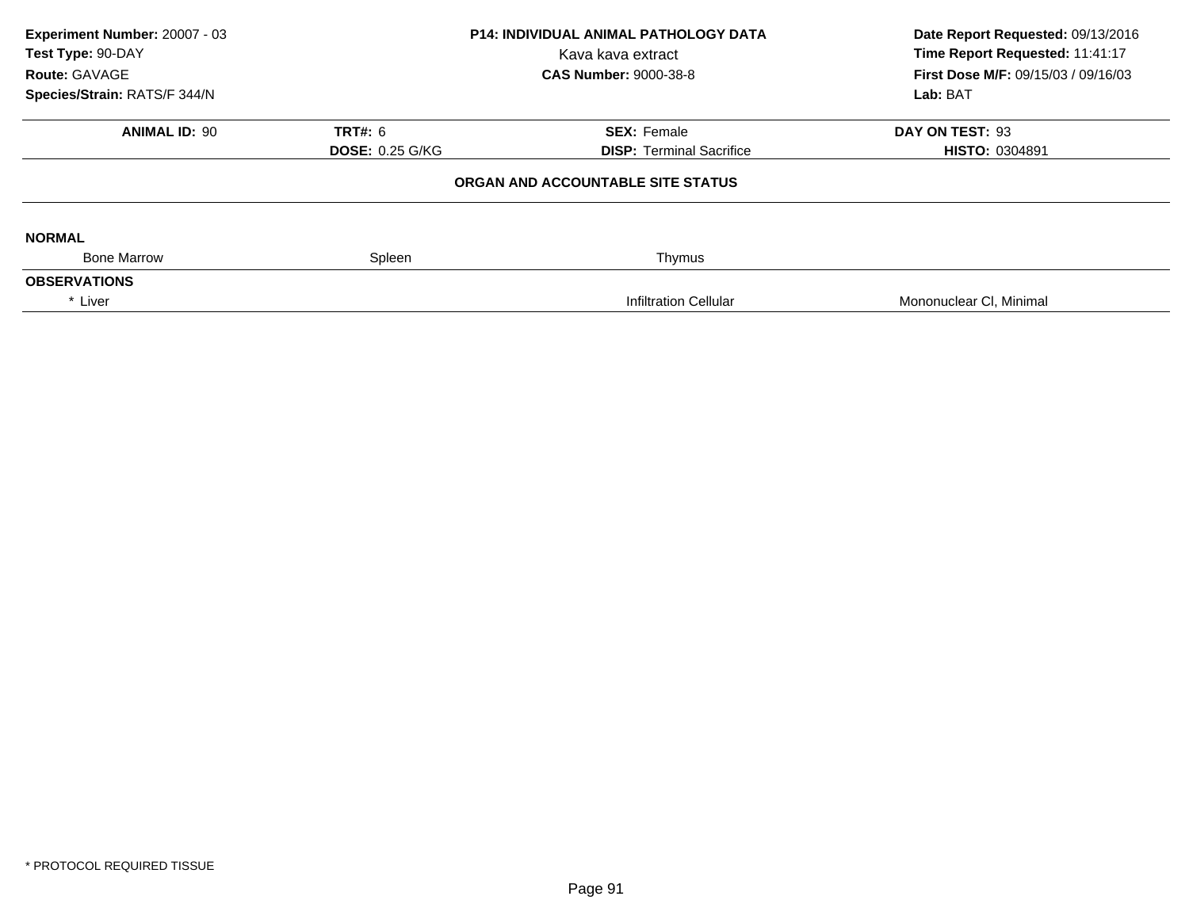**Experiment Number:** 20007 - 03
**Test Type:** 90-DAY
**Route:** GAVAGE
**Species/Strain:** RATS/F 344/N

**P14: INDIVIDUAL ANIMAL PATHOLOGY DATA**
Kava kava extract
**CAS Number:** 9000-38-8

**Date Report Requested:** 09/13/2016
**Time Report Requested:** 11:41:17
**First Dose M/F:** 09/15/03 / 09/16/03
**Lab:** BAT

| **ANIMAL ID:** 90 | **TRT#:** 6 | **SEX:** Female | **DAY ON TEST:** 93 |
|---|---|---|---|
| | **DOSE:** 0.25 G/KG | **DISP:** Terminal Sacrifice | **HISTO:** 0304891 |

**ORGAN AND ACCOUNTABLE SITE STATUS**

**NORMAL**

| Bone Marrow | Spleen | Thymus | |
|---|---|---|---|

**OBSERVATIONS**

| * Liver | | Infiltration Cellular | Mononuclear Cl, Minimal |
|---|---|---|---|

* PROTOCOL REQUIRED TISSUE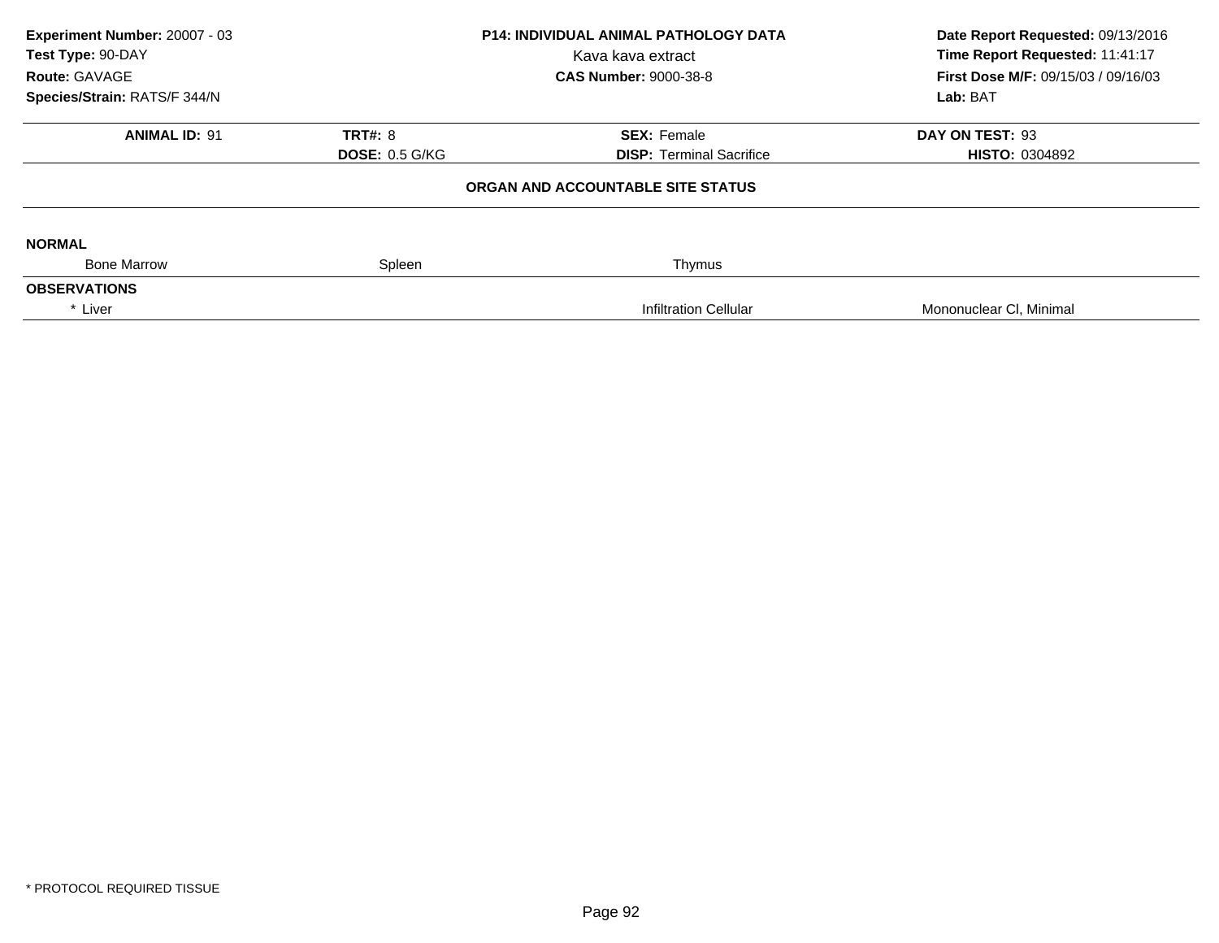**Experiment Number:** 20007 - 03
**Test Type:** 90-DAY
**Route:** GAVAGE
**Species/Strain:** RATS/F 344/N

**P14: INDIVIDUAL ANIMAL PATHOLOGY DATA**
Kava kava extract
**CAS Number:** 9000-38-8

**Date Report Requested:** 09/13/2016
**Time Report Requested:** 11:41:17
**First Dose M/F:** 09/15/03 / 09/16/03
**Lab:** BAT

| **ANIMAL ID:** 91 | **TRT#:** 8 | **SEX:** Female | **DAY ON TEST:** 93 |
|---|---|---|---|
| | **DOSE:** 0.5 G/KG | **DISP:** Terminal Sacrifice | **HISTO:** 0304892 |

**ORGAN AND ACCOUNTABLE SITE STATUS**

**NORMAL**

| Bone Marrow | Spleen | Thymus | |
|---|---|---|---|

**OBSERVATIONS**

| * Liver | | Infiltration Cellular | Mononuclear Cl, Minimal |
|---|---|---|---|

\* PROTOCOL REQUIRED TISSUE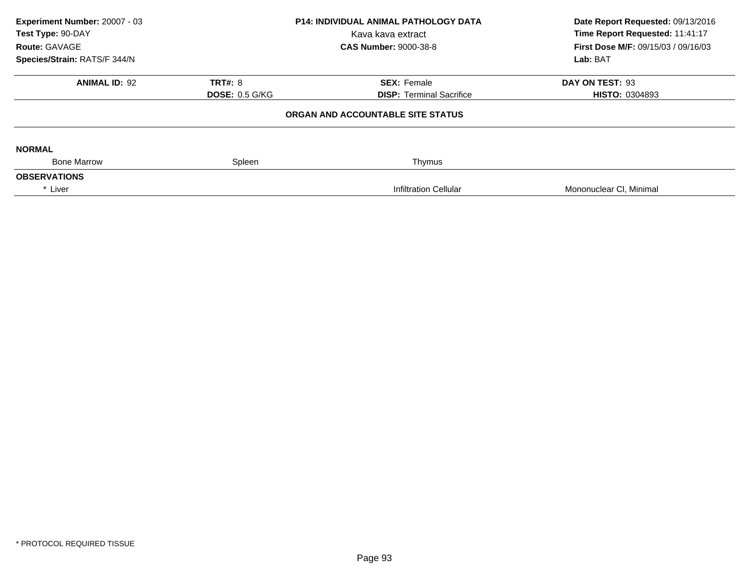**Experiment Number:** 20007 - 03
**Test Type:** 90-DAY
**Route:** GAVAGE
**Species/Strain:** RATS/F 344/N

**P14: INDIVIDUAL ANIMAL PATHOLOGY DATA**
Kava kava extract
**CAS Number:** 9000-38-8

**Date Report Requested:** 09/13/2016
**Time Report Requested:** 11:41:17
**First Dose M/F:** 09/15/03 / 09/16/03
**Lab:** BAT

| **ANIMAL ID:** 92 | **TRT#:** 8 | **SEX:** Female | **DAY ON TEST:** 93 |
|---|---|---|---|
| | **DOSE:** 0.5 G/KG | **DISP:** Terminal Sacrifice | **HISTO:** 0304893 |

## ORGAN AND ACCOUNTABLE SITE STATUS

**NORMAL**

| Bone Marrow | Spleen | Thymus | |
|---|---|---|---|

**OBSERVATIONS**

| * Liver | | Infiltration Cellular | Mononuclear Cl, Minimal |
|---|---|---|---|

* PROTOCOL REQUIRED TISSUE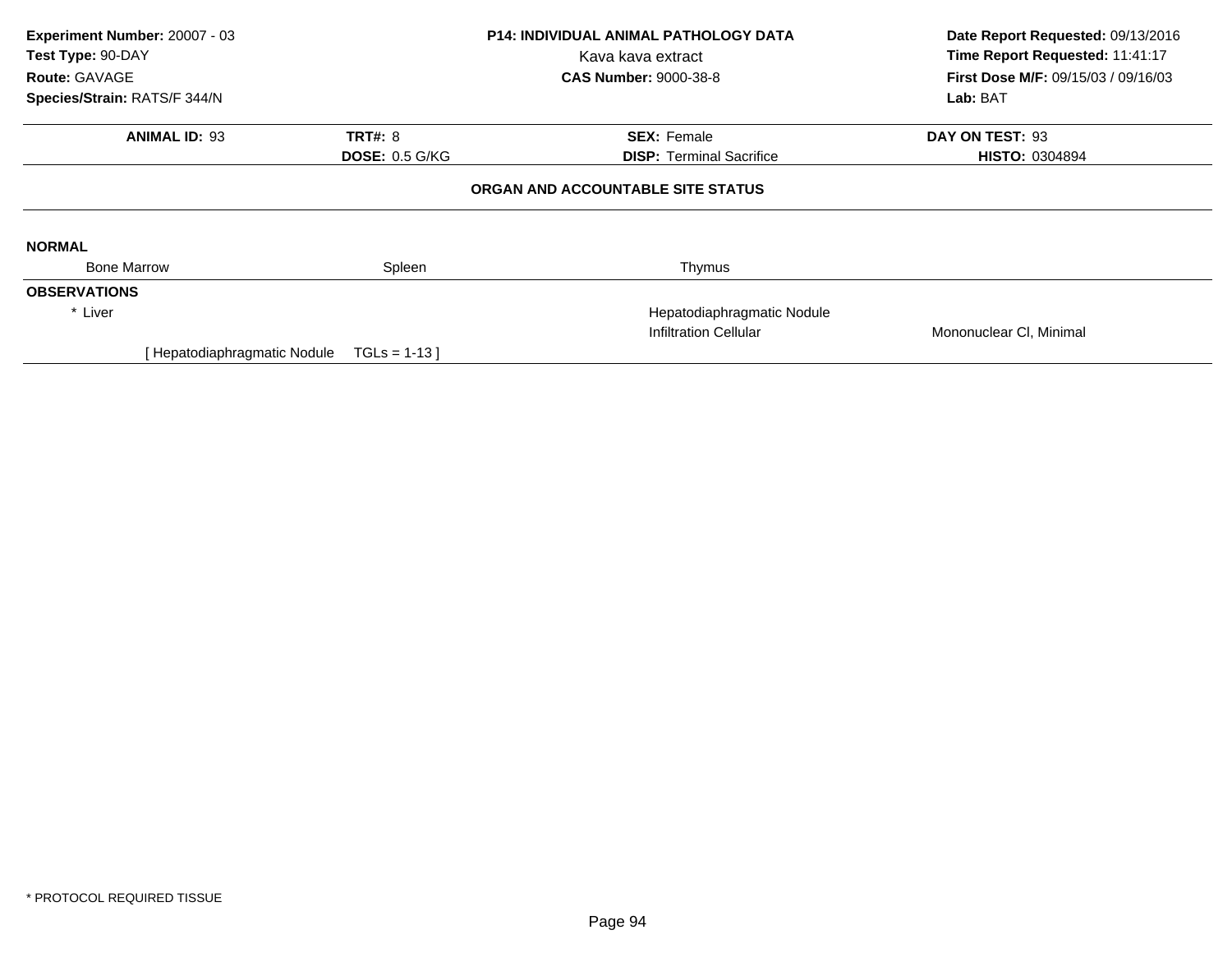**Experiment Number:** 20007 - 03
**Test Type:** 90-DAY
**Route:** GAVAGE
**Species/Strain:** RATS/F 344/N

**P14: INDIVIDUAL ANIMAL PATHOLOGY DATA**
Kava kava extract
**CAS Number:** 9000-38-8

**Date Report Requested:** 09/13/2016
**Time Report Requested:** 11:41:17
**First Dose M/F:** 09/15/03 / 09/16/03
**Lab:** BAT

| **ANIMAL ID:** 93 | **TRT#:** 8 | **SEX:** Female | **DAY ON TEST:** 93 |
|---|---|---|---|
| | **DOSE:** 0.5 G/KG | **DISP:** Terminal Sacrifice | **HISTO:** 0304894 |

**ORGAN AND ACCOUNTABLE SITE STATUS**

**NORMAL**

| Bone Marrow | Spleen | Thymus |
|---|---|---|

**OBSERVATIONS**

| | | |
|---|---|---|
| * Liver | Hepatodiaphragmatic Nodule | |
| | Infiltration Cellular | Mononuclear Cl, Minimal |

[ Hepatodiaphragmatic Nodule TGLs = 1-13 ]

* PROTOCOL REQUIRED TISSUE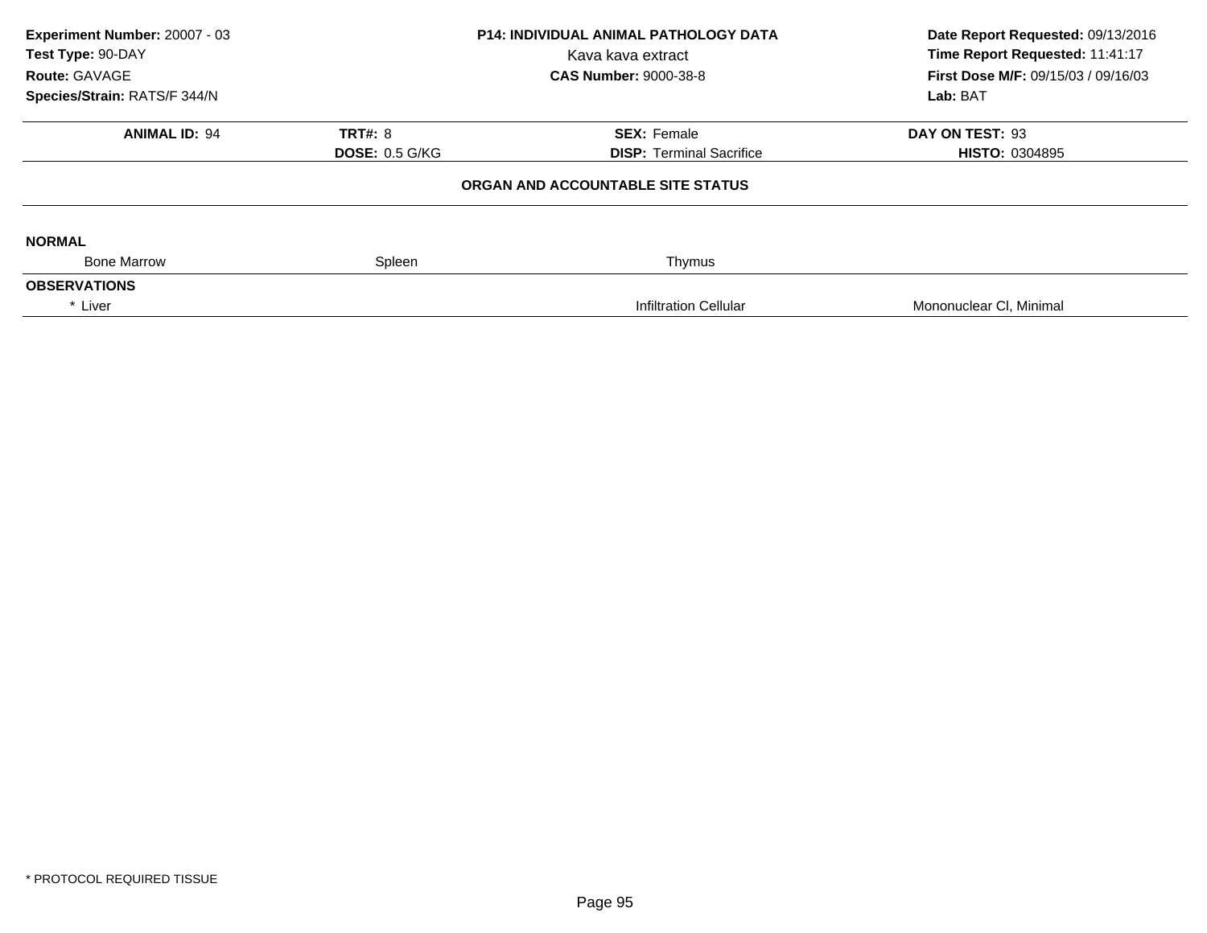**Experiment Number:** 20007 - 03
**Test Type:** 90-DAY
**Route:** GAVAGE
**Species/Strain:** RATS/F 344/N

**P14: INDIVIDUAL ANIMAL PATHOLOGY DATA**
Kava kava extract
**CAS Number:** 9000-38-8

**Date Report Requested:** 09/13/2016
**Time Report Requested:** 11:41:17
**First Dose M/F:** 09/15/03 / 09/16/03
**Lab:** BAT

| **ANIMAL ID:** 94 | **TRT#:** 8 | **SEX:** Female | **DAY ON TEST:** 93 |
|---|---|---|---|
| | **DOSE:** 0.5 G/KG | **DISP:** Terminal Sacrifice | **HISTO:** 0304895 |

**ORGAN AND ACCOUNTABLE SITE STATUS**

**NORMAL**

| Bone Marrow | Spleen | Thymus | |
|---|---|---|---|

**OBSERVATIONS**

| * Liver | | Infiltration Cellular | Mononuclear Cl, Minimal |
|---|---|---|---|

* PROTOCOL REQUIRED TISSUE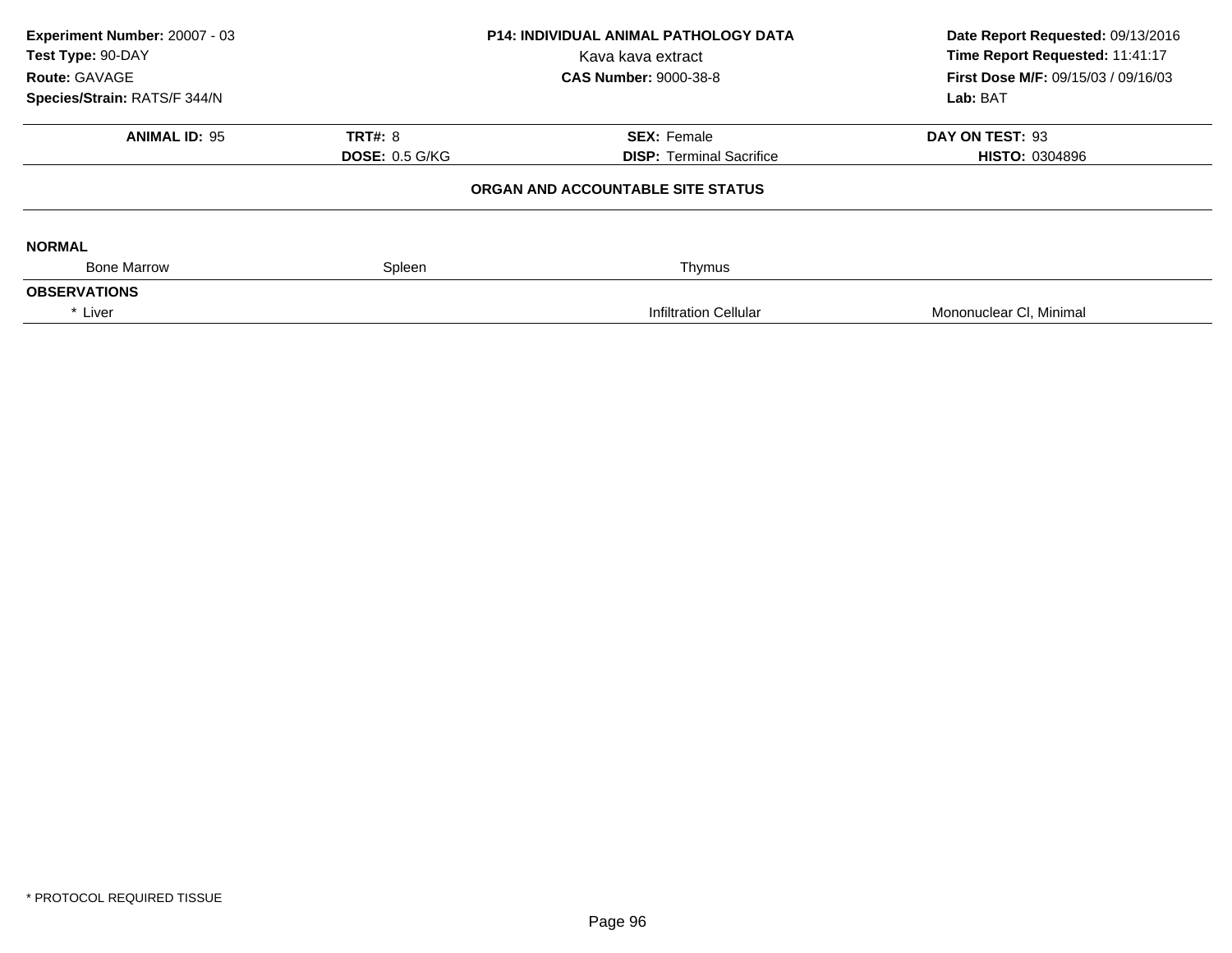**Experiment Number:** 20007 - 03
**Test Type:** 90-DAY
**Route:** GAVAGE
**Species/Strain:** RATS/F 344/N

**P14: INDIVIDUAL ANIMAL PATHOLOGY DATA**
Kava kava extract
**CAS Number:** 9000-38-8

**Date Report Requested:** 09/13/2016
**Time Report Requested:** 11:41:17
**First Dose M/F:** 09/15/03 / 09/16/03
**Lab:** BAT

| **ANIMAL ID:** 95 | **TRT#:** 8 | **SEX:** Female | **DAY ON TEST:** 93 |
|---|---|---|---|
| | **DOSE:** 0.5 G/KG | **DISP:** Terminal Sacrifice | **HISTO:** 0304896 |

**ORGAN AND ACCOUNTABLE SITE STATUS**

**NORMAL**

| Bone Marrow | Spleen | Thymus | |
|---|---|---|---|

**OBSERVATIONS**

| * Liver | | Infiltration Cellular | Mononuclear Cl, Minimal |
|---|---|---|---|

* PROTOCOL REQUIRED TISSUE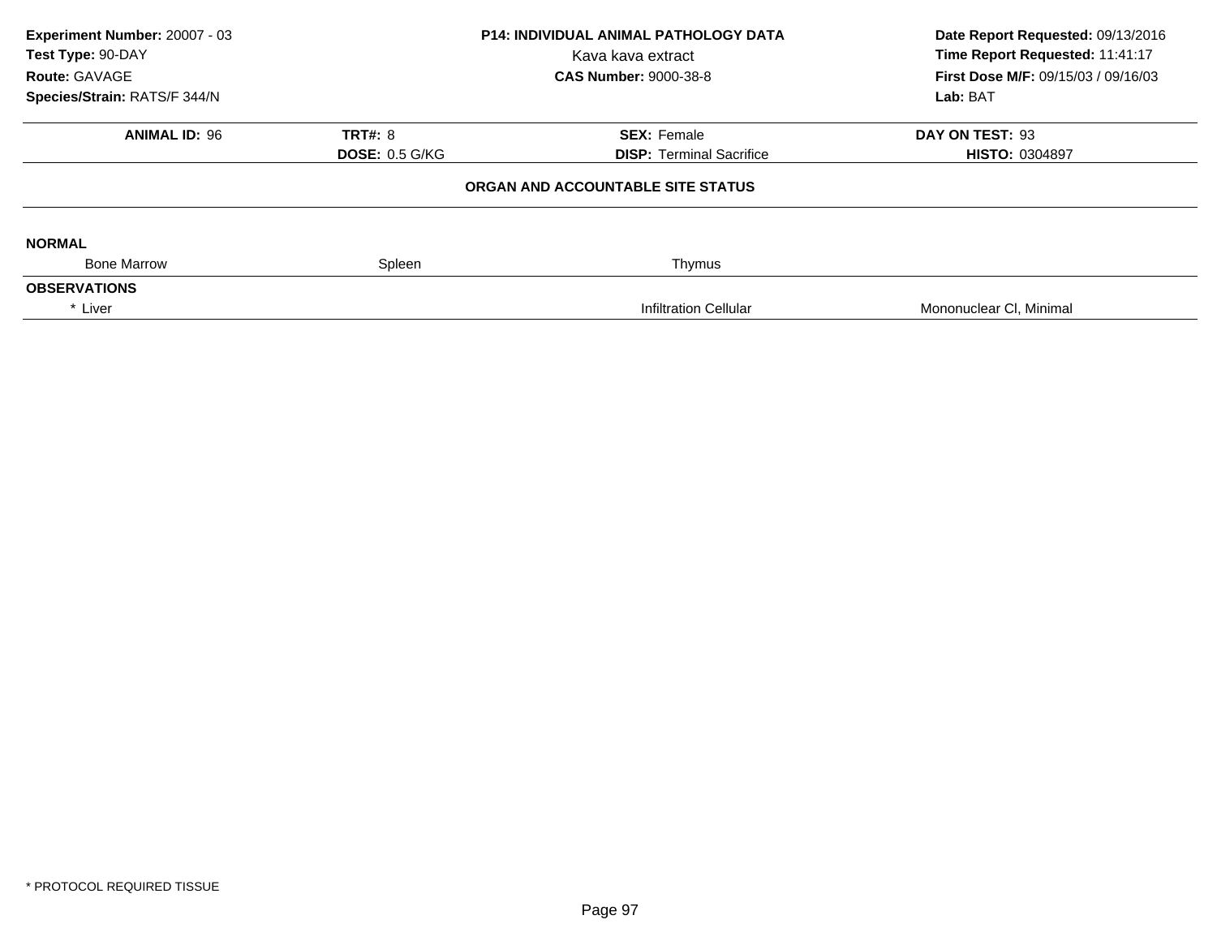**Experiment Number:** 20007 - 03
**Test Type:** 90-DAY
**Route:** GAVAGE
**Species/Strain:** RATS/F 344/N

**P14: INDIVIDUAL ANIMAL PATHOLOGY DATA**
Kava kava extract
**CAS Number:** 9000-38-8

**Date Report Requested:** 09/13/2016
**Time Report Requested:** 11:41:17
**First Dose M/F:** 09/15/03 / 09/16/03
**Lab:** BAT

| **ANIMAL ID:** 96 | **TRT#:** 8 | **SEX:** Female | **DAY ON TEST:** 93 |
|---|---|---|---|
| | **DOSE:** 0.5 G/KG | **DISP:** Terminal Sacrifice | **HISTO:** 0304897 |

**ORGAN AND ACCOUNTABLE SITE STATUS**

**NORMAL**

| Bone Marrow | Spleen | Thymus | |
|---|---|---|---|

**OBSERVATIONS**

| * Liver | | Infiltration Cellular | Mononuclear Cl, Minimal |
|---|---|---|---|

* PROTOCOL REQUIRED TISSUE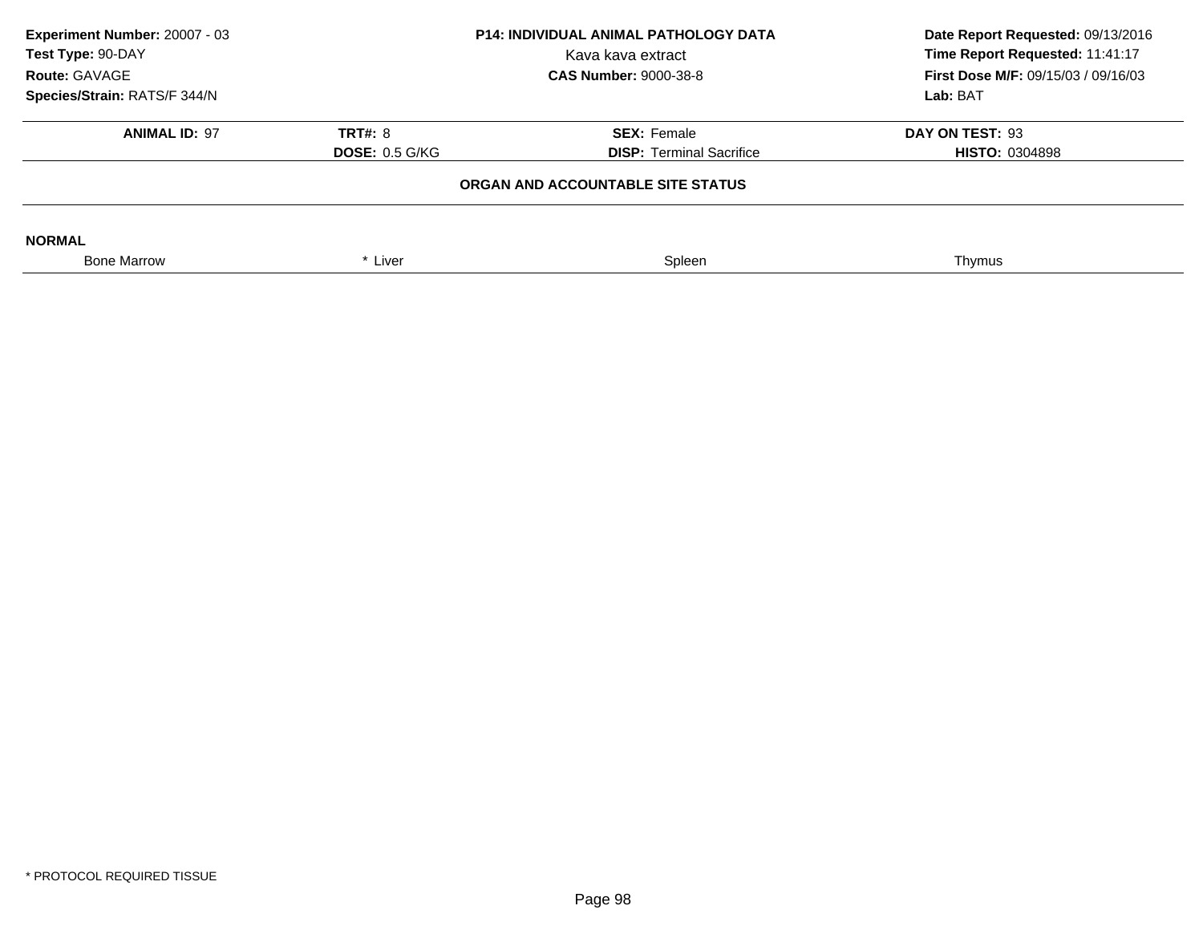**Experiment Number:** 20007 - 03
**Test Type:** 90-DAY
**Route:** GAVAGE
**Species/Strain:** RATS/F 344/N

**P14: INDIVIDUAL ANIMAL PATHOLOGY DATA**
Kava kava extract
**CAS Number:** 9000-38-8

**Date Report Requested:** 09/13/2016
**Time Report Requested:** 11:41:17
**First Dose M/F:** 09/15/03 / 09/16/03
**Lab:** BAT

| **ANIMAL ID:** 97 | **TRT#:** 8 | **SEX:** Female | **DAY ON TEST:** 93 |
|---|---|---|---|
| | **DOSE:** 0.5 G/KG | **DISP:** Terminal Sacrifice | **HISTO:** 0304898 |

**ORGAN AND ACCOUNTABLE SITE STATUS**

**NORMAL**

| Bone Marrow | * Liver | Spleen | Thymus |
|---|---|---|---|

* PROTOCOL REQUIRED TISSUE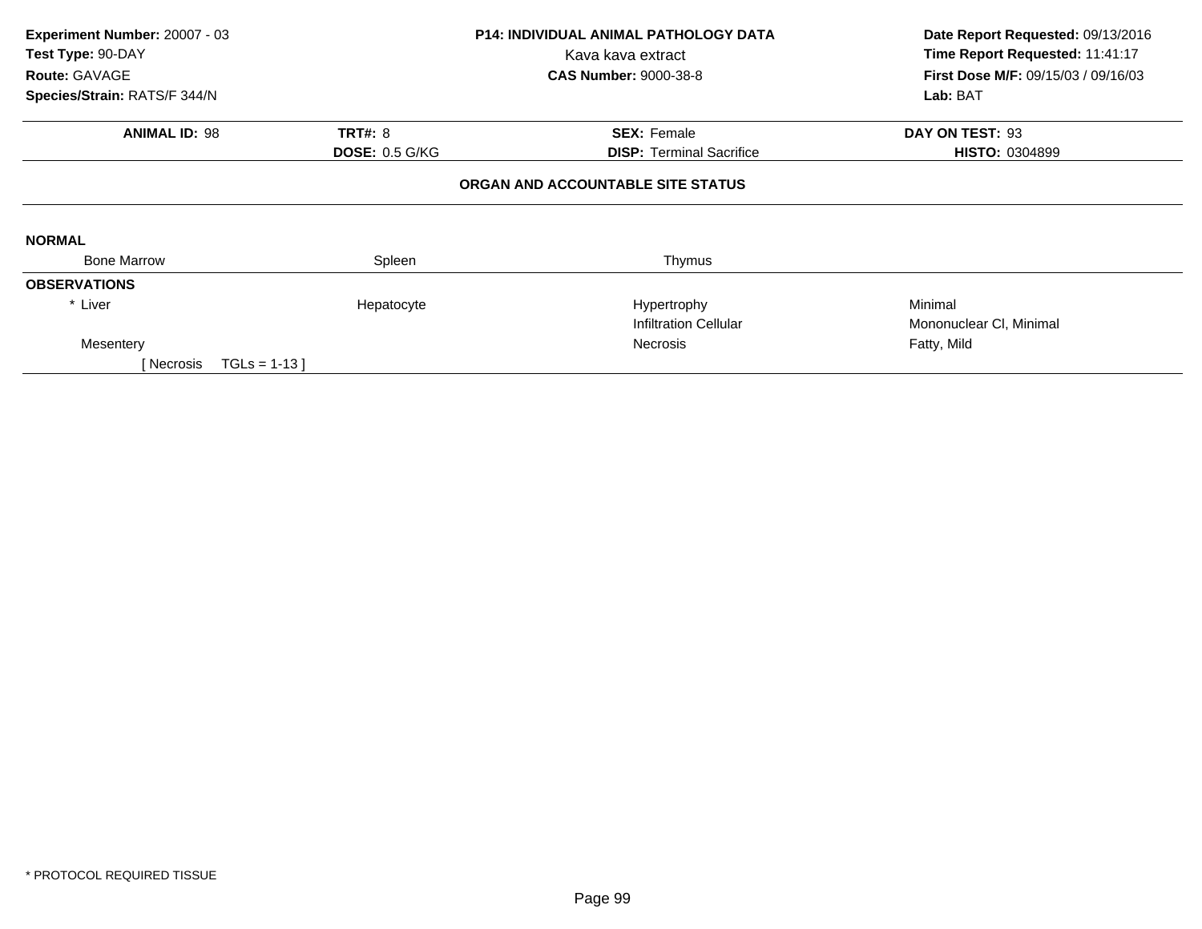**Experiment Number:** 20007 - 03
**Test Type:** 90-DAY
**Route:** GAVAGE
**Species/Strain:** RATS/F 344/N

**P14: INDIVIDUAL ANIMAL PATHOLOGY DATA**
Kava kava extract
**CAS Number:** 9000-38-8

**Date Report Requested:** 09/13/2016
**Time Report Requested:** 11:41:17
**First Dose M/F:** 09/15/03 / 09/16/03
**Lab:** BAT

| **ANIMAL ID:** 98 | **TRT#:** 8 | **SEX:** Female | **DAY ON TEST:** 93 |
|---|---|---|---|
| | **DOSE:** 0.5 G/KG | **DISP:** Terminal Sacrifice | **HISTO:** 0304899 |

**ORGAN AND ACCOUNTABLE SITE STATUS**

**NORMAL**

| Bone Marrow | Spleen | Thymus | |
|---|---|---|---|

**OBSERVATIONS**

| | | | |
|---|---|---|---|
| * Liver | Hepatocyte | Hypertrophy | Minimal |
| | | Infiltration Cellular | Mononuclear Cl, Minimal |
| Mesentery | | Necrosis | Fatty, Mild |
| [ Necrosis TGLs = 1-13 ] | | | |

* PROTOCOL REQUIRED TISSUE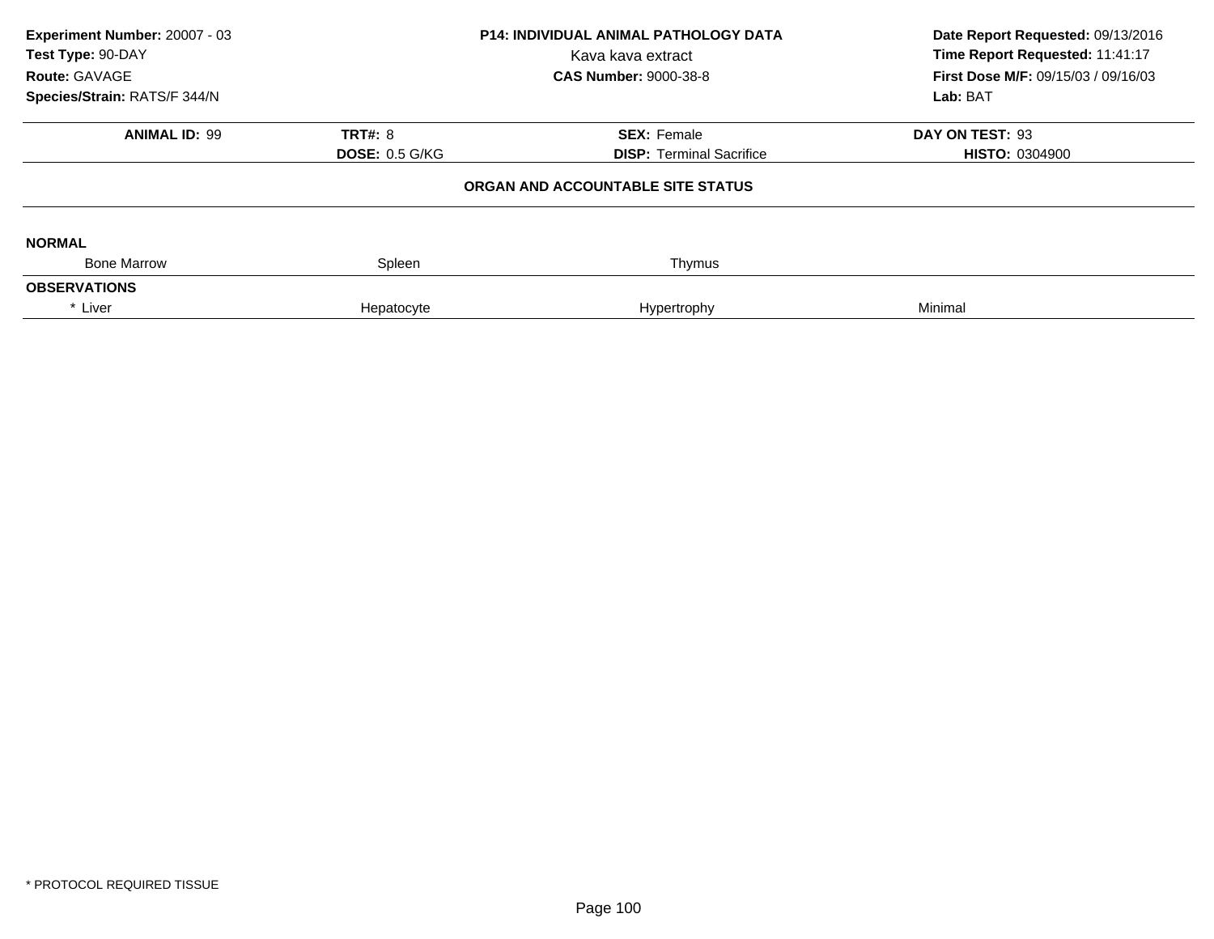**Experiment Number:** 20007 - 03
**Test Type:** 90-DAY
**Route:** GAVAGE
**Species/Strain:** RATS/F 344/N

**P14: INDIVIDUAL ANIMAL PATHOLOGY DATA**
Kava kava extract
**CAS Number:** 9000-38-8

**Date Report Requested:** 09/13/2016
**Time Report Requested:** 11:41:17
**First Dose M/F:** 09/15/03 / 09/16/03
**Lab:** BAT

| **ANIMAL ID:** 99 | **TRT#:** 8 | **SEX:** Female | **DAY ON TEST:** 93 |
|---|---|---|---|
| | **DOSE:** 0.5 G/KG | **DISP:** Terminal Sacrifice | **HISTO:** 0304900 |

**ORGAN AND ACCOUNTABLE SITE STATUS**

**NORMAL**

| Bone Marrow | Spleen | Thymus | |
|---|---|---|---|

**OBSERVATIONS**

| * Liver | Hepatocyte | Hypertrophy | Minimal |
|---|---|---|---|

* PROTOCOL REQUIRED TISSUE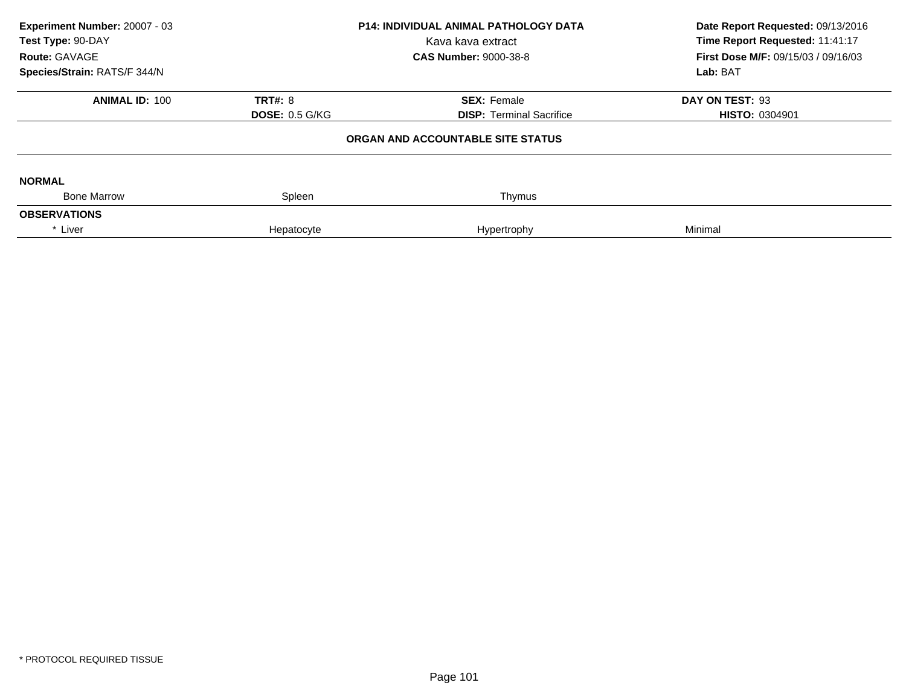**Experiment Number:** 20007 - 03
**Test Type:** 90-DAY
**Route:** GAVAGE
**Species/Strain:** RATS/F 344/N

**P14: INDIVIDUAL ANIMAL PATHOLOGY DATA**
Kava kava extract
**CAS Number:** 9000-38-8

**Date Report Requested:** 09/13/2016
**Time Report Requested:** 11:41:17
**First Dose M/F:** 09/15/03 / 09/16/03
**Lab:** BAT

| **ANIMAL ID:** 100 | **TRT#:** 8 | **SEX:** Female | **DAY ON TEST:** 93 |
|---|---|---|---|
| | **DOSE:** 0.5 G/KG | **DISP:** Terminal Sacrifice | **HISTO:** 0304901 |

## ORGAN AND ACCOUNTABLE SITE STATUS

**NORMAL**

| Bone Marrow | Spleen | Thymus | |
|---|---|---|---|

**OBSERVATIONS**

| * Liver | Hepatocyte | Hypertrophy | Minimal |
|---|---|---|---|

* PROTOCOL REQUIRED TISSUE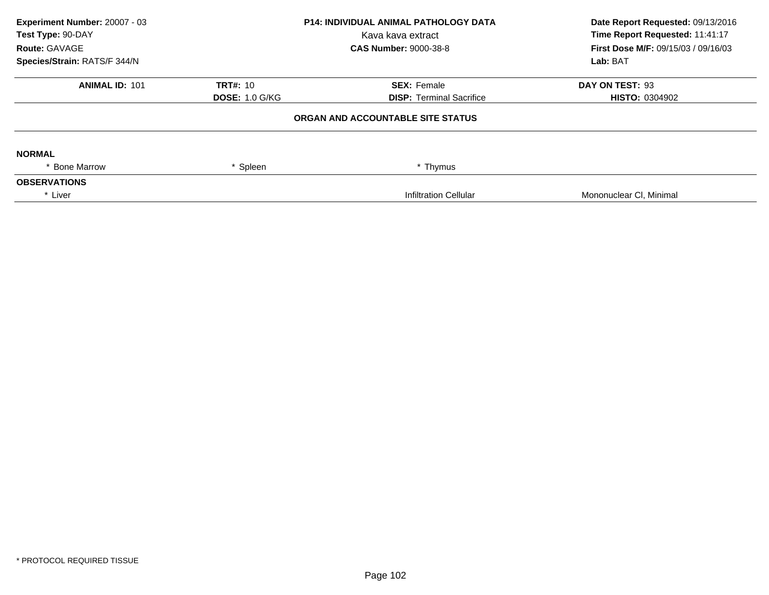**Experiment Number:** 20007 - 03
**Test Type:** 90-DAY
**Route:** GAVAGE
**Species/Strain:** RATS/F 344/N

**P14: INDIVIDUAL ANIMAL PATHOLOGY DATA**
Kava kava extract
**CAS Number:** 9000-38-8

**Date Report Requested:** 09/13/2016
**Time Report Requested:** 11:41:17
**First Dose M/F:** 09/15/03 / 09/16/03
**Lab:** BAT

| **ANIMAL ID:** 101 | **TRT#:** 10 | **SEX:** Female | **DAY ON TEST:** 93 |
|---|---|---|---|
| | **DOSE:** 1.0 G/KG | **DISP:** Terminal Sacrifice | **HISTO:** 0304902 |

**ORGAN AND ACCOUNTABLE SITE STATUS**

**NORMAL**

| * Bone Marrow | * Spleen | * Thymus | |
|---|---|---|---|

**OBSERVATIONS**

| * Liver | | Infiltration Cellular | Mononuclear Cl, Minimal |
|---|---|---|---|

* PROTOCOL REQUIRED TISSUE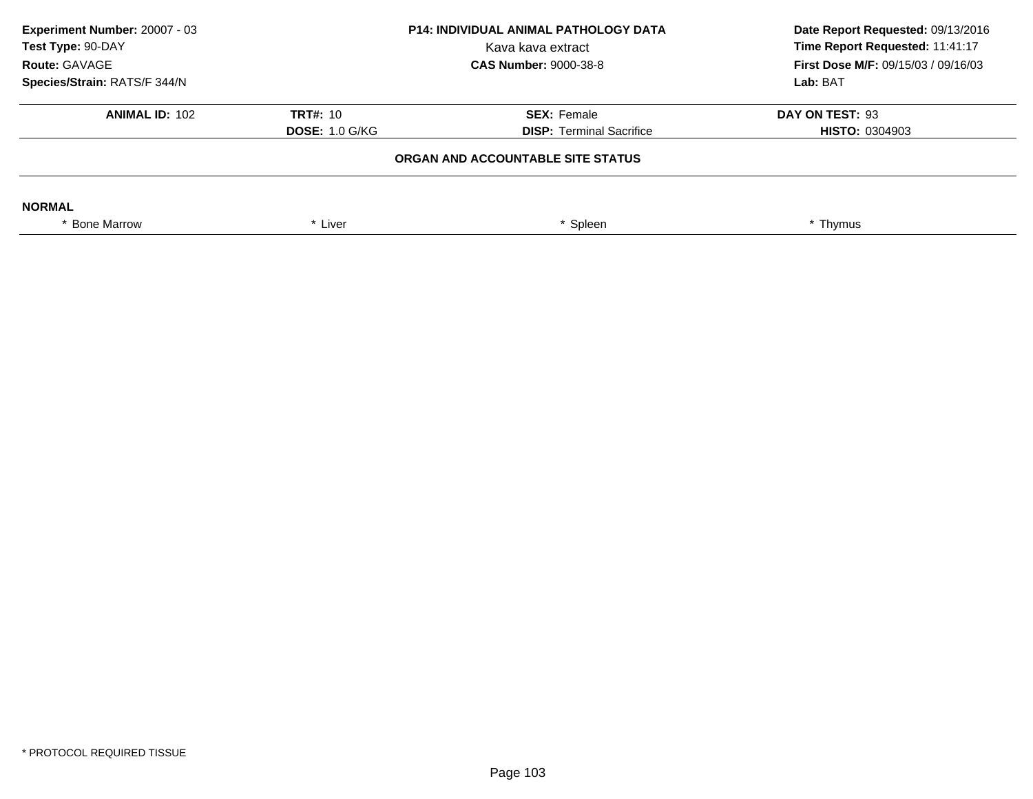**Experiment Number:** 20007 - 03
**Test Type:** 90-DAY
**Route:** GAVAGE
**Species/Strain:** RATS/F 344/N

**P14: INDIVIDUAL ANIMAL PATHOLOGY DATA**
Kava kava extract
**CAS Number:** 9000-38-8

**Date Report Requested:** 09/13/2016
**Time Report Requested:** 11:41:17
**First Dose M/F:** 09/15/03 / 09/16/03
**Lab:** BAT

| **ANIMAL ID:** 102 | **TRT#:** 10 | **SEX:** Female | **DAY ON TEST:** 93 |
|---|---|---|---|
| | **DOSE:** 1.0 G/KG | **DISP:** Terminal Sacrifice | **HISTO:** 0304903 |

**ORGAN AND ACCOUNTABLE SITE STATUS**

**NORMAL**

| * Bone Marrow | * Liver | * Spleen | * Thymus |
|---|---|---|---|

* PROTOCOL REQUIRED TISSUE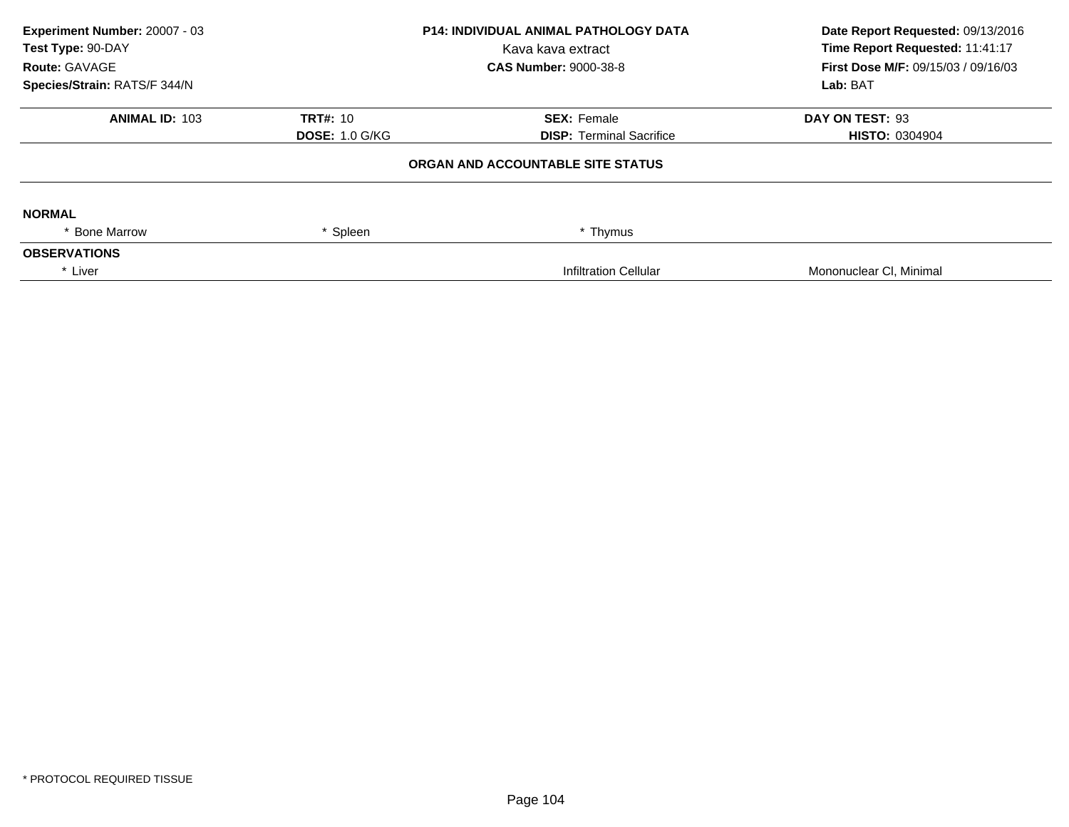**Experiment Number:** 20007 - 03
**Test Type:** 90-DAY
**Route:** GAVAGE
**Species/Strain:** RATS/F 344/N

**P14: INDIVIDUAL ANIMAL PATHOLOGY DATA**
Kava kava extract
**CAS Number:** 9000-38-8

**Date Report Requested:** 09/13/2016
**Time Report Requested:** 11:41:17
**First Dose M/F:** 09/15/03 / 09/16/03
**Lab:** BAT

| **ANIMAL ID:** 103 | **TRT#:** 10 | **SEX:** Female | **DAY ON TEST:** 93 |
|---|---|---|---|
| | **DOSE:** 1.0 G/KG | **DISP:** Terminal Sacrifice | **HISTO:** 0304904 |

**ORGAN AND ACCOUNTABLE SITE STATUS**

**NORMAL**

| * Bone Marrow | * Spleen | * Thymus | |
|---|---|---|---|

**OBSERVATIONS**

| * Liver | | Infiltration Cellular | Mononuclear Cl, Minimal |
|---|---|---|---|

* PROTOCOL REQUIRED TISSUE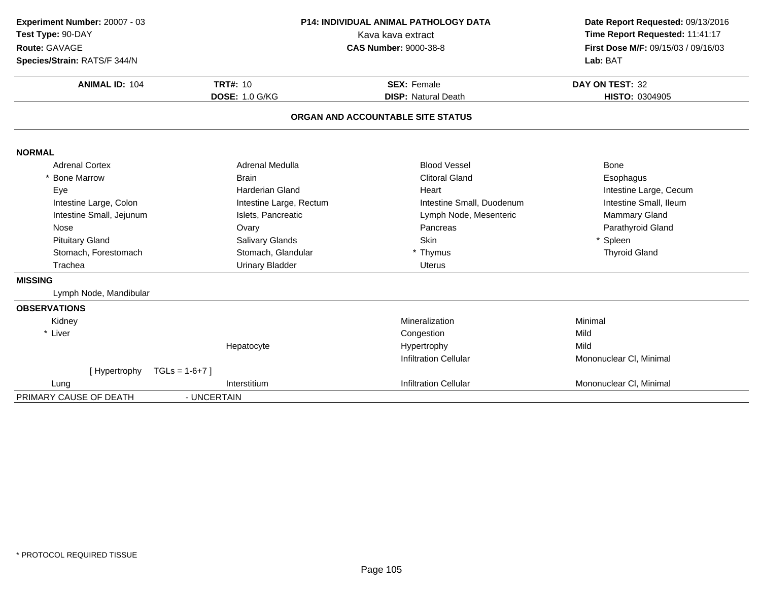**Experiment Number:** 20007 - 03
**Test Type:** 90-DAY
**Route:** GAVAGE
**Species/Strain:** RATS/F 344/N

**P14: INDIVIDUAL ANIMAL PATHOLOGY DATA**
Kava kava extract
**CAS Number:** 9000-38-8

**Date Report Requested:** 09/13/2016
**Time Report Requested:** 11:41:17
**First Dose M/F:** 09/15/03 / 09/16/03
**Lab:** BAT

| **ANIMAL ID:** 104 | **TRT#:** 10 | **SEX:** Female | **DAY ON TEST:** 32 |
|---|---|---|---|
| | **DOSE:** 1.0 G/KG | **DISP:** Natural Death | **HISTO:** 0304905 |

## ORGAN AND ACCOUNTABLE SITE STATUS

### NORMAL

| | | | |
|---|---|---|---|
| Adrenal Cortex | Adrenal Medulla | Blood Vessel | Bone |
| * Bone Marrow | Brain | Clitoral Gland | Esophagus |
| Eye | Harderian Gland | Heart | Intestine Large, Cecum |
| Intestine Large, Colon | Intestine Large, Rectum | Intestine Small, Duodenum | Intestine Small, Ileum |
| Intestine Small, Jejunum | Islets, Pancreatic | Lymph Node, Mesenteric | Mammary Gland |
| Nose | Ovary | Pancreas | Parathyroid Gland |
| Pituitary Gland | Salivary Glands | Skin | * Spleen |
| Stomach, Forestomach | Stomach, Glandular | * Thymus | Thyroid Gland |
| Trachea | Urinary Bladder | Uterus | |

### MISSING

Lymph Node, Mandibular

### OBSERVATIONS

| Organ | Site | Observation | Severity |
|---|---|---|---|
| Kidney | | Mineralization | Minimal |
| * Liver | | Congestion | Mild |
| | Hepatocyte | Hypertrophy | Mild |
| | | Infiltration Cellular | Mononuclear Cl, Minimal |
| [ Hypertrophy TGLs = 1-6+7 ] | | | |
| Lung | Interstitium | Infiltration Cellular | Mononuclear Cl, Minimal |

PRIMARY CAUSE OF DEATH - UNCERTAIN

\* PROTOCOL REQUIRED TISSUE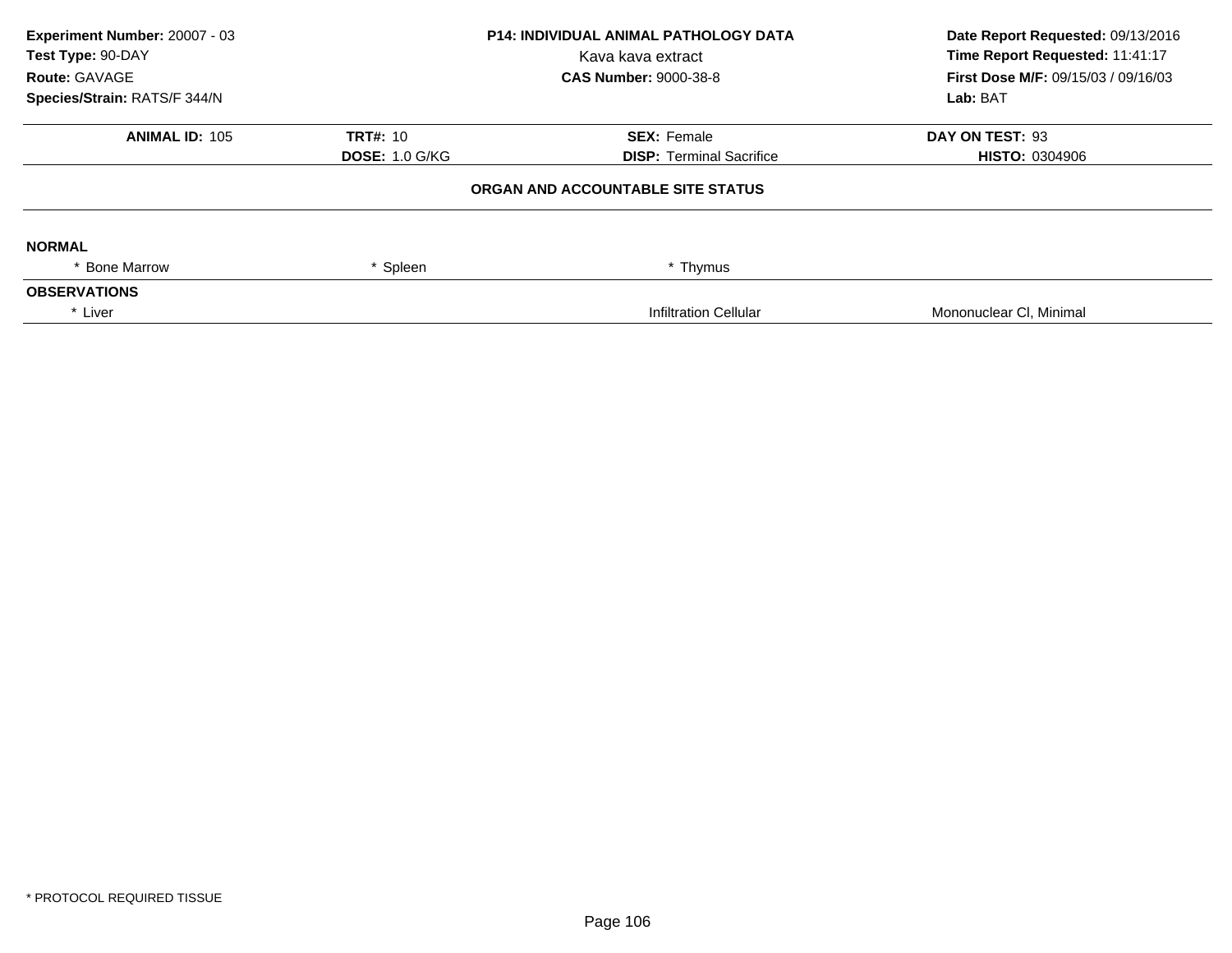**Experiment Number:** 20007 - 03
**Test Type:** 90-DAY
**Route:** GAVAGE
**Species/Strain:** RATS/F 344/N

**P14: INDIVIDUAL ANIMAL PATHOLOGY DATA**
Kava kava extract
**CAS Number:** 9000-38-8

**Date Report Requested:** 09/13/2016
**Time Report Requested:** 11:41:17
**First Dose M/F:** 09/15/03 / 09/16/03
**Lab:** BAT

| **ANIMAL ID:** 105 | **TRT#:** 10 | **SEX:** Female | **DAY ON TEST:** 93 |
|---|---|---|---|
| | **DOSE:** 1.0 G/KG | **DISP:** Terminal Sacrifice | **HISTO:** 0304906 |

**ORGAN AND ACCOUNTABLE SITE STATUS**

**NORMAL**

| * Bone Marrow | * Spleen | * Thymus | |
|---|---|---|---|

**OBSERVATIONS**

| * Liver | | Infiltration Cellular | Mononuclear Cl, Minimal |
|---|---|---|---|

* PROTOCOL REQUIRED TISSUE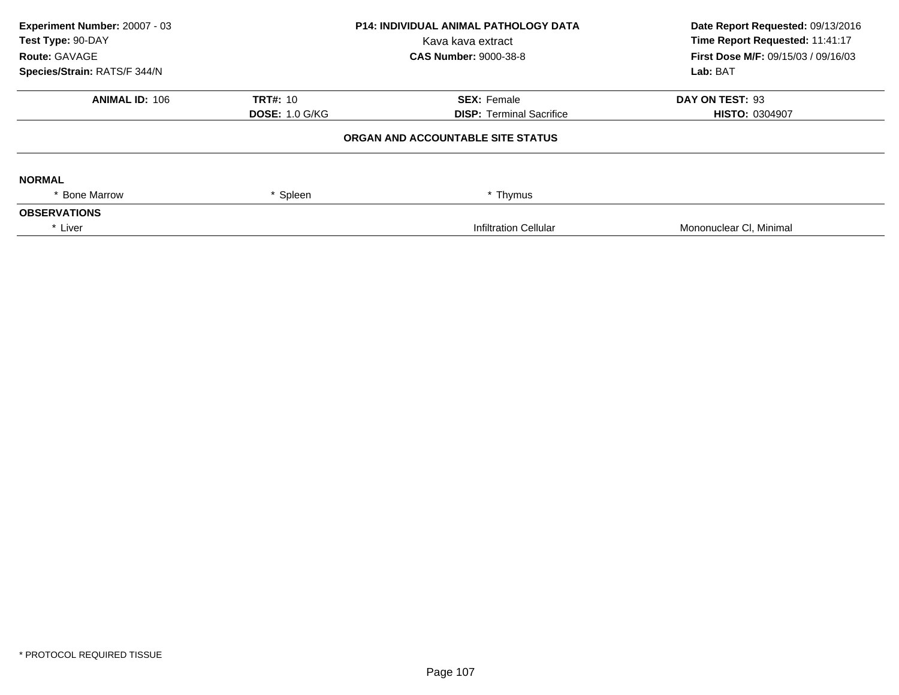**Experiment Number:** 20007 - 03
**Test Type:** 90-DAY
**Route:** GAVAGE
**Species/Strain:** RATS/F 344/N

**P14: INDIVIDUAL ANIMAL PATHOLOGY DATA**
Kava kava extract
**CAS Number:** 9000-38-8

**Date Report Requested:** 09/13/2016
**Time Report Requested:** 11:41:17
**First Dose M/F:** 09/15/03 / 09/16/03
**Lab:** BAT

| **ANIMAL ID:** 106 | **TRT#:** 10 | **SEX:** Female | **DAY ON TEST:** 93 |
|---|---|---|---|
| | **DOSE:** 1.0 G/KG | **DISP:** Terminal Sacrifice | **HISTO:** 0304907 |

**ORGAN AND ACCOUNTABLE SITE STATUS**

**NORMAL**

| * Bone Marrow | * Spleen | * Thymus | |
|---|---|---|---|

**OBSERVATIONS**

| * Liver | | Infiltration Cellular | Mononuclear Cl, Minimal |
|---|---|---|---|

\* PROTOCOL REQUIRED TISSUE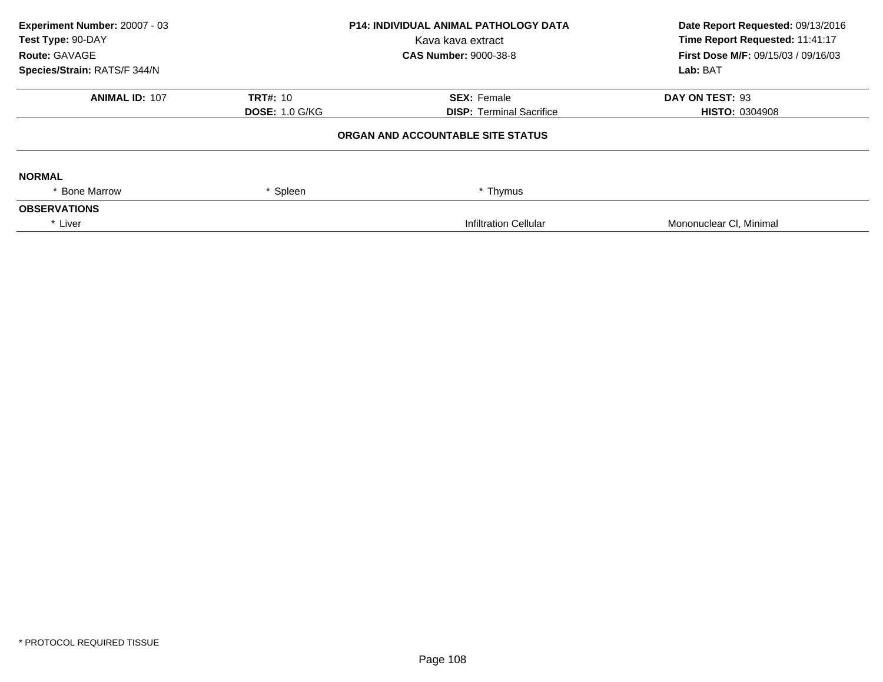**Experiment Number:** 20007 - 03
**Test Type:** 90-DAY
**Route:** GAVAGE
**Species/Strain:** RATS/F 344/N

**P14: INDIVIDUAL ANIMAL PATHOLOGY DATA**
Kava kava extract
**CAS Number:** 9000-38-8

**Date Report Requested:** 09/13/2016
**Time Report Requested:** 11:41:17
**First Dose M/F:** 09/15/03 / 09/16/03
**Lab:** BAT

| **ANIMAL ID:** 107 | **TRT#:** 10 | **SEX:** Female | **DAY ON TEST:** 93 |
|---|---|---|---|
| | **DOSE:** 1.0 G/KG | **DISP:** Terminal Sacrifice | **HISTO:** 0304908 |

## ORGAN AND ACCOUNTABLE SITE STATUS

**NORMAL**

| * Bone Marrow | * Spleen | * Thymus | |
|---|---|---|---|

**OBSERVATIONS**

| * Liver | | Infiltration Cellular | Mononuclear Cl, Minimal |
|---|---|---|---|

* PROTOCOL REQUIRED TISSUE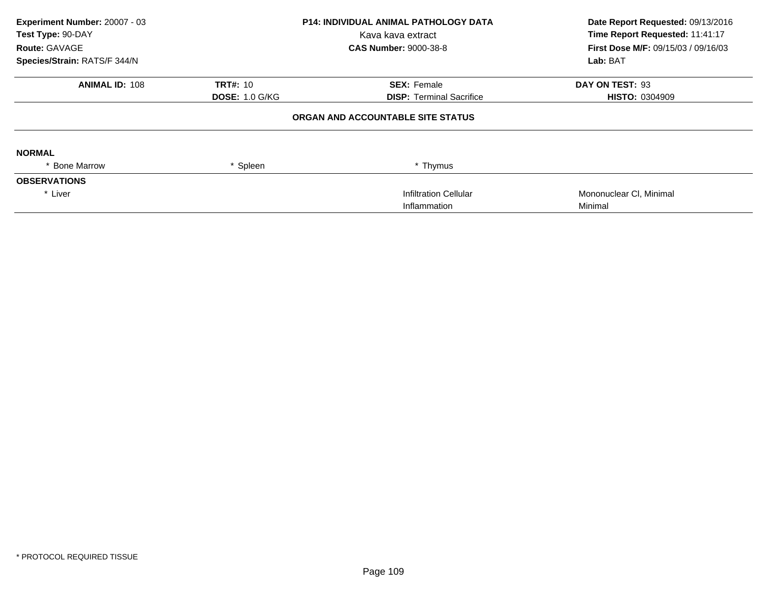**Experiment Number:** 20007 - 03
**Test Type:** 90-DAY
**Route:** GAVAGE
**Species/Strain:** RATS/F 344/N

**P14: INDIVIDUAL ANIMAL PATHOLOGY DATA**
Kava kava extract
**CAS Number:** 9000-38-8

**Date Report Requested:** 09/13/2016
**Time Report Requested:** 11:41:17
**First Dose M/F:** 09/15/03 / 09/16/03
**Lab:** BAT

| **ANIMAL ID:** 108 | **TRT#:** 10 | **SEX:** Female | **DAY ON TEST:** 93 |
|---|---|---|---|
| | **DOSE:** 1.0 G/KG | **DISP:** Terminal Sacrifice | **HISTO:** 0304909 |

**ORGAN AND ACCOUNTABLE SITE STATUS**

**NORMAL**

| * Bone Marrow | * Spleen | * Thymus | |
|---|---|---|---|

**OBSERVATIONS**

| | | | |
|---|---|---|---|
| * Liver | | Infiltration Cellular | Mononuclear Cl, Minimal |
| | | Inflammation | Minimal |

* PROTOCOL REQUIRED TISSUE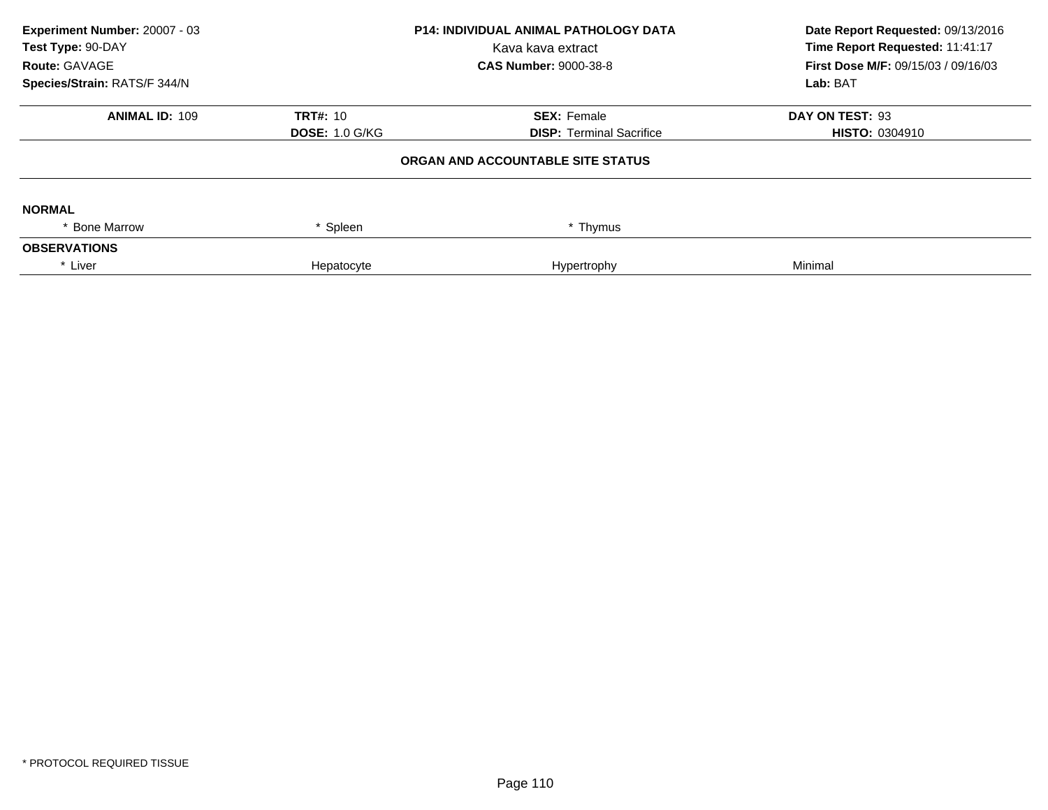**Experiment Number:** 20007 - 03
**Test Type:** 90-DAY
**Route:** GAVAGE
**Species/Strain:** RATS/F 344/N

**P14: INDIVIDUAL ANIMAL PATHOLOGY DATA**
Kava kava extract
**CAS Number:** 9000-38-8

**Date Report Requested:** 09/13/2016
**Time Report Requested:** 11:41:17
**First Dose M/F:** 09/15/03 / 09/16/03
**Lab:** BAT

| **ANIMAL ID:** 109 | **TRT#:** 10 | **SEX:** Female | **DAY ON TEST:** 93 |
|---|---|---|---|
| | **DOSE:** 1.0 G/KG | **DISP:** Terminal Sacrifice | **HISTO:** 0304910 |

**ORGAN AND ACCOUNTABLE SITE STATUS**

**NORMAL**

| * Bone Marrow | * Spleen | * Thymus | |
|---|---|---|---|

**OBSERVATIONS**

| * Liver | Hepatocyte | Hypertrophy | Minimal |
|---|---|---|---|

* PROTOCOL REQUIRED TISSUE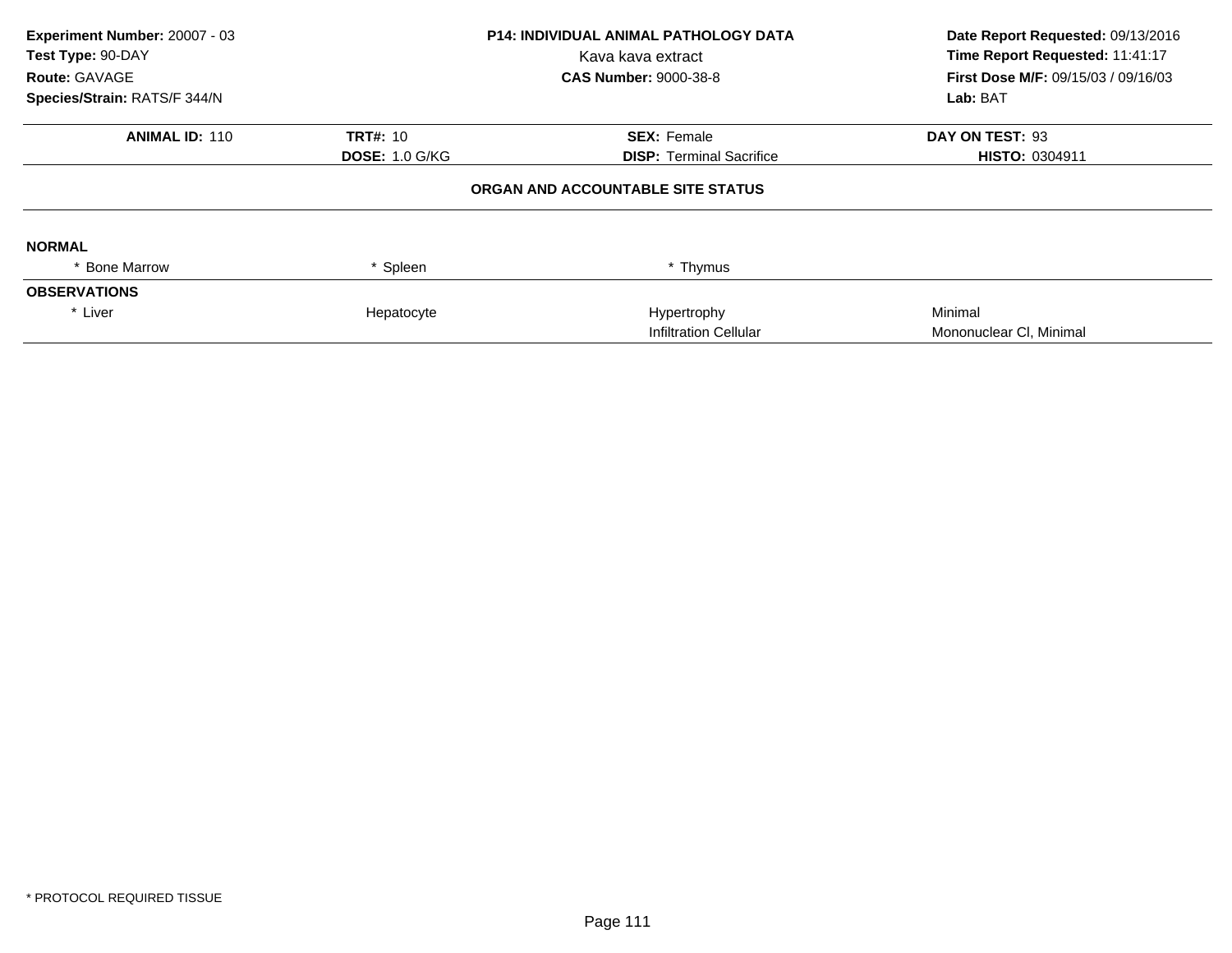**Experiment Number:** 20007 - 03
**Test Type:** 90-DAY
**Route:** GAVAGE
**Species/Strain:** RATS/F 344/N

**P14: INDIVIDUAL ANIMAL PATHOLOGY DATA**
Kava kava extract
**CAS Number:** 9000-38-8

**Date Report Requested:** 09/13/2016
**Time Report Requested:** 11:41:17
**First Dose M/F:** 09/15/03 / 09/16/03
**Lab:** BAT

| **ANIMAL ID:** 110 | **TRT#:** 10 | **SEX:** Female | **DAY ON TEST:** 93 |
|---|---|---|---|
| | **DOSE:** 1.0 G/KG | **DISP:** Terminal Sacrifice | **HISTO:** 0304911 |

**ORGAN AND ACCOUNTABLE SITE STATUS**

| | | | |
|---|---|---|---|
| **NORMAL** | | | |
| * Bone Marrow | * Spleen | * Thymus | |
| **OBSERVATIONS** | | | |
| * Liver | Hepatocyte | Hypertrophy | Minimal |
| | | Infiltration Cellular | Mononuclear Cl, Minimal |

\* PROTOCOL REQUIRED TISSUE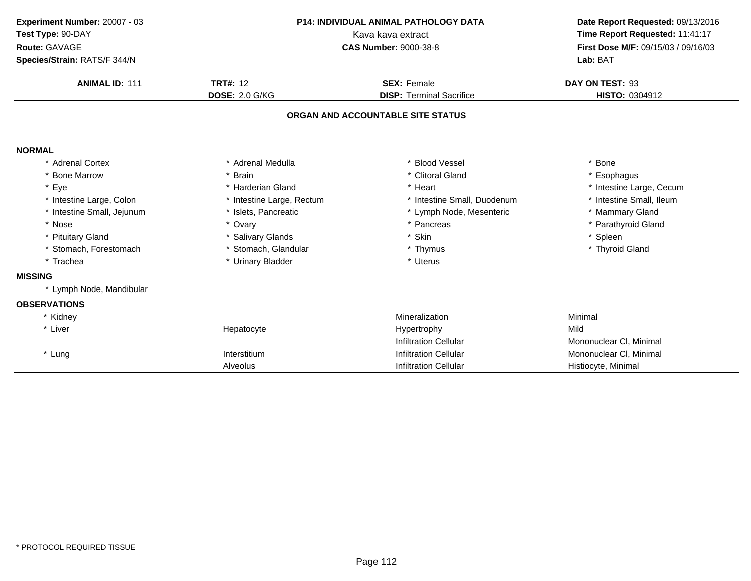**Experiment Number:** 20007 - 03
**Test Type:** 90-DAY
**Route:** GAVAGE
**Species/Strain:** RATS/F 344/N

**P14: INDIVIDUAL ANIMAL PATHOLOGY DATA**
Kava kava extract
**CAS Number:** 9000-38-8

**Date Report Requested:** 09/13/2016
**Time Report Requested:** 11:41:17
**First Dose M/F:** 09/15/03 / 09/16/03
**Lab:** BAT

| **ANIMAL ID:** 111 | **TRT#:** 12 | **SEX:** Female | **DAY ON TEST:** 93 |
|---|---|---|---|
| | **DOSE:** 2.0 G/KG | **DISP:** Terminal Sacrifice | **HISTO:** 0304912 |

## ORGAN AND ACCOUNTABLE SITE STATUS

**NORMAL**

| | | | |
|---|---|---|---|
| * Adrenal Cortex | * Adrenal Medulla | * Blood Vessel | * Bone |
| * Bone Marrow | * Brain | * Clitoral Gland | * Esophagus |
| * Eye | * Harderian Gland | * Heart | * Intestine Large, Cecum |
| * Intestine Large, Colon | * Intestine Large, Rectum | * Intestine Small, Duodenum | * Intestine Small, Ileum |
| * Intestine Small, Jejunum | * Islets, Pancreatic | * Lymph Node, Mesenteric | * Mammary Gland |
| * Nose | * Ovary | * Pancreas | * Parathyroid Gland |
| * Pituitary Gland | * Salivary Glands | * Skin | * Spleen |
| * Stomach, Forestomach | * Stomach, Glandular | * Thymus | * Thyroid Gland |
| * Trachea | * Urinary Bladder | * Uterus | |

**MISSING**

* Lymph Node, Mandibular

**OBSERVATIONS**

| | | | |
|---|---|---|---|
| * Kidney | | Mineralization | Minimal |
| * Liver | Hepatocyte | Hypertrophy | Mild |
| | | Infiltration Cellular | Mononuclear Cl, Minimal |
| * Lung | Interstitium | Infiltration Cellular | Mononuclear Cl, Minimal |
| | Alveolus | Infiltration Cellular | Histiocyte, Minimal |

* PROTOCOL REQUIRED TISSUE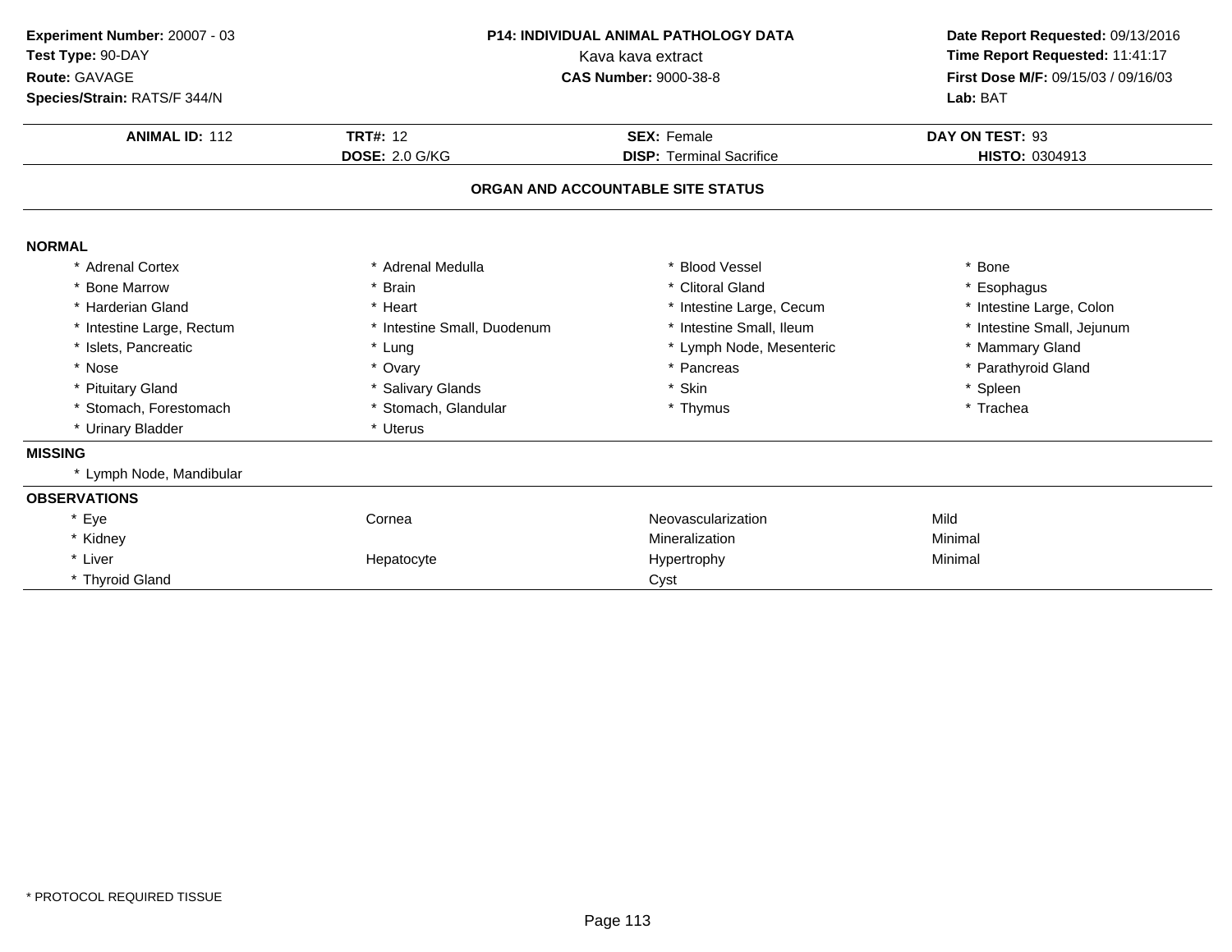**Experiment Number:** 20007 - 03
**Test Type:** 90-DAY
**Route:** GAVAGE
**Species/Strain:** RATS/F 344/N

**P14: INDIVIDUAL ANIMAL PATHOLOGY DATA**
Kava kava extract
**CAS Number:** 9000-38-8

**Date Report Requested:** 09/13/2016
**Time Report Requested:** 11:41:17
**First Dose M/F:** 09/15/03 / 09/16/03
**Lab:** BAT

| **ANIMAL ID:** 112 | **TRT#:** 12 | **SEX:** Female | **DAY ON TEST:** 93 |
|---|---|---|---|
| | **DOSE:** 2.0 G/KG | **DISP:** Terminal Sacrifice | **HISTO:** 0304913 |

## ORGAN AND ACCOUNTABLE SITE STATUS

**NORMAL**

| | | | |
|---|---|---|---|
| * Adrenal Cortex | * Adrenal Medulla | * Blood Vessel | * Bone |
| * Bone Marrow | * Brain | * Clitoral Gland | * Esophagus |
| * Harderian Gland | * Heart | * Intestine Large, Cecum | * Intestine Large, Colon |
| * Intestine Large, Rectum | * Intestine Small, Duodenum | * Intestine Small, Ileum | * Intestine Small, Jejunum |
| * Islets, Pancreatic | * Lung | * Lymph Node, Mesenteric | * Mammary Gland |
| * Nose | * Ovary | * Pancreas | * Parathyroid Gland |
| * Pituitary Gland | * Salivary Glands | * Skin | * Spleen |
| * Stomach, Forestomach | * Stomach, Glandular | * Thymus | * Trachea |
| * Urinary Bladder | * Uterus | | |

**MISSING**

* Lymph Node, Mandibular

**OBSERVATIONS**

| | | | |
|---|---|---|---|
| * Eye | Cornea | Neovascularization | Mild |
| * Kidney | | Mineralization | Minimal |
| * Liver | Hepatocyte | Hypertrophy | Minimal |
| * Thyroid Gland | | Cyst | |

* PROTOCOL REQUIRED TISSUE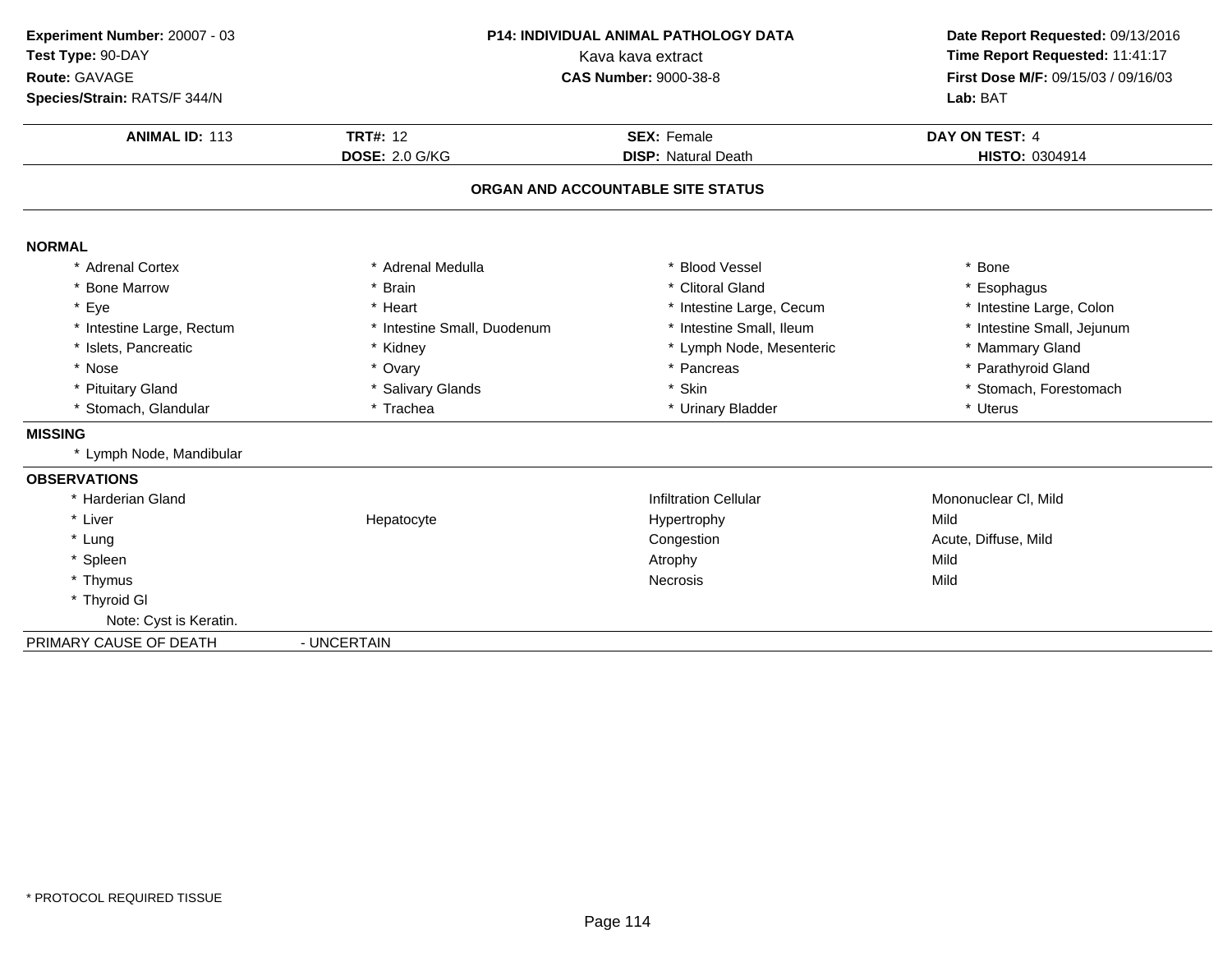**Experiment Number:** 20007 - 03
**Test Type:** 90-DAY
**Route:** GAVAGE
**Species/Strain:** RATS/F 344/N

**P14: INDIVIDUAL ANIMAL PATHOLOGY DATA**
Kava kava extract
**CAS Number:** 9000-38-8

**Date Report Requested:** 09/13/2016
**Time Report Requested:** 11:41:17
**First Dose M/F:** 09/15/03 / 09/16/03
**Lab:** BAT

| **ANIMAL ID:** 113 | **TRT#:** 12 | **SEX:** Female | **DAY ON TEST:** 4 |
|---|---|---|---|
| | **DOSE:** 2.0 G/KG | **DISP:** Natural Death | **HISTO:** 0304914 |

## ORGAN AND ACCOUNTABLE SITE STATUS

**NORMAL**

| | | | |
|---|---|---|---|
| * Adrenal Cortex | * Adrenal Medulla | * Blood Vessel | * Bone |
| * Bone Marrow | * Brain | * Clitoral Gland | * Esophagus |
| * Eye | * Heart | * Intestine Large, Cecum | * Intestine Large, Colon |
| * Intestine Large, Rectum | * Intestine Small, Duodenum | * Intestine Small, Ileum | * Intestine Small, Jejunum |
| * Islets, Pancreatic | * Kidney | * Lymph Node, Mesenteric | * Mammary Gland |
| * Nose | * Ovary | * Pancreas | * Parathyroid Gland |
| * Pituitary Gland | * Salivary Glands | * Skin | * Stomach, Forestomach |
| * Stomach, Glandular | * Trachea | * Urinary Bladder | * Uterus |

**MISSING**

* Lymph Node, Mandibular

**OBSERVATIONS**

| | | | |
|---|---|---|---|
| * Harderian Gland | | Infiltration Cellular | Mononuclear Cl, Mild |
| * Liver | Hepatocyte | Hypertrophy | Mild |
| * Lung | | Congestion | Acute, Diffuse, Mild |
| * Spleen | | Atrophy | Mild |
| * Thymus | | Necrosis | Mild |
| * Thyroid Gl | | | |

Note: Cyst is Keratin.

PRIMARY CAUSE OF DEATH - UNCERTAIN

* PROTOCOL REQUIRED TISSUE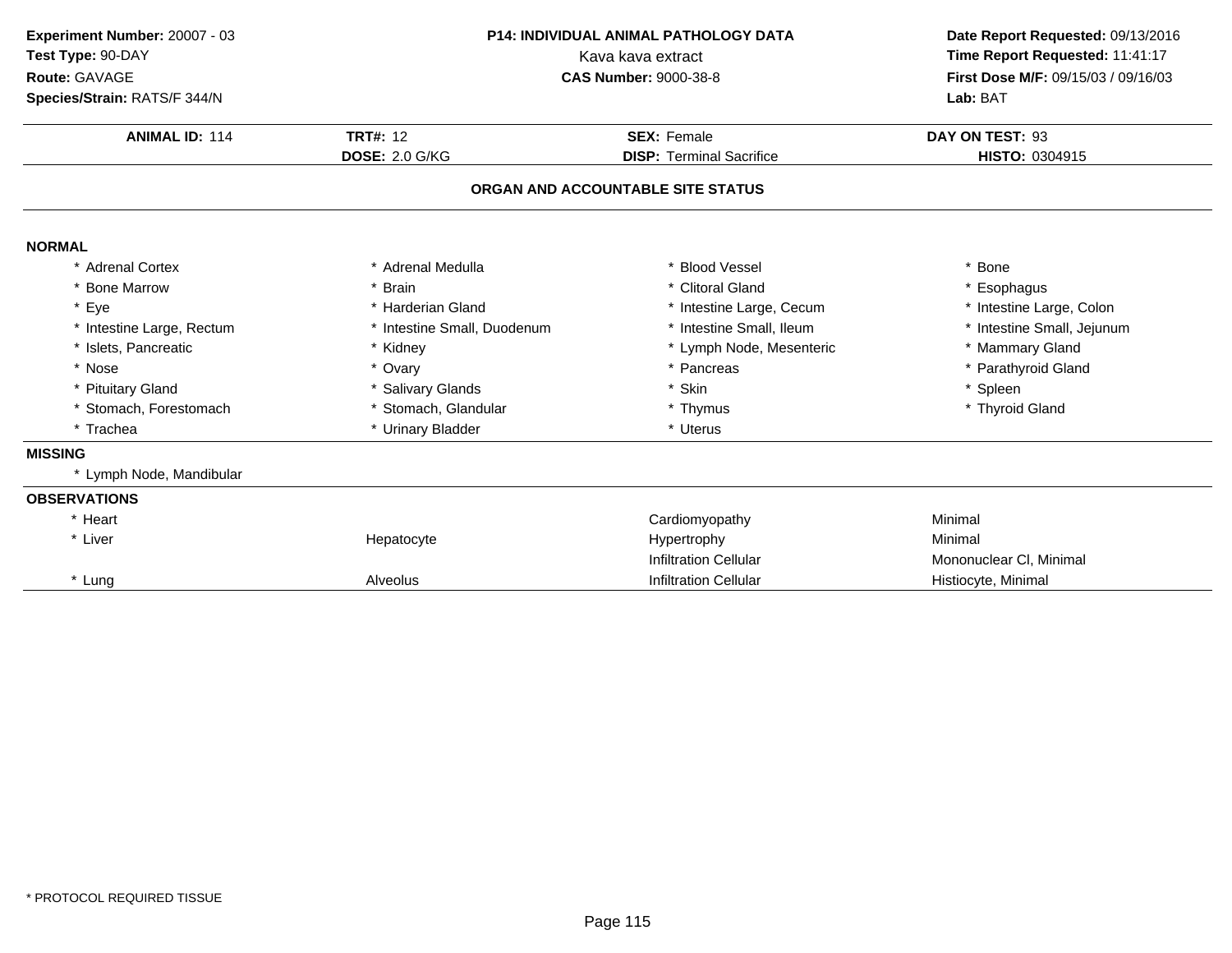**Experiment Number:** 20007 - 03
**Test Type:** 90-DAY
**Route:** GAVAGE
**Species/Strain:** RATS/F 344/N

**P14: INDIVIDUAL ANIMAL PATHOLOGY DATA**
Kava kava extract
**CAS Number:** 9000-38-8

**Date Report Requested:** 09/13/2016
**Time Report Requested:** 11:41:17
**First Dose M/F:** 09/15/03 / 09/16/03
**Lab:** BAT

| **ANIMAL ID:** 114 | **TRT#:** 12 | **SEX:** Female | **DAY ON TEST:** 93 |
|---|---|---|---|
| | **DOSE:** 2.0 G/KG | **DISP:** Terminal Sacrifice | **HISTO:** 0304915 |

## ORGAN AND ACCOUNTABLE SITE STATUS

### NORMAL

| | | | |
|---|---|---|---|
| * Adrenal Cortex | * Adrenal Medulla | * Blood Vessel | * Bone |
| * Bone Marrow | * Brain | * Clitoral Gland | * Esophagus |
| * Eye | * Harderian Gland | * Intestine Large, Cecum | * Intestine Large, Colon |
| * Intestine Large, Rectum | * Intestine Small, Duodenum | * Intestine Small, Ileum | * Intestine Small, Jejunum |
| * Islets, Pancreatic | * Kidney | * Lymph Node, Mesenteric | * Mammary Gland |
| * Nose | * Ovary | * Pancreas | * Parathyroid Gland |
| * Pituitary Gland | * Salivary Glands | * Skin | * Spleen |
| * Stomach, Forestomach | * Stomach, Glandular | * Thymus | * Thyroid Gland |
| * Trachea | * Urinary Bladder | * Uterus | |

### MISSING

* Lymph Node, Mandibular

### OBSERVATIONS

| | | | |
|---|---|---|---|
| * Heart | | Cardiomyopathy | Minimal |
| * Liver | Hepatocyte | Hypertrophy | Minimal |
| | | Infiltration Cellular | Mononuclear Cl, Minimal |
| * Lung | Alveolus | Infiltration Cellular | Histiocyte, Minimal |

* PROTOCOL REQUIRED TISSUE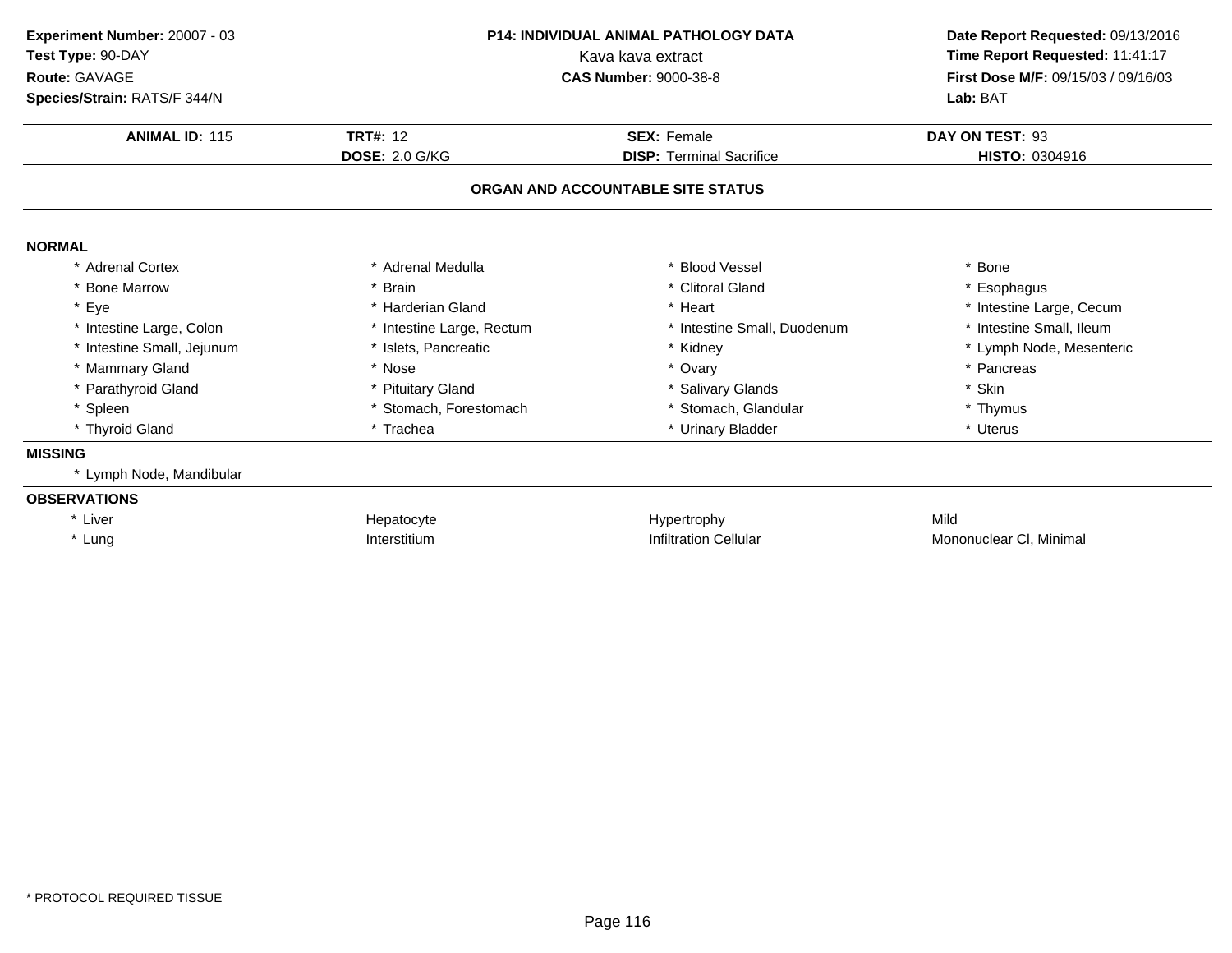**Experiment Number:** 20007 - 03
**Test Type:** 90-DAY
**Route:** GAVAGE
**Species/Strain:** RATS/F 344/N

**P14: INDIVIDUAL ANIMAL PATHOLOGY DATA**
Kava kava extract
**CAS Number:** 9000-38-8

**Date Report Requested:** 09/13/2016
**Time Report Requested:** 11:41:17
**First Dose M/F:** 09/15/03 / 09/16/03
**Lab:** BAT

| **ANIMAL ID:** 115 | **TRT#:** 12 | **SEX:** Female | **DAY ON TEST:** 93 |
|---|---|---|---|
| | **DOSE:** 2.0 G/KG | **DISP:** Terminal Sacrifice | **HISTO:** 0304916 |

## ORGAN AND ACCOUNTABLE SITE STATUS

**NORMAL**

| | | | |
|---|---|---|---|
| * Adrenal Cortex | * Adrenal Medulla | * Blood Vessel | * Bone |
| * Bone Marrow | * Brain | * Clitoral Gland | * Esophagus |
| * Eye | * Harderian Gland | * Heart | * Intestine Large, Cecum |
| * Intestine Large, Colon | * Intestine Large, Rectum | * Intestine Small, Duodenum | * Intestine Small, Ileum |
| * Intestine Small, Jejunum | * Islets, Pancreatic | * Kidney | * Lymph Node, Mesenteric |
| * Mammary Gland | * Nose | * Ovary | * Pancreas |
| * Parathyroid Gland | * Pituitary Gland | * Salivary Glands | * Skin |
| * Spleen | * Stomach, Forestomach | * Stomach, Glandular | * Thymus |
| * Thyroid Gland | * Trachea | * Urinary Bladder | * Uterus |

**MISSING**

* Lymph Node, Mandibular

**OBSERVATIONS**

| | | | |
|---|---|---|---|
| * Liver | Hepatocyte | Hypertrophy | Mild |
| * Lung | Interstitium | Infiltration Cellular | Mononuclear Cl, Minimal |

* PROTOCOL REQUIRED TISSUE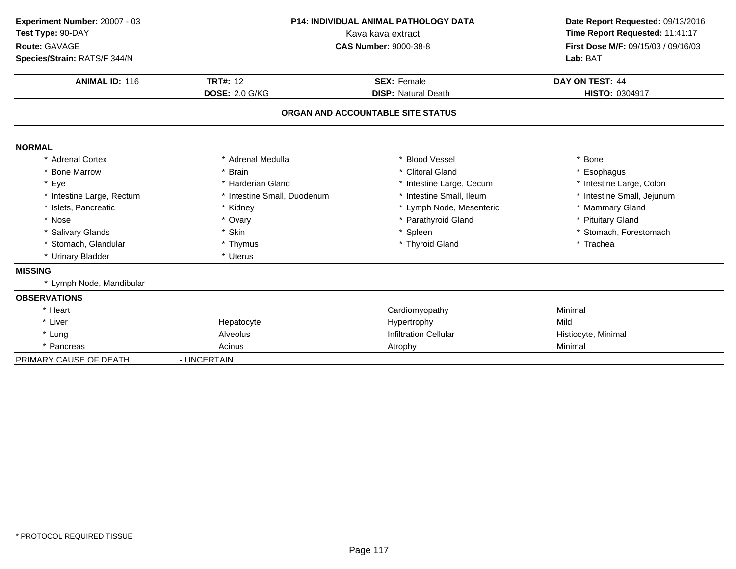**Experiment Number:** 20007 - 03
**Test Type:** 90-DAY
**Route:** GAVAGE
**Species/Strain:** RATS/F 344/N

**P14: INDIVIDUAL ANIMAL PATHOLOGY DATA**
Kava kava extract
**CAS Number:** 9000-38-8

**Date Report Requested:** 09/13/2016
**Time Report Requested:** 11:41:17
**First Dose M/F:** 09/15/03 / 09/16/03
**Lab:** BAT

| **ANIMAL ID:** 116 | **TRT#:** 12 | **SEX:** Female | **DAY ON TEST:** 44 |
|---|---|---|---|
| | **DOSE:** 2.0 G/KG | **DISP:** Natural Death | **HISTO:** 0304917 |

## ORGAN AND ACCOUNTABLE SITE STATUS

**NORMAL**

| | | | |
|---|---|---|---|
| * Adrenal Cortex | * Adrenal Medulla | * Blood Vessel | * Bone |
| * Bone Marrow | * Brain | * Clitoral Gland | * Esophagus |
| * Eye | * Harderian Gland | * Intestine Large, Cecum | * Intestine Large, Colon |
| * Intestine Large, Rectum | * Intestine Small, Duodenum | * Intestine Small, Ileum | * Intestine Small, Jejunum |
| * Islets, Pancreatic | * Kidney | * Lymph Node, Mesenteric | * Mammary Gland |
| * Nose | * Ovary | * Parathyroid Gland | * Pituitary Gland |
| * Salivary Glands | * Skin | * Spleen | * Stomach, Forestomach |
| * Stomach, Glandular | * Thymus | * Thyroid Gland | * Trachea |
| * Urinary Bladder | * Uterus | | |

**MISSING**

* Lymph Node, Mandibular

**OBSERVATIONS**

| | | | |
|---|---|---|---|
| * Heart | | Cardiomyopathy | Minimal |
| * Liver | Hepatocyte | Hypertrophy | Mild |
| * Lung | Alveolus | Infiltration Cellular | Histiocyte, Minimal |
| * Pancreas | Acinus | Atrophy | Minimal |

PRIMARY CAUSE OF DEATH - UNCERTAIN

* PROTOCOL REQUIRED TISSUE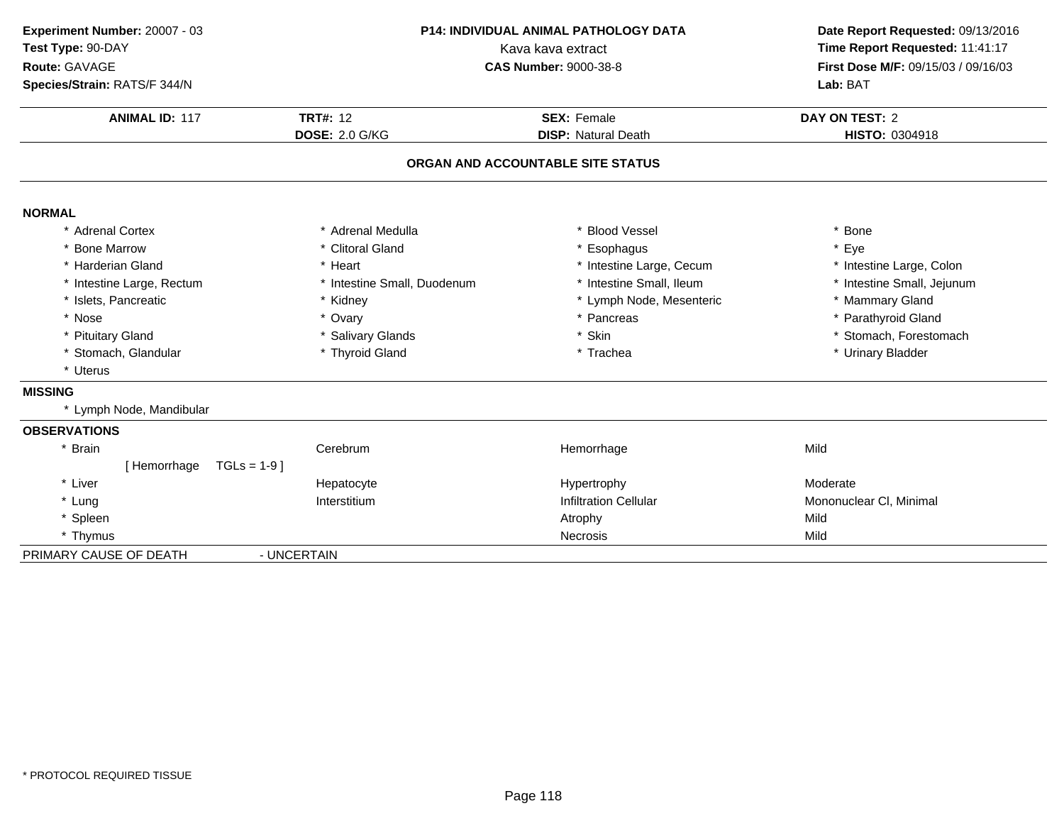**Experiment Number:** 20007 - 03
**Test Type:** 90-DAY
**Route:** GAVAGE
**Species/Strain:** RATS/F 344/N

**P14: INDIVIDUAL ANIMAL PATHOLOGY DATA**
Kava kava extract
**CAS Number:** 9000-38-8

**Date Report Requested:** 09/13/2016
**Time Report Requested:** 11:41:17
**First Dose M/F:** 09/15/03 / 09/16/03
**Lab:** BAT

| **ANIMAL ID:** 117 | **TRT#:** 12 | **SEX:** Female | **DAY ON TEST:** 2 |
|---|---|---|---|
| | **DOSE:** 2.0 G/KG | **DISP:** Natural Death | **HISTO:** 0304918 |

## ORGAN AND ACCOUNTABLE SITE STATUS

**NORMAL**

| | | | |
|---|---|---|---|
| * Adrenal Cortex | * Adrenal Medulla | * Blood Vessel | * Bone |
| * Bone Marrow | * Clitoral Gland | * Esophagus | * Eye |
| * Harderian Gland | * Heart | * Intestine Large, Cecum | * Intestine Large, Colon |
| * Intestine Large, Rectum | * Intestine Small, Duodenum | * Intestine Small, Ileum | * Intestine Small, Jejunum |
| * Islets, Pancreatic | * Kidney | * Lymph Node, Mesenteric | * Mammary Gland |
| * Nose | * Ovary | * Pancreas | * Parathyroid Gland |
| * Pituitary Gland | * Salivary Glands | * Skin | * Stomach, Forestomach |
| * Stomach, Glandular | * Thyroid Gland | * Trachea | * Urinary Bladder |
| * Uterus | | | |

**MISSING**

* Lymph Node, Mandibular

**OBSERVATIONS**

| | | | |
|---|---|---|---|
| * Brain | Cerebrum | Hemorrhage | Mild |
| [ Hemorrhage TGLs = 1-9 ] | | | |
| * Liver | Hepatocyte | Hypertrophy | Moderate |
| * Lung | Interstitium | Infiltration Cellular | Mononuclear Cl, Minimal |
| * Spleen | | Atrophy | Mild |
| * Thymus | | Necrosis | Mild |

PRIMARY CAUSE OF DEATH - UNCERTAIN

* PROTOCOL REQUIRED TISSUE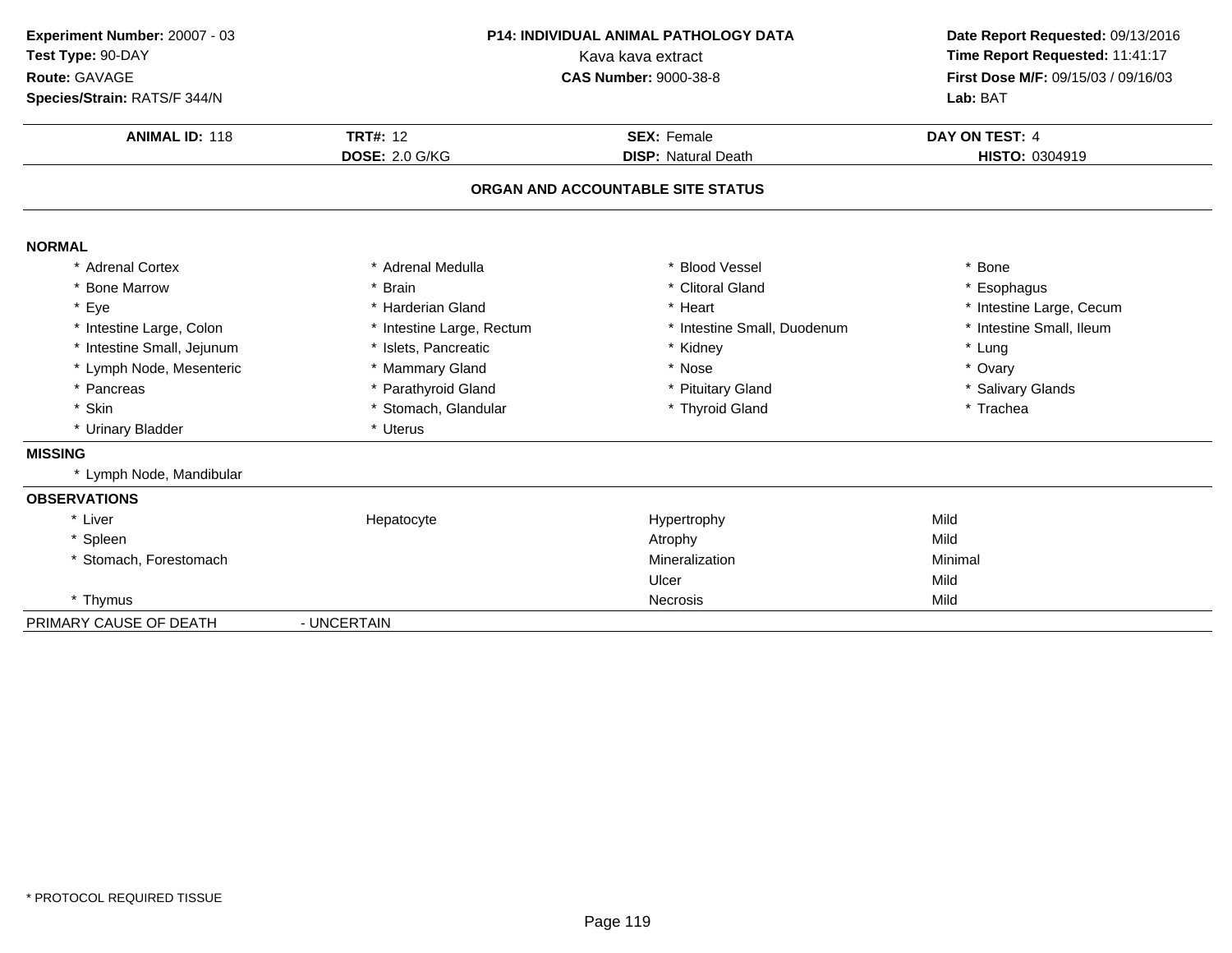**Experiment Number:** 20007 - 03
**Test Type:** 90-DAY
**Route:** GAVAGE
**Species/Strain:** RATS/F 344/N

**P14: INDIVIDUAL ANIMAL PATHOLOGY DATA**
Kava kava extract
**CAS Number:** 9000-38-8

**Date Report Requested:** 09/13/2016
**Time Report Requested:** 11:41:17
**First Dose M/F:** 09/15/03 / 09/16/03
**Lab:** BAT

| **ANIMAL ID:** 118 | **TRT#:** 12 | **SEX:** Female | **DAY ON TEST:** 4 |
|---|---|---|---|
| | **DOSE:** 2.0 G/KG | **DISP:** Natural Death | **HISTO:** 0304919 |

## ORGAN AND ACCOUNTABLE SITE STATUS

**NORMAL**

| | | | |
|---|---|---|---|
| * Adrenal Cortex | * Adrenal Medulla | * Blood Vessel | * Bone |
| * Bone Marrow | * Brain | * Clitoral Gland | * Esophagus |
| * Eye | * Harderian Gland | * Heart | * Intestine Large, Cecum |
| * Intestine Large, Colon | * Intestine Large, Rectum | * Intestine Small, Duodenum | * Intestine Small, Ileum |
| * Intestine Small, Jejunum | * Islets, Pancreatic | * Kidney | * Lung |
| * Lymph Node, Mesenteric | * Mammary Gland | * Nose | * Ovary |
| * Pancreas | * Parathyroid Gland | * Pituitary Gland | * Salivary Glands |
| * Skin | * Stomach, Glandular | * Thyroid Gland | * Trachea |
| * Urinary Bladder | * Uterus | | |

**MISSING**

* Lymph Node, Mandibular

**OBSERVATIONS**

| | | | |
|---|---|---|---|
| * Liver | Hepatocyte | Hypertrophy | Mild |
| * Spleen | | Atrophy | Mild |
| * Stomach, Forestomach | | Mineralization | Minimal |
| | | Ulcer | Mild |
| * Thymus | | Necrosis | Mild |

PRIMARY CAUSE OF DEATH - UNCERTAIN

\* PROTOCOL REQUIRED TISSUE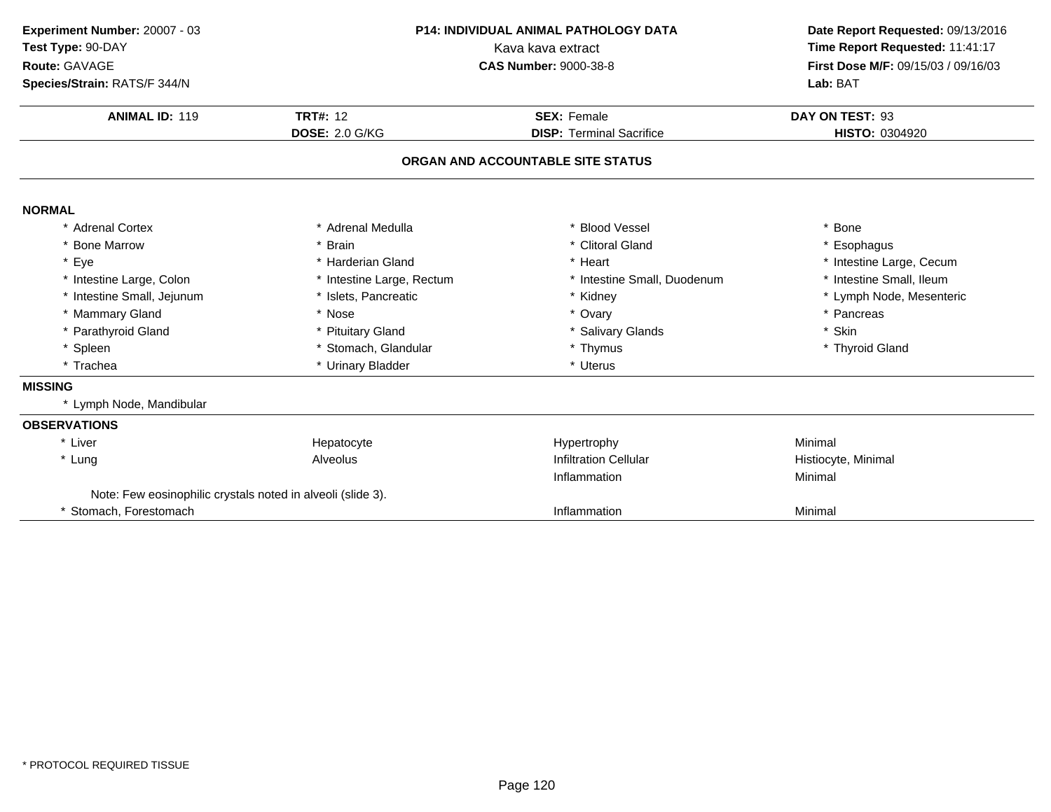**Experiment Number:** 20007 - 03
**Test Type:** 90-DAY
**Route:** GAVAGE
**Species/Strain:** RATS/F 344/N

**P14: INDIVIDUAL ANIMAL PATHOLOGY DATA**
Kava kava extract
**CAS Number:** 9000-38-8

**Date Report Requested:** 09/13/2016
**Time Report Requested:** 11:41:17
**First Dose M/F:** 09/15/03 / 09/16/03
**Lab:** BAT

| **ANIMAL ID:** 119 | **TRT#:** 12 | **SEX:** Female | **DAY ON TEST:** 93 |
|---|---|---|---|
| | **DOSE:** 2.0 G/KG | **DISP:** Terminal Sacrifice | **HISTO:** 0304920 |

## ORGAN AND ACCOUNTABLE SITE STATUS

### NORMAL

| | | | |
|---|---|---|---|
| * Adrenal Cortex | * Adrenal Medulla | * Blood Vessel | * Bone |
| * Bone Marrow | * Brain | * Clitoral Gland | * Esophagus |
| * Eye | * Harderian Gland | * Heart | * Intestine Large, Cecum |
| * Intestine Large, Colon | * Intestine Large, Rectum | * Intestine Small, Duodenum | * Intestine Small, Ileum |
| * Intestine Small, Jejunum | * Islets, Pancreatic | * Kidney | * Lymph Node, Mesenteric |
| * Mammary Gland | * Nose | * Ovary | * Pancreas |
| * Parathyroid Gland | * Pituitary Gland | * Salivary Glands | * Skin |
| * Spleen | * Stomach, Glandular | * Thymus | * Thyroid Gland |
| * Trachea | * Urinary Bladder | * Uterus | |

### MISSING

* Lymph Node, Mandibular

### OBSERVATIONS

| | | | |
|---|---|---|---|
| * Liver | Hepatocyte | Hypertrophy | Minimal |
| * Lung | Alveolus | Infiltration Cellular | Histiocyte, Minimal |
| | | Inflammation | Minimal |
| Note: Few eosinophilic crystals noted in alveoli (slide 3). | | | |
| * Stomach, Forestomach | | Inflammation | Minimal |

* PROTOCOL REQUIRED TISSUE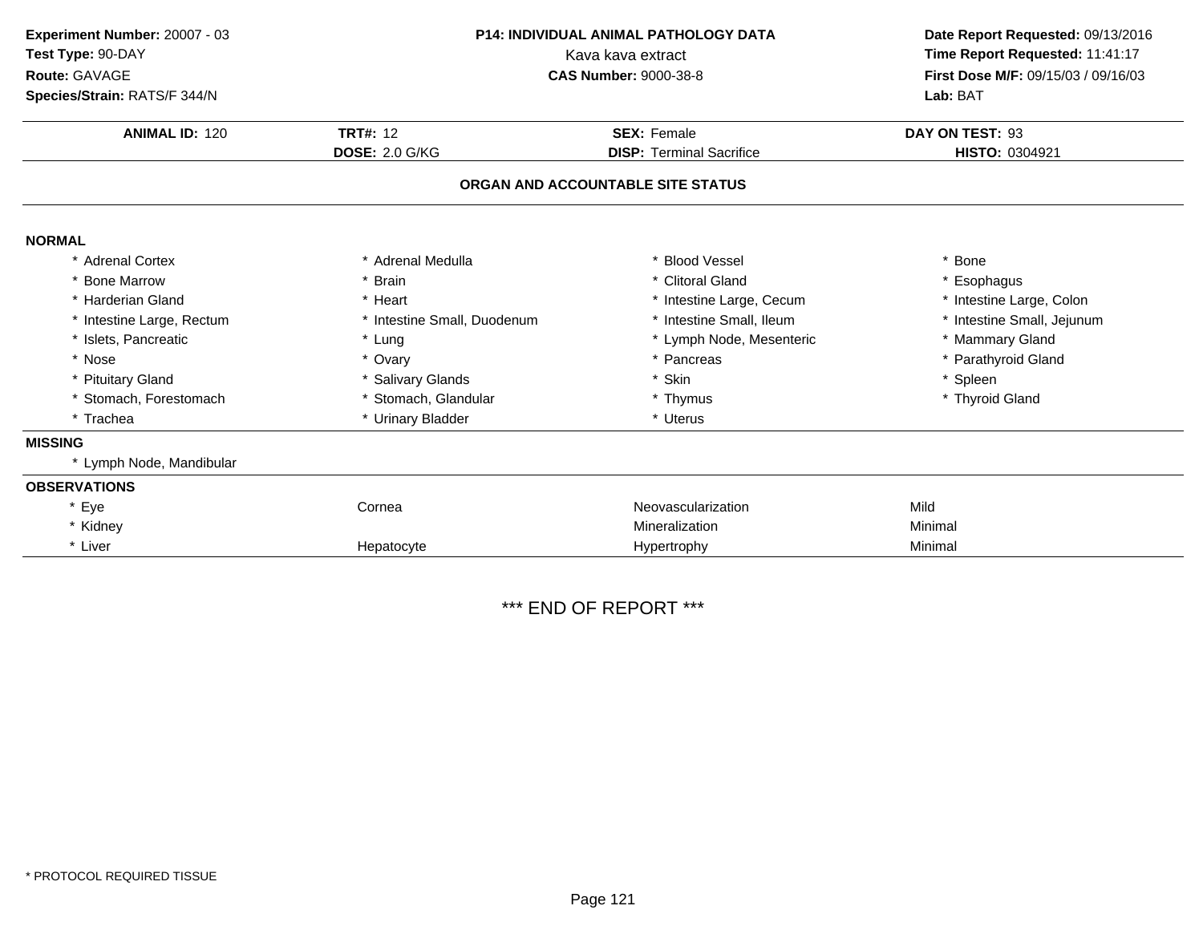**Experiment Number:** 20007 - 03
**Test Type:** 90-DAY
**Route:** GAVAGE
**Species/Strain:** RATS/F 344/N

**P14: INDIVIDUAL ANIMAL PATHOLOGY DATA**
Kava kava extract
**CAS Number:** 9000-38-8

**Date Report Requested:** 09/13/2016
**Time Report Requested:** 11:41:17
**First Dose M/F:** 09/15/03 / 09/16/03
**Lab:** BAT

| **ANIMAL ID:** 120 | **TRT#:** 12 | **SEX:** Female | **DAY ON TEST:** 93 |
|---|---|---|---|
| | **DOSE:** 2.0 G/KG | **DISP:** Terminal Sacrifice | **HISTO:** 0304921 |

## ORGAN AND ACCOUNTABLE SITE STATUS

**NORMAL**

| | | | |
|---|---|---|---|
| * Adrenal Cortex | * Adrenal Medulla | * Blood Vessel | * Bone |
| * Bone Marrow | * Brain | * Clitoral Gland | * Esophagus |
| * Harderian Gland | * Heart | * Intestine Large, Cecum | * Intestine Large, Colon |
| * Intestine Large, Rectum | * Intestine Small, Duodenum | * Intestine Small, Ileum | * Intestine Small, Jejunum |
| * Islets, Pancreatic | * Lung | * Lymph Node, Mesenteric | * Mammary Gland |
| * Nose | * Ovary | * Pancreas | * Parathyroid Gland |
| * Pituitary Gland | * Salivary Glands | * Skin | * Spleen |
| * Stomach, Forestomach | * Stomach, Glandular | * Thymus | * Thyroid Gland |
| * Trachea | * Urinary Bladder | * Uterus | |

**MISSING**

* Lymph Node, Mandibular

**OBSERVATIONS**

| | | | |
|---|---|---|---|
| * Eye | Cornea | Neovascularization | Mild |
| * Kidney | | Mineralization | Minimal |
| * Liver | Hepatocyte | Hypertrophy | Minimal |

*** END OF REPORT ***

* PROTOCOL REQUIRED TISSUE